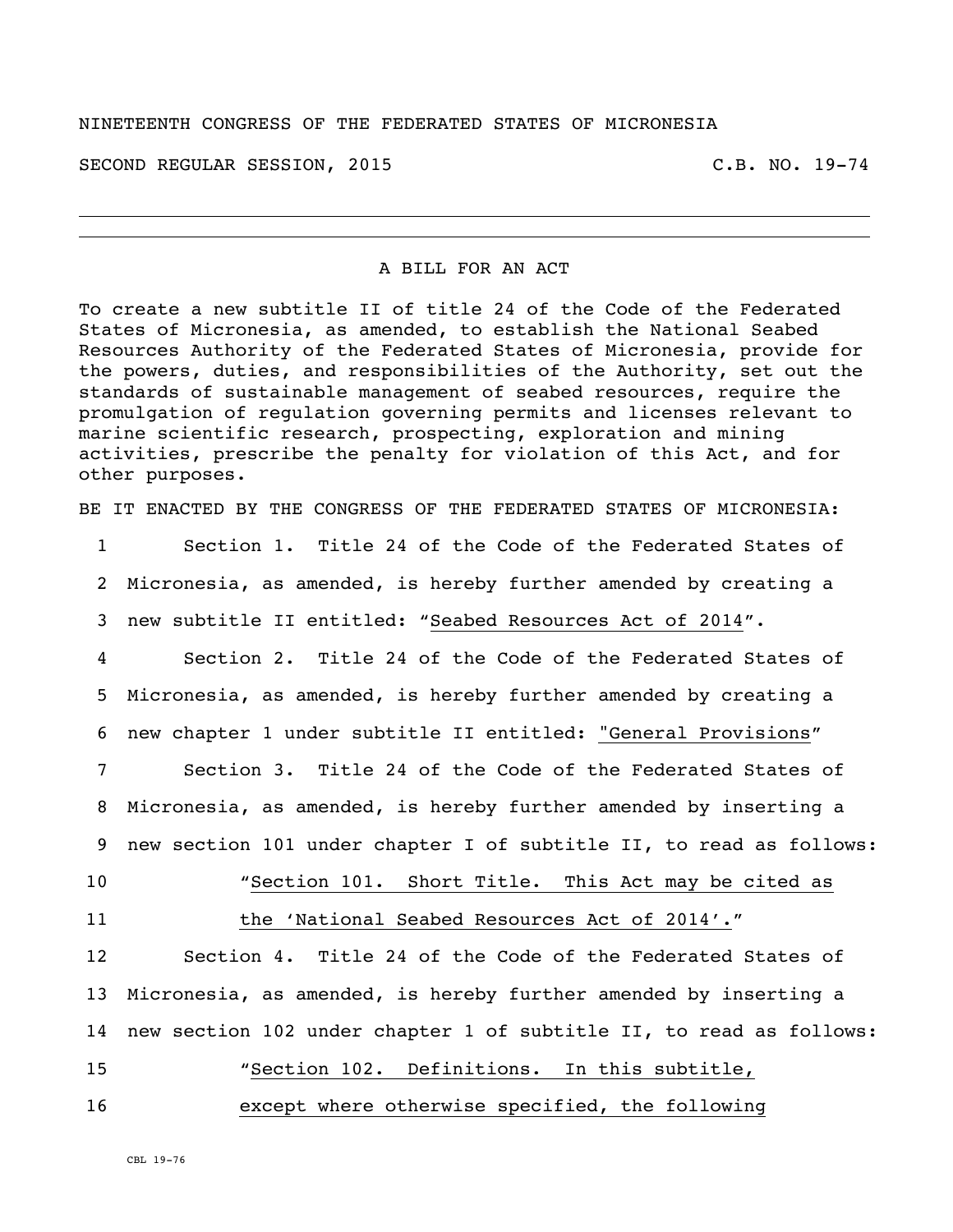NINETEENTH CONGRESS OF THE FEDERATED STATES OF MICRONESIA

SECOND REGULAR SESSION, 2015 C.B. NO. 19-74

---

A BILL FOR AN ACT

To create a new subtitle II of title 24 of the Code of the Federated States of Micronesia, as amended, to establish the National Seabed Resources Authority of the Federated States of Micronesia, provide for the powers, duties, and responsibilities of the Authority, set out the standards of sustainable management of seabed resources, require the promulgation of regulation governing permits and licenses relevant to marine scientific research, prospecting, exploration and mining activities, prescribe the penalty for violation of this Act, and for other purposes.

BE IT ENACTED BY THE CONGRESS OF THE FEDERATED STATES OF MICRONESIA:

1 Section 1. Title 24 of the Code of the Federated States of
2 Micronesia, as amended, is hereby further amended by creating a
3 new subtitle II entitled: "Seabed Resources Act of 2014".
4 Section 2. Title 24 of the Code of the Federated States of
5 Micronesia, as amended, is hereby further amended by creating a
6 new chapter 1 under subtitle II entitled: "General Provisions"
7 Section 3. Title 24 of the Code of the Federated States of
8 Micronesia, as amended, is hereby further amended by inserting a
9 new section 101 under chapter I of subtitle II, to read as follows:
10 "Section 101. Short Title. This Act may be cited as
11 the 'National Seabed Resources Act of 2014'."
12 Section 4. Title 24 of the Code of the Federated States of
13 Micronesia, as amended, is hereby further amended by inserting a
14 new section 102 under chapter 1 of subtitle II, to read as follows:
15 "Section 102. Definitions. In this subtitle,
16 except where otherwise specified, the following

CBL 19-76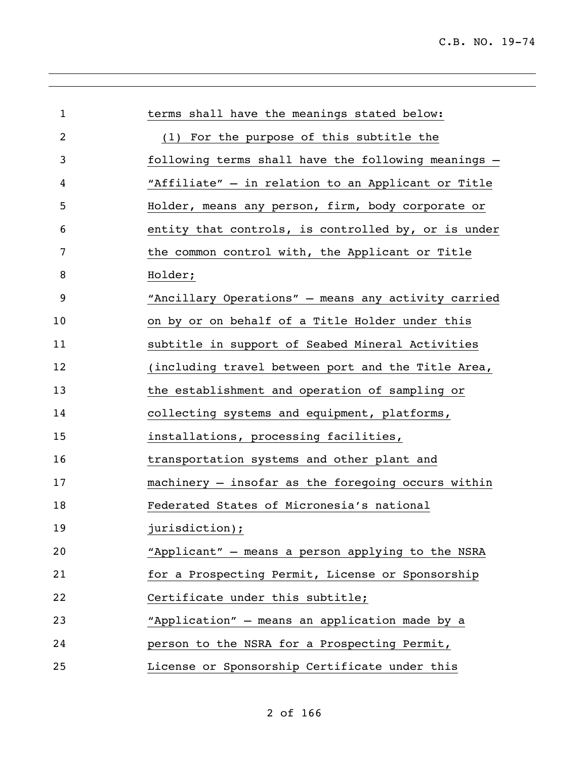terms shall have the meanings stated below:

(1) For the purpose of this subtitle the following terms shall have the following meanings –

"Affiliate" – in relation to an Applicant or Title Holder, means any person, firm, body corporate or entity that controls, is controlled by, or is under the common control with, the Applicant or Title Holder;

"Ancillary Operations" – means any activity carried on by or on behalf of a Title Holder under this subtitle in support of Seabed Mineral Activities (including travel between port and the Title Area, the establishment and operation of sampling or collecting systems and equipment, platforms, installations, processing facilities, transportation systems and other plant and machinery – insofar as the foregoing occurs within Federated States of Micronesia's national jurisdiction);

"Applicant" – means a person applying to the NSRA for a Prospecting Permit, License or Sponsorship Certificate under this subtitle;

"Application" – means an application made by a person to the NSRA for a Prospecting Permit, License or Sponsorship Certificate under this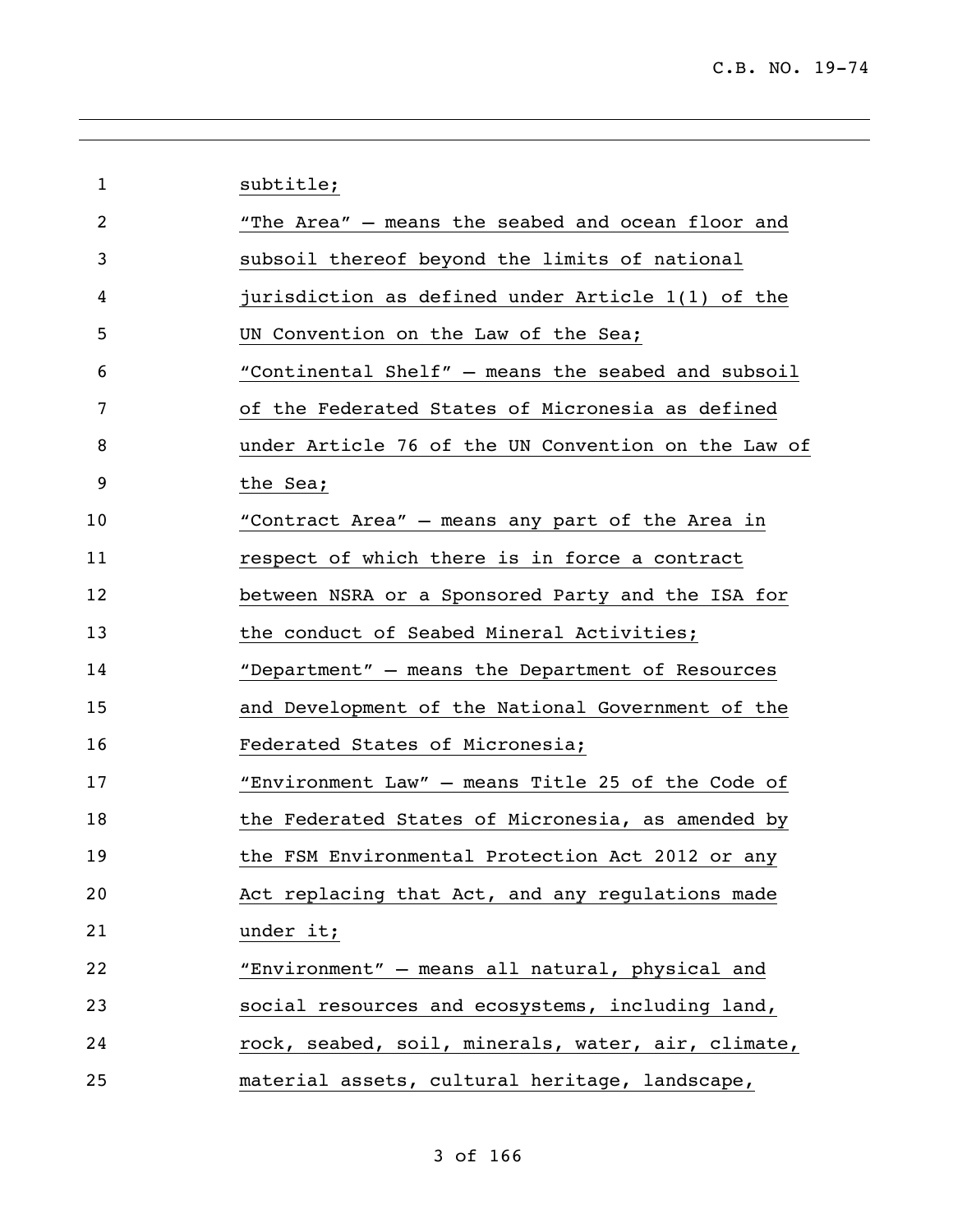subtitle;

"The Area" – means the seabed and ocean floor and subsoil thereof beyond the limits of national jurisdiction as defined under Article 1(1) of the UN Convention on the Law of the Sea;

"Continental Shelf" – means the seabed and subsoil of the Federated States of Micronesia as defined under Article 76 of the UN Convention on the Law of the Sea;

"Contract Area" – means any part of the Area in respect of which there is in force a contract between NSRA or a Sponsored Party and the ISA for the conduct of Seabed Mineral Activities;

"Department" – means the Department of Resources and Development of the National Government of the Federated States of Micronesia;

"Environment Law" – means Title 25 of the Code of the Federated States of Micronesia, as amended by the FSM Environmental Protection Act 2012 or any Act replacing that Act, and any regulations made under it;

"Environment" – means all natural, physical and social resources and ecosystems, including land, rock, seabed, soil, minerals, water, air, climate, material assets, cultural heritage, landscape,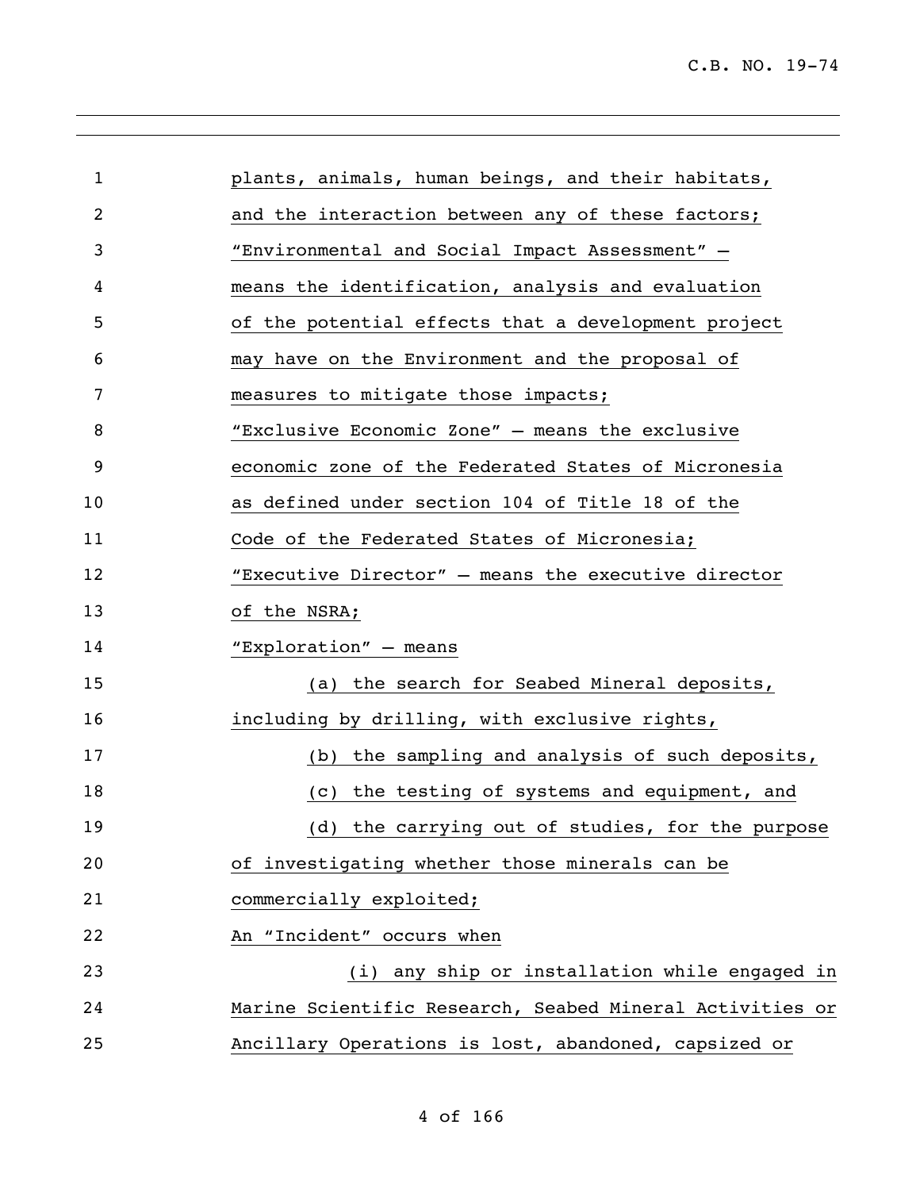plants, animals, human beings, and their habitats, and the interaction between any of these factors;

"Environmental and Social Impact Assessment" – means the identification, analysis and evaluation of the potential effects that a development project may have on the Environment and the proposal of measures to mitigate those impacts;

"Exclusive Economic Zone" – means the exclusive economic zone of the Federated States of Micronesia as defined under section 104 of Title 18 of the Code of the Federated States of Micronesia;

"Executive Director" – means the executive director of the NSRA;

"Exploration" – means

(a) the search for Seabed Mineral deposits, including by drilling, with exclusive rights,

(b) the sampling and analysis of such deposits,

(c) the testing of systems and equipment, and

(d) the carrying out of studies, for the purpose of investigating whether those minerals can be commercially exploited;

An "Incident" occurs when

(i) any ship or installation while engaged in Marine Scientific Research, Seabed Mineral Activities or Ancillary Operations is lost, abandoned, capsized or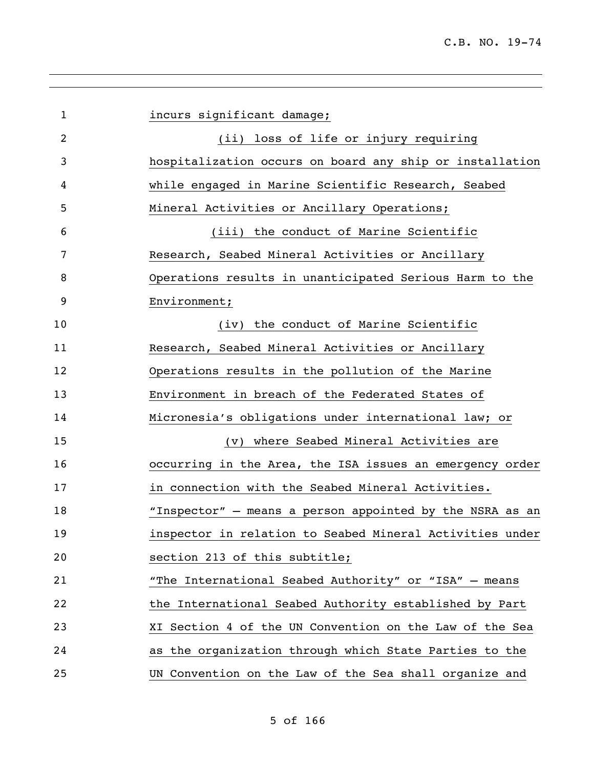incurs significant damage;

(ii) loss of life or injury requiring hospitalization occurs on board any ship or installation while engaged in Marine Scientific Research, Seabed Mineral Activities or Ancillary Operations;

(iii) the conduct of Marine Scientific Research, Seabed Mineral Activities or Ancillary Operations results in unanticipated Serious Harm to the Environment;

(iv) the conduct of Marine Scientific Research, Seabed Mineral Activities or Ancillary Operations results in the pollution of the Marine Environment in breach of the Federated States of Micronesia's obligations under international law; or

(v) where Seabed Mineral Activities are occurring in the Area, the ISA issues an emergency order in connection with the Seabed Mineral Activities.

"Inspector" – means a person appointed by the NSRA as an inspector in relation to Seabed Mineral Activities under section 213 of this subtitle;

"The International Seabed Authority" or "ISA" – means the International Seabed Authority established by Part XI Section 4 of the UN Convention on the Law of the Sea as the organization through which State Parties to the UN Convention on the Law of the Sea shall organize and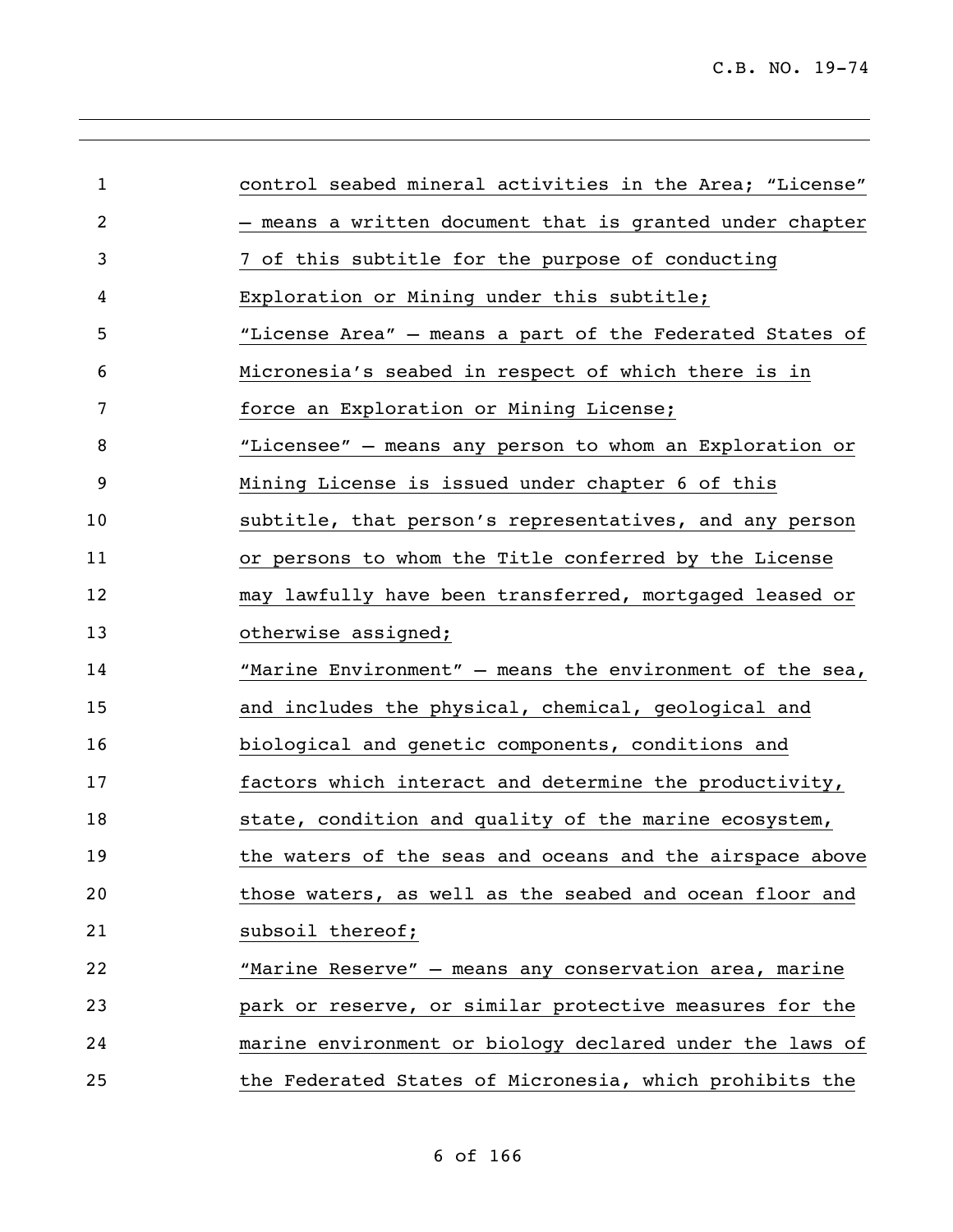control seabed mineral activities in the Area; "License" – means a written document that is granted under chapter 7 of this subtitle for the purpose of conducting Exploration or Mining under this subtitle;

"License Area" – means a part of the Federated States of Micronesia's seabed in respect of which there is in force an Exploration or Mining License;

"Licensee" – means any person to whom an Exploration or Mining License is issued under chapter 6 of this subtitle, that person's representatives, and any person or persons to whom the Title conferred by the License may lawfully have been transferred, mortgaged leased or otherwise assigned;

"Marine Environment" – means the environment of the sea, and includes the physical, chemical, geological and biological and genetic components, conditions and factors which interact and determine the productivity, state, condition and quality of the marine ecosystem, the waters of the seas and oceans and the airspace above those waters, as well as the seabed and ocean floor and subsoil thereof;

"Marine Reserve" – means any conservation area, marine park or reserve, or similar protective measures for the marine environment or biology declared under the laws of the Federated States of Micronesia, which prohibits the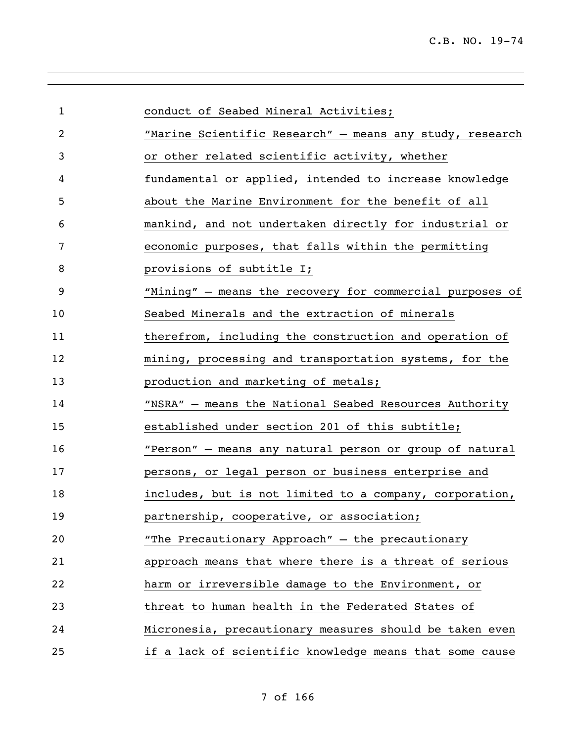conduct of Seabed Mineral Activities;

"Marine Scientific Research" – means any study, research or other related scientific activity, whether fundamental or applied, intended to increase knowledge about the Marine Environment for the benefit of all mankind, and not undertaken directly for industrial or economic purposes, that falls within the permitting provisions of subtitle I;

"Mining" – means the recovery for commercial purposes of Seabed Minerals and the extraction of minerals therefrom, including the construction and operation of mining, processing and transportation systems, for the production and marketing of metals;

"NSRA" – means the National Seabed Resources Authority established under section 201 of this subtitle;

"Person" – means any natural person or group of natural persons, or legal person or business enterprise and includes, but is not limited to a company, corporation, partnership, cooperative, or association;

"The Precautionary Approach" – the precautionary approach means that where there is a threat of serious harm or irreversible damage to the Environment, or threat to human health in the Federated States of Micronesia, precautionary measures should be taken even if a lack of scientific knowledge means that some cause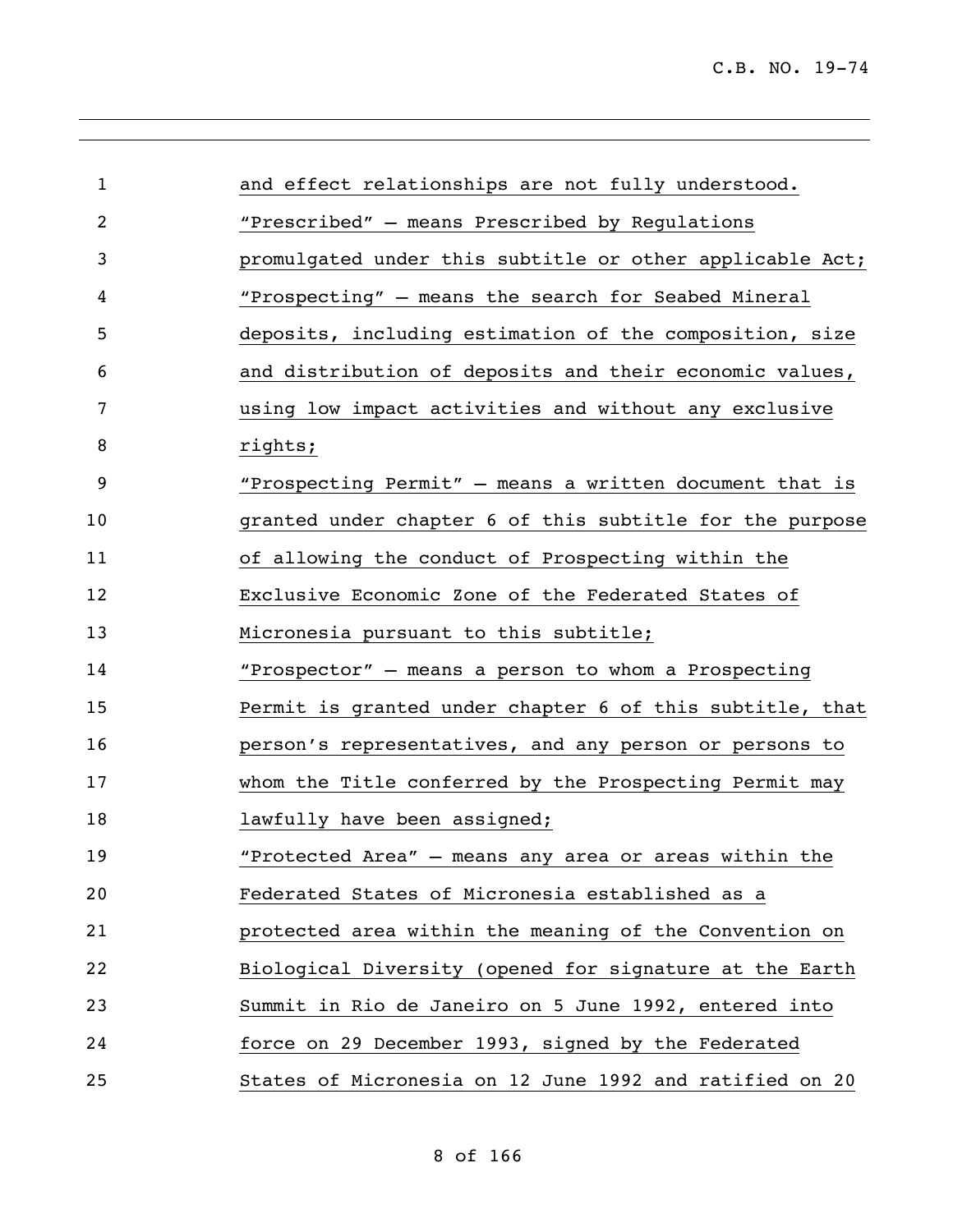and effect relationships are not fully understood.

"Prescribed" – means Prescribed by Regulations promulgated under this subtitle or other applicable Act;

"Prospecting" – means the search for Seabed Mineral deposits, including estimation of the composition, size and distribution of deposits and their economic values, using low impact activities and without any exclusive rights;

"Prospecting Permit" – means a written document that is granted under chapter 6 of this subtitle for the purpose of allowing the conduct of Prospecting within the Exclusive Economic Zone of the Federated States of Micronesia pursuant to this subtitle;

"Prospector" – means a person to whom a Prospecting Permit is granted under chapter 6 of this subtitle, that person's representatives, and any person or persons to whom the Title conferred by the Prospecting Permit may lawfully have been assigned;

"Protected Area" – means any area or areas within the Federated States of Micronesia established as a protected area within the meaning of the Convention on Biological Diversity (opened for signature at the Earth Summit in Rio de Janeiro on 5 June 1992, entered into force on 29 December 1993, signed by the Federated States of Micronesia on 12 June 1992 and ratified on 20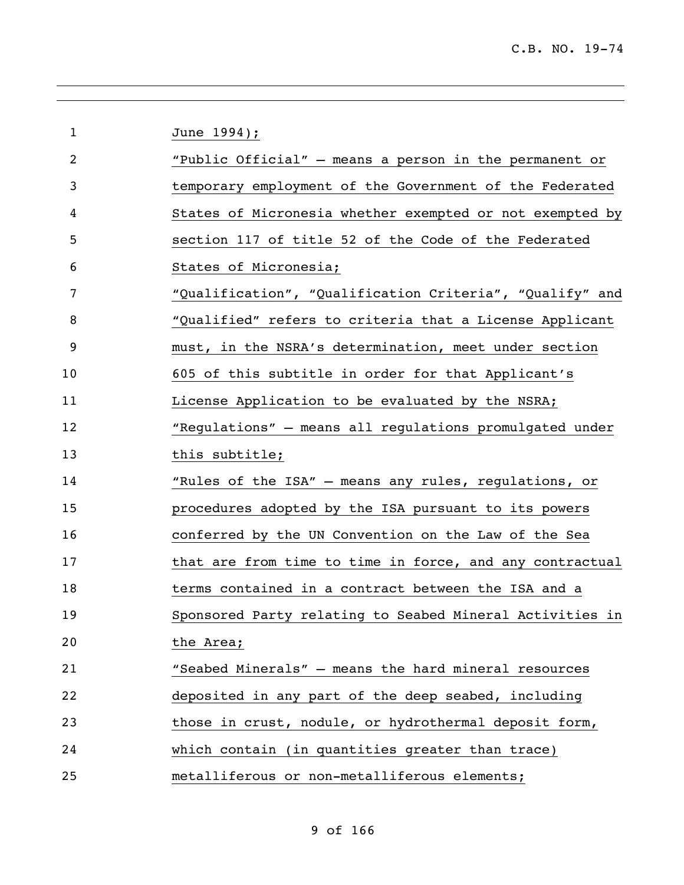June 1994);

"Public Official" – means a person in the permanent or temporary employment of the Government of the Federated States of Micronesia whether exempted or not exempted by section 117 of title 52 of the Code of the Federated States of Micronesia;

"Qualification", "Qualification Criteria", "Qualify" and "Qualified" refers to criteria that a License Applicant must, in the NSRA's determination, meet under section 605 of this subtitle in order for that Applicant's License Application to be evaluated by the NSRA;

"Regulations" – means all regulations promulgated under this subtitle;

"Rules of the ISA" – means any rules, regulations, or procedures adopted by the ISA pursuant to its powers conferred by the UN Convention on the Law of the Sea that are from time to time in force, and any contractual terms contained in a contract between the ISA and a Sponsored Party relating to Seabed Mineral Activities in the Area;

"Seabed Minerals" – means the hard mineral resources deposited in any part of the deep seabed, including those in crust, nodule, or hydrothermal deposit form, which contain (in quantities greater than trace) metalliferous or non-metalliferous elements;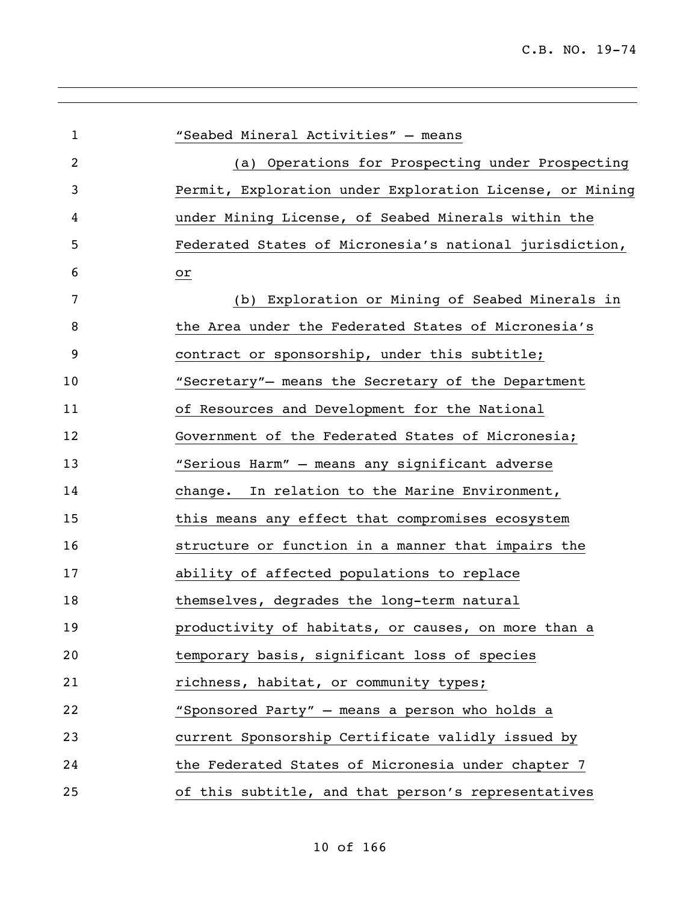"Seabed Mineral Activities" – means

(a) Operations for Prospecting under Prospecting Permit, Exploration under Exploration License, or Mining under Mining License, of Seabed Minerals within the Federated States of Micronesia's national jurisdiction, or

(b) Exploration or Mining of Seabed Minerals in the Area under the Federated States of Micronesia's contract or sponsorship, under this subtitle;

"Secretary"– means the Secretary of the Department of Resources and Development for the National Government of the Federated States of Micronesia;

"Serious Harm" – means any significant adverse change. In relation to the Marine Environment, this means any effect that compromises ecosystem structure or function in a manner that impairs the ability of affected populations to replace themselves, degrades the long-term natural productivity of habitats, or causes, on more than a temporary basis, significant loss of species richness, habitat, or community types;

"Sponsored Party" – means a person who holds a current Sponsorship Certificate validly issued by the Federated States of Micronesia under chapter 7 of this subtitle, and that person's representatives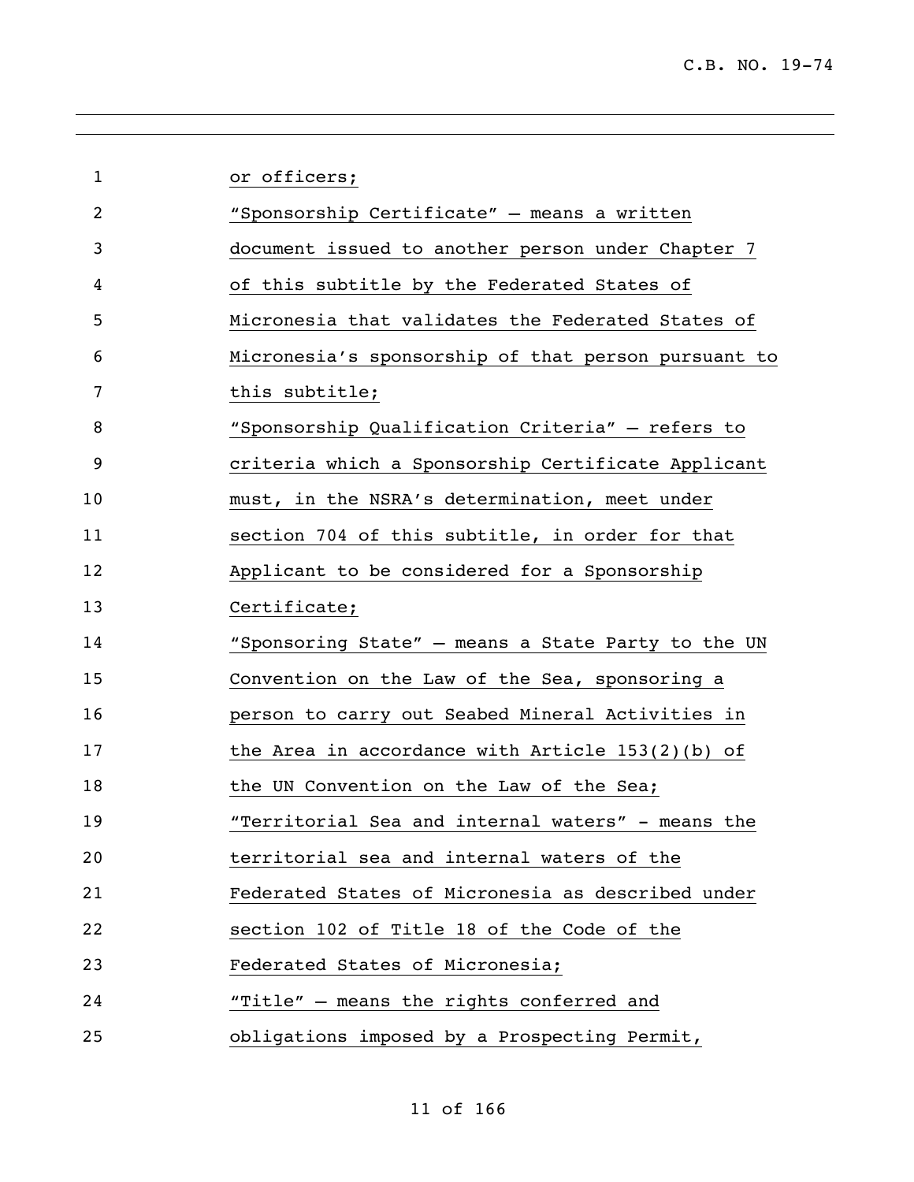or officers;

"Sponsorship Certificate" – means a written document issued to another person under Chapter 7 of this subtitle by the Federated States of Micronesia that validates the Federated States of Micronesia's sponsorship of that person pursuant to this subtitle;

"Sponsorship Qualification Criteria" – refers to criteria which a Sponsorship Certificate Applicant must, in the NSRA's determination, meet under section 704 of this subtitle, in order for that Applicant to be considered for a Sponsorship Certificate;

"Sponsoring State" – means a State Party to the UN Convention on the Law of the Sea, sponsoring a person to carry out Seabed Mineral Activities in the Area in accordance with Article 153(2)(b) of the UN Convention on the Law of the Sea;

"Territorial Sea and internal waters" - means the territorial sea and internal waters of the Federated States of Micronesia as described under section 102 of Title 18 of the Code of the Federated States of Micronesia;

"Title" – means the rights conferred and obligations imposed by a Prospecting Permit,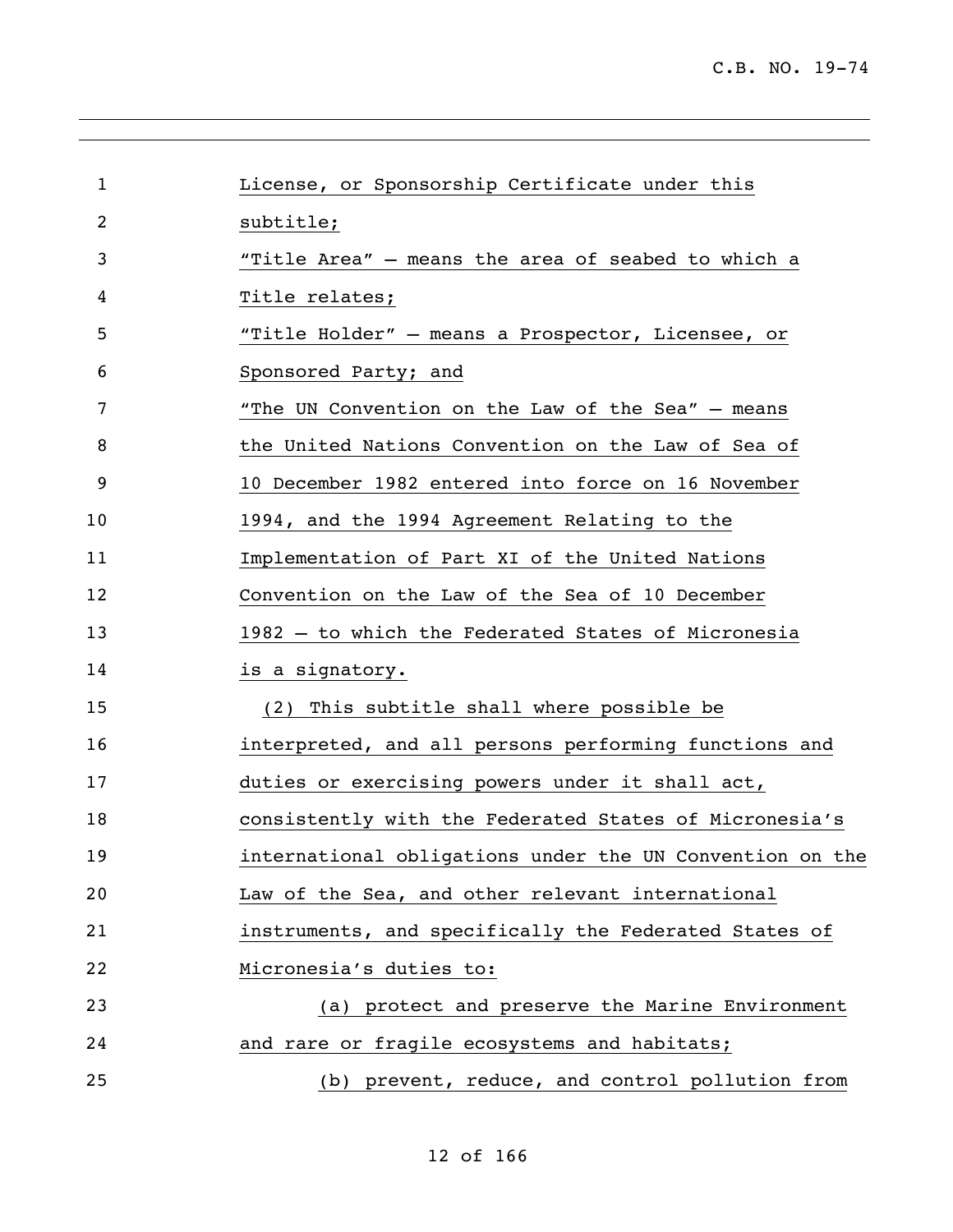License, or Sponsorship Certificate under this subtitle;

"Title Area" – means the area of seabed to which a Title relates;

"Title Holder" – means a Prospector, Licensee, or Sponsored Party; and

"The UN Convention on the Law of the Sea" – means the United Nations Convention on the Law of Sea of 10 December 1982 entered into force on 16 November 1994, and the 1994 Agreement Relating to the Implementation of Part XI of the United Nations Convention on the Law of the Sea of 10 December 1982 – to which the Federated States of Micronesia is a signatory.

(2) This subtitle shall where possible be interpreted, and all persons performing functions and duties or exercising powers under it shall act, consistently with the Federated States of Micronesia's international obligations under the UN Convention on the Law of the Sea, and other relevant international instruments, and specifically the Federated States of Micronesia's duties to:

(a) protect and preserve the Marine Environment and rare or fragile ecosystems and habitats;

(b) prevent, reduce, and control pollution from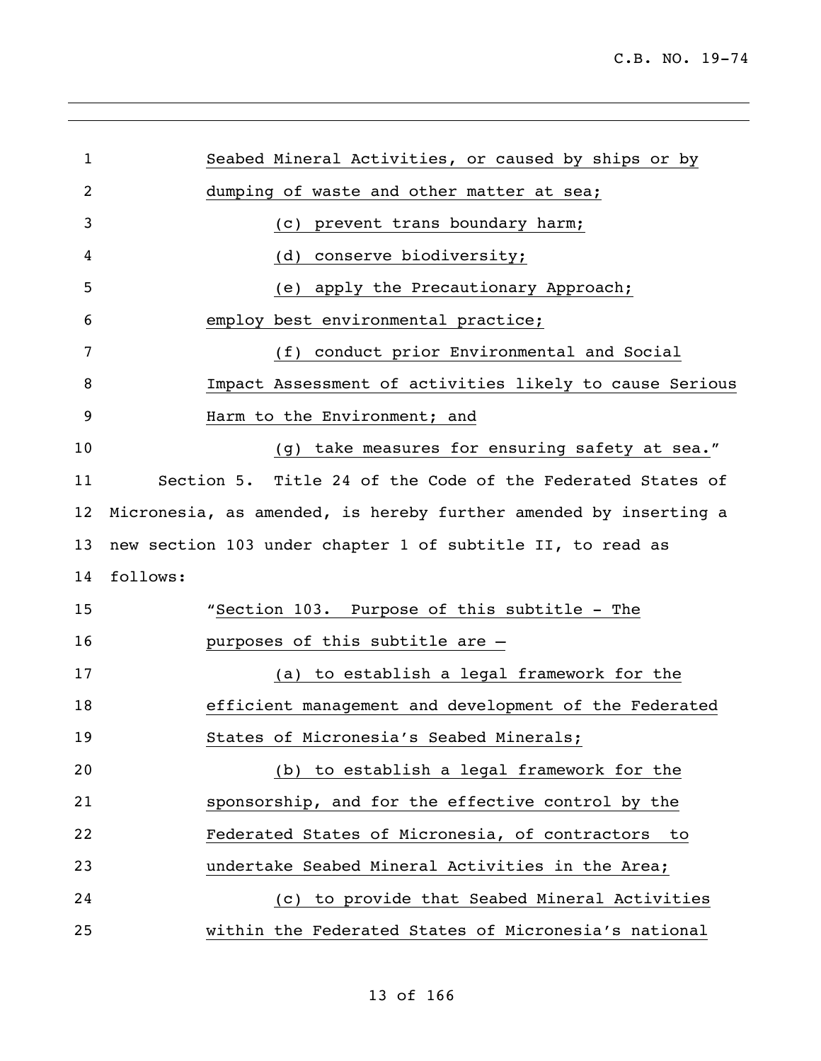Seabed Mineral Activities, or caused by ships or by dumping of waste and other matter at sea;

(c) prevent trans boundary harm;

(d) conserve biodiversity;

(e) apply the Precautionary Approach; employ best environmental practice;

(f) conduct prior Environmental and Social Impact Assessment of activities likely to cause Serious Harm to the Environment; and

(g) take measures for ensuring safety at sea."

Section 5. Title 24 of the Code of the Federated States of Micronesia, as amended, is hereby further amended by inserting a new section 103 under chapter 1 of subtitle II, to read as follows:

"Section 103. Purpose of this subtitle - The purposes of this subtitle are –

(a) to establish a legal framework for the efficient management and development of the Federated States of Micronesia's Seabed Minerals;

(b) to establish a legal framework for the sponsorship, and for the effective control by the Federated States of Micronesia, of contractors to undertake Seabed Mineral Activities in the Area;

(c) to provide that Seabed Mineral Activities within the Federated States of Micronesia's national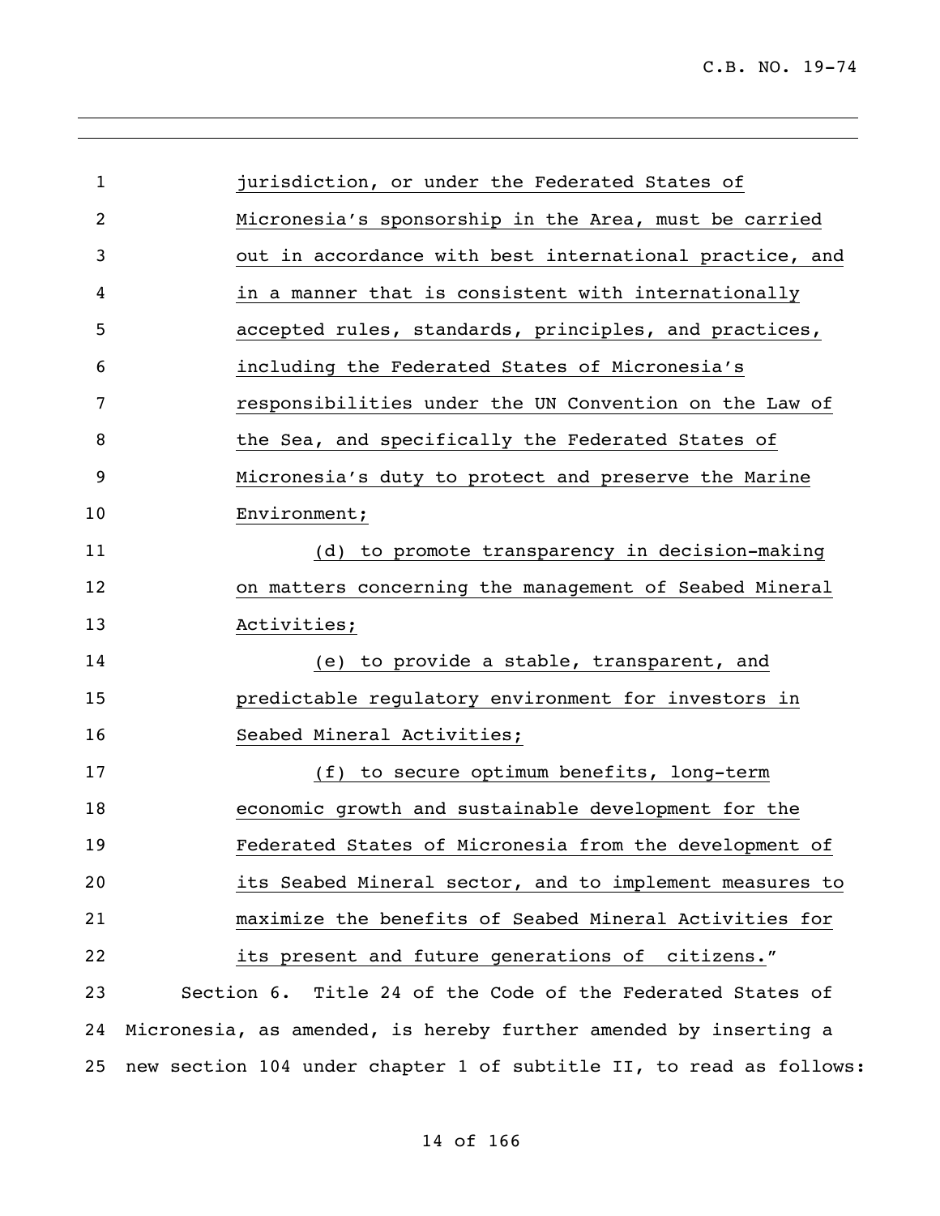jurisdiction, or under the Federated States of Micronesia's sponsorship in the Area, must be carried out in accordance with best international practice, and in a manner that is consistent with internationally accepted rules, standards, principles, and practices, including the Federated States of Micronesia's responsibilities under the UN Convention on the Law of the Sea, and specifically the Federated States of Micronesia's duty to protect and preserve the Marine Environment;

(d) to promote transparency in decision-making on matters concerning the management of Seabed Mineral Activities;

(e) to provide a stable, transparent, and predictable regulatory environment for investors in Seabed Mineral Activities;

(f) to secure optimum benefits, long-term economic growth and sustainable development for the Federated States of Micronesia from the development of its Seabed Mineral sector, and to implement measures to maximize the benefits of Seabed Mineral Activities for its present and future generations of citizens."

Section 6. Title 24 of the Code of the Federated States of Micronesia, as amended, is hereby further amended by inserting a new section 104 under chapter 1 of subtitle II, to read as follows: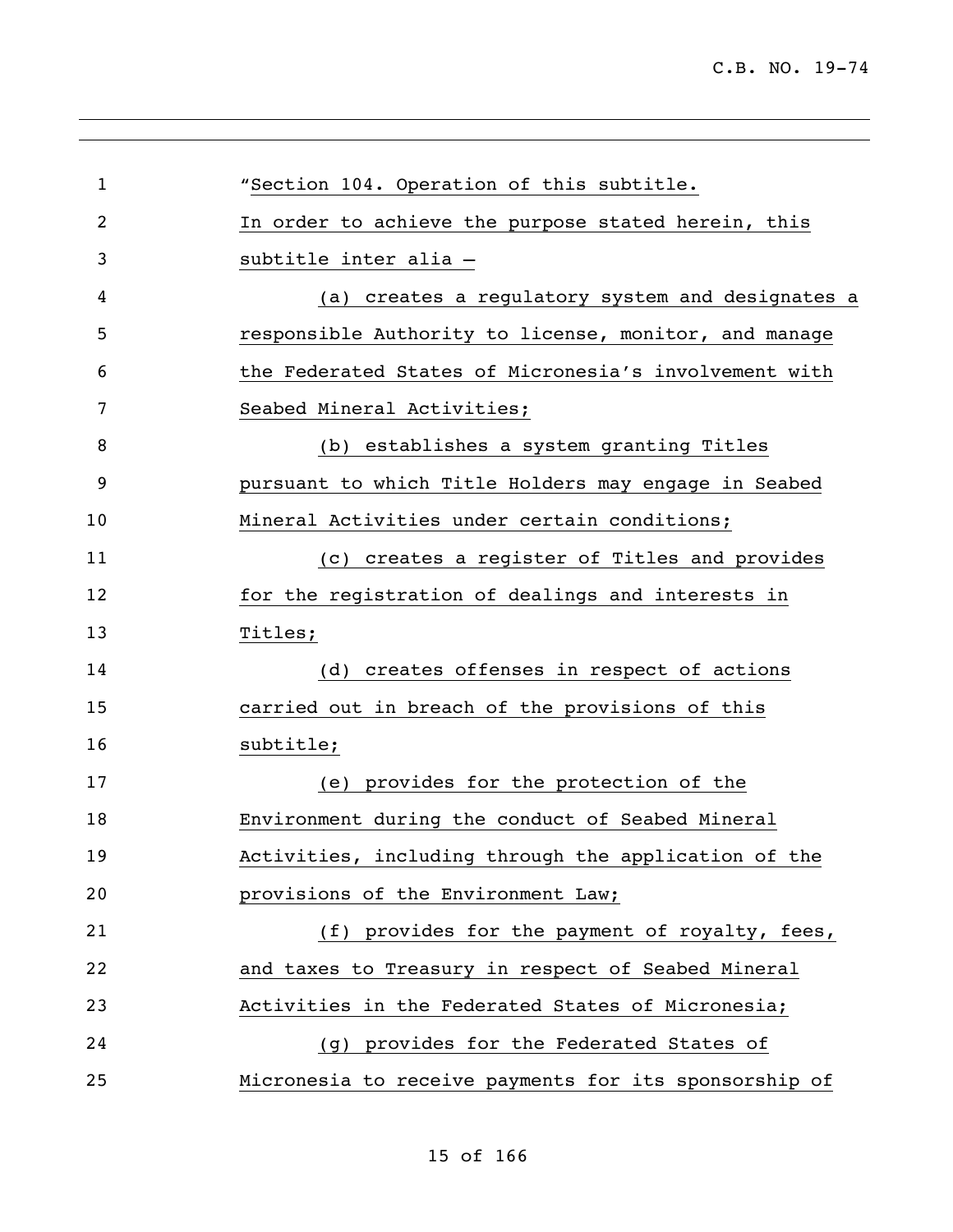"Section 104. Operation of this subtitle.

In order to achieve the purpose stated herein, this subtitle inter alia –

(a) creates a regulatory system and designates a responsible Authority to license, monitor, and manage the Federated States of Micronesia's involvement with Seabed Mineral Activities;

(b) establishes a system granting Titles pursuant to which Title Holders may engage in Seabed Mineral Activities under certain conditions;

(c) creates a register of Titles and provides for the registration of dealings and interests in Titles;

(d) creates offenses in respect of actions carried out in breach of the provisions of this subtitle;

(e) provides for the protection of the Environment during the conduct of Seabed Mineral Activities, including through the application of the provisions of the Environment Law;

(f) provides for the payment of royalty, fees, and taxes to Treasury in respect of Seabed Mineral Activities in the Federated States of Micronesia;

(g) provides for the Federated States of Micronesia to receive payments for its sponsorship of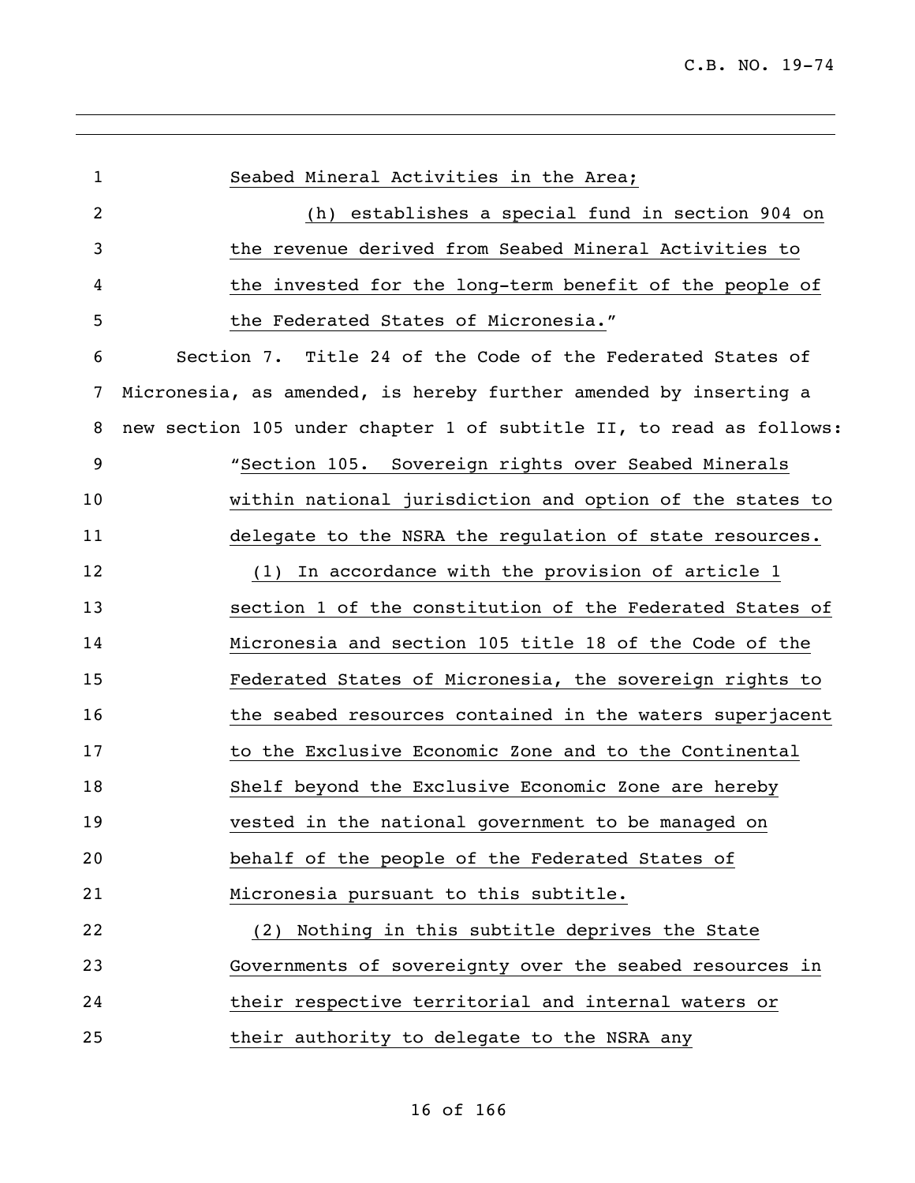Seabed Mineral Activities in the Area;

(h) establishes a special fund in section 904 on the revenue derived from Seabed Mineral Activities to the invested for the long-term benefit of the people of the Federated States of Micronesia."

Section 7. Title 24 of the Code of the Federated States of Micronesia, as amended, is hereby further amended by inserting a new section 105 under chapter 1 of subtitle II, to read as follows:

"Section 105. Sovereign rights over Seabed Minerals within national jurisdiction and option of the states to delegate to the NSRA the regulation of state resources.

(1) In accordance with the provision of article 1 section 1 of the constitution of the Federated States of Micronesia and section 105 title 18 of the Code of the Federated States of Micronesia, the sovereign rights to the seabed resources contained in the waters superjacent to the Exclusive Economic Zone and to the Continental Shelf beyond the Exclusive Economic Zone are hereby vested in the national government to be managed on behalf of the people of the Federated States of Micronesia pursuant to this subtitle.

(2) Nothing in this subtitle deprives the State Governments of sovereignty over the seabed resources in their respective territorial and internal waters or their authority to delegate to the NSRA any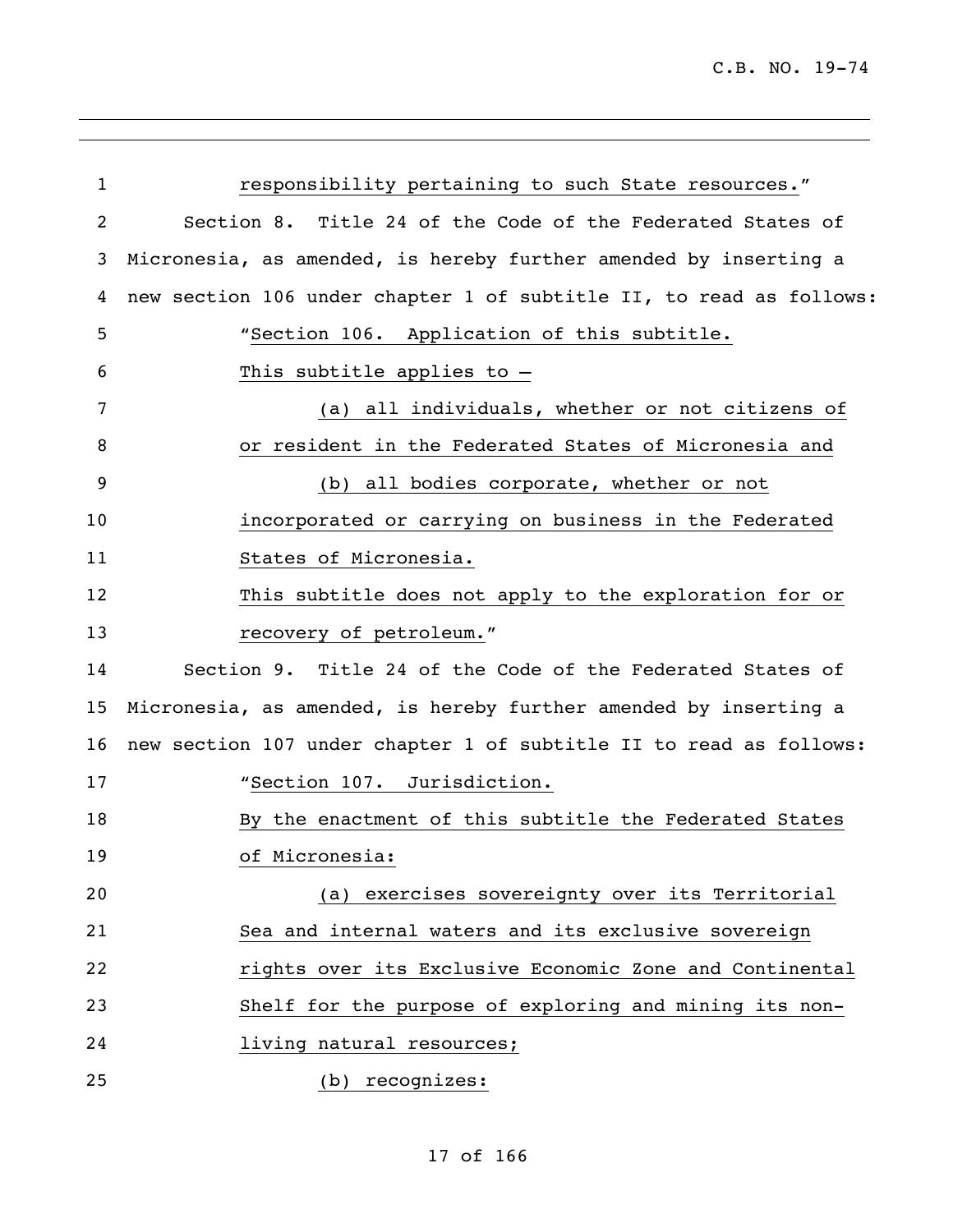responsibility pertaining to such State resources."

Section 8. Title 24 of the Code of the Federated States of Micronesia, as amended, is hereby further amended by inserting a new section 106 under chapter 1 of subtitle II, to read as follows:

"Section 106. Application of this subtitle.

This subtitle applies to –

(a) all individuals, whether or not citizens of or resident in the Federated States of Micronesia and

(b) all bodies corporate, whether or not incorporated or carrying on business in the Federated States of Micronesia.

This subtitle does not apply to the exploration for or recovery of petroleum."

Section 9. Title 24 of the Code of the Federated States of Micronesia, as amended, is hereby further amended by inserting a new section 107 under chapter 1 of subtitle II to read as follows:

"Section 107. Jurisdiction.

By the enactment of this subtitle the Federated States of Micronesia:

(a) exercises sovereignty over its Territorial Sea and internal waters and its exclusive sovereign rights over its Exclusive Economic Zone and Continental Shelf for the purpose of exploring and mining its non-living natural resources;

(b) recognizes: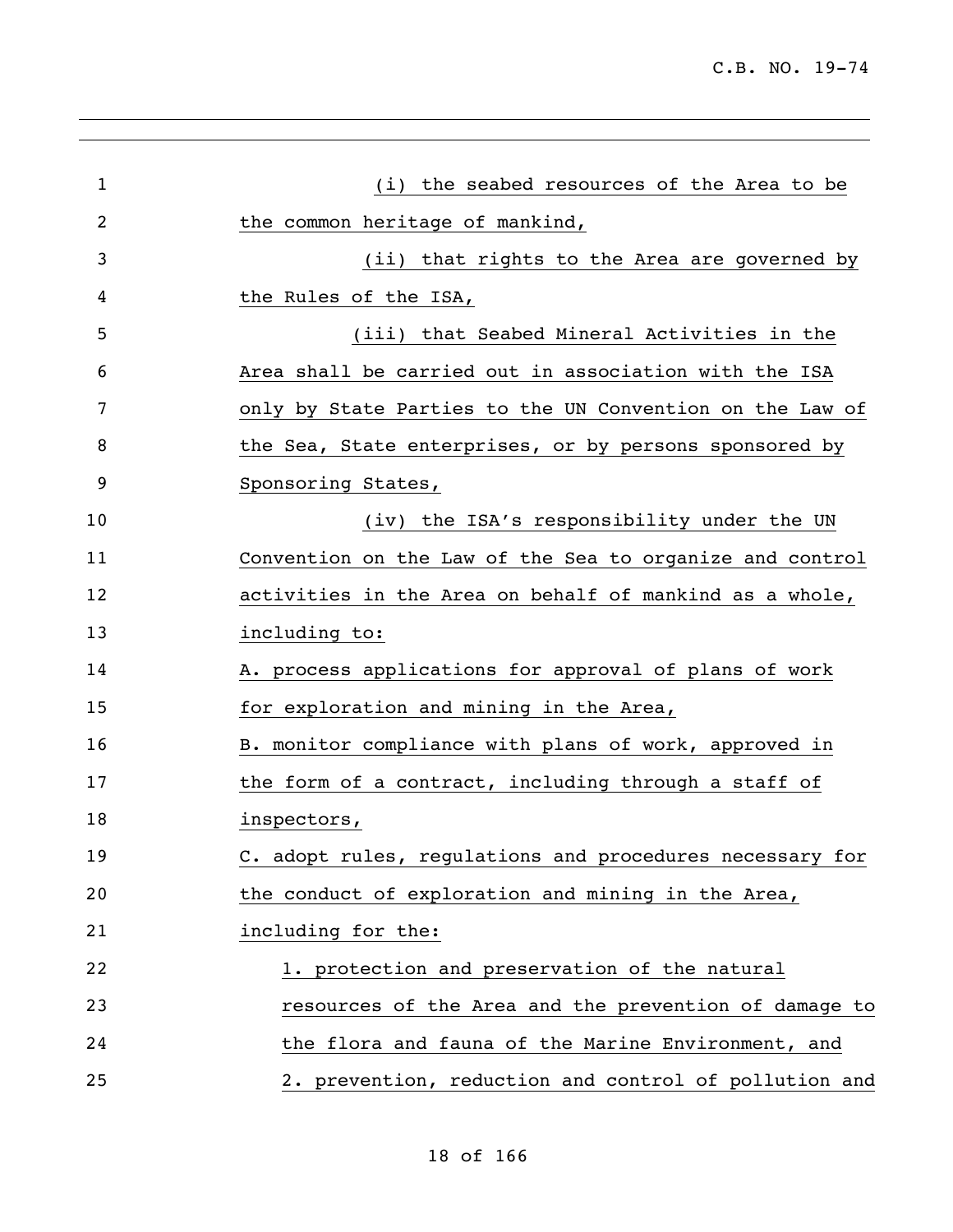(i) the seabed resources of the Area to be the common heritage of mankind,

(ii) that rights to the Area are governed by the Rules of the ISA,

(iii) that Seabed Mineral Activities in the Area shall be carried out in association with the ISA only by State Parties to the UN Convention on the Law of the Sea, State enterprises, or by persons sponsored by Sponsoring States,

(iv) the ISA's responsibility under the UN Convention on the Law of the Sea to organize and control activities in the Area on behalf of mankind as a whole, including to:

A. process applications for approval of plans of work for exploration and mining in the Area,

B. monitor compliance with plans of work, approved in the form of a contract, including through a staff of inspectors,

C. adopt rules, regulations and procedures necessary for the conduct of exploration and mining in the Area, including for the:

1. protection and preservation of the natural resources of the Area and the prevention of damage to the flora and fauna of the Marine Environment, and

2. prevention, reduction and control of pollution and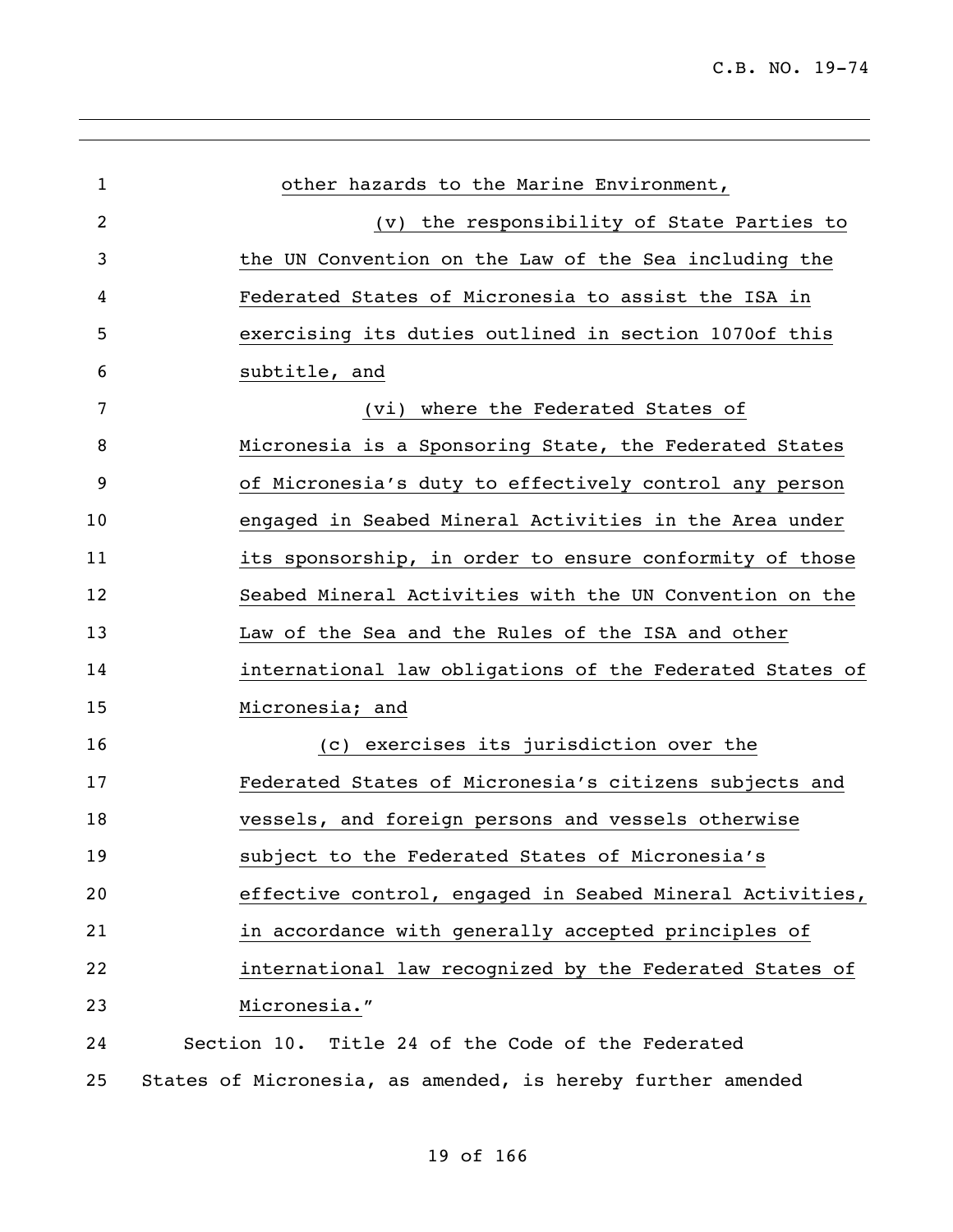other hazards to the Marine Environment,

(v) the responsibility of State Parties to the UN Convention on the Law of the Sea including the Federated States of Micronesia to assist the ISA in exercising its duties outlined in section 1070of this subtitle, and

(vi) where the Federated States of Micronesia is a Sponsoring State, the Federated States of Micronesia's duty to effectively control any person engaged in Seabed Mineral Activities in the Area under its sponsorship, in order to ensure conformity of those Seabed Mineral Activities with the UN Convention on the Law of the Sea and the Rules of the ISA and other international law obligations of the Federated States of Micronesia; and

(c) exercises its jurisdiction over the Federated States of Micronesia's citizens subjects and vessels, and foreign persons and vessels otherwise subject to the Federated States of Micronesia's effective control, engaged in Seabed Mineral Activities, in accordance with generally accepted principles of international law recognized by the Federated States of Micronesia."

Section 10. Title 24 of the Code of the Federated States of Micronesia, as amended, is hereby further amended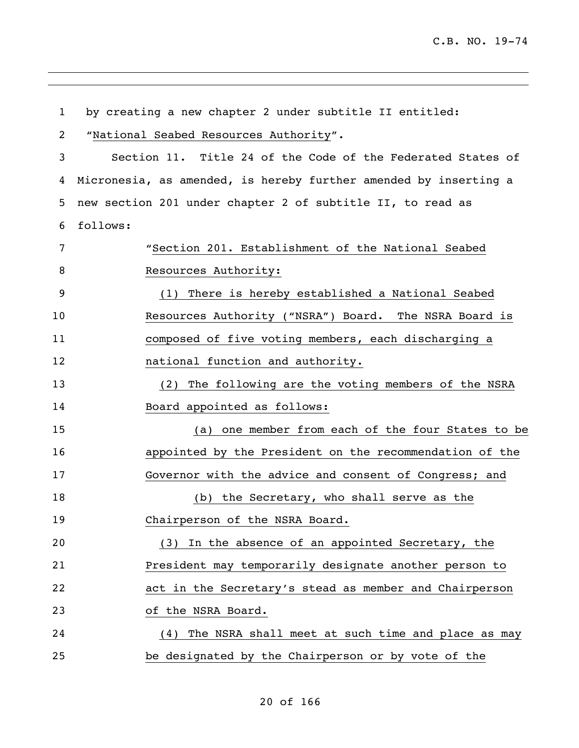by creating a new chapter 2 under subtitle II entitled: "National Seabed Resources Authority".

Section 11. Title 24 of the Code of the Federated States of Micronesia, as amended, is hereby further amended by inserting a new section 201 under chapter 2 of subtitle II, to read as follows:

"Section 201. Establishment of the National Seabed Resources Authority:

(1) There is hereby established a National Seabed Resources Authority ("NSRA") Board. The NSRA Board is composed of five voting members, each discharging a national function and authority.

(2) The following are the voting members of the NSRA Board appointed as follows:

(a) one member from each of the four States to be appointed by the President on the recommendation of the Governor with the advice and consent of Congress; and

(b) the Secretary, who shall serve as the Chairperson of the NSRA Board.

(3) In the absence of an appointed Secretary, the President may temporarily designate another person to act in the Secretary's stead as member and Chairperson of the NSRA Board.

(4) The NSRA shall meet at such time and place as may be designated by the Chairperson or by vote of the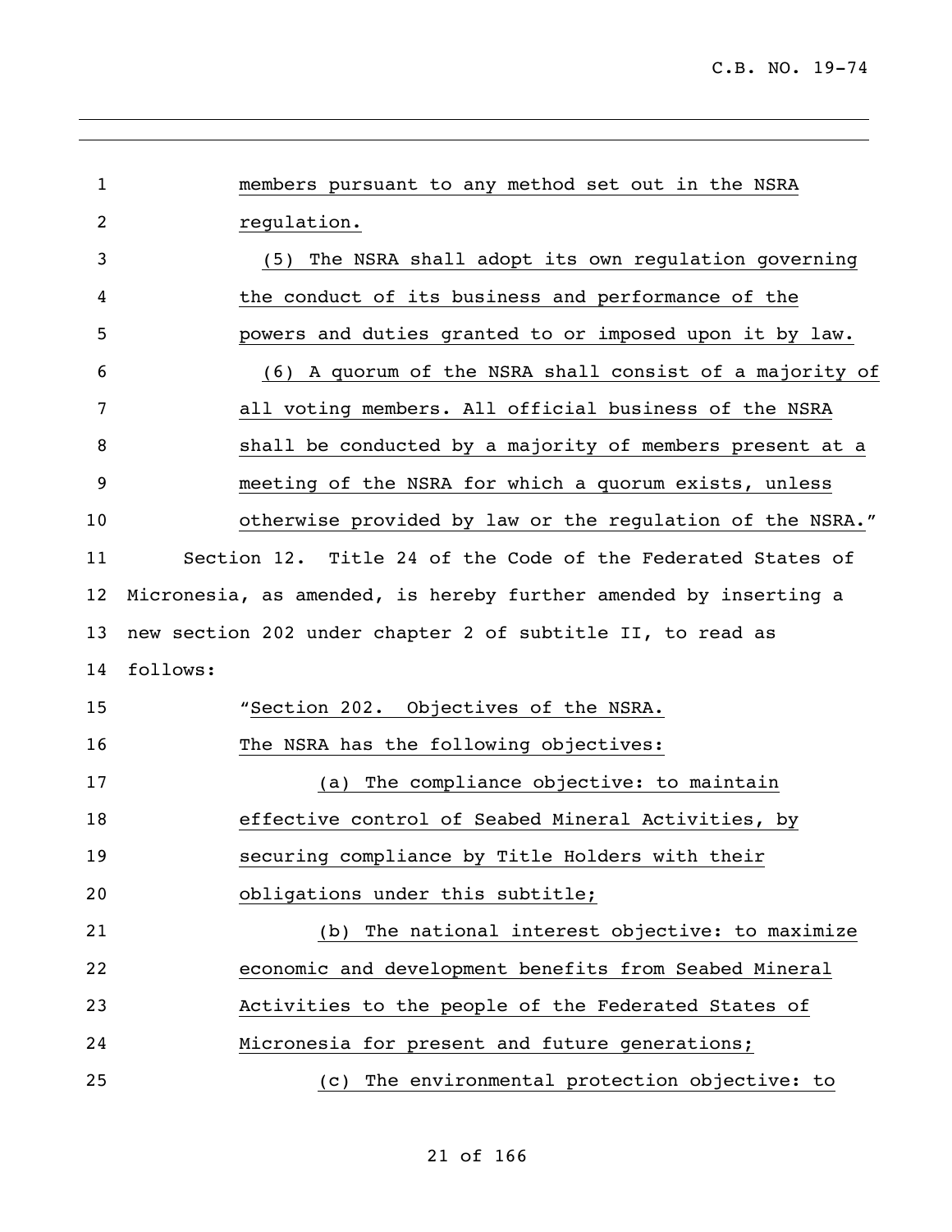members pursuant to any method set out in the NSRA regulation.

(5) The NSRA shall adopt its own regulation governing the conduct of its business and performance of the powers and duties granted to or imposed upon it by law.

(6) A quorum of the NSRA shall consist of a majority of all voting members. All official business of the NSRA shall be conducted by a majority of members present at a meeting of the NSRA for which a quorum exists, unless otherwise provided by law or the regulation of the NSRA."

Section 12. Title 24 of the Code of the Federated States of Micronesia, as amended, is hereby further amended by inserting a new section 202 under chapter 2 of subtitle II, to read as follows:

"Section 202. Objectives of the NSRA.

The NSRA has the following objectives:

(a) The compliance objective: to maintain effective control of Seabed Mineral Activities, by securing compliance by Title Holders with their obligations under this subtitle;

(b) The national interest objective: to maximize economic and development benefits from Seabed Mineral Activities to the people of the Federated States of Micronesia for present and future generations;

(c) The environmental protection objective: to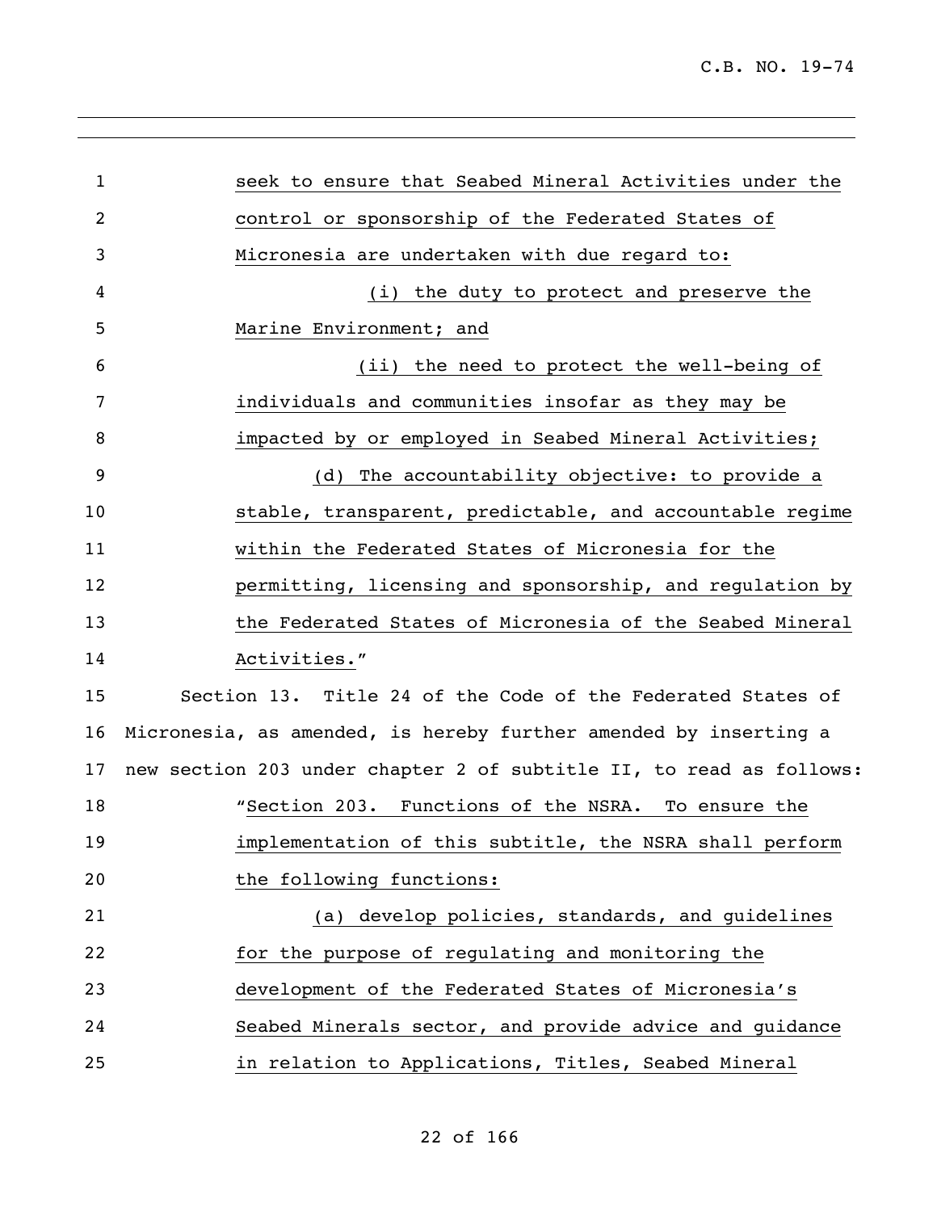seek to ensure that Seabed Mineral Activities under the control or sponsorship of the Federated States of Micronesia are undertaken with due regard to:

(i) the duty to protect and preserve the Marine Environment; and

(ii) the need to protect the well-being of individuals and communities insofar as they may be impacted by or employed in Seabed Mineral Activities;

(d) The accountability objective: to provide a stable, transparent, predictable, and accountable regime within the Federated States of Micronesia for the permitting, licensing and sponsorship, and regulation by the Federated States of Micronesia of the Seabed Mineral Activities."

Section 13. Title 24 of the Code of the Federated States of Micronesia, as amended, is hereby further amended by inserting a new section 203 under chapter 2 of subtitle II, to read as follows:

"Section 203. Functions of the NSRA. To ensure the implementation of this subtitle, the NSRA shall perform the following functions:

(a) develop policies, standards, and guidelines for the purpose of regulating and monitoring the development of the Federated States of Micronesia's Seabed Minerals sector, and provide advice and guidance in relation to Applications, Titles, Seabed Mineral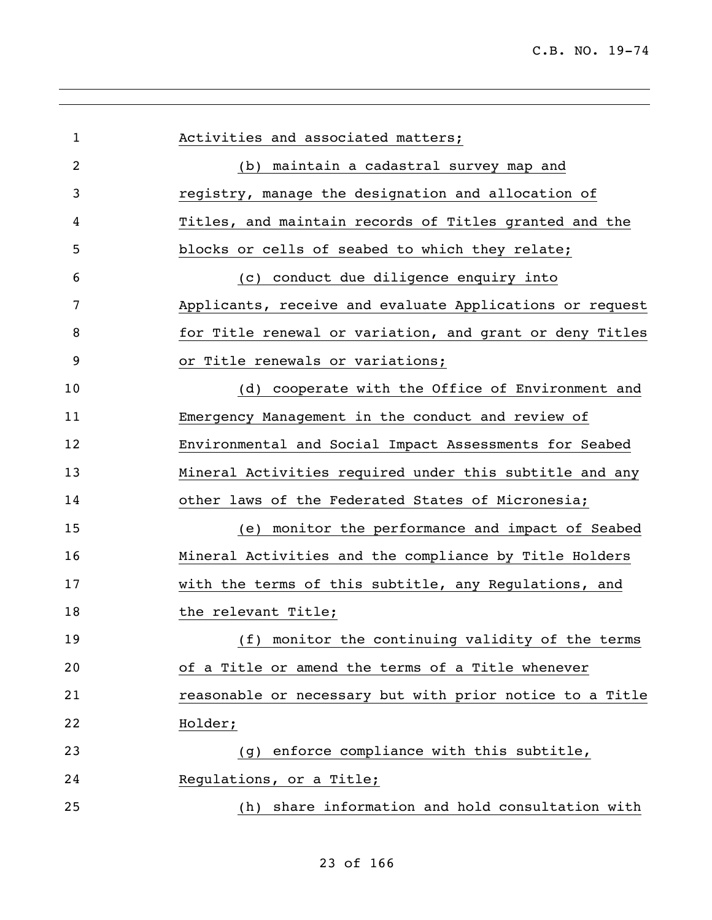Activities and associated matters;

(b) maintain a cadastral survey map and registry, manage the designation and allocation of Titles, and maintain records of Titles granted and the blocks or cells of seabed to which they relate;

(c) conduct due diligence enquiry into Applicants, receive and evaluate Applications or request for Title renewal or variation, and grant or deny Titles or Title renewals or variations;

(d) cooperate with the Office of Environment and Emergency Management in the conduct and review of Environmental and Social Impact Assessments for Seabed Mineral Activities required under this subtitle and any other laws of the Federated States of Micronesia;

(e) monitor the performance and impact of Seabed Mineral Activities and the compliance by Title Holders with the terms of this subtitle, any Regulations, and the relevant Title;

(f) monitor the continuing validity of the terms of a Title or amend the terms of a Title whenever reasonable or necessary but with prior notice to a Title Holder;

(g) enforce compliance with this subtitle, Regulations, or a Title;

(h) share information and hold consultation with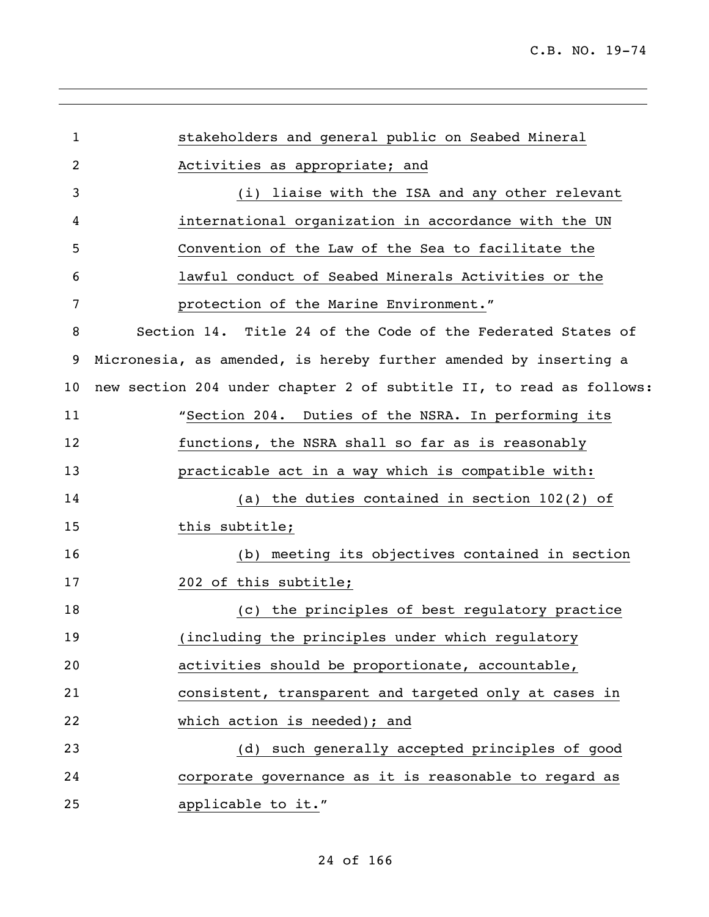stakeholders and general public on Seabed Mineral Activities as appropriate; and

(i) liaise with the ISA and any other relevant international organization in accordance with the UN Convention of the Law of the Sea to facilitate the lawful conduct of Seabed Minerals Activities or the protection of the Marine Environment."

Section 14. Title 24 of the Code of the Federated States of Micronesia, as amended, is hereby further amended by inserting a new section 204 under chapter 2 of subtitle II, to read as follows:

"Section 204. Duties of the NSRA. In performing its functions, the NSRA shall so far as is reasonably practicable act in a way which is compatible with:

(a) the duties contained in section 102(2) of this subtitle;

(b) meeting its objectives contained in section 202 of this subtitle;

(c) the principles of best regulatory practice (including the principles under which regulatory activities should be proportionate, accountable, consistent, transparent and targeted only at cases in which action is needed); and

(d) such generally accepted principles of good corporate governance as it is reasonable to regard as applicable to it."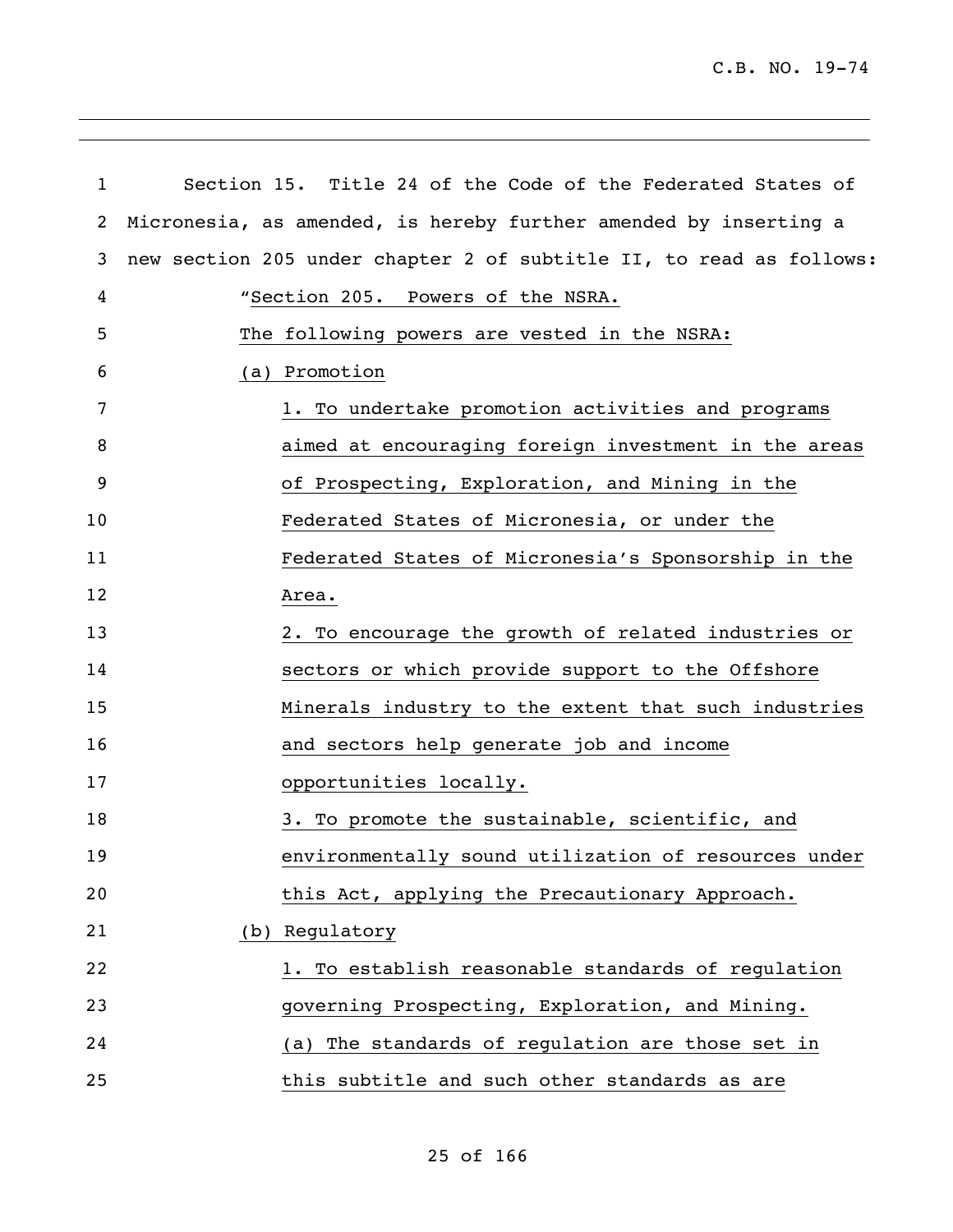Section 15. Title 24 of the Code of the Federated States of Micronesia, as amended, is hereby further amended by inserting a new section 205 under chapter 2 of subtitle II, to read as follows:

"Section 205. Powers of the NSRA.

The following powers are vested in the NSRA:

(a) Promotion

1. To undertake promotion activities and programs aimed at encouraging foreign investment in the areas of Prospecting, Exploration, and Mining in the Federated States of Micronesia, or under the Federated States of Micronesia's Sponsorship in the Area.

2. To encourage the growth of related industries or sectors or which provide support to the Offshore Minerals industry to the extent that such industries and sectors help generate job and income opportunities locally.

3. To promote the sustainable, scientific, and environmentally sound utilization of resources under this Act, applying the Precautionary Approach.

(b) Regulatory

1. To establish reasonable standards of regulation governing Prospecting, Exploration, and Mining.

(a) The standards of regulation are those set in this subtitle and such other standards as are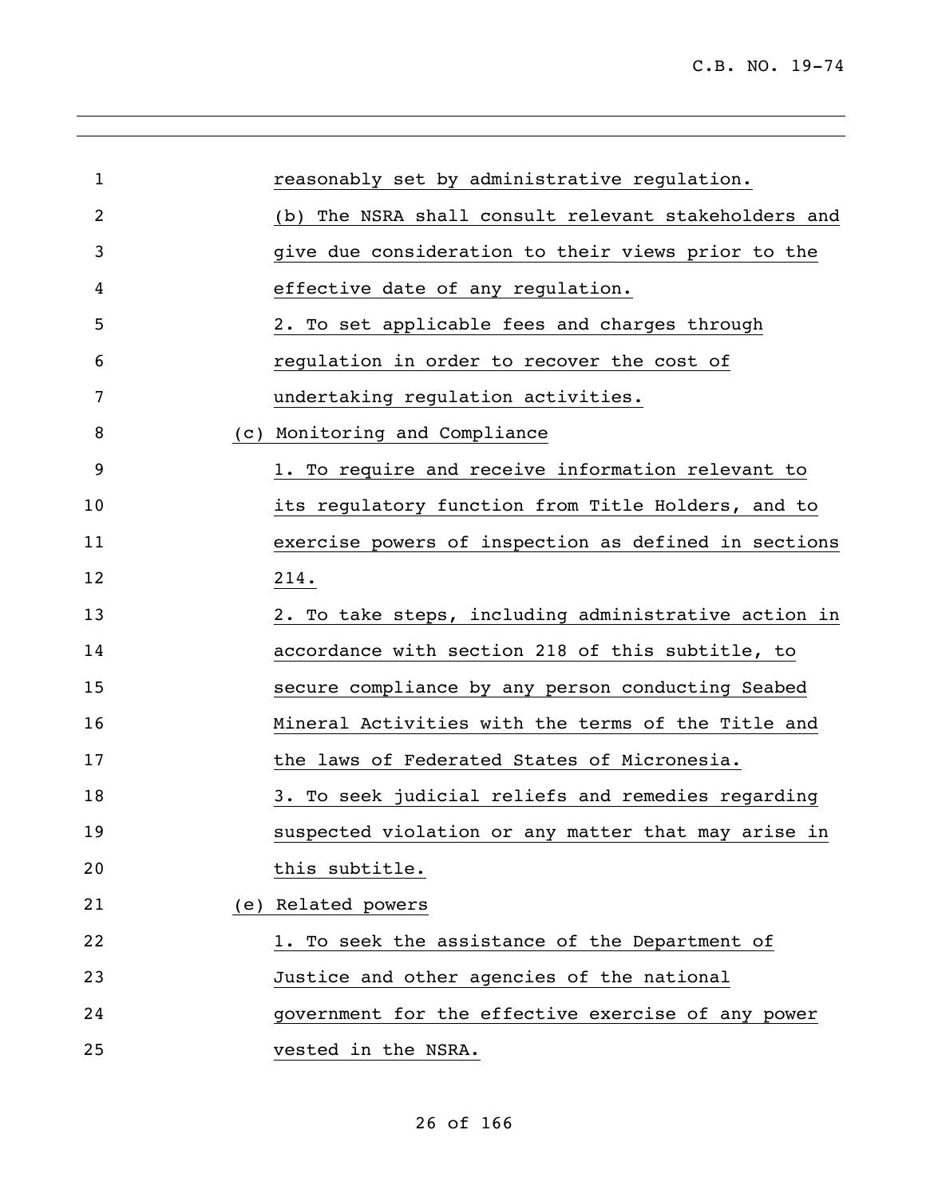reasonably set by administrative regulation.

(b) The NSRA shall consult relevant stakeholders and give due consideration to their views prior to the effective date of any regulation.

2. To set applicable fees and charges through regulation in order to recover the cost of undertaking regulation activities.

(c) Monitoring and Compliance

1. To require and receive information relevant to its regulatory function from Title Holders, and to exercise powers of inspection as defined in sections 214.

2. To take steps, including administrative action in accordance with section 218 of this subtitle, to secure compliance by any person conducting Seabed Mineral Activities with the terms of the Title and the laws of Federated States of Micronesia.

3. To seek judicial reliefs and remedies regarding suspected violation or any matter that may arise in this subtitle.

(e) Related powers

1. To seek the assistance of the Department of Justice and other agencies of the national government for the effective exercise of any power vested in the NSRA.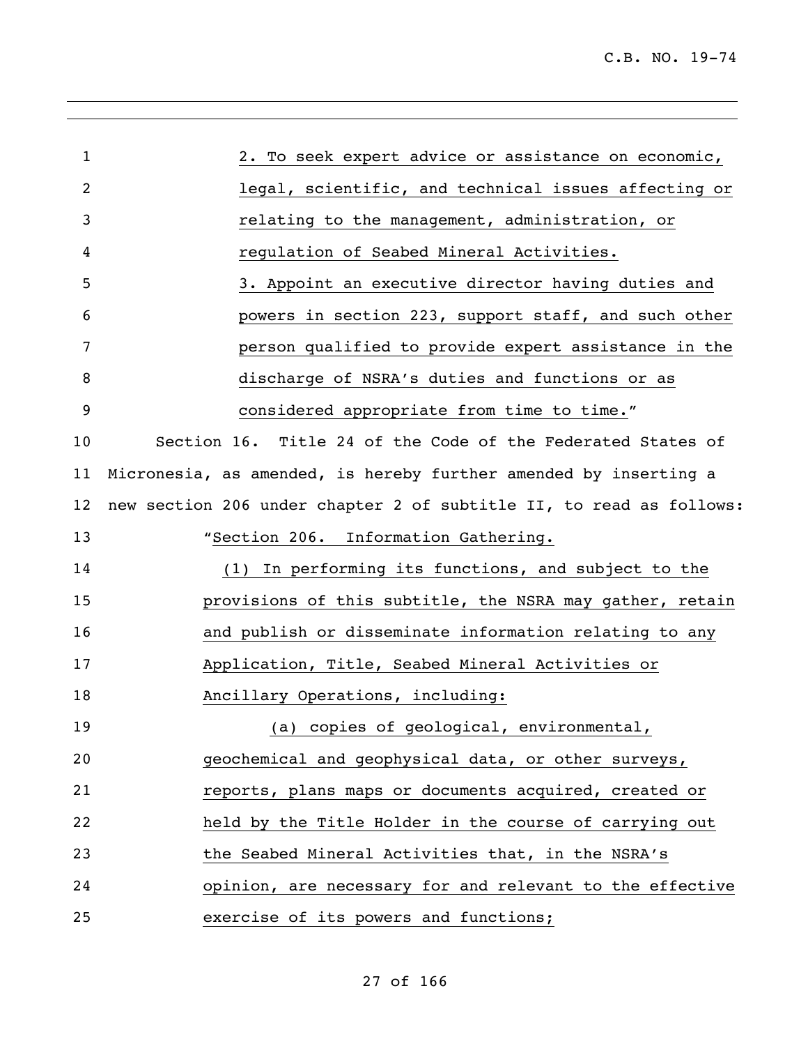2. To seek expert advice or assistance on economic, legal, scientific, and technical issues affecting or relating to the management, administration, or regulation of Seabed Mineral Activities.

3. Appoint an executive director having duties and powers in section 223, support staff, and such other person qualified to provide expert assistance in the discharge of NSRA's duties and functions or as considered appropriate from time to time."

Section 16. Title 24 of the Code of the Federated States of Micronesia, as amended, is hereby further amended by inserting a new section 206 under chapter 2 of subtitle II, to read as follows:

"Section 206. Information Gathering.

(1) In performing its functions, and subject to the provisions of this subtitle, the NSRA may gather, retain and publish or disseminate information relating to any Application, Title, Seabed Mineral Activities or Ancillary Operations, including:

(a) copies of geological, environmental, geochemical and geophysical data, or other surveys, reports, plans maps or documents acquired, created or held by the Title Holder in the course of carrying out the Seabed Mineral Activities that, in the NSRA's opinion, are necessary for and relevant to the effective exercise of its powers and functions;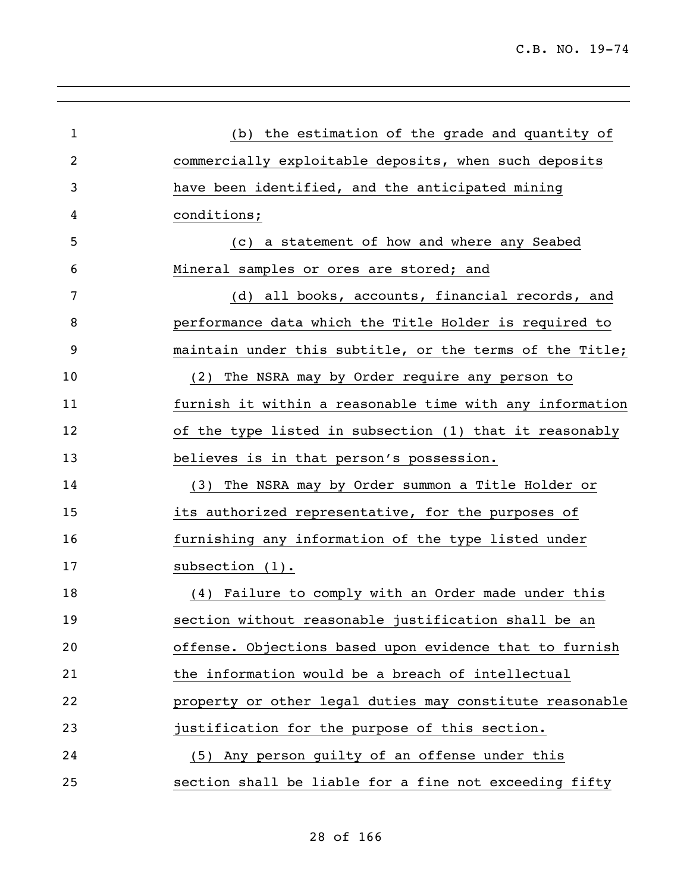(b) the estimation of the grade and quantity of commercially exploitable deposits, when such deposits have been identified, and the anticipated mining conditions;

(c) a statement of how and where any Seabed Mineral samples or ores are stored; and

(d) all books, accounts, financial records, and performance data which the Title Holder is required to maintain under this subtitle, or the terms of the Title;

(2) The NSRA may by Order require any person to furnish it within a reasonable time with any information of the type listed in subsection (1) that it reasonably believes is in that person's possession.

(3) The NSRA may by Order summon a Title Holder or its authorized representative, for the purposes of furnishing any information of the type listed under subsection (1).

(4) Failure to comply with an Order made under this section without reasonable justification shall be an offense. Objections based upon evidence that to furnish the information would be a breach of intellectual property or other legal duties may constitute reasonable justification for the purpose of this section.

(5) Any person guilty of an offense under this section shall be liable for a fine not exceeding fifty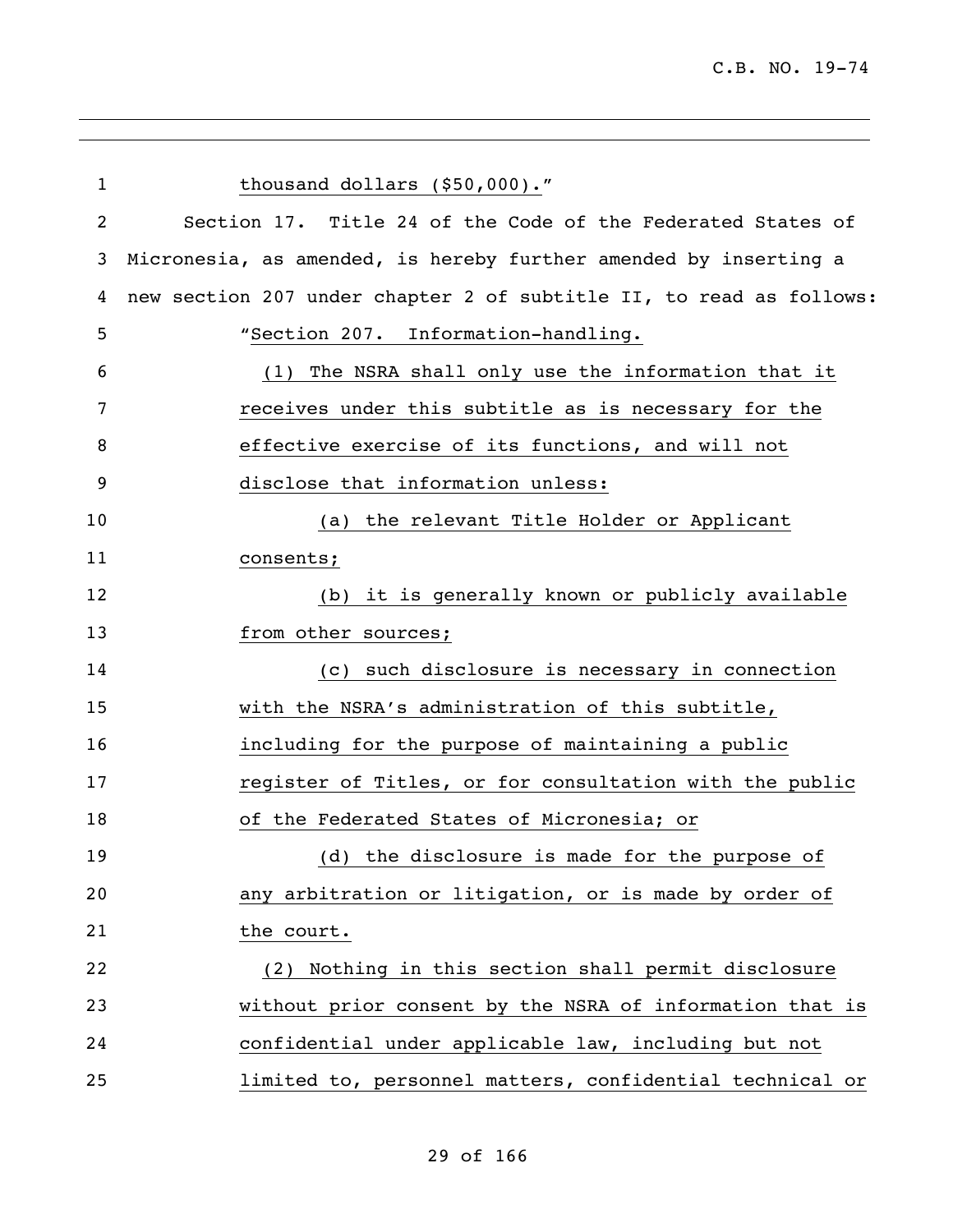thousand dollars ($50,000)."

Section 17. Title 24 of the Code of the Federated States of Micronesia, as amended, is hereby further amended by inserting a new section 207 under chapter 2 of subtitle II, to read as follows:

"Section 207. Information-handling.

(1) The NSRA shall only use the information that it receives under this subtitle as is necessary for the effective exercise of its functions, and will not disclose that information unless:

(a) the relevant Title Holder or Applicant consents;

(b) it is generally known or publicly available from other sources;

(c) such disclosure is necessary in connection with the NSRA's administration of this subtitle, including for the purpose of maintaining a public register of Titles, or for consultation with the public of the Federated States of Micronesia; or

(d) the disclosure is made for the purpose of any arbitration or litigation, or is made by order of the court.

(2) Nothing in this section shall permit disclosure without prior consent by the NSRA of information that is confidential under applicable law, including but not limited to, personnel matters, confidential technical or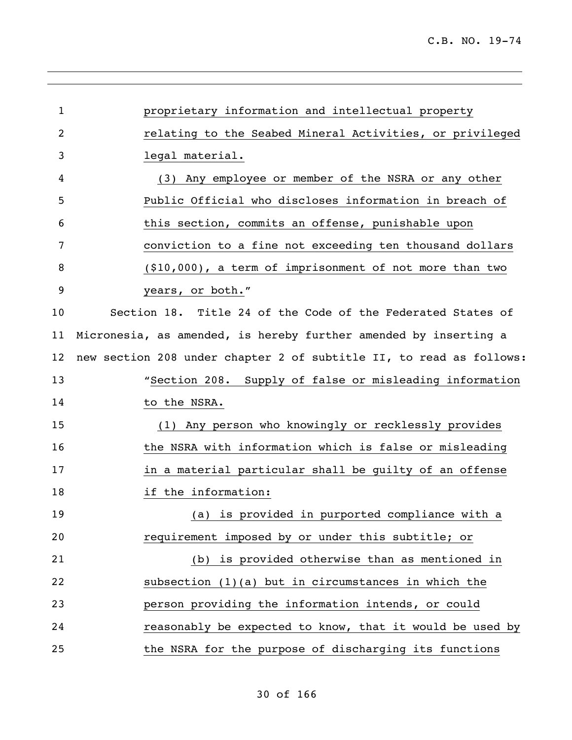proprietary information and intellectual property relating to the Seabed Mineral Activities, or privileged legal material.

(3) Any employee or member of the NSRA or any other Public Official who discloses information in breach of this section, commits an offense, punishable upon conviction to a fine not exceeding ten thousand dollars ($10,000), a term of imprisonment of not more than two years, or both."

Section 18. Title 24 of the Code of the Federated States of Micronesia, as amended, is hereby further amended by inserting a new section 208 under chapter 2 of subtitle II, to read as follows:

"Section 208. Supply of false or misleading information to the NSRA.

(1) Any person who knowingly or recklessly provides the NSRA with information which is false or misleading in a material particular shall be guilty of an offense if the information:

(a) is provided in purported compliance with a requirement imposed by or under this subtitle; or

(b) is provided otherwise than as mentioned in subsection (1)(a) but in circumstances in which the person providing the information intends, or could reasonably be expected to know, that it would be used by the NSRA for the purpose of discharging its functions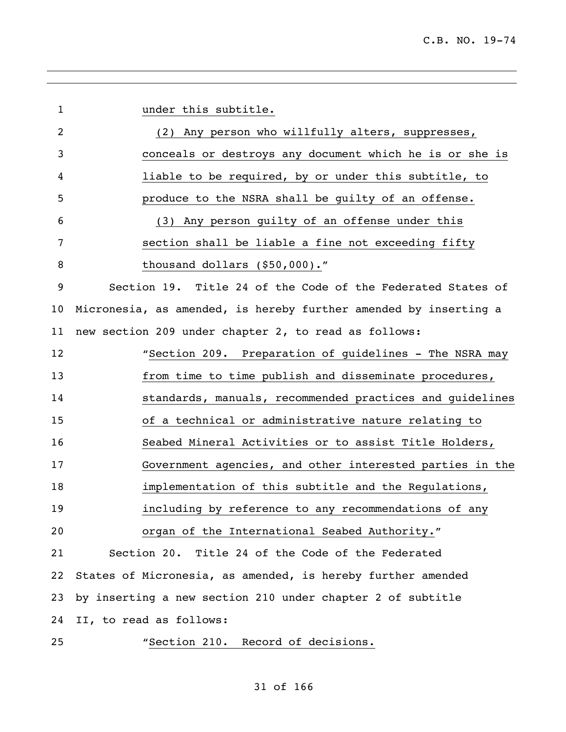under this subtitle.

(2) Any person who willfully alters, suppresses, conceals or destroys any document which he is or she is liable to be required, by or under this subtitle, to produce to the NSRA shall be guilty of an offense.

(3) Any person guilty of an offense under this section shall be liable a fine not exceeding fifty thousand dollars ($50,000)."

Section 19. Title 24 of the Code of the Federated States of Micronesia, as amended, is hereby further amended by inserting a new section 209 under chapter 2, to read as follows:

"Section 209. Preparation of guidelines - The NSRA may from time to time publish and disseminate procedures, standards, manuals, recommended practices and guidelines of a technical or administrative nature relating to Seabed Mineral Activities or to assist Title Holders, Government agencies, and other interested parties in the implementation of this subtitle and the Regulations, including by reference to any recommendations of any organ of the International Seabed Authority."

Section 20. Title 24 of the Code of the Federated States of Micronesia, as amended, is hereby further amended by inserting a new section 210 under chapter 2 of subtitle II, to read as follows:

"Section 210. Record of decisions.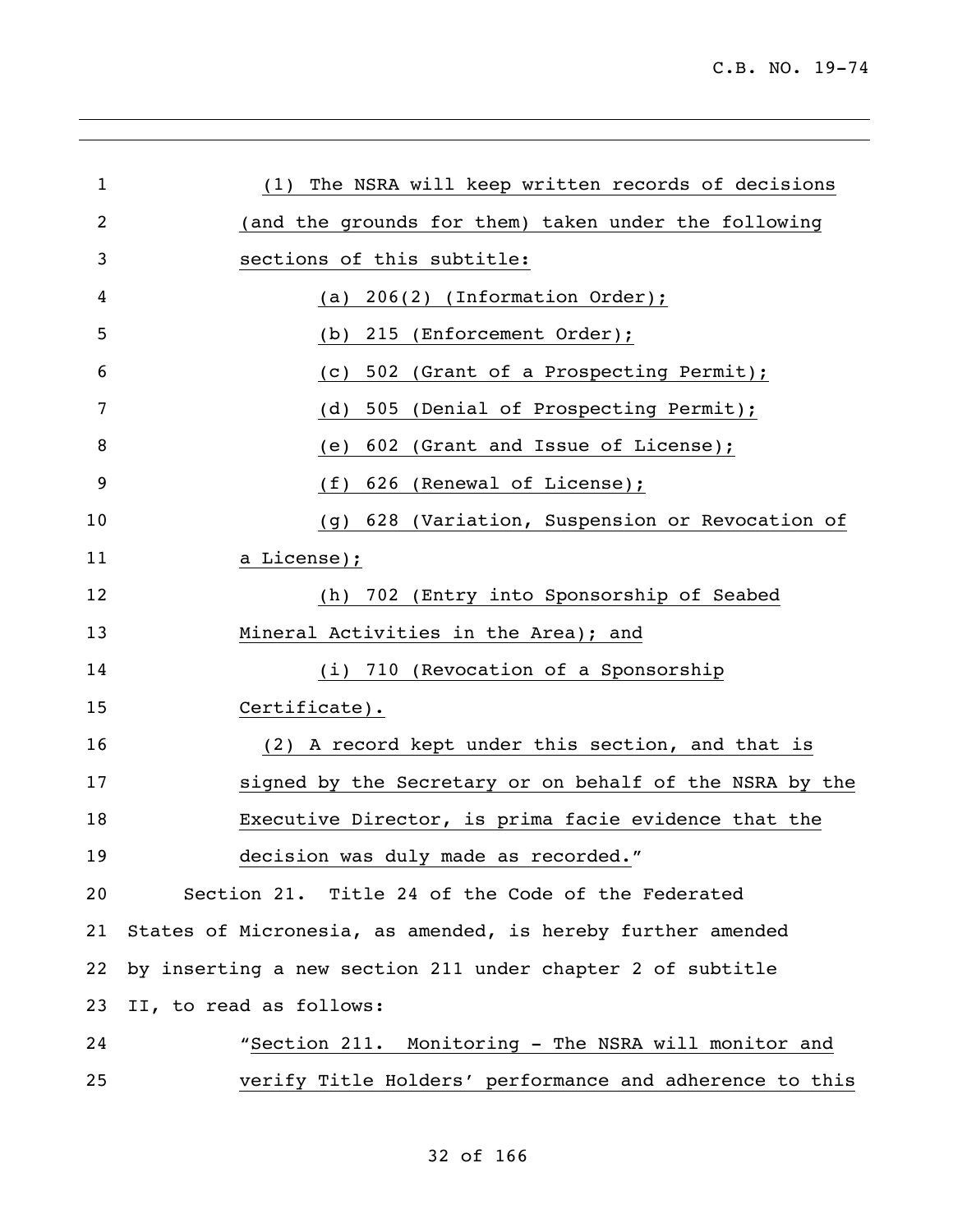(1) The NSRA will keep written records of decisions (and the grounds for them) taken under the following sections of this subtitle:

(a) 206(2) (Information Order);

(b) 215 (Enforcement Order);

(c) 502 (Grant of a Prospecting Permit);

(d) 505 (Denial of Prospecting Permit);

(e) 602 (Grant and Issue of License);

(f) 626 (Renewal of License);

(g) 628 (Variation, Suspension or Revocation of a License);

(h) 702 (Entry into Sponsorship of Seabed Mineral Activities in the Area); and

(i) 710 (Revocation of a Sponsorship Certificate).

(2) A record kept under this section, and that is signed by the Secretary or on behalf of the NSRA by the Executive Director, is prima facie evidence that the decision was duly made as recorded."

Section 21. Title 24 of the Code of the Federated States of Micronesia, as amended, is hereby further amended by inserting a new section 211 under chapter 2 of subtitle II, to read as follows:

"Section 211. Monitoring - The NSRA will monitor and verify Title Holders' performance and adherence to this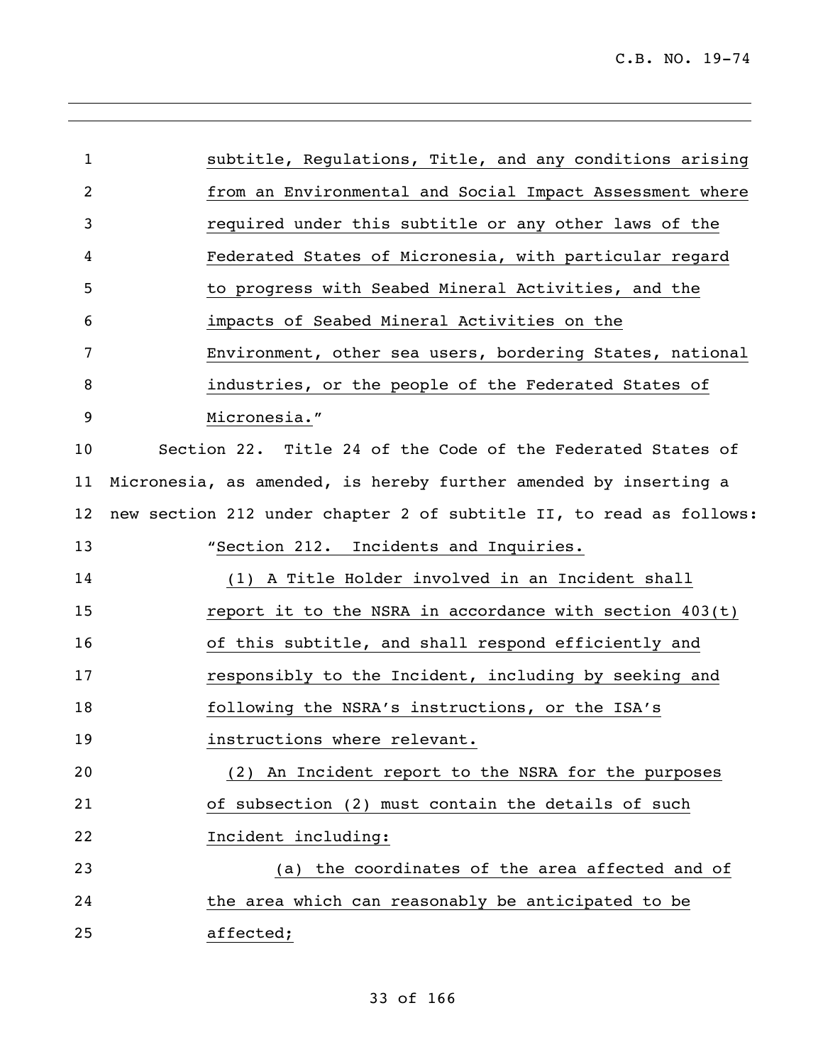subtitle, Regulations, Title, and any conditions arising from an Environmental and Social Impact Assessment where required under this subtitle or any other laws of the Federated States of Micronesia, with particular regard to progress with Seabed Mineral Activities, and the impacts of Seabed Mineral Activities on the Environment, other sea users, bordering States, national industries, or the people of the Federated States of Micronesia."

Section 22. Title 24 of the Code of the Federated States of Micronesia, as amended, is hereby further amended by inserting a new section 212 under chapter 2 of subtitle II, to read as follows:

"Section 212. Incidents and Inquiries.

(1) A Title Holder involved in an Incident shall report it to the NSRA in accordance with section 403(t) of this subtitle, and shall respond efficiently and responsibly to the Incident, including by seeking and following the NSRA's instructions, or the ISA's instructions where relevant.

(2) An Incident report to the NSRA for the purposes of subsection (2) must contain the details of such Incident including:

(a) the coordinates of the area affected and of the area which can reasonably be anticipated to be affected;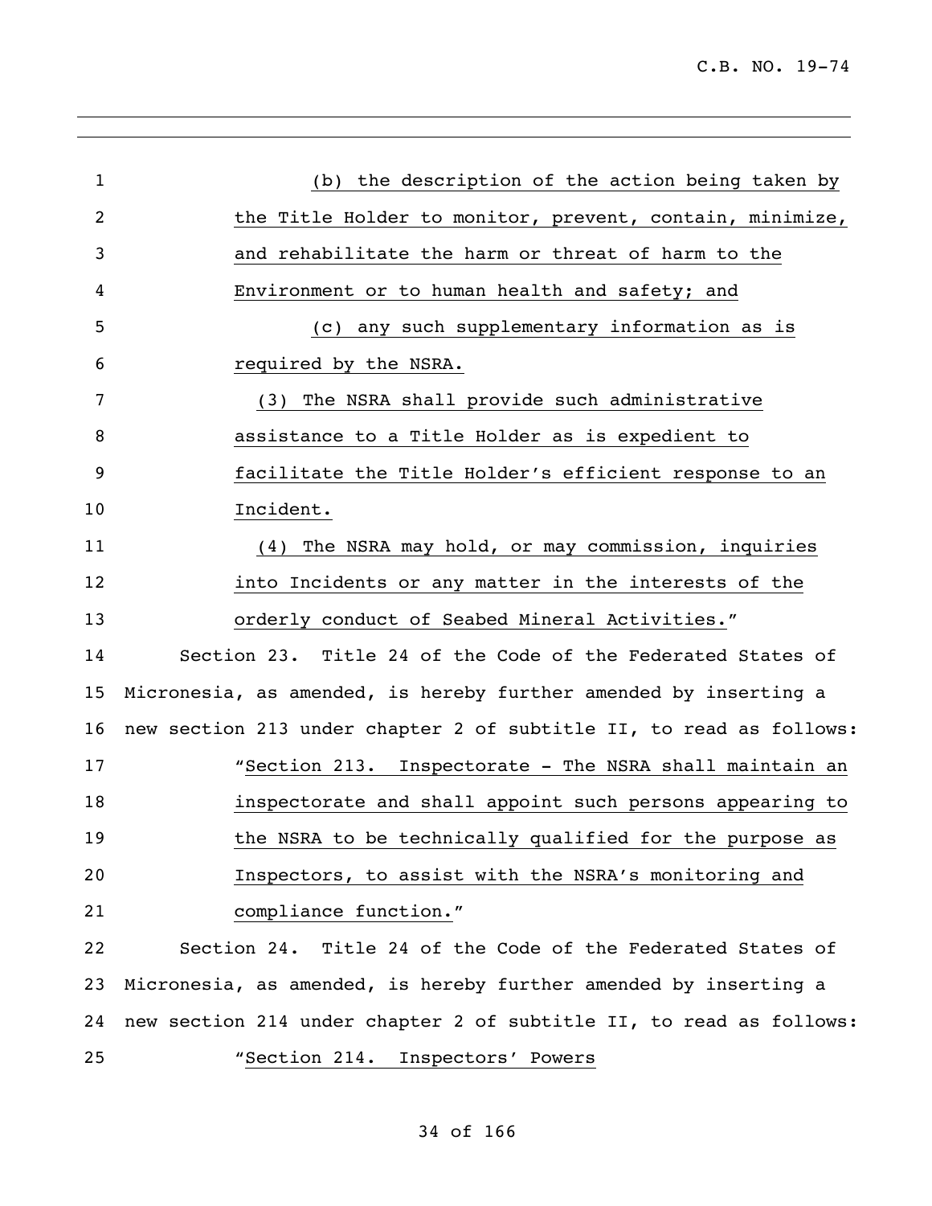(b) the description of the action being taken by the Title Holder to monitor, prevent, contain, minimize, and rehabilitate the harm or threat of harm to the Environment or to human health and safety; and

(c) any such supplementary information as is required by the NSRA.

(3) The NSRA shall provide such administrative assistance to a Title Holder as is expedient to facilitate the Title Holder's efficient response to an Incident.

(4) The NSRA may hold, or may commission, inquiries into Incidents or any matter in the interests of the orderly conduct of Seabed Mineral Activities."

Section 23. Title 24 of the Code of the Federated States of Micronesia, as amended, is hereby further amended by inserting a new section 213 under chapter 2 of subtitle II, to read as follows:

"Section 213. Inspectorate - The NSRA shall maintain an inspectorate and shall appoint such persons appearing to the NSRA to be technically qualified for the purpose as Inspectors, to assist with the NSRA's monitoring and compliance function."

Section 24. Title 24 of the Code of the Federated States of Micronesia, as amended, is hereby further amended by inserting a new section 214 under chapter 2 of subtitle II, to read as follows:

"Section 214. Inspectors' Powers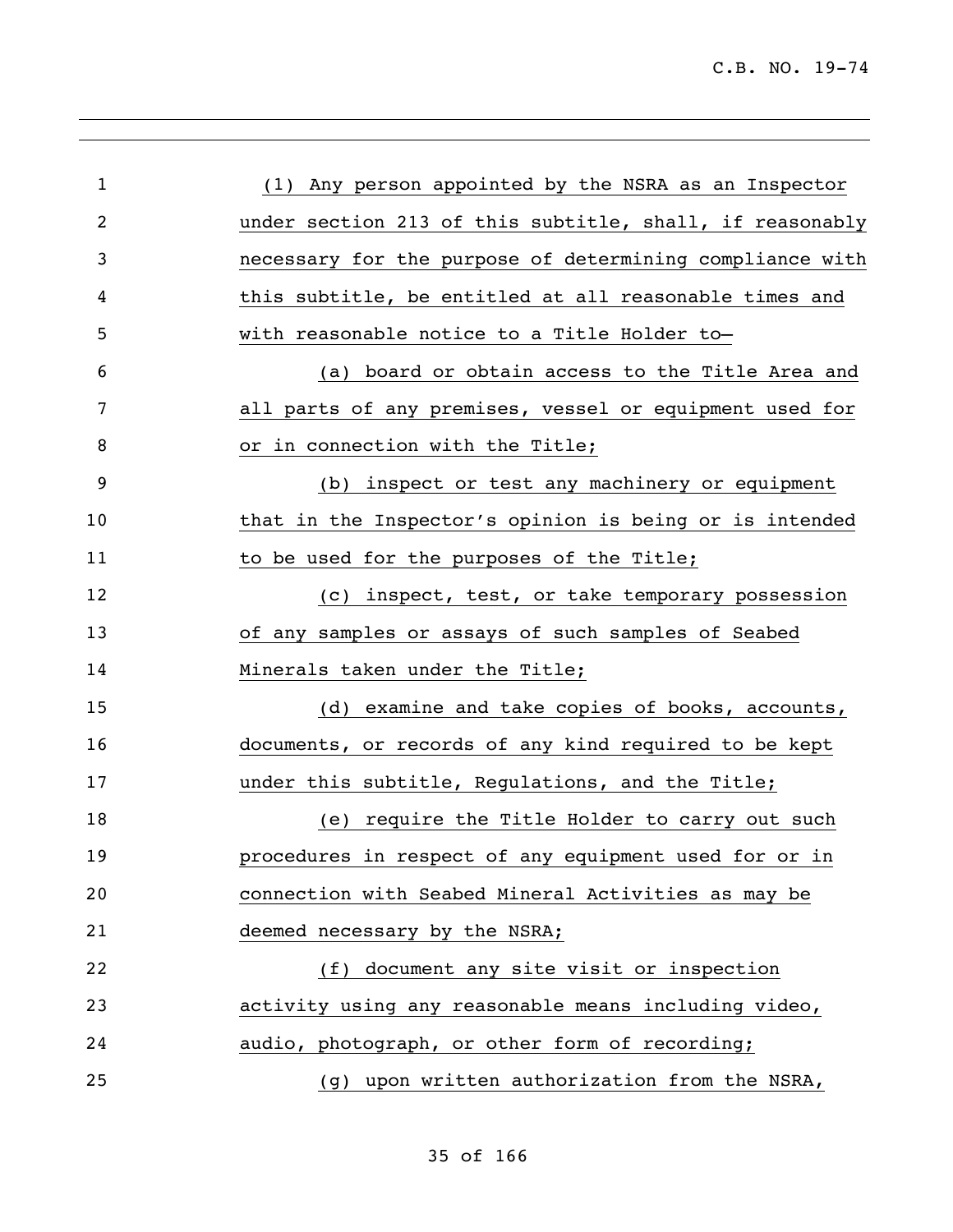(1) Any person appointed by the NSRA as an Inspector under section 213 of this subtitle, shall, if reasonably necessary for the purpose of determining compliance with this subtitle, be entitled at all reasonable times and with reasonable notice to a Title Holder to—

(a) board or obtain access to the Title Area and all parts of any premises, vessel or equipment used for or in connection with the Title;

(b) inspect or test any machinery or equipment that in the Inspector's opinion is being or is intended to be used for the purposes of the Title;

(c) inspect, test, or take temporary possession of any samples or assays of such samples of Seabed Minerals taken under the Title;

(d) examine and take copies of books, accounts, documents, or records of any kind required to be kept under this subtitle, Regulations, and the Title;

(e) require the Title Holder to carry out such procedures in respect of any equipment used for or in connection with Seabed Mineral Activities as may be deemed necessary by the NSRA;

(f) document any site visit or inspection activity using any reasonable means including video, audio, photograph, or other form of recording;

(g) upon written authorization from the NSRA,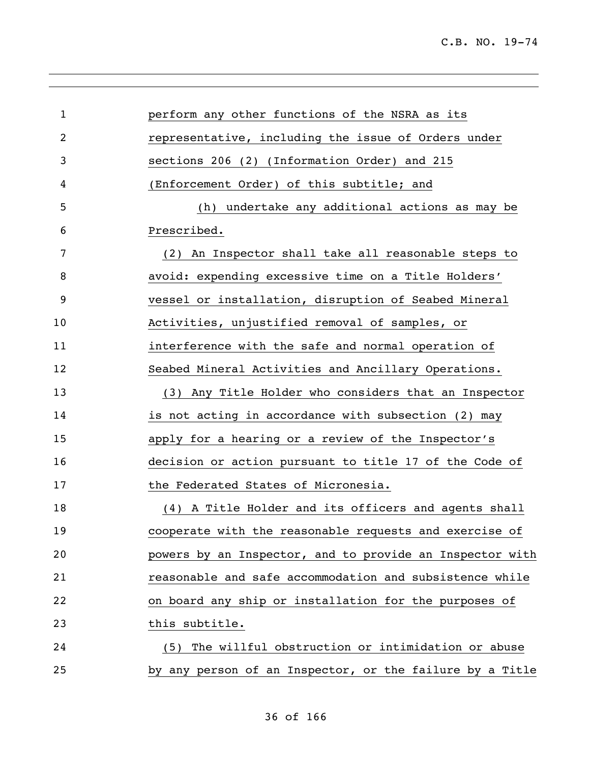perform any other functions of the NSRA as its representative, including the issue of Orders under sections 206 (2) (Information Order) and 215 (Enforcement Order) of this subtitle; and

(h) undertake any additional actions as may be Prescribed.

(2) An Inspector shall take all reasonable steps to avoid: expending excessive time on a Title Holders' vessel or installation, disruption of Seabed Mineral Activities, unjustified removal of samples, or interference with the safe and normal operation of Seabed Mineral Activities and Ancillary Operations.

(3) Any Title Holder who considers that an Inspector is not acting in accordance with subsection (2) may apply for a hearing or a review of the Inspector's decision or action pursuant to title 17 of the Code of the Federated States of Micronesia.

(4) A Title Holder and its officers and agents shall cooperate with the reasonable requests and exercise of powers by an Inspector, and to provide an Inspector with reasonable and safe accommodation and subsistence while on board any ship or installation for the purposes of this subtitle.

(5) The willful obstruction or intimidation or abuse by any person of an Inspector, or the failure by a Title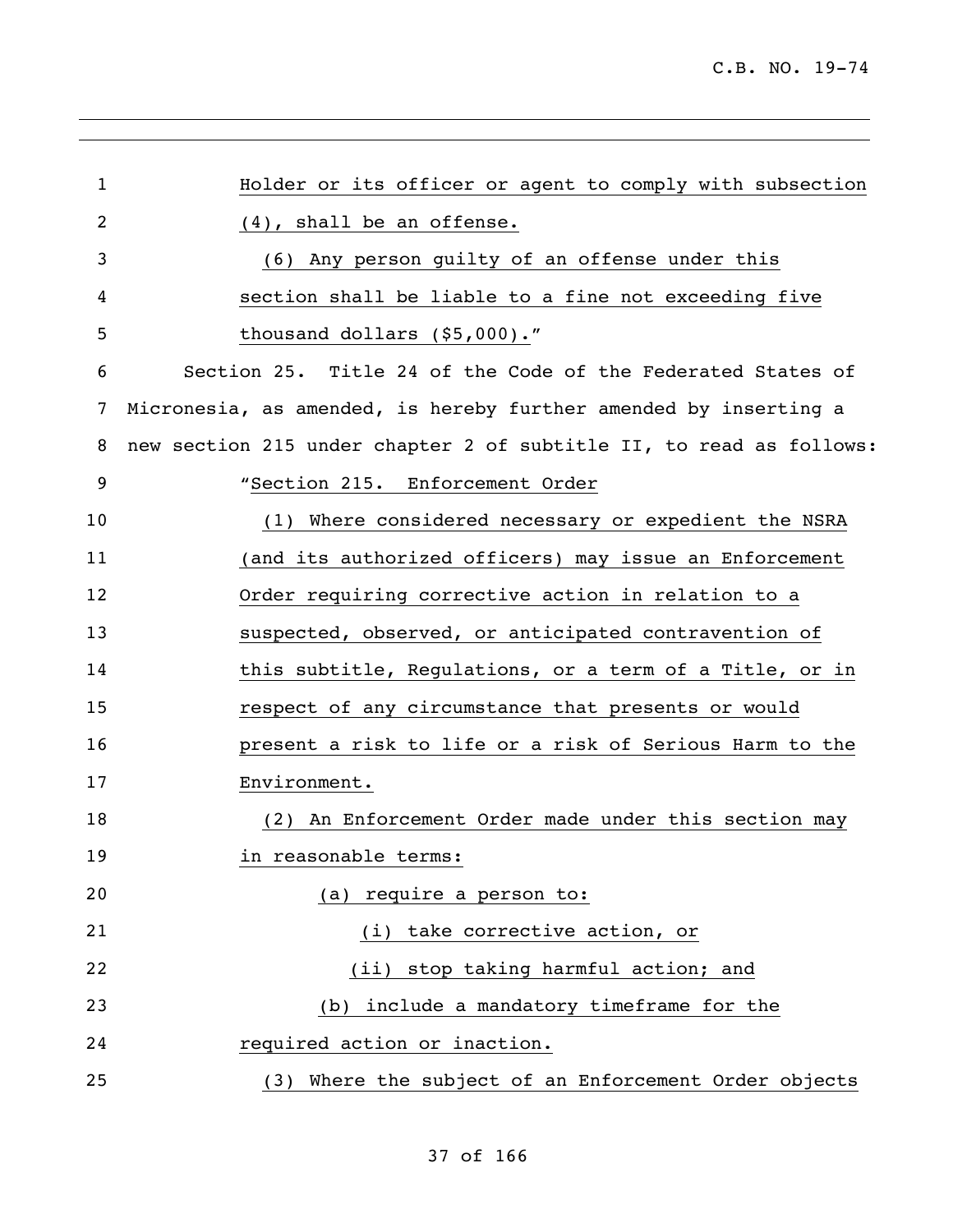Holder or its officer or agent to comply with subsection (4), shall be an offense.

(6) Any person guilty of an offense under this section shall be liable to a fine not exceeding five thousand dollars ($5,000)."

Section 25. Title 24 of the Code of the Federated States of Micronesia, as amended, is hereby further amended by inserting a new section 215 under chapter 2 of subtitle II, to read as follows:

"Section 215. Enforcement Order

(1) Where considered necessary or expedient the NSRA (and its authorized officers) may issue an Enforcement Order requiring corrective action in relation to a suspected, observed, or anticipated contravention of this subtitle, Regulations, or a term of a Title, or in respect of any circumstance that presents or would present a risk to life or a risk of Serious Harm to the Environment.

(2) An Enforcement Order made under this section may in reasonable terms:

(a) require a person to:

(i) take corrective action, or

(ii) stop taking harmful action; and

(b) include a mandatory timeframe for the required action or inaction.

(3) Where the subject of an Enforcement Order objects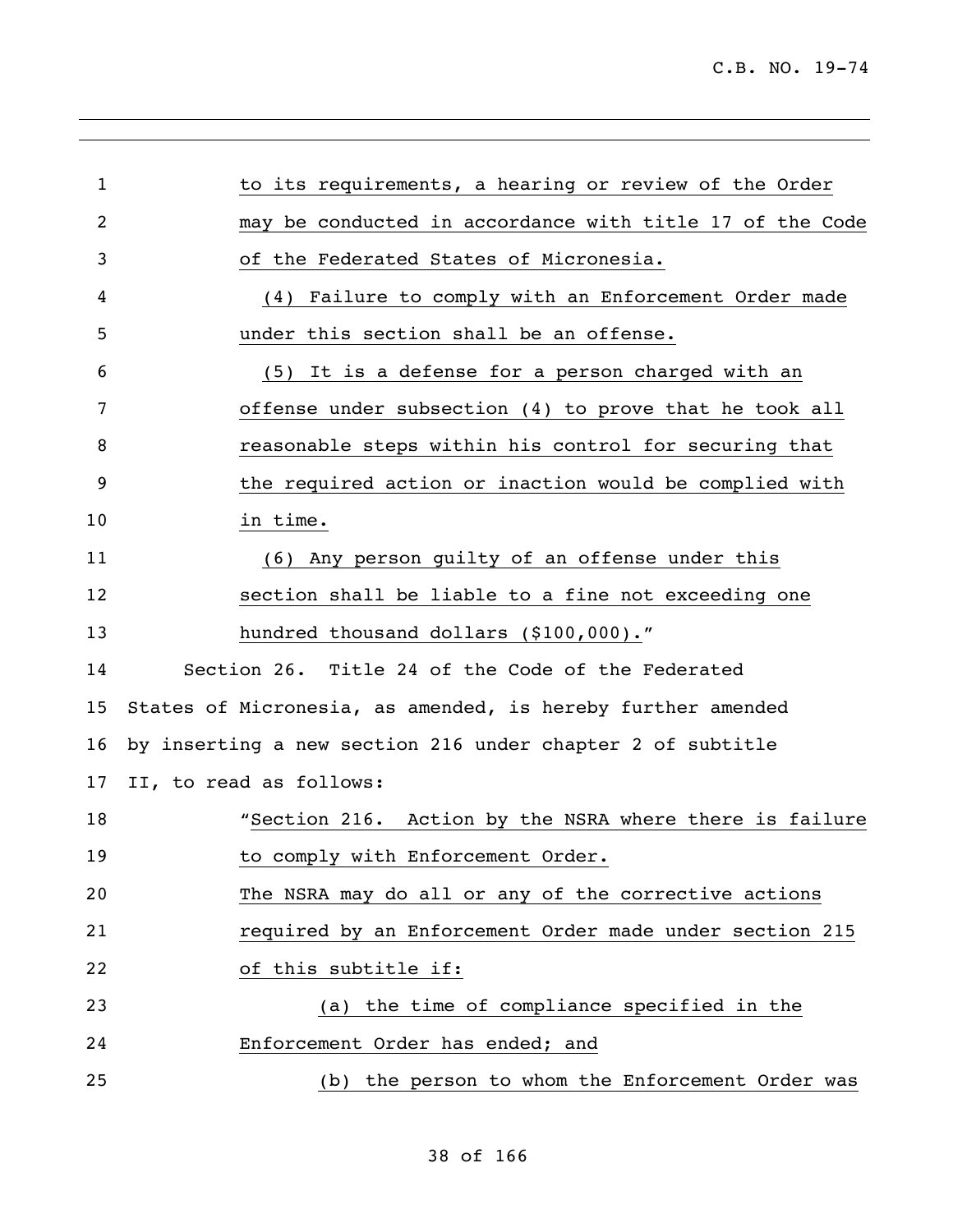to its requirements, a hearing or review of the Order may be conducted in accordance with title 17 of the Code of the Federated States of Micronesia.

(4) Failure to comply with an Enforcement Order made under this section shall be an offense.

(5) It is a defense for a person charged with an offense under subsection (4) to prove that he took all reasonable steps within his control for securing that the required action or inaction would be complied with in time.

(6) Any person guilty of an offense under this section shall be liable to a fine not exceeding one hundred thousand dollars ($100,000)."

Section 26. Title 24 of the Code of the Federated States of Micronesia, as amended, is hereby further amended by inserting a new section 216 under chapter 2 of subtitle II, to read as follows:

"Section 216. Action by the NSRA where there is failure to comply with Enforcement Order.

The NSRA may do all or any of the corrective actions required by an Enforcement Order made under section 215 of this subtitle if:

(a) the time of compliance specified in the Enforcement Order has ended; and

(b) the person to whom the Enforcement Order was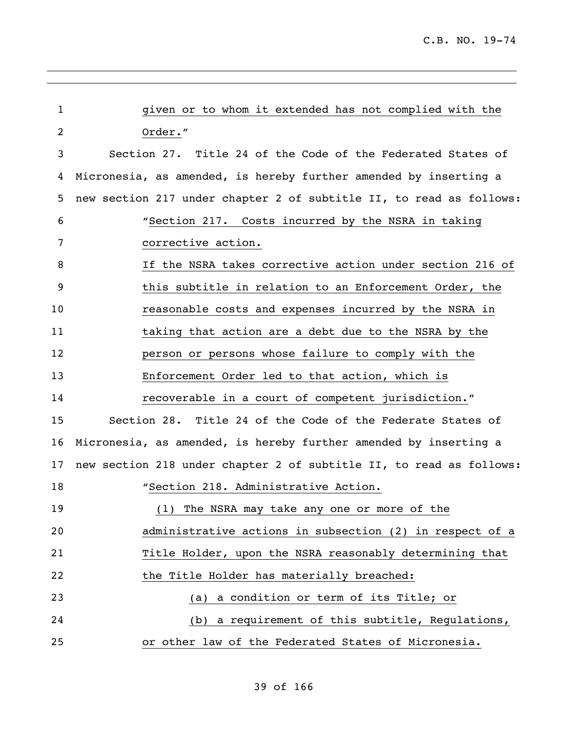given or to whom it extended has not complied with the Order."

Section 27. Title 24 of the Code of the Federated States of Micronesia, as amended, is hereby further amended by inserting a new section 217 under chapter 2 of subtitle II, to read as follows:

"Section 217. Costs incurred by the NSRA in taking corrective action.

If the NSRA takes corrective action under section 216 of this subtitle in relation to an Enforcement Order, the reasonable costs and expenses incurred by the NSRA in taking that action are a debt due to the NSRA by the person or persons whose failure to comply with the Enforcement Order led to that action, which is recoverable in a court of competent jurisdiction."

Section 28. Title 24 of the Code of the Federate States of Micronesia, as amended, is hereby further amended by inserting a new section 218 under chapter 2 of subtitle II, to read as follows:

"Section 218. Administrative Action.

(1) The NSRA may take any one or more of the administrative actions in subsection (2) in respect of a Title Holder, upon the NSRA reasonably determining that the Title Holder has materially breached:

(a) a condition or term of its Title; or

(b) a requirement of this subtitle, Regulations, or other law of the Federated States of Micronesia.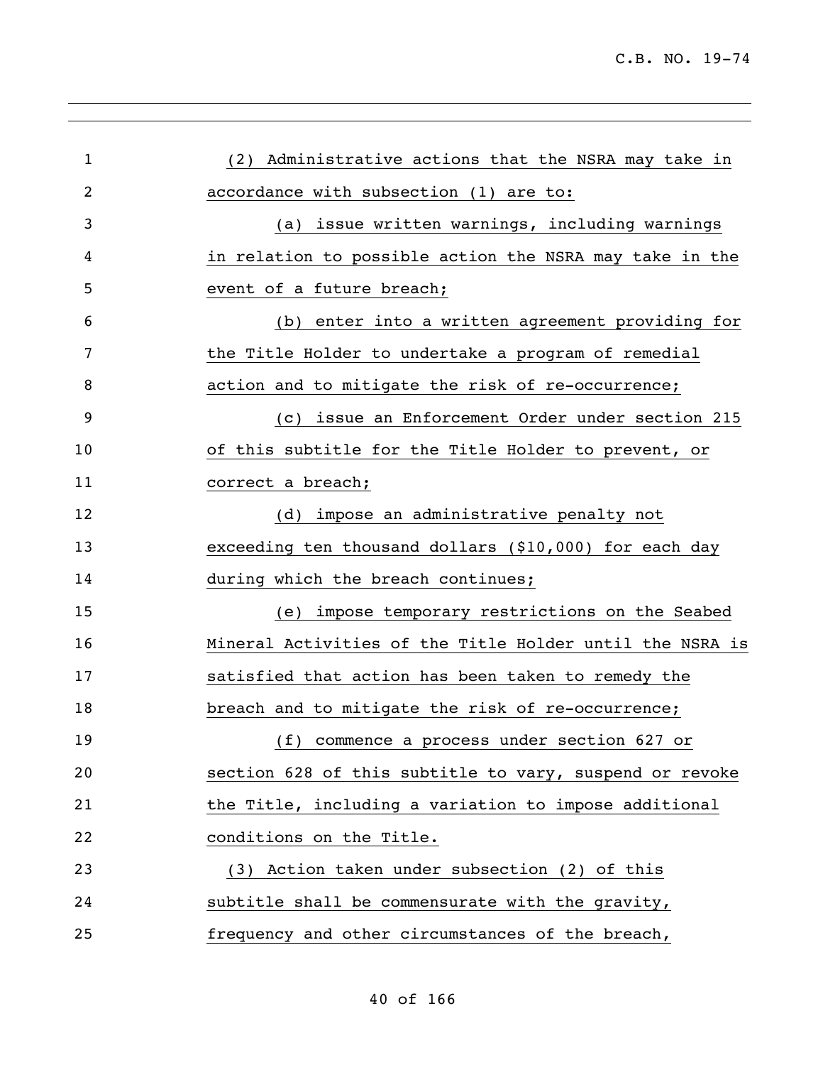(2) Administrative actions that the NSRA may take in accordance with subsection (1) are to:

(a) issue written warnings, including warnings in relation to possible action the NSRA may take in the event of a future breach;

(b) enter into a written agreement providing for the Title Holder to undertake a program of remedial action and to mitigate the risk of re-occurrence;

(c) issue an Enforcement Order under section 215 of this subtitle for the Title Holder to prevent, or correct a breach;

(d) impose an administrative penalty not exceeding ten thousand dollars ($10,000) for each day during which the breach continues;

(e) impose temporary restrictions on the Seabed Mineral Activities of the Title Holder until the NSRA is satisfied that action has been taken to remedy the breach and to mitigate the risk of re-occurrence;

(f) commence a process under section 627 or section 628 of this subtitle to vary, suspend or revoke the Title, including a variation to impose additional conditions on the Title.

(3) Action taken under subsection (2) of this subtitle shall be commensurate with the gravity, frequency and other circumstances of the breach,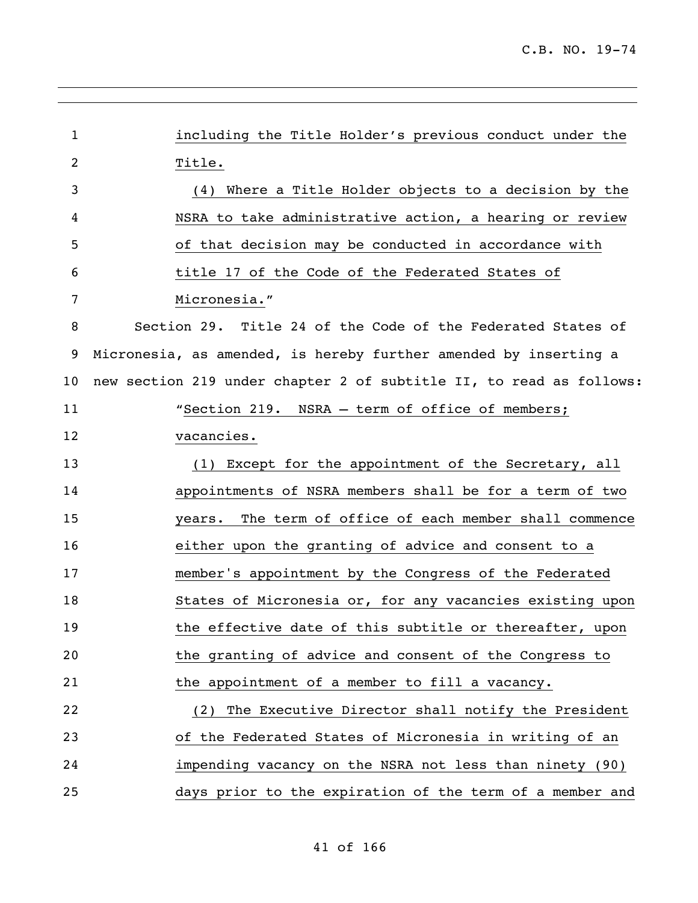including the Title Holder's previous conduct under the Title.

(4) Where a Title Holder objects to a decision by the NSRA to take administrative action, a hearing or review of that decision may be conducted in accordance with title 17 of the Code of the Federated States of Micronesia."

Section 29. Title 24 of the Code of the Federated States of Micronesia, as amended, is hereby further amended by inserting a new section 219 under chapter 2 of subtitle II, to read as follows:

"Section 219. NSRA – term of office of members; vacancies.

(1) Except for the appointment of the Secretary, all appointments of NSRA members shall be for a term of two years. The term of office of each member shall commence either upon the granting of advice and consent to a member's appointment by the Congress of the Federated States of Micronesia or, for any vacancies existing upon the effective date of this subtitle or thereafter, upon the granting of advice and consent of the Congress to the appointment of a member to fill a vacancy.

(2) The Executive Director shall notify the President of the Federated States of Micronesia in writing of an impending vacancy on the NSRA not less than ninety (90) days prior to the expiration of the term of a member and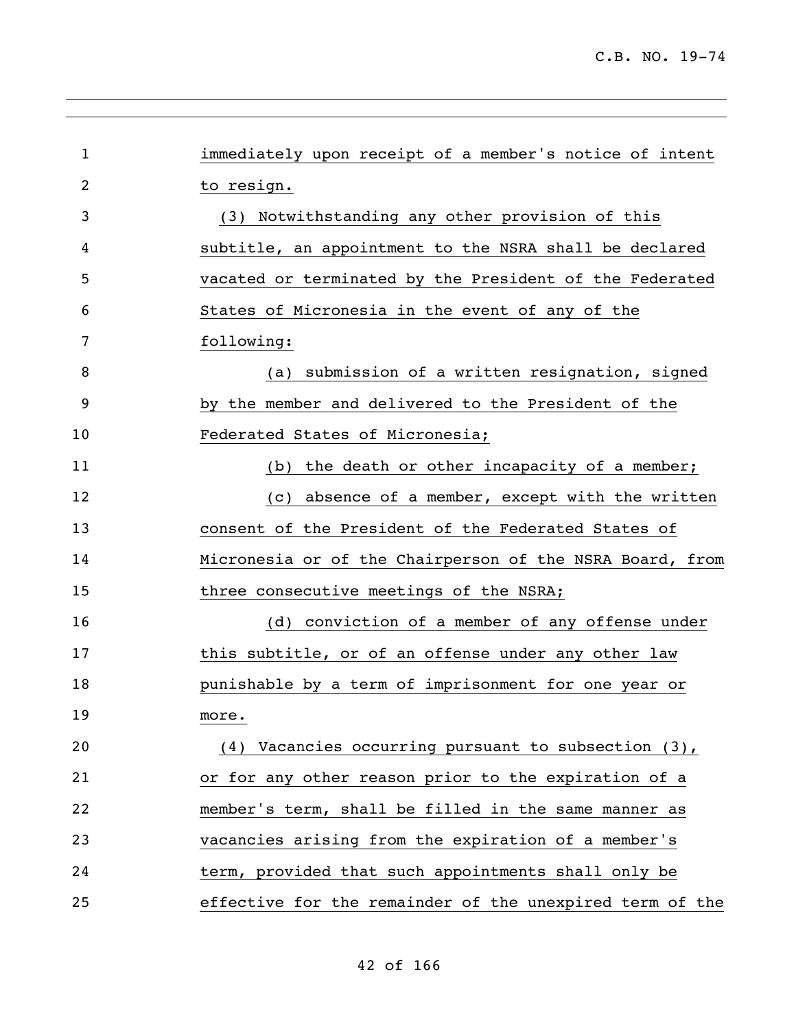immediately upon receipt of a member's notice of intent to resign.

(3) Notwithstanding any other provision of this subtitle, an appointment to the NSRA shall be declared vacated or terminated by the President of the Federated States of Micronesia in the event of any of the following:

(a) submission of a written resignation, signed by the member and delivered to the President of the Federated States of Micronesia;

(b) the death or other incapacity of a member;

(c) absence of a member, except with the written consent of the President of the Federated States of Micronesia or of the Chairperson of the NSRA Board, from three consecutive meetings of the NSRA;

(d) conviction of a member of any offense under this subtitle, or of an offense under any other law punishable by a term of imprisonment for one year or more.

(4) Vacancies occurring pursuant to subsection (3), or for any other reason prior to the expiration of a member's term, shall be filled in the same manner as vacancies arising from the expiration of a member's term, provided that such appointments shall only be effective for the remainder of the unexpired term of the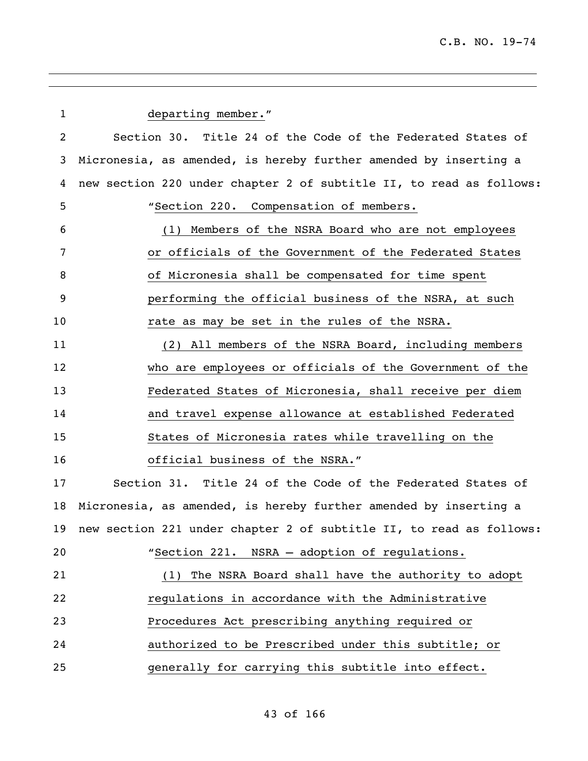departing member."

Section 30. Title 24 of the Code of the Federated States of Micronesia, as amended, is hereby further amended by inserting a new section 220 under chapter 2 of subtitle II, to read as follows:

"Section 220. Compensation of members.

(1) Members of the NSRA Board who are not employees or officials of the Government of the Federated States of Micronesia shall be compensated for time spent performing the official business of the NSRA, at such rate as may be set in the rules of the NSRA.

(2) All members of the NSRA Board, including members who are employees or officials of the Government of the Federated States of Micronesia, shall receive per diem and travel expense allowance at established Federated States of Micronesia rates while travelling on the official business of the NSRA."

Section 31. Title 24 of the Code of the Federated States of Micronesia, as amended, is hereby further amended by inserting a new section 221 under chapter 2 of subtitle II, to read as follows:

"Section 221. NSRA – adoption of regulations.

(1) The NSRA Board shall have the authority to adopt regulations in accordance with the Administrative Procedures Act prescribing anything required or authorized to be Prescribed under this subtitle; or generally for carrying this subtitle into effect.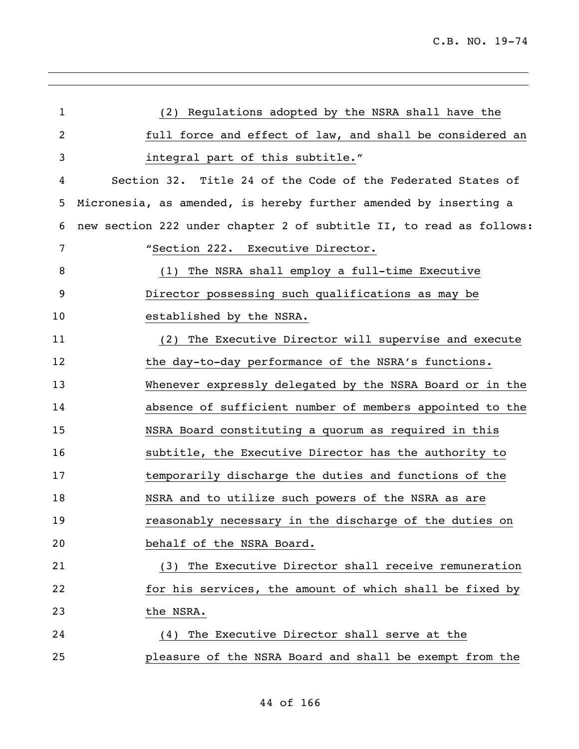(2) Regulations adopted by the NSRA shall have the full force and effect of law, and shall be considered an integral part of this subtitle."

Section 32. Title 24 of the Code of the Federated States of Micronesia, as amended, is hereby further amended by inserting a new section 222 under chapter 2 of subtitle II, to read as follows:

"Section 222. Executive Director.

(1) The NSRA shall employ a full-time Executive Director possessing such qualifications as may be established by the NSRA.

(2) The Executive Director will supervise and execute the day-to-day performance of the NSRA's functions. Whenever expressly delegated by the NSRA Board or in the absence of sufficient number of members appointed to the NSRA Board constituting a quorum as required in this subtitle, the Executive Director has the authority to temporarily discharge the duties and functions of the NSRA and to utilize such powers of the NSRA as are reasonably necessary in the discharge of the duties on behalf of the NSRA Board.

(3) The Executive Director shall receive remuneration for his services, the amount of which shall be fixed by the NSRA.

(4) The Executive Director shall serve at the pleasure of the NSRA Board and shall be exempt from the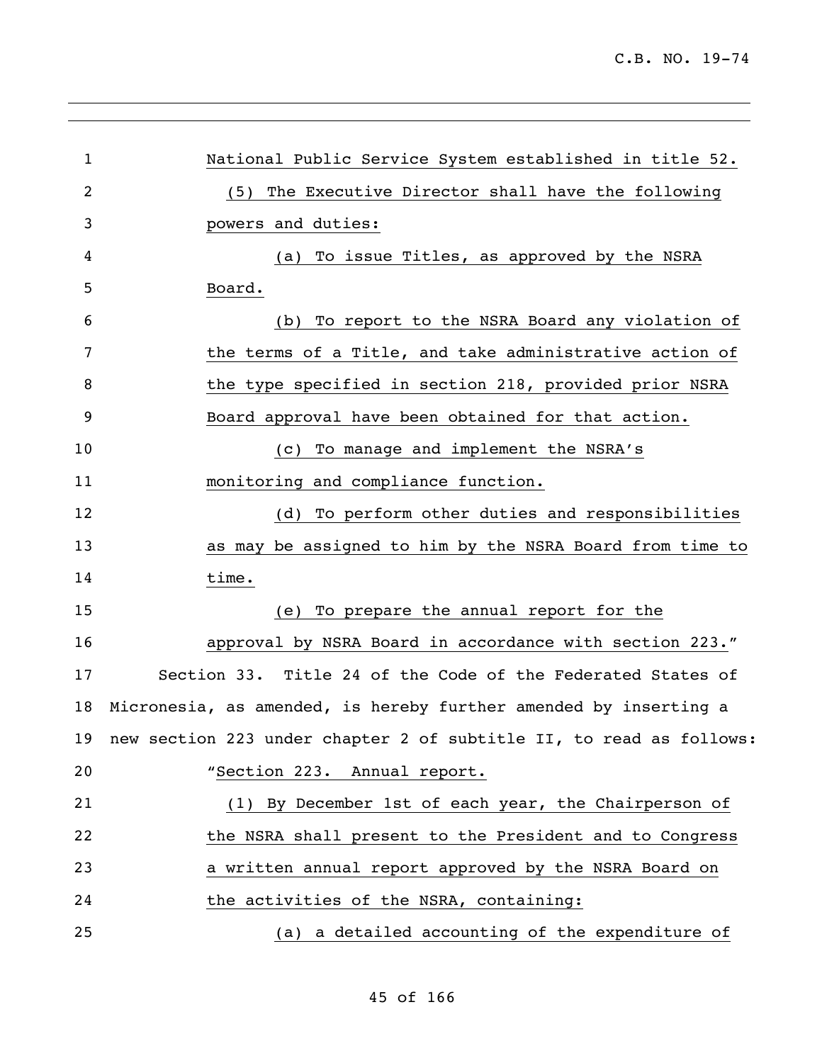National Public Service System established in title 52.

(5) The Executive Director shall have the following powers and duties:

(a) To issue Titles, as approved by the NSRA Board.

(b) To report to the NSRA Board any violation of the terms of a Title, and take administrative action of the type specified in section 218, provided prior NSRA Board approval have been obtained for that action.

(c) To manage and implement the NSRA's monitoring and compliance function.

(d) To perform other duties and responsibilities as may be assigned to him by the NSRA Board from time to time.

(e) To prepare the annual report for the approval by NSRA Board in accordance with section 223."

Section 33. Title 24 of the Code of the Federated States of Micronesia, as amended, is hereby further amended by inserting a new section 223 under chapter 2 of subtitle II, to read as follows:

"Section 223. Annual report.

(1) By December 1st of each year, the Chairperson of the NSRA shall present to the President and to Congress a written annual report approved by the NSRA Board on the activities of the NSRA, containing:

(a) a detailed accounting of the expenditure of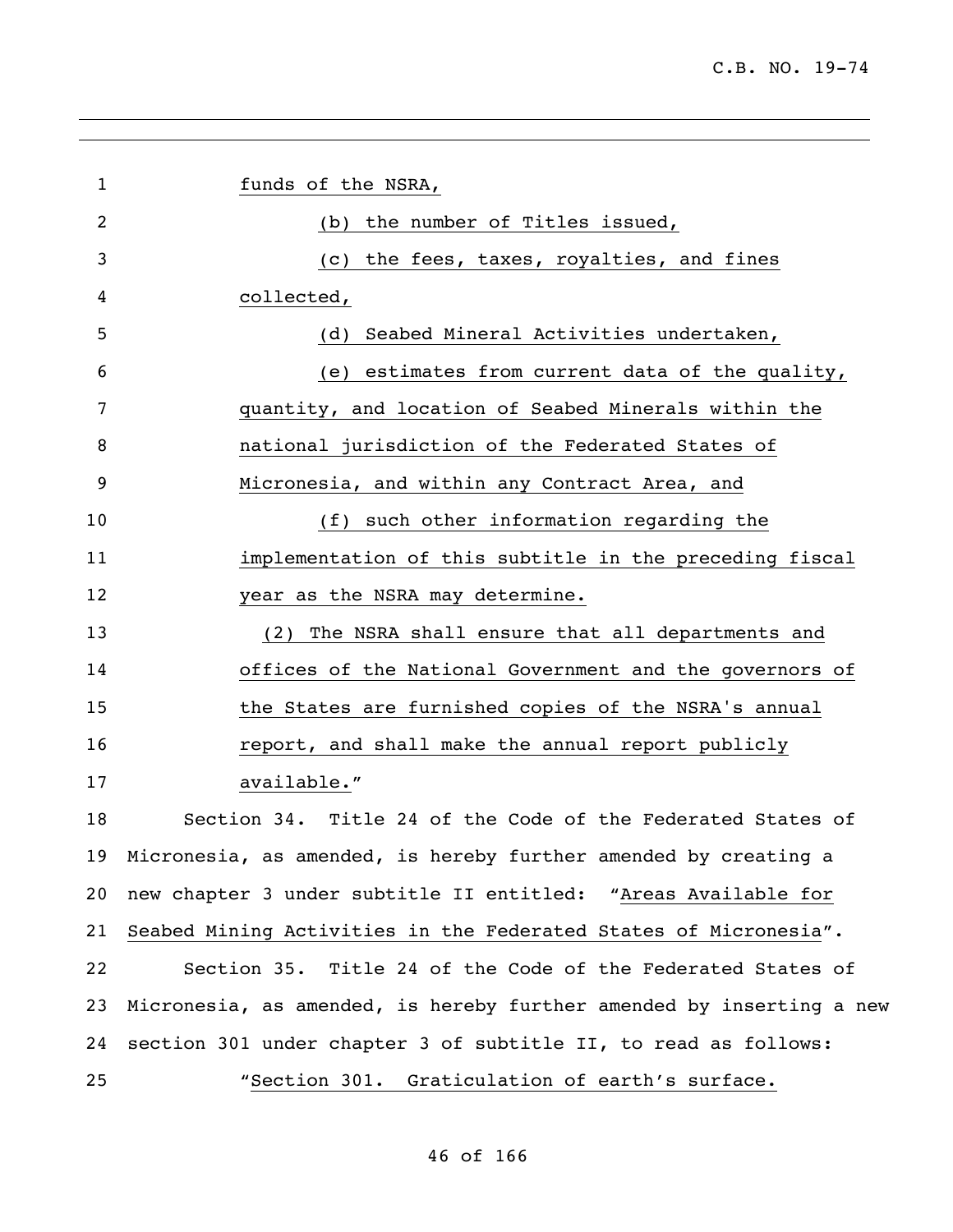funds of the NSRA,

(b) the number of Titles issued,

(c) the fees, taxes, royalties, and fines collected,

(d) Seabed Mineral Activities undertaken,

(e) estimates from current data of the quality, quantity, and location of Seabed Minerals within the national jurisdiction of the Federated States of Micronesia, and within any Contract Area, and

(f) such other information regarding the implementation of this subtitle in the preceding fiscal year as the NSRA may determine.

(2) The NSRA shall ensure that all departments and offices of the National Government and the governors of the States are furnished copies of the NSRA's annual report, and shall make the annual report publicly available."

Section 34. Title 24 of the Code of the Federated States of Micronesia, as amended, is hereby further amended by creating a new chapter 3 under subtitle II entitled: "Areas Available for Seabed Mining Activities in the Federated States of Micronesia".

Section 35. Title 24 of the Code of the Federated States of Micronesia, as amended, is hereby further amended by inserting a new section 301 under chapter 3 of subtitle II, to read as follows:

"Section 301. Graticulation of earth's surface.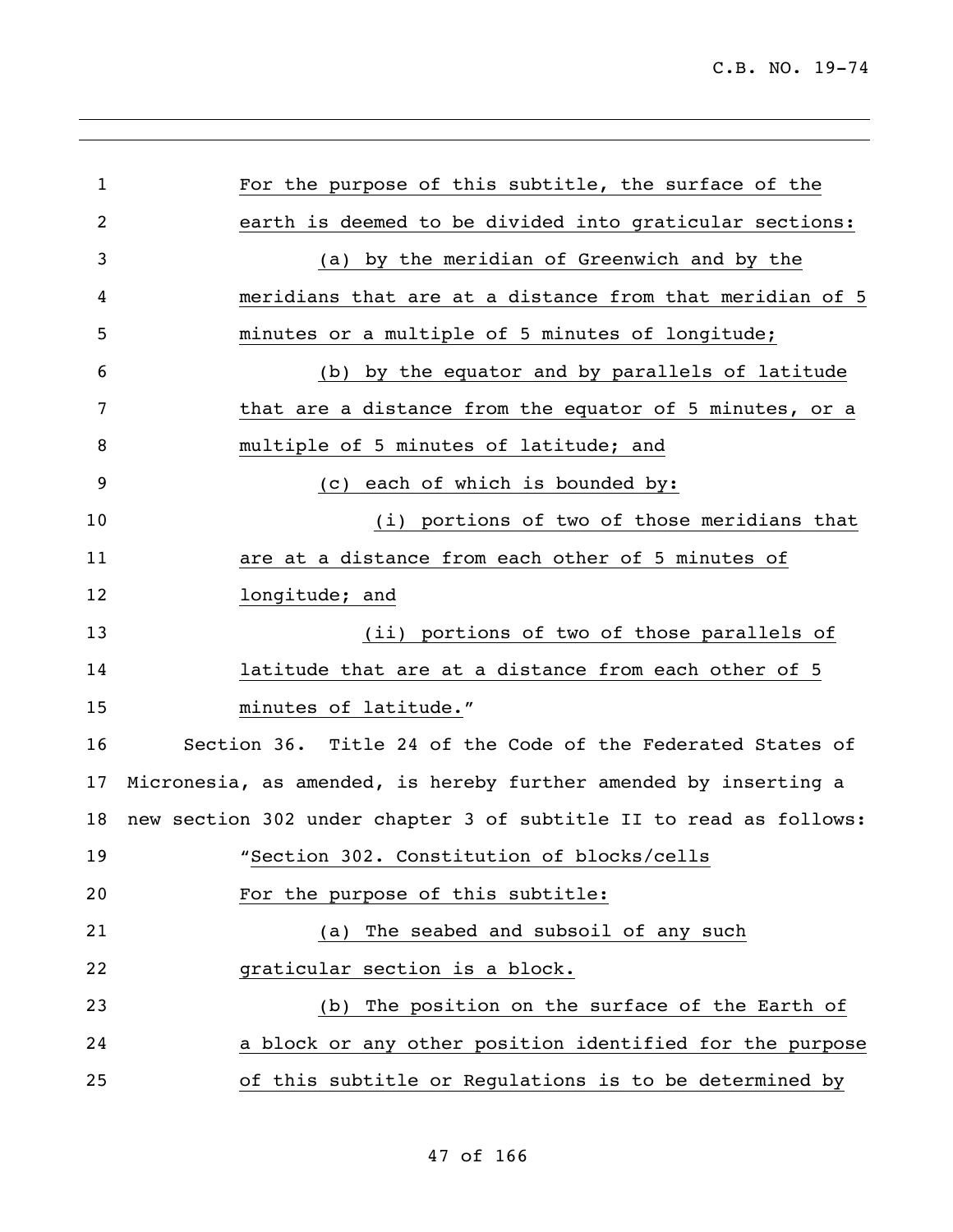For the purpose of this subtitle, the surface of the earth is deemed to be divided into graticular sections:

(a) by the meridian of Greenwich and by the meridians that are at a distance from that meridian of 5 minutes or a multiple of 5 minutes of longitude;

(b) by the equator and by parallels of latitude that are a distance from the equator of 5 minutes, or a multiple of 5 minutes of latitude; and

(c) each of which is bounded by:

(i) portions of two of those meridians that are at a distance from each other of 5 minutes of longitude; and

(ii) portions of two of those parallels of latitude that are at a distance from each other of 5 minutes of latitude."

Section 36. Title 24 of the Code of the Federated States of Micronesia, as amended, is hereby further amended by inserting a new section 302 under chapter 3 of subtitle II to read as follows:

"Section 302. Constitution of blocks/cells

For the purpose of this subtitle:

(a) The seabed and subsoil of any such graticular section is a block.

(b) The position on the surface of the Earth of a block or any other position identified for the purpose of this subtitle or Regulations is to be determined by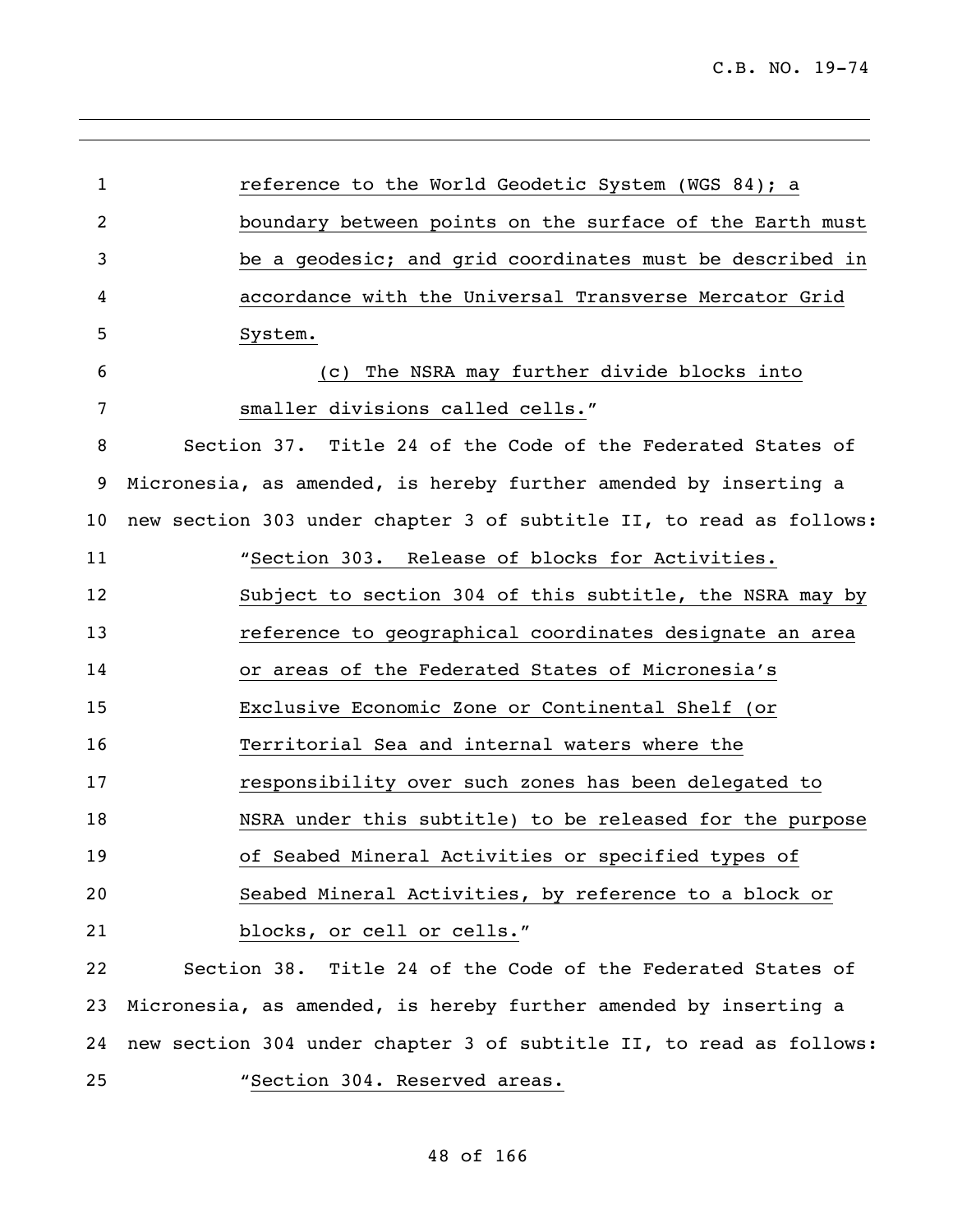reference to the World Geodetic System (WGS 84); a boundary between points on the surface of the Earth must be a geodesic; and grid coordinates must be described in accordance with the Universal Transverse Mercator Grid System.

(c) The NSRA may further divide blocks into smaller divisions called cells."

Section 37. Title 24 of the Code of the Federated States of Micronesia, as amended, is hereby further amended by inserting a new section 303 under chapter 3 of subtitle II, to read as follows:

"Section 303. Release of blocks for Activities. Subject to section 304 of this subtitle, the NSRA may by reference to geographical coordinates designate an area or areas of the Federated States of Micronesia's Exclusive Economic Zone or Continental Shelf (or Territorial Sea and internal waters where the responsibility over such zones has been delegated to NSRA under this subtitle) to be released for the purpose of Seabed Mineral Activities or specified types of Seabed Mineral Activities, by reference to a block or blocks, or cell or cells."

Section 38. Title 24 of the Code of the Federated States of Micronesia, as amended, is hereby further amended by inserting a new section 304 under chapter 3 of subtitle II, to read as follows:

"Section 304. Reserved areas.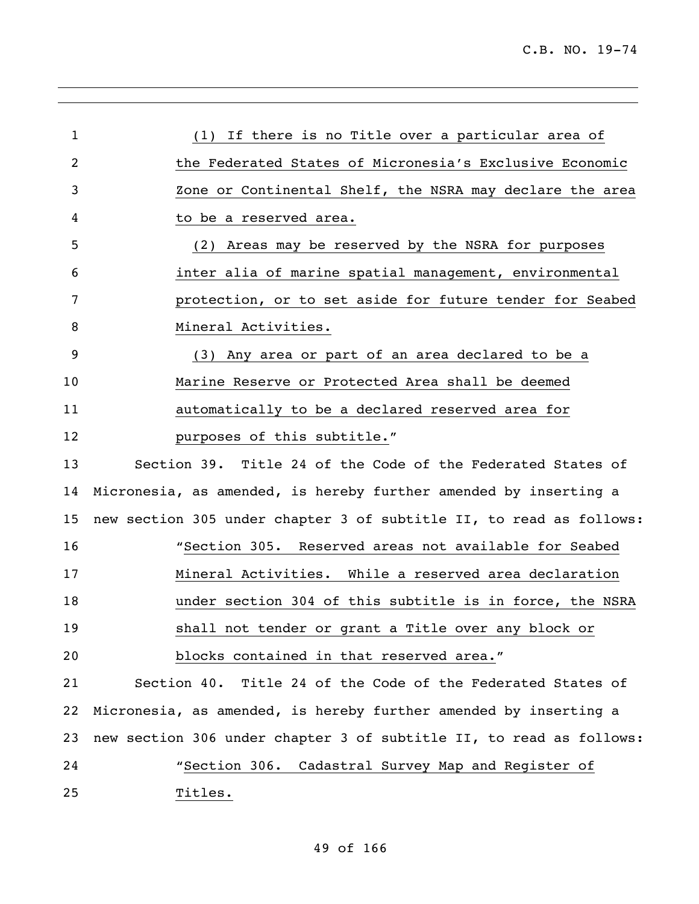(1) If there is no Title over a particular area of the Federated States of Micronesia's Exclusive Economic Zone or Continental Shelf, the NSRA may declare the area to be a reserved area.

(2) Areas may be reserved by the NSRA for purposes inter alia of marine spatial management, environmental protection, or to set aside for future tender for Seabed Mineral Activities.

(3) Any area or part of an area declared to be a Marine Reserve or Protected Area shall be deemed automatically to be a declared reserved area for purposes of this subtitle."

Section 39. Title 24 of the Code of the Federated States of Micronesia, as amended, is hereby further amended by inserting a new section 305 under chapter 3 of subtitle II, to read as follows:

"Section 305. Reserved areas not available for Seabed Mineral Activities. While a reserved area declaration under section 304 of this subtitle is in force, the NSRA shall not tender or grant a Title over any block or blocks contained in that reserved area."

Section 40. Title 24 of the Code of the Federated States of Micronesia, as amended, is hereby further amended by inserting a new section 306 under chapter 3 of subtitle II, to read as follows:

"Section 306. Cadastral Survey Map and Register of Titles.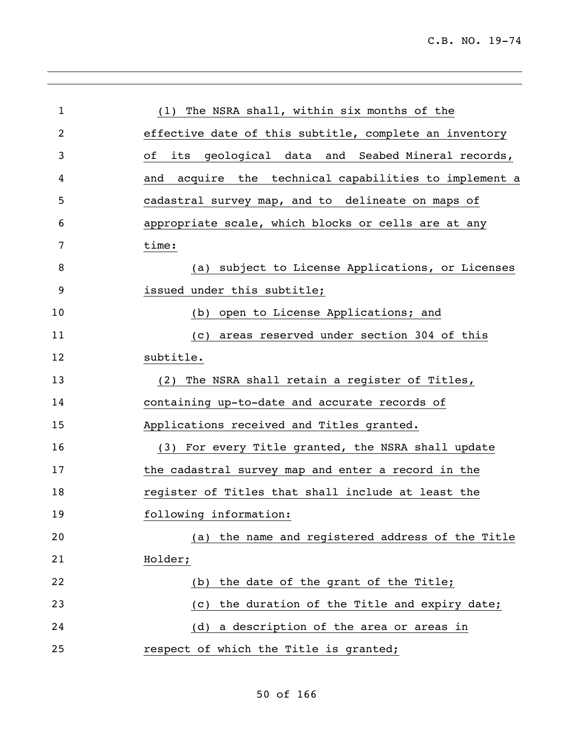(1) The NSRA shall, within six months of the effective date of this subtitle, complete an inventory of its geological data and Seabed Mineral records, and acquire the technical capabilities to implement a cadastral survey map, and to delineate on maps of appropriate scale, which blocks or cells are at any time:

(a) subject to License Applications, or Licenses issued under this subtitle;

(b) open to License Applications; and

(c) areas reserved under section 304 of this subtitle.

(2) The NSRA shall retain a register of Titles, containing up-to-date and accurate records of Applications received and Titles granted.

(3) For every Title granted, the NSRA shall update the cadastral survey map and enter a record in the register of Titles that shall include at least the following information:

(a) the name and registered address of the Title Holder;

(b) the date of the grant of the Title;

(c) the duration of the Title and expiry date;

(d) a description of the area or areas in respect of which the Title is granted;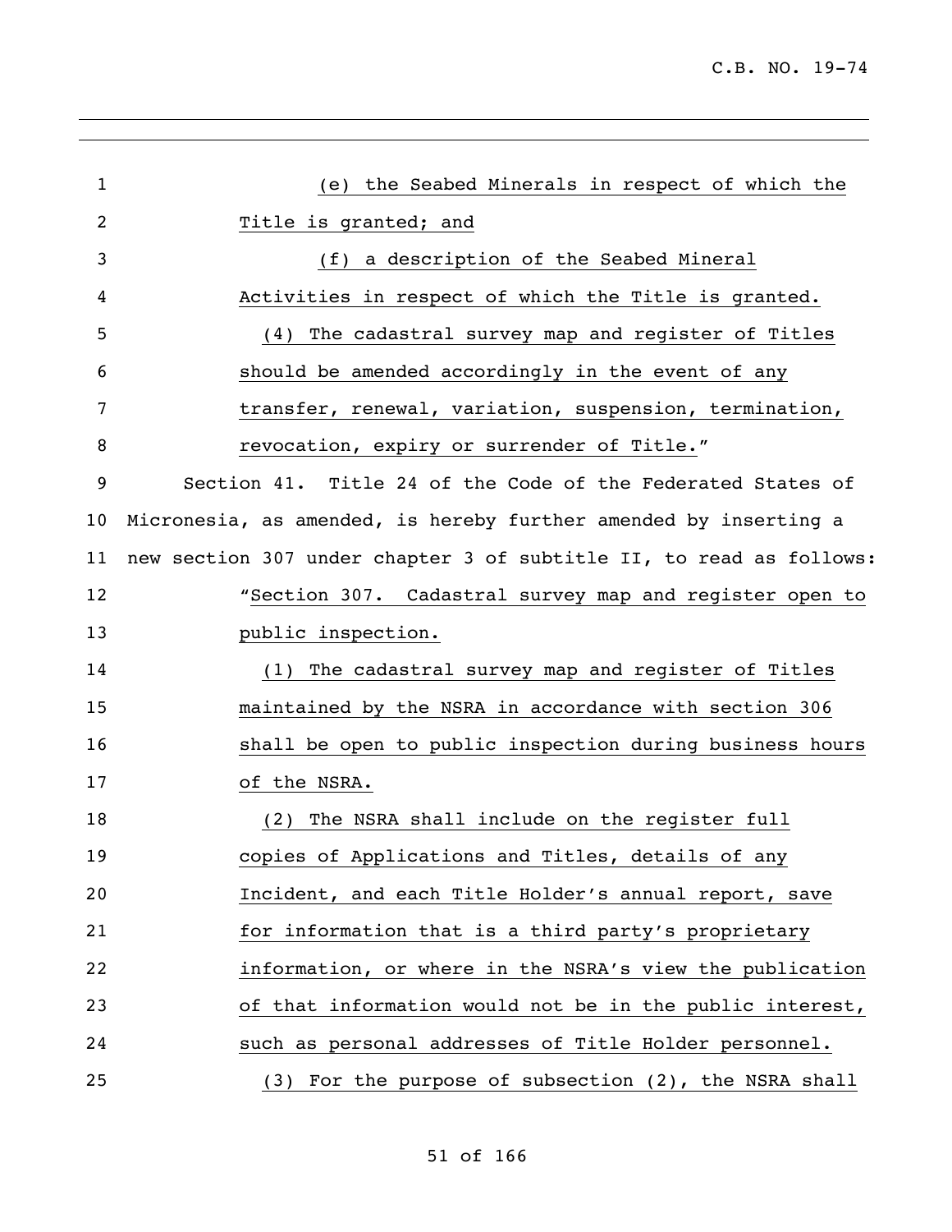(e) the Seabed Minerals in respect of which the Title is granted; and

(f) a description of the Seabed Mineral Activities in respect of which the Title is granted.

(4) The cadastral survey map and register of Titles should be amended accordingly in the event of any transfer, renewal, variation, suspension, termination, revocation, expiry or surrender of Title."

Section 41. Title 24 of the Code of the Federated States of Micronesia, as amended, is hereby further amended by inserting a new section 307 under chapter 3 of subtitle II, to read as follows:

"Section 307. Cadastral survey map and register open to public inspection.

(1) The cadastral survey map and register of Titles maintained by the NSRA in accordance with section 306 shall be open to public inspection during business hours of the NSRA.

(2) The NSRA shall include on the register full copies of Applications and Titles, details of any Incident, and each Title Holder's annual report, save for information that is a third party's proprietary information, or where in the NSRA's view the publication of that information would not be in the public interest, such as personal addresses of Title Holder personnel.

(3) For the purpose of subsection (2), the NSRA shall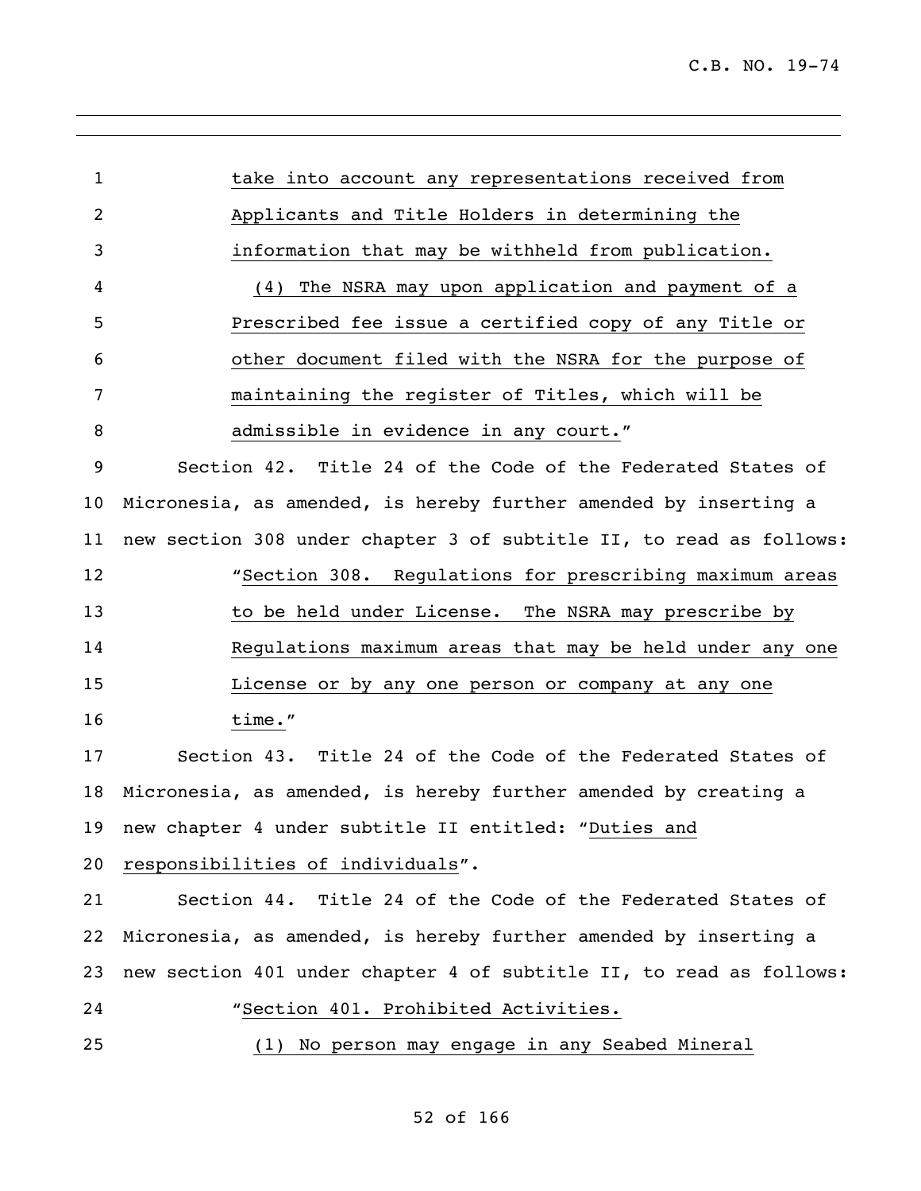take into account any representations received from Applicants and Title Holders in determining the information that may be withheld from publication.

(4) The NSRA may upon application and payment of a Prescribed fee issue a certified copy of any Title or other document filed with the NSRA for the purpose of maintaining the register of Titles, which will be admissible in evidence in any court."

Section 42. Title 24 of the Code of the Federated States of Micronesia, as amended, is hereby further amended by inserting a new section 308 under chapter 3 of subtitle II, to read as follows:

"Section 308. Regulations for prescribing maximum areas to be held under License. The NSRA may prescribe by Regulations maximum areas that may be held under any one License or by any one person or company at any one time."

Section 43. Title 24 of the Code of the Federated States of Micronesia, as amended, is hereby further amended by creating a new chapter 4 under subtitle II entitled: "Duties and responsibilities of individuals".

Section 44. Title 24 of the Code of the Federated States of Micronesia, as amended, is hereby further amended by inserting a new section 401 under chapter 4 of subtitle II, to read as follows:

"Section 401. Prohibited Activities.

(1) No person may engage in any Seabed Mineral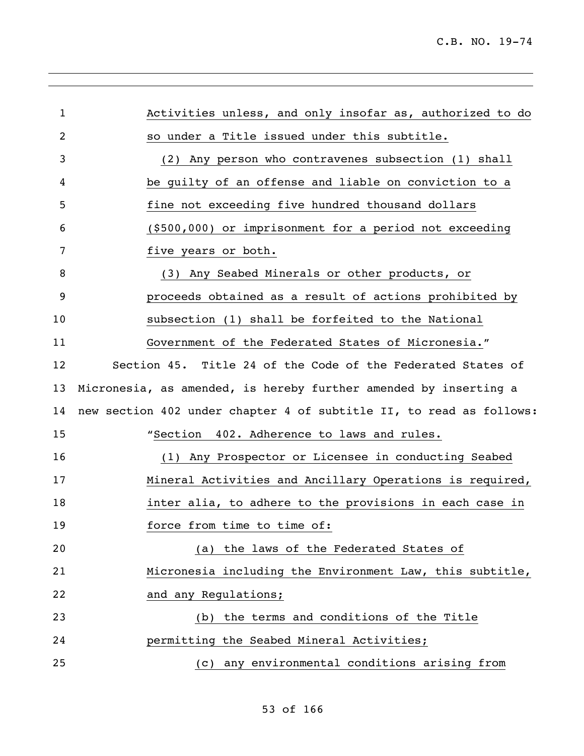Activities unless, and only insofar as, authorized to do so under a Title issued under this subtitle.

(2) Any person who contravenes subsection (1) shall be guilty of an offense and liable on conviction to a fine not exceeding five hundred thousand dollars ($500,000) or imprisonment for a period not exceeding five years or both.

(3) Any Seabed Minerals or other products, or proceeds obtained as a result of actions prohibited by subsection (1) shall be forfeited to the National Government of the Federated States of Micronesia."

Section 45. Title 24 of the Code of the Federated States of Micronesia, as amended, is hereby further amended by inserting a new section 402 under chapter 4 of subtitle II, to read as follows:

"Section 402. Adherence to laws and rules.

(1) Any Prospector or Licensee in conducting Seabed Mineral Activities and Ancillary Operations is required, inter alia, to adhere to the provisions in each case in force from time to time of:

(a) the laws of the Federated States of Micronesia including the Environment Law, this subtitle, and any Regulations;

(b) the terms and conditions of the Title permitting the Seabed Mineral Activities;

(c) any environmental conditions arising from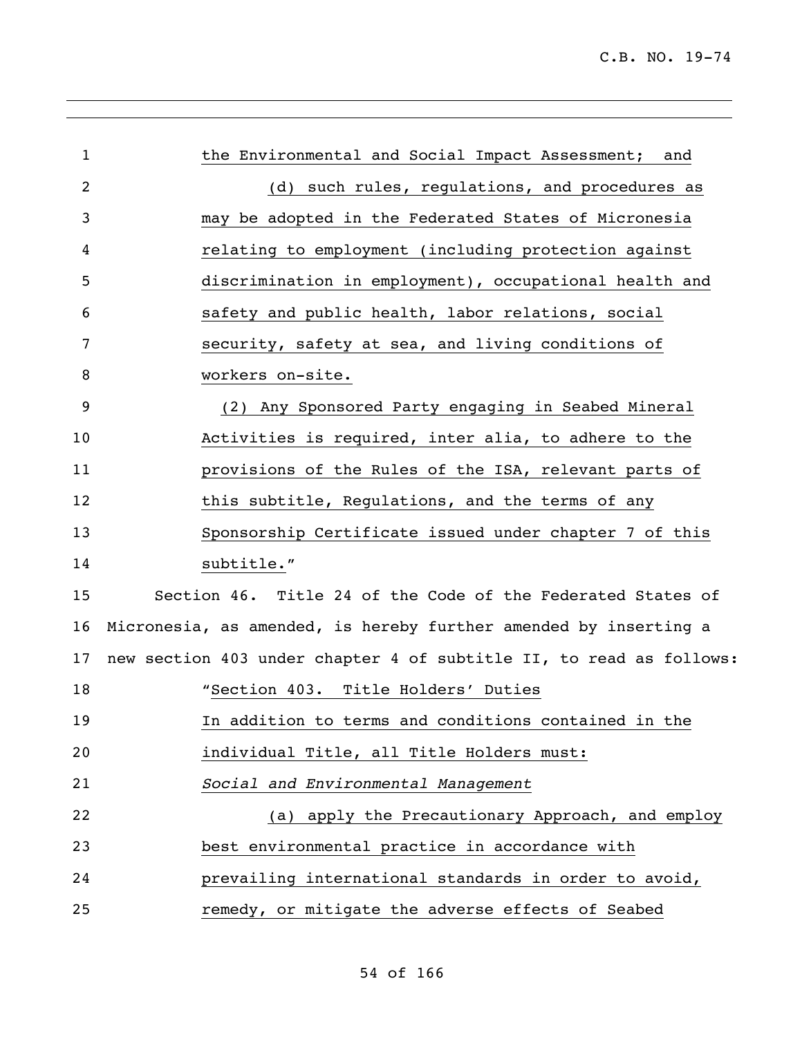the Environmental and Social Impact Assessment; and

(d) such rules, regulations, and procedures as may be adopted in the Federated States of Micronesia relating to employment (including protection against discrimination in employment), occupational health and safety and public health, labor relations, social security, safety at sea, and living conditions of workers on-site.

(2) Any Sponsored Party engaging in Seabed Mineral Activities is required, inter alia, to adhere to the provisions of the Rules of the ISA, relevant parts of this subtitle, Regulations, and the terms of any Sponsorship Certificate issued under chapter 7 of this subtitle."

Section 46. Title 24 of the Code of the Federated States of Micronesia, as amended, is hereby further amended by inserting a new section 403 under chapter 4 of subtitle II, to read as follows:

"Section 403. Title Holders' Duties

In addition to terms and conditions contained in the individual Title, all Title Holders must:

*Social and Environmental Management*

(a) apply the Precautionary Approach, and employ best environmental practice in accordance with prevailing international standards in order to avoid, remedy, or mitigate the adverse effects of Seabed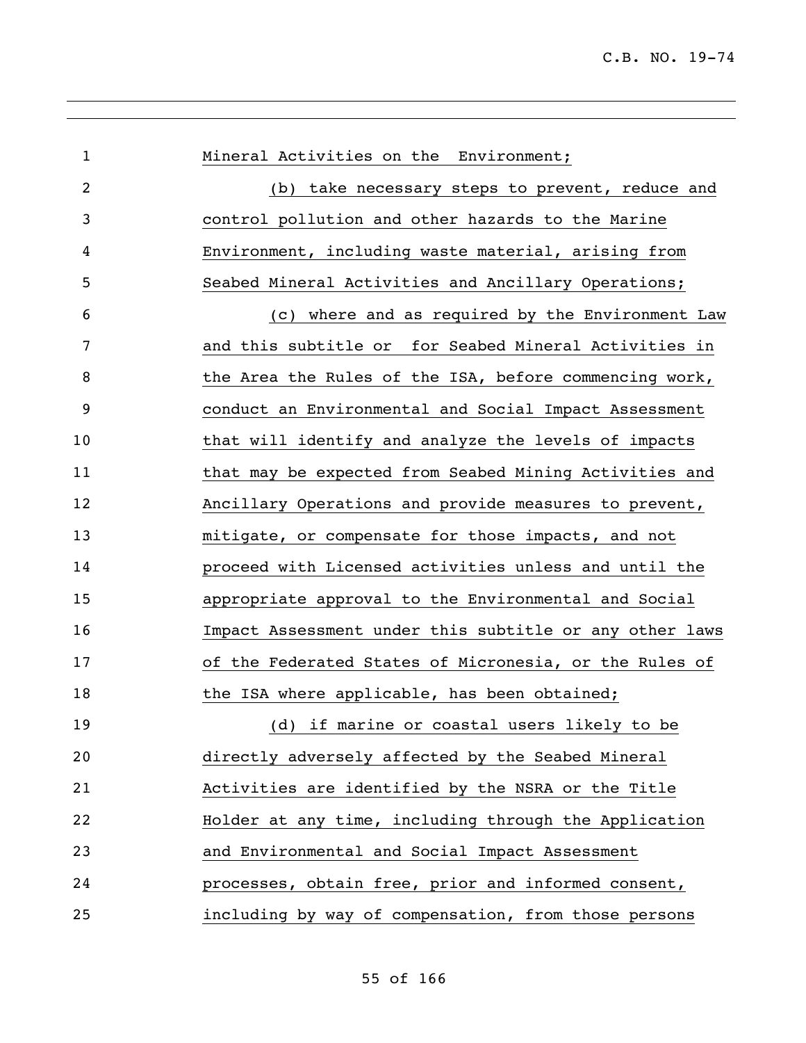Mineral Activities on the Environment;

(b) take necessary steps to prevent, reduce and control pollution and other hazards to the Marine Environment, including waste material, arising from Seabed Mineral Activities and Ancillary Operations;

(c) where and as required by the Environment Law and this subtitle or for Seabed Mineral Activities in the Area the Rules of the ISA, before commencing work, conduct an Environmental and Social Impact Assessment that will identify and analyze the levels of impacts that may be expected from Seabed Mining Activities and Ancillary Operations and provide measures to prevent, mitigate, or compensate for those impacts, and not proceed with Licensed activities unless and until the appropriate approval to the Environmental and Social Impact Assessment under this subtitle or any other laws of the Federated States of Micronesia, or the Rules of the ISA where applicable, has been obtained;

(d) if marine or coastal users likely to be directly adversely affected by the Seabed Mineral Activities are identified by the NSRA or the Title Holder at any time, including through the Application and Environmental and Social Impact Assessment processes, obtain free, prior and informed consent, including by way of compensation, from those persons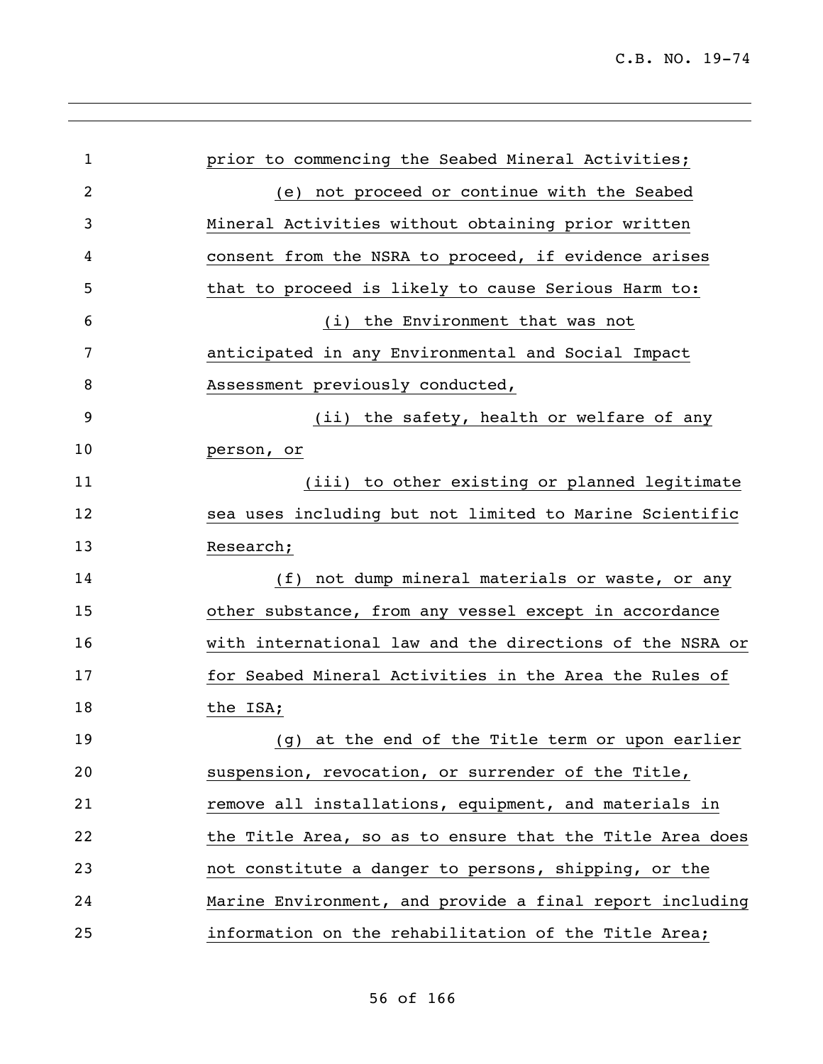prior to commencing the Seabed Mineral Activities;

(e) not proceed or continue with the Seabed Mineral Activities without obtaining prior written consent from the NSRA to proceed, if evidence arises that to proceed is likely to cause Serious Harm to:

(i) the Environment that was not anticipated in any Environmental and Social Impact Assessment previously conducted,

(ii) the safety, health or welfare of any person, or

(iii) to other existing or planned legitimate sea uses including but not limited to Marine Scientific Research;

(f) not dump mineral materials or waste, or any other substance, from any vessel except in accordance with international law and the directions of the NSRA or for Seabed Mineral Activities in the Area the Rules of the ISA;

(g) at the end of the Title term or upon earlier suspension, revocation, or surrender of the Title, remove all installations, equipment, and materials in the Title Area, so as to ensure that the Title Area does not constitute a danger to persons, shipping, or the Marine Environment, and provide a final report including information on the rehabilitation of the Title Area;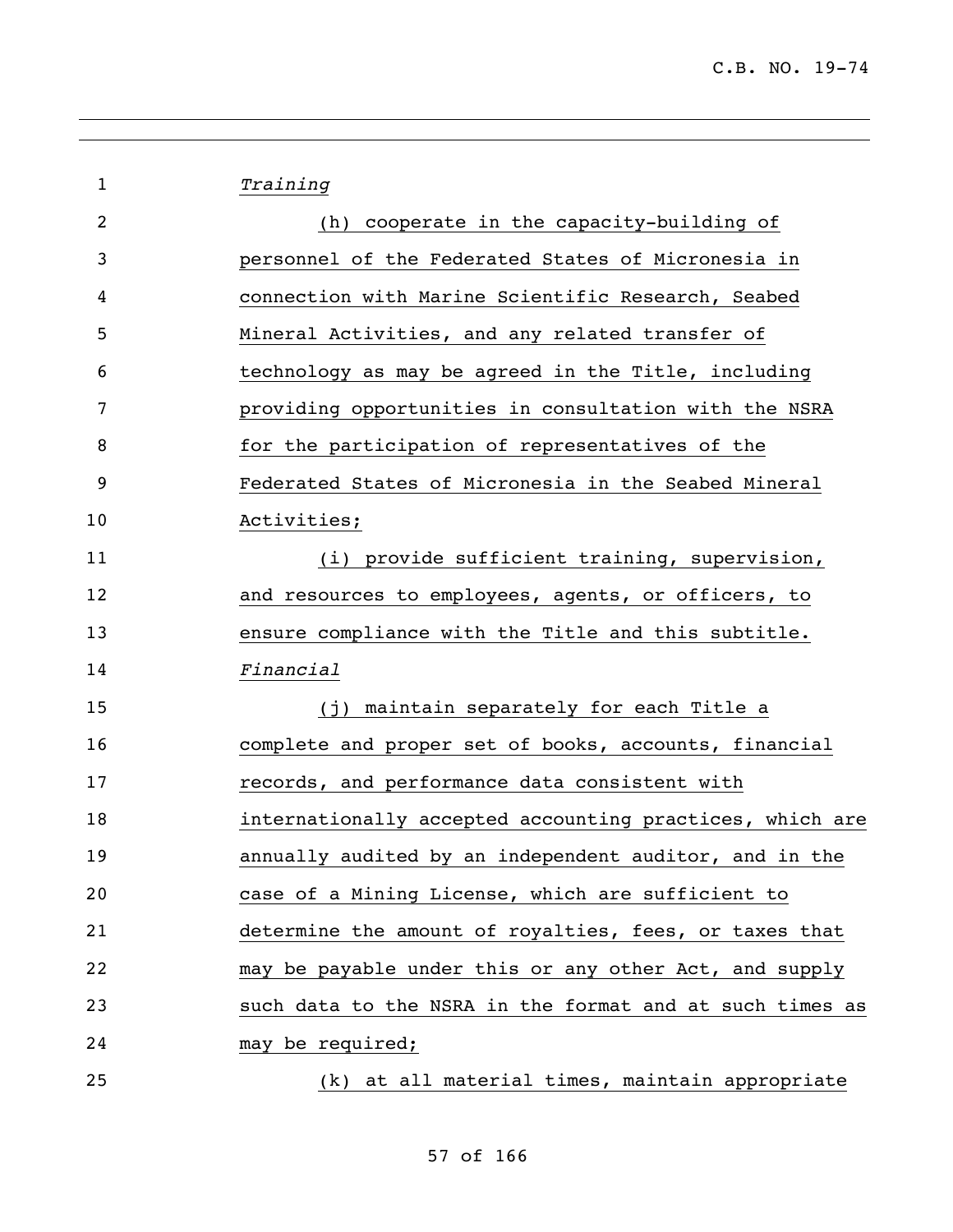*Training*

(h) cooperate in the capacity-building of personnel of the Federated States of Micronesia in connection with Marine Scientific Research, Seabed Mineral Activities, and any related transfer of technology as may be agreed in the Title, including providing opportunities in consultation with the NSRA for the participation of representatives of the Federated States of Micronesia in the Seabed Mineral Activities;

(i) provide sufficient training, supervision, and resources to employees, agents, or officers, to ensure compliance with the Title and this subtitle.

*Financial*

(j) maintain separately for each Title a complete and proper set of books, accounts, financial records, and performance data consistent with internationally accepted accounting practices, which are annually audited by an independent auditor, and in the case of a Mining License, which are sufficient to determine the amount of royalties, fees, or taxes that may be payable under this or any other Act, and supply such data to the NSRA in the format and at such times as may be required;

(k) at all material times, maintain appropriate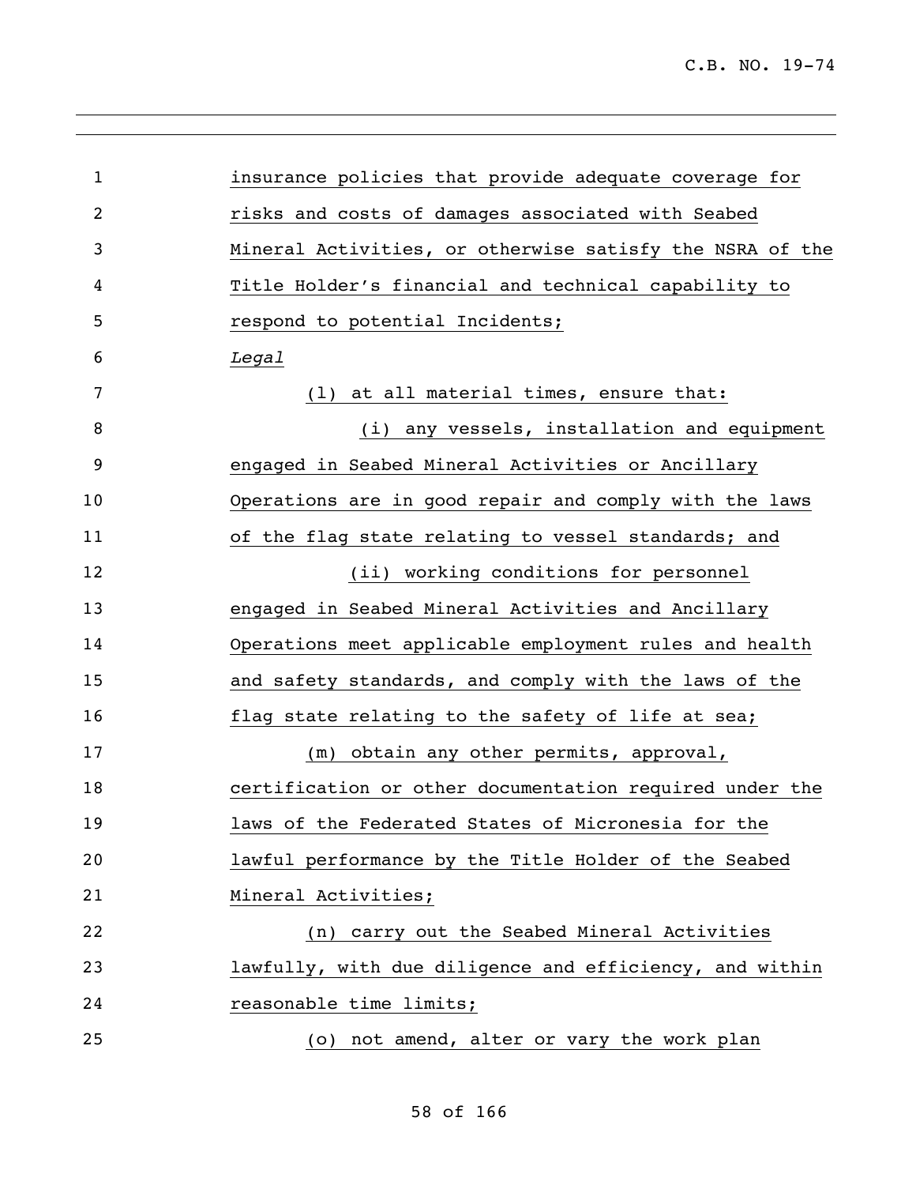insurance policies that provide adequate coverage for risks and costs of damages associated with Seabed Mineral Activities, or otherwise satisfy the NSRA of the Title Holder's financial and technical capability to respond to potential Incidents;

*Legal*

(l) at all material times, ensure that:

(i) any vessels, installation and equipment engaged in Seabed Mineral Activities or Ancillary Operations are in good repair and comply with the laws of the flag state relating to vessel standards; and

(ii) working conditions for personnel engaged in Seabed Mineral Activities and Ancillary Operations meet applicable employment rules and health and safety standards, and comply with the laws of the flag state relating to the safety of life at sea;

(m) obtain any other permits, approval, certification or other documentation required under the laws of the Federated States of Micronesia for the lawful performance by the Title Holder of the Seabed Mineral Activities;

(n) carry out the Seabed Mineral Activities lawfully, with due diligence and efficiency, and within reasonable time limits;

(o) not amend, alter or vary the work plan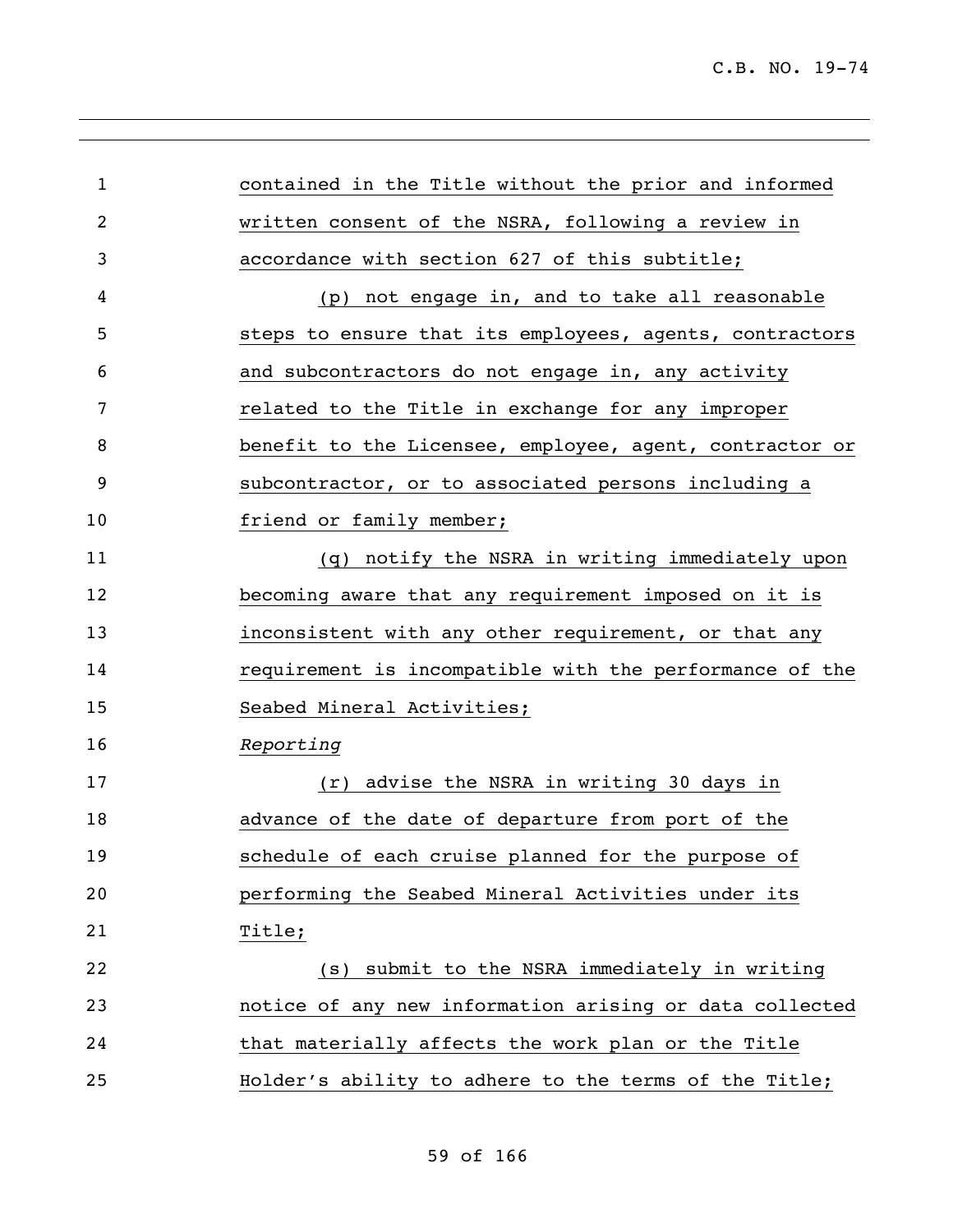contained in the Title without the prior and informed written consent of the NSRA, following a review in accordance with section 627 of this subtitle;

(p) not engage in, and to take all reasonable steps to ensure that its employees, agents, contractors and subcontractors do not engage in, any activity related to the Title in exchange for any improper benefit to the Licensee, employee, agent, contractor or subcontractor, or to associated persons including a friend or family member;

(q) notify the NSRA in writing immediately upon becoming aware that any requirement imposed on it is inconsistent with any other requirement, or that any requirement is incompatible with the performance of the Seabed Mineral Activities;

*Reporting*

(r) advise the NSRA in writing 30 days in advance of the date of departure from port of the schedule of each cruise planned for the purpose of performing the Seabed Mineral Activities under its Title;

(s) submit to the NSRA immediately in writing notice of any new information arising or data collected that materially affects the work plan or the Title Holder's ability to adhere to the terms of the Title;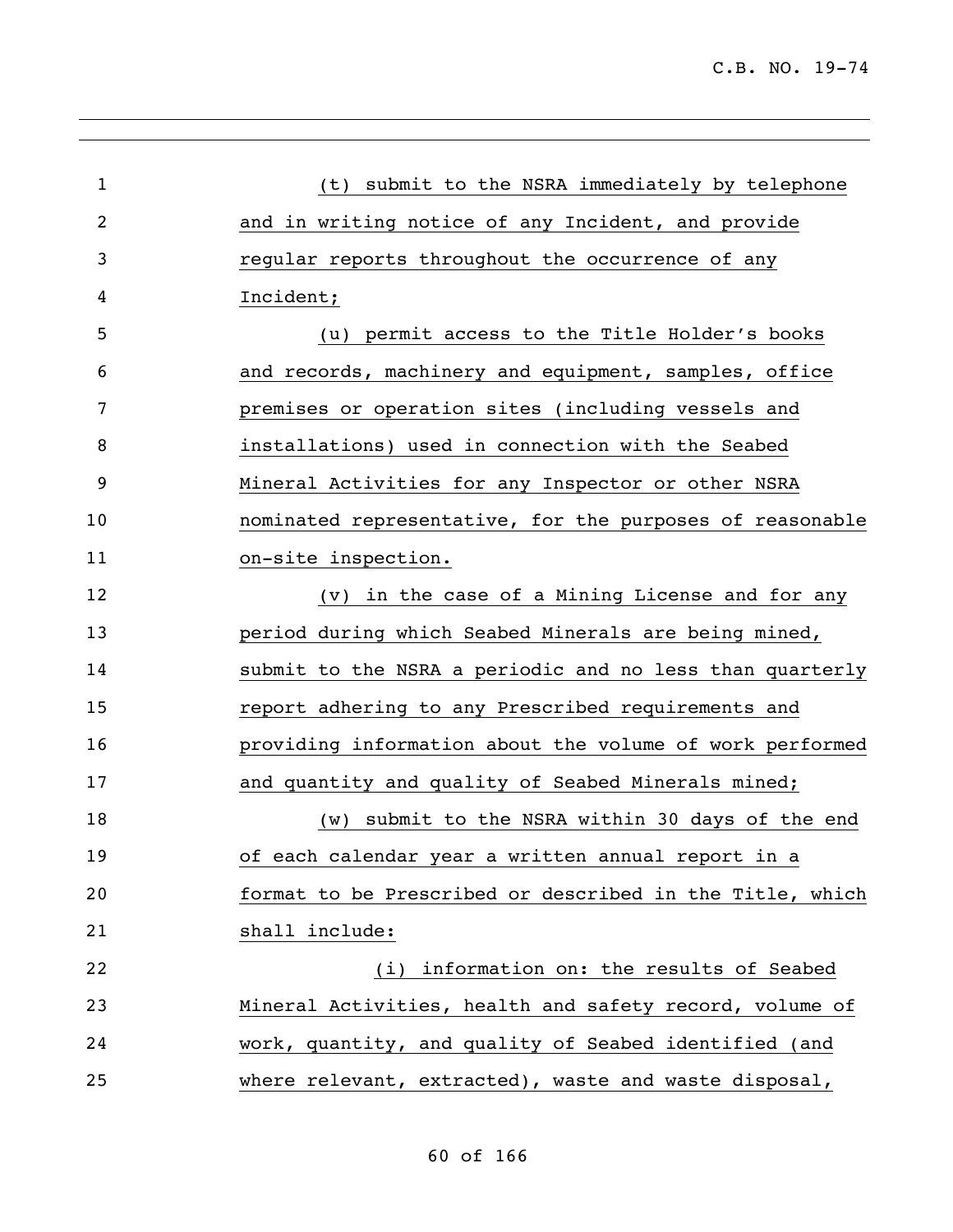(t) submit to the NSRA immediately by telephone and in writing notice of any Incident, and provide regular reports throughout the occurrence of any Incident;

(u) permit access to the Title Holder's books and records, machinery and equipment, samples, office premises or operation sites (including vessels and installations) used in connection with the Seabed Mineral Activities for any Inspector or other NSRA nominated representative, for the purposes of reasonable on-site inspection.

(v) in the case of a Mining License and for any period during which Seabed Minerals are being mined, submit to the NSRA a periodic and no less than quarterly report adhering to any Prescribed requirements and providing information about the volume of work performed and quantity and quality of Seabed Minerals mined;

(w) submit to the NSRA within 30 days of the end of each calendar year a written annual report in a format to be Prescribed or described in the Title, which shall include:

(i) information on: the results of Seabed Mineral Activities, health and safety record, volume of work, quantity, and quality of Seabed identified (and where relevant, extracted), waste and waste disposal,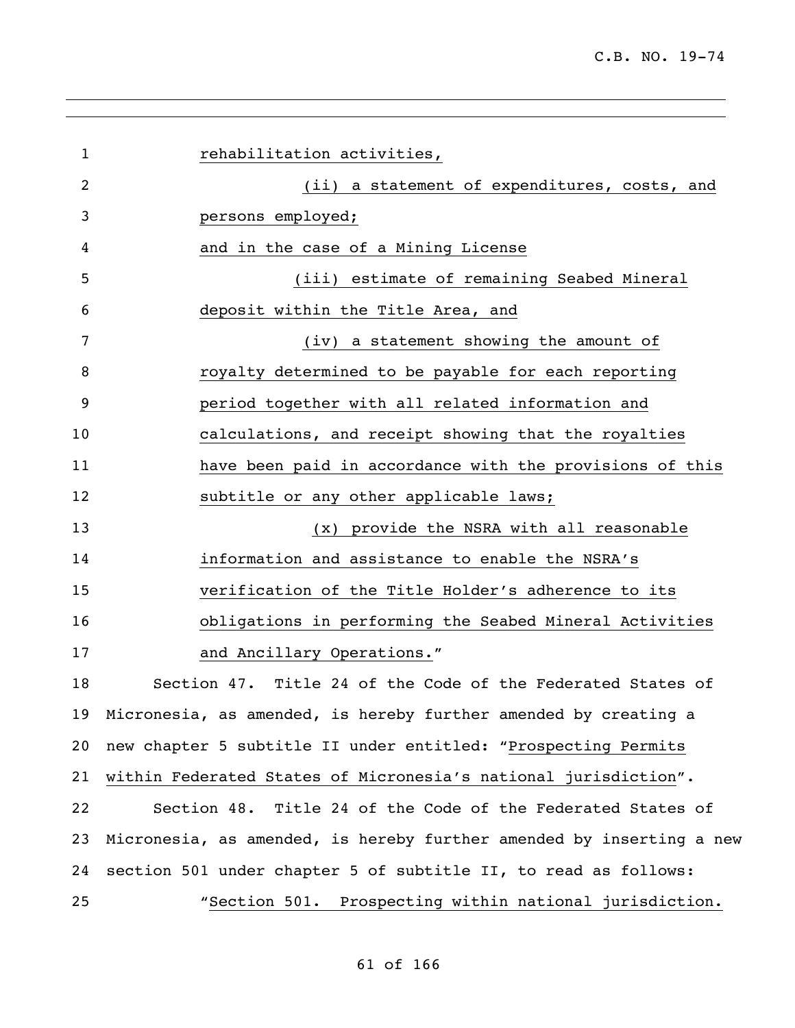rehabilitation activities,

(ii) a statement of expenditures, costs, and persons employed;

and in the case of a Mining License

(iii) estimate of remaining Seabed Mineral deposit within the Title Area, and

(iv) a statement showing the amount of royalty determined to be payable for each reporting period together with all related information and calculations, and receipt showing that the royalties have been paid in accordance with the provisions of this subtitle or any other applicable laws;

(x) provide the NSRA with all reasonable information and assistance to enable the NSRA's verification of the Title Holder's adherence to its obligations in performing the Seabed Mineral Activities and Ancillary Operations."

Section 47. Title 24 of the Code of the Federated States of Micronesia, as amended, is hereby further amended by creating a new chapter 5 subtitle II under entitled: "Prospecting Permits within Federated States of Micronesia's national jurisdiction".

Section 48. Title 24 of the Code of the Federated States of Micronesia, as amended, is hereby further amended by inserting a new section 501 under chapter 5 of subtitle II, to read as follows:

"Section 501. Prospecting within national jurisdiction.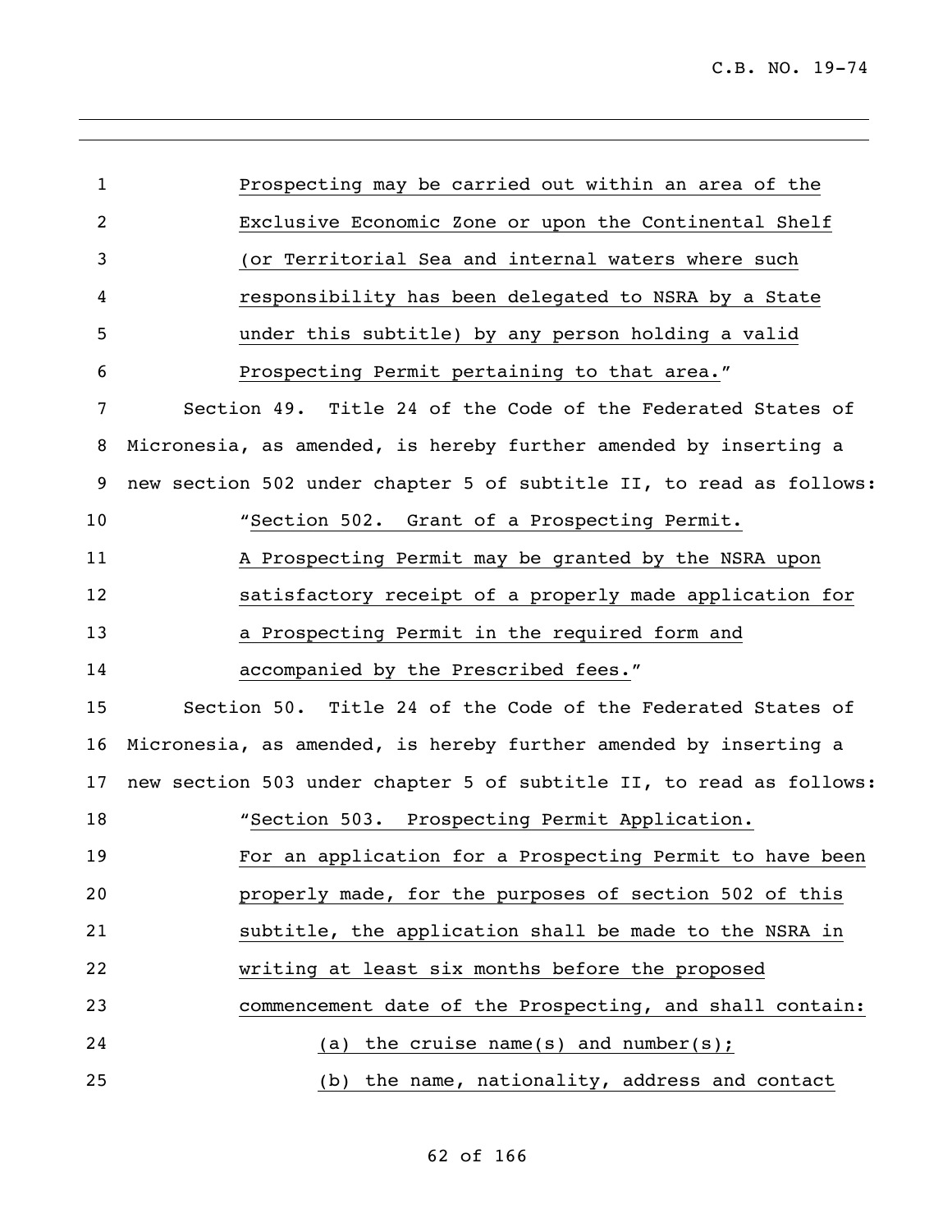Prospecting may be carried out within an area of the Exclusive Economic Zone or upon the Continental Shelf (or Territorial Sea and internal waters where such responsibility has been delegated to NSRA by a State under this subtitle) by any person holding a valid Prospecting Permit pertaining to that area."

Section 49. Title 24 of the Code of the Federated States of Micronesia, as amended, is hereby further amended by inserting a new section 502 under chapter 5 of subtitle II, to read as follows:

"Section 502. Grant of a Prospecting Permit.

A Prospecting Permit may be granted by the NSRA upon satisfactory receipt of a properly made application for a Prospecting Permit in the required form and accompanied by the Prescribed fees."

Section 50. Title 24 of the Code of the Federated States of Micronesia, as amended, is hereby further amended by inserting a new section 503 under chapter 5 of subtitle II, to read as follows:

"Section 503. Prospecting Permit Application.

For an application for a Prospecting Permit to have been properly made, for the purposes of section 502 of this subtitle, the application shall be made to the NSRA in writing at least six months before the proposed commencement date of the Prospecting, and shall contain:

(a) the cruise name(s) and number(s);

(b) the name, nationality, address and contact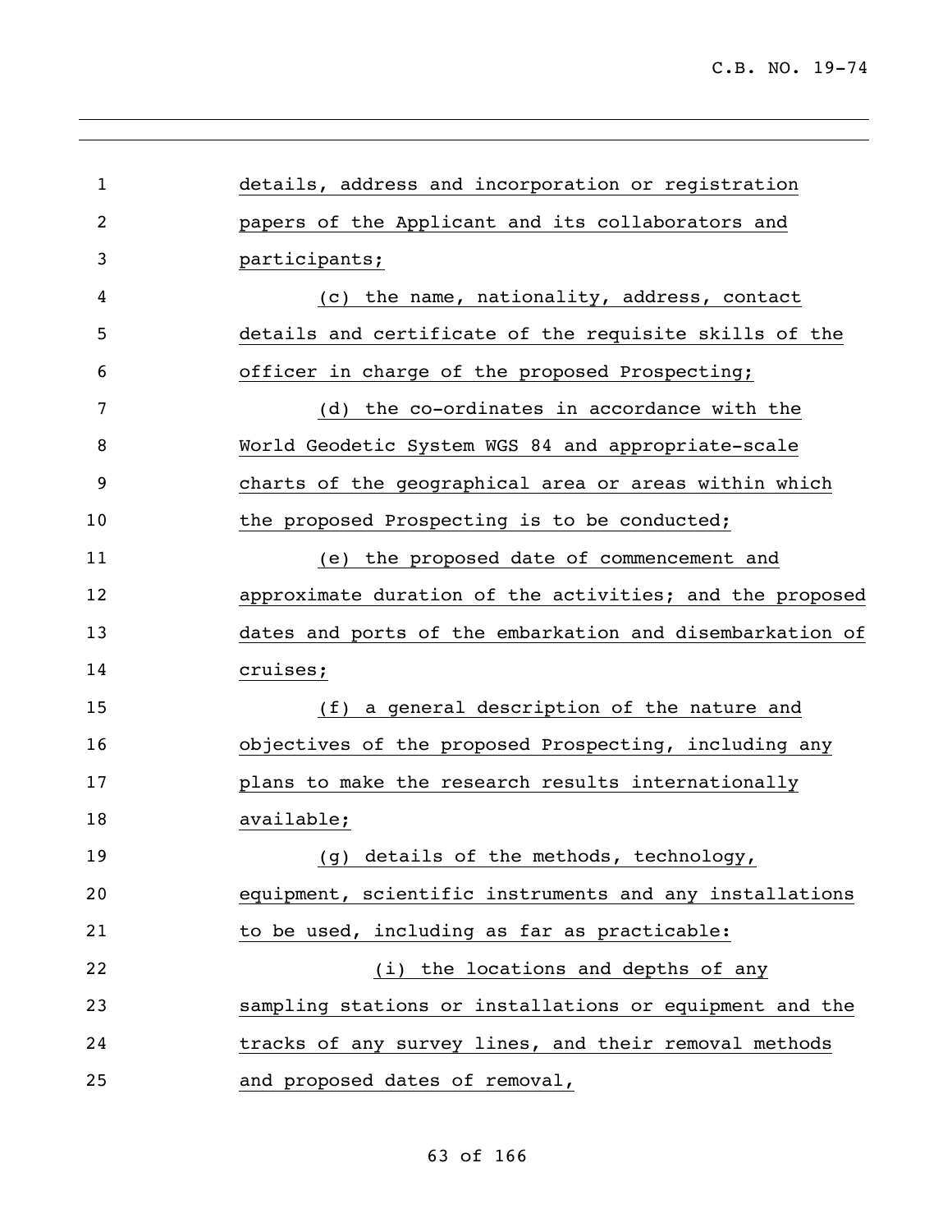details, address and incorporation or registration papers of the Applicant and its collaborators and participants;

(c) the name, nationality, address, contact details and certificate of the requisite skills of the officer in charge of the proposed Prospecting;

(d) the co-ordinates in accordance with the World Geodetic System WGS 84 and appropriate-scale charts of the geographical area or areas within which the proposed Prospecting is to be conducted;

(e) the proposed date of commencement and approximate duration of the activities; and the proposed dates and ports of the embarkation and disembarkation of cruises;

(f) a general description of the nature and objectives of the proposed Prospecting, including any plans to make the research results internationally available;

(g) details of the methods, technology, equipment, scientific instruments and any installations to be used, including as far as practicable:

(i) the locations and depths of any sampling stations or installations or equipment and the tracks of any survey lines, and their removal methods and proposed dates of removal,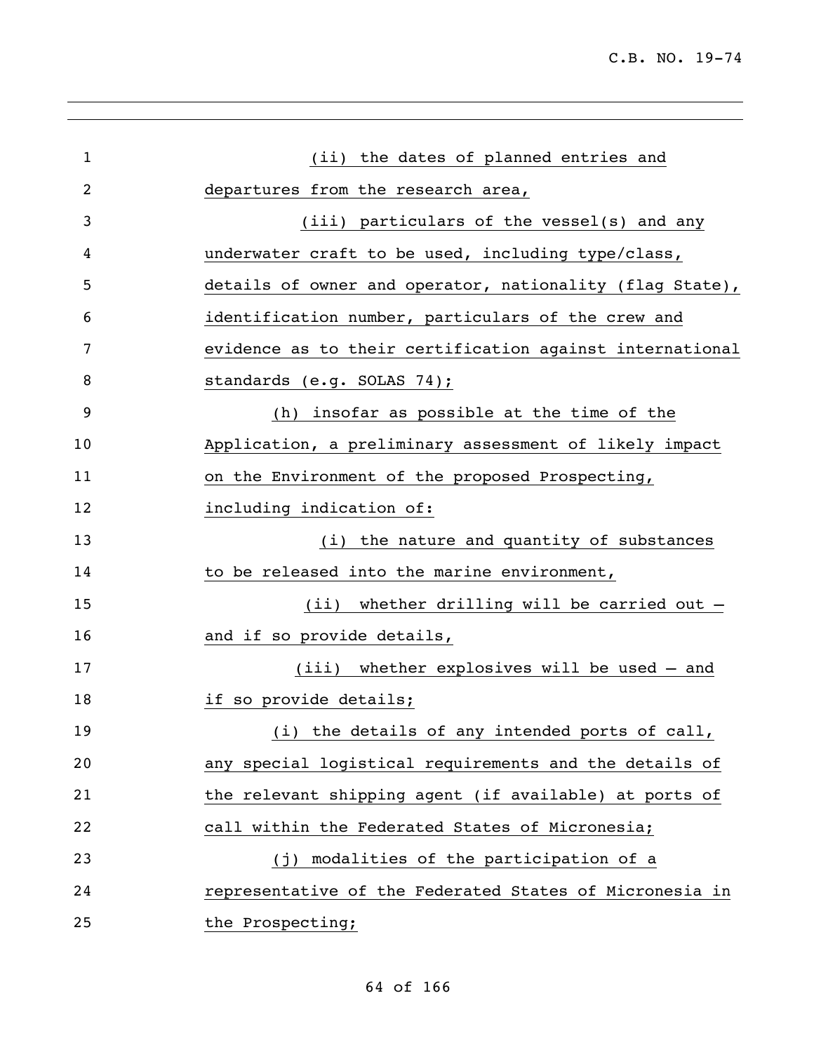(ii) the dates of planned entries and departures from the research area,

(iii) particulars of the vessel(s) and any underwater craft to be used, including type/class, details of owner and operator, nationality (flag State), identification number, particulars of the crew and evidence as to their certification against international standards (e.g. SOLAS 74);

(h) insofar as possible at the time of the Application, a preliminary assessment of likely impact on the Environment of the proposed Prospecting, including indication of:

(i) the nature and quantity of substances to be released into the marine environment,

(ii) whether drilling will be carried out – and if so provide details,

(iii) whether explosives will be used – and if so provide details;

(i) the details of any intended ports of call, any special logistical requirements and the details of the relevant shipping agent (if available) at ports of call within the Federated States of Micronesia;

(j) modalities of the participation of a representative of the Federated States of Micronesia in the Prospecting;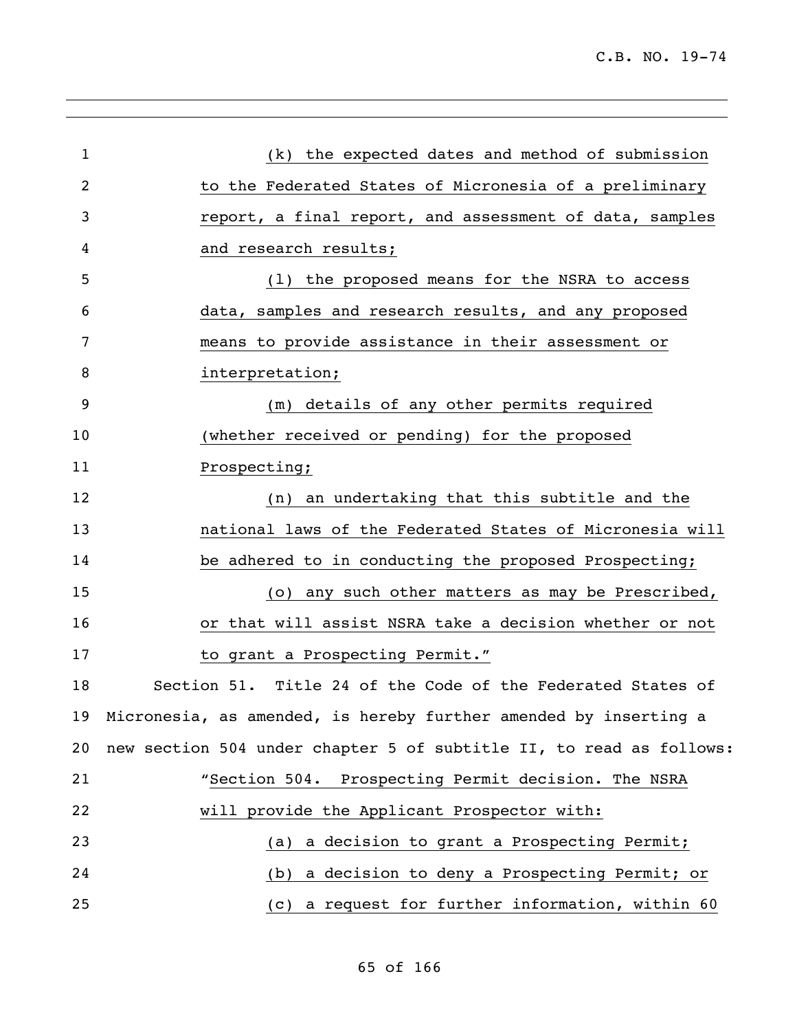(k) the expected dates and method of submission to the Federated States of Micronesia of a preliminary report, a final report, and assessment of data, samples and research results;

(l) the proposed means for the NSRA to access data, samples and research results, and any proposed means to provide assistance in their assessment or interpretation;

(m) details of any other permits required (whether received or pending) for the proposed Prospecting;

(n) an undertaking that this subtitle and the national laws of the Federated States of Micronesia will be adhered to in conducting the proposed Prospecting;

(o) any such other matters as may be Prescribed, or that will assist NSRA take a decision whether or not to grant a Prospecting Permit."

Section 51. Title 24 of the Code of the Federated States of Micronesia, as amended, is hereby further amended by inserting a new section 504 under chapter 5 of subtitle II, to read as follows:

"Section 504. Prospecting Permit decision. The NSRA will provide the Applicant Prospector with:

(a) a decision to grant a Prospecting Permit;

(b) a decision to deny a Prospecting Permit; or

(c) a request for further information, within 60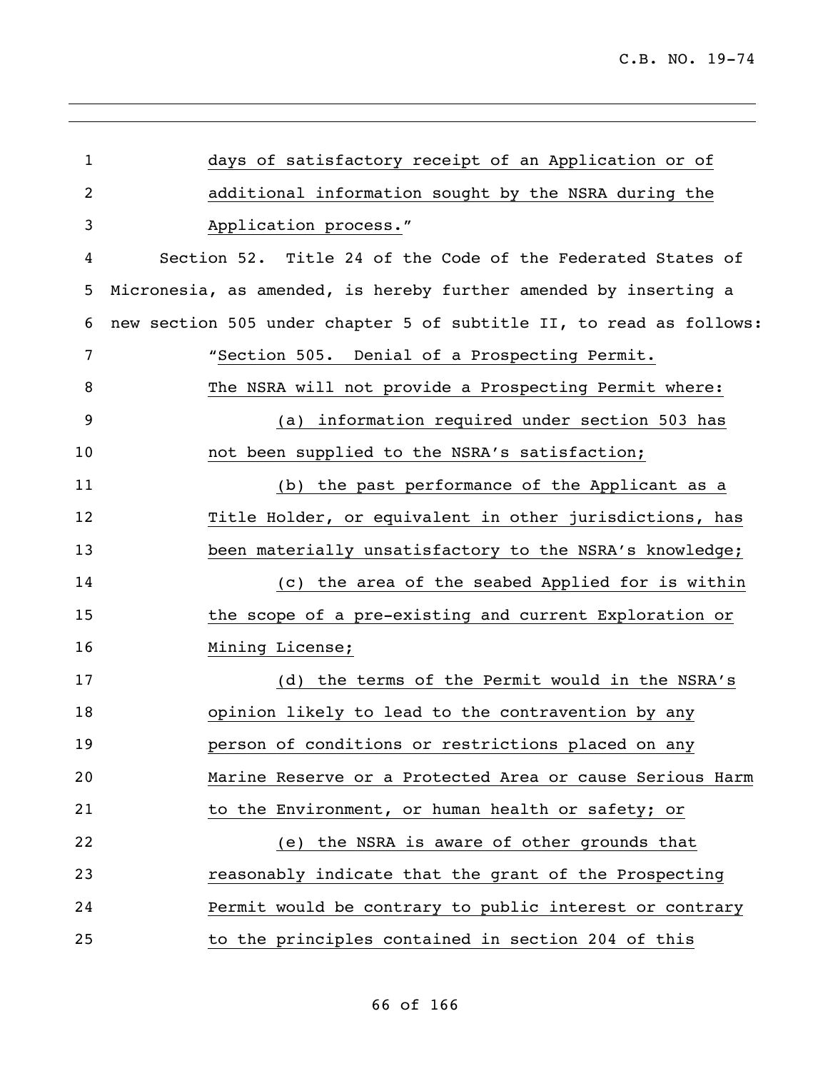days of satisfactory receipt of an Application or of additional information sought by the NSRA during the Application process."

Section 52. Title 24 of the Code of the Federated States of Micronesia, as amended, is hereby further amended by inserting a new section 505 under chapter 5 of subtitle II, to read as follows:

"Section 505. Denial of a Prospecting Permit.

The NSRA will not provide a Prospecting Permit where:

(a) information required under section 503 has not been supplied to the NSRA's satisfaction;

(b) the past performance of the Applicant as a Title Holder, or equivalent in other jurisdictions, has been materially unsatisfactory to the NSRA's knowledge;

(c) the area of the seabed Applied for is within the scope of a pre-existing and current Exploration or Mining License;

(d) the terms of the Permit would in the NSRA's opinion likely to lead to the contravention by any person of conditions or restrictions placed on any Marine Reserve or a Protected Area or cause Serious Harm to the Environment, or human health or safety; or

(e) the NSRA is aware of other grounds that reasonably indicate that the grant of the Prospecting Permit would be contrary to public interest or contrary to the principles contained in section 204 of this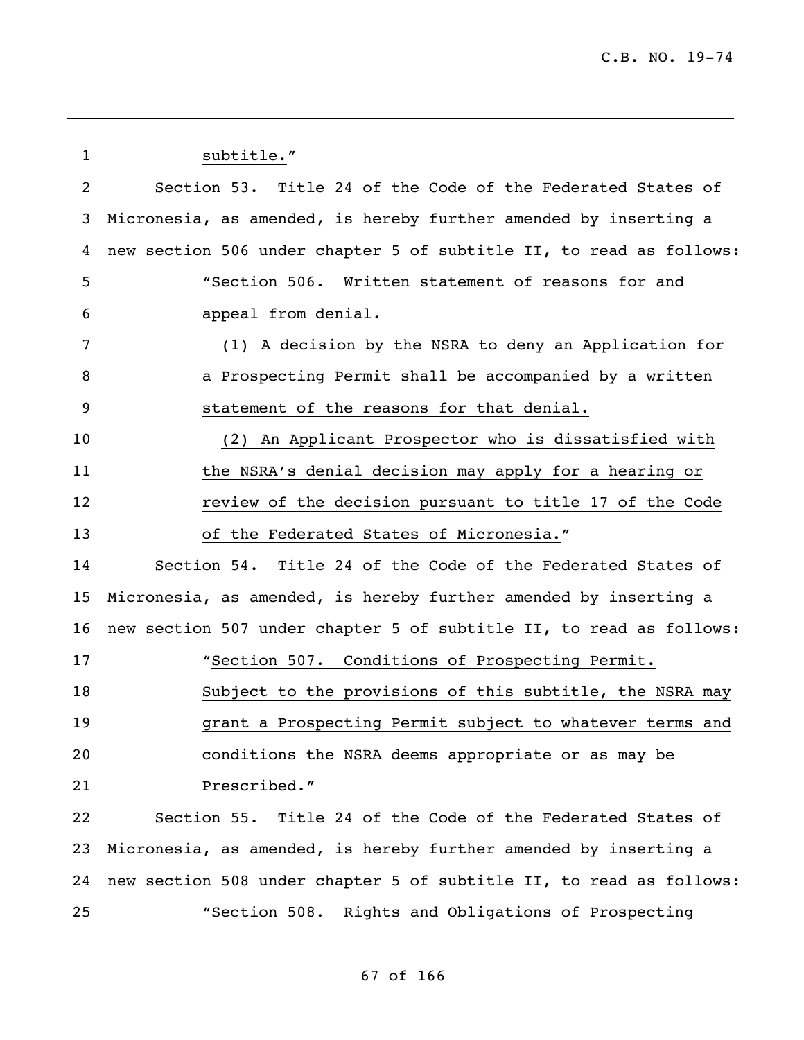subtitle."

Section 53. Title 24 of the Code of the Federated States of Micronesia, as amended, is hereby further amended by inserting a new section 506 under chapter 5 of subtitle II, to read as follows:

"Section 506. Written statement of reasons for and appeal from denial.

(1) A decision by the NSRA to deny an Application for a Prospecting Permit shall be accompanied by a written statement of the reasons for that denial.

(2) An Applicant Prospector who is dissatisfied with the NSRA's denial decision may apply for a hearing or review of the decision pursuant to title 17 of the Code of the Federated States of Micronesia."

Section 54. Title 24 of the Code of the Federated States of Micronesia, as amended, is hereby further amended by inserting a new section 507 under chapter 5 of subtitle II, to read as follows:

"Section 507. Conditions of Prospecting Permit. Subject to the provisions of this subtitle, the NSRA may grant a Prospecting Permit subject to whatever terms and conditions the NSRA deems appropriate or as may be Prescribed."

Section 55. Title 24 of the Code of the Federated States of Micronesia, as amended, is hereby further amended by inserting a new section 508 under chapter 5 of subtitle II, to read as follows:

"Section 508. Rights and Obligations of Prospecting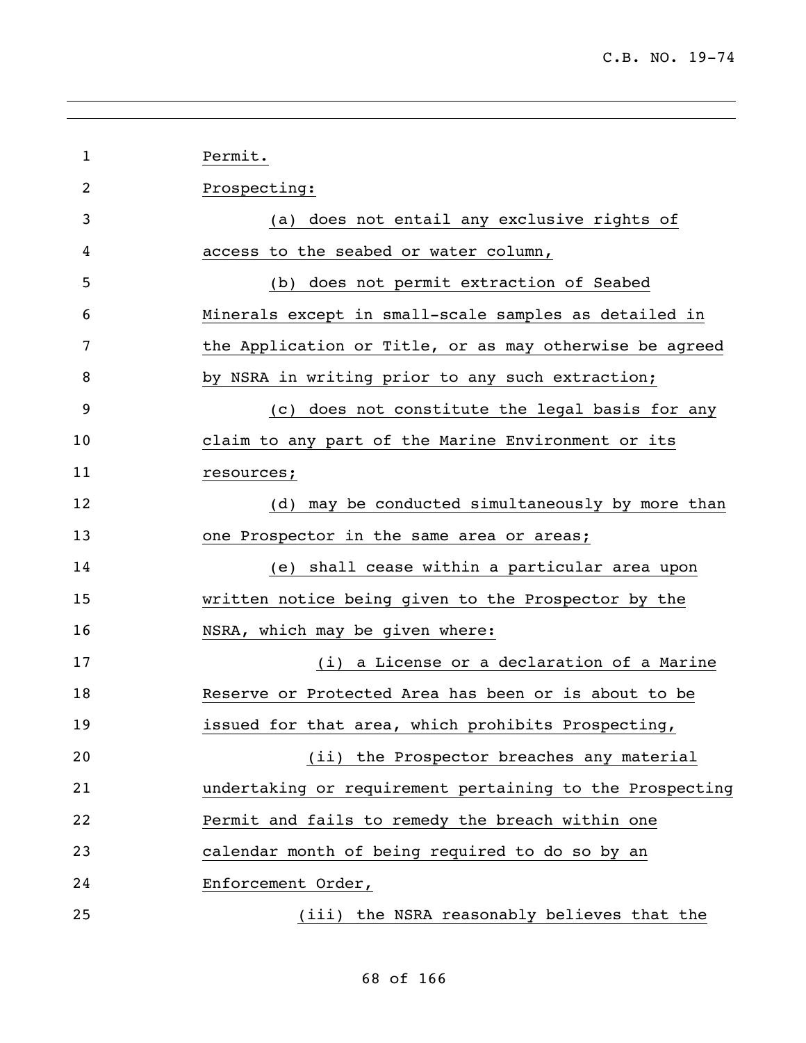Permit.

Prospecting:

(a) does not entail any exclusive rights of access to the seabed or water column,

(b) does not permit extraction of Seabed Minerals except in small-scale samples as detailed in the Application or Title, or as may otherwise be agreed by NSRA in writing prior to any such extraction;

(c) does not constitute the legal basis for any claim to any part of the Marine Environment or its resources;

(d) may be conducted simultaneously by more than one Prospector in the same area or areas;

(e) shall cease within a particular area upon written notice being given to the Prospector by the NSRA, which may be given where:

(i) a License or a declaration of a Marine Reserve or Protected Area has been or is about to be issued for that area, which prohibits Prospecting,

(ii) the Prospector breaches any material undertaking or requirement pertaining to the Prospecting Permit and fails to remedy the breach within one calendar month of being required to do so by an Enforcement Order,

(iii) the NSRA reasonably believes that the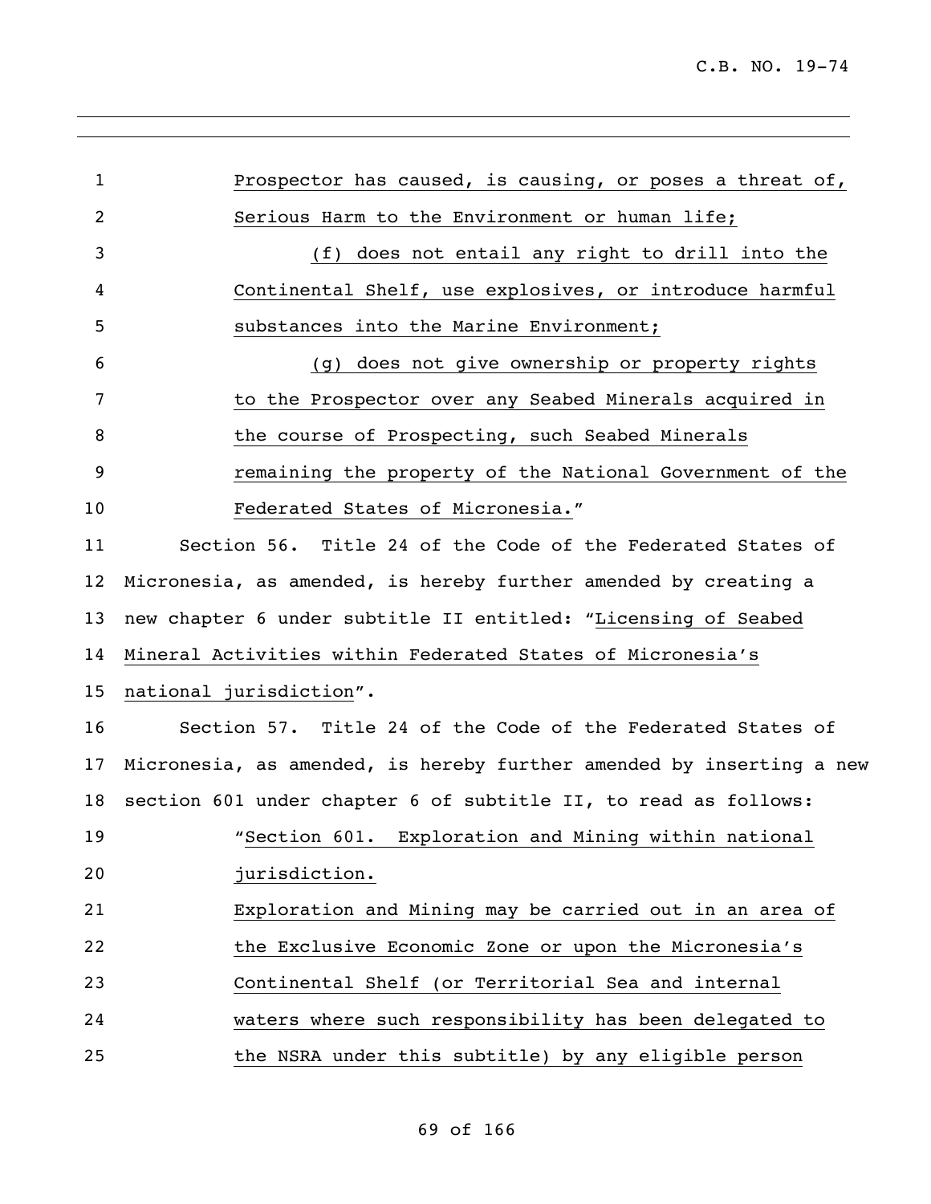Prospector has caused, is causing, or poses a threat of, Serious Harm to the Environment or human life;

(f) does not entail any right to drill into the Continental Shelf, use explosives, or introduce harmful substances into the Marine Environment;

(g) does not give ownership or property rights to the Prospector over any Seabed Minerals acquired in the course of Prospecting, such Seabed Minerals remaining the property of the National Government of the Federated States of Micronesia."

Section 56. Title 24 of the Code of the Federated States of Micronesia, as amended, is hereby further amended by creating a new chapter 6 under subtitle II entitled: "Licensing of Seabed Mineral Activities within Federated States of Micronesia's national jurisdiction".

Section 57. Title 24 of the Code of the Federated States of Micronesia, as amended, is hereby further amended by inserting a new section 601 under chapter 6 of subtitle II, to read as follows:

"Section 601. Exploration and Mining within national jurisdiction.

Exploration and Mining may be carried out in an area of the Exclusive Economic Zone or upon the Micronesia's Continental Shelf (or Territorial Sea and internal waters where such responsibility has been delegated to the NSRA under this subtitle) by any eligible person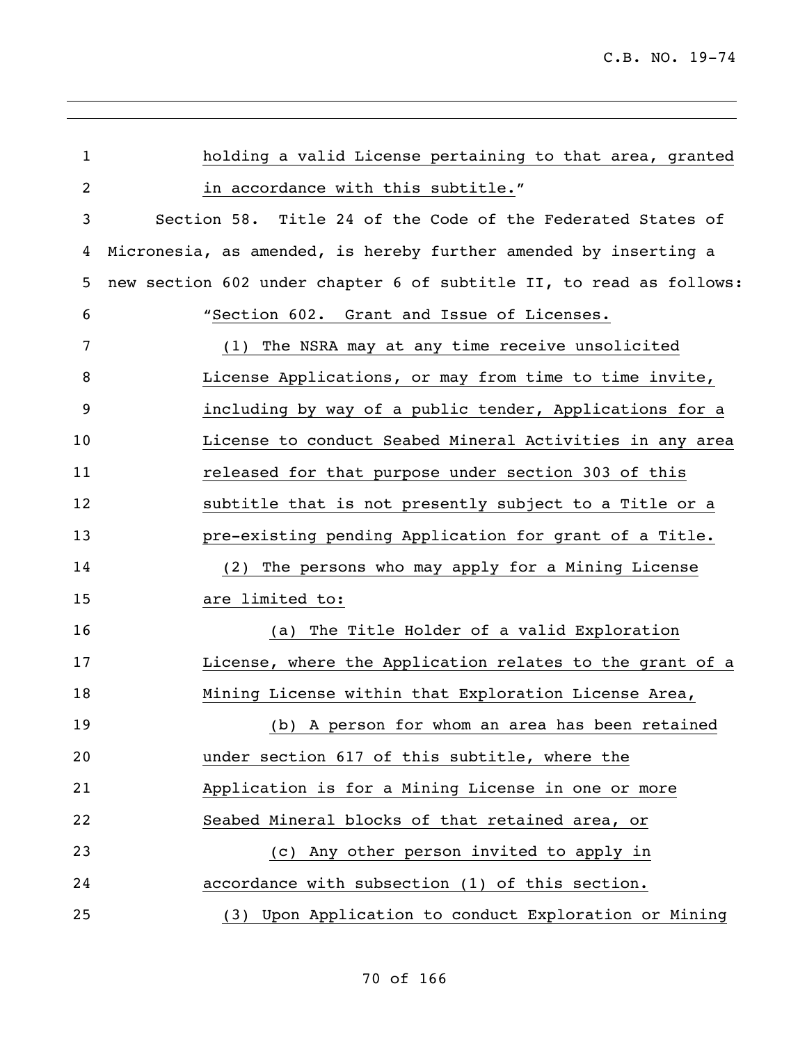holding a valid License pertaining to that area, granted in accordance with this subtitle."

Section 58. Title 24 of the Code of the Federated States of Micronesia, as amended, is hereby further amended by inserting a new section 602 under chapter 6 of subtitle II, to read as follows:

"Section 602. Grant and Issue of Licenses.

(1) The NSRA may at any time receive unsolicited License Applications, or may from time to time invite, including by way of a public tender, Applications for a License to conduct Seabed Mineral Activities in any area released for that purpose under section 303 of this subtitle that is not presently subject to a Title or a pre-existing pending Application for grant of a Title.

(2) The persons who may apply for a Mining License are limited to:

(a) The Title Holder of a valid Exploration License, where the Application relates to the grant of a Mining License within that Exploration License Area,

(b) A person for whom an area has been retained under section 617 of this subtitle, where the Application is for a Mining License in one or more Seabed Mineral blocks of that retained area, or

(c) Any other person invited to apply in accordance with subsection (1) of this section.

(3) Upon Application to conduct Exploration or Mining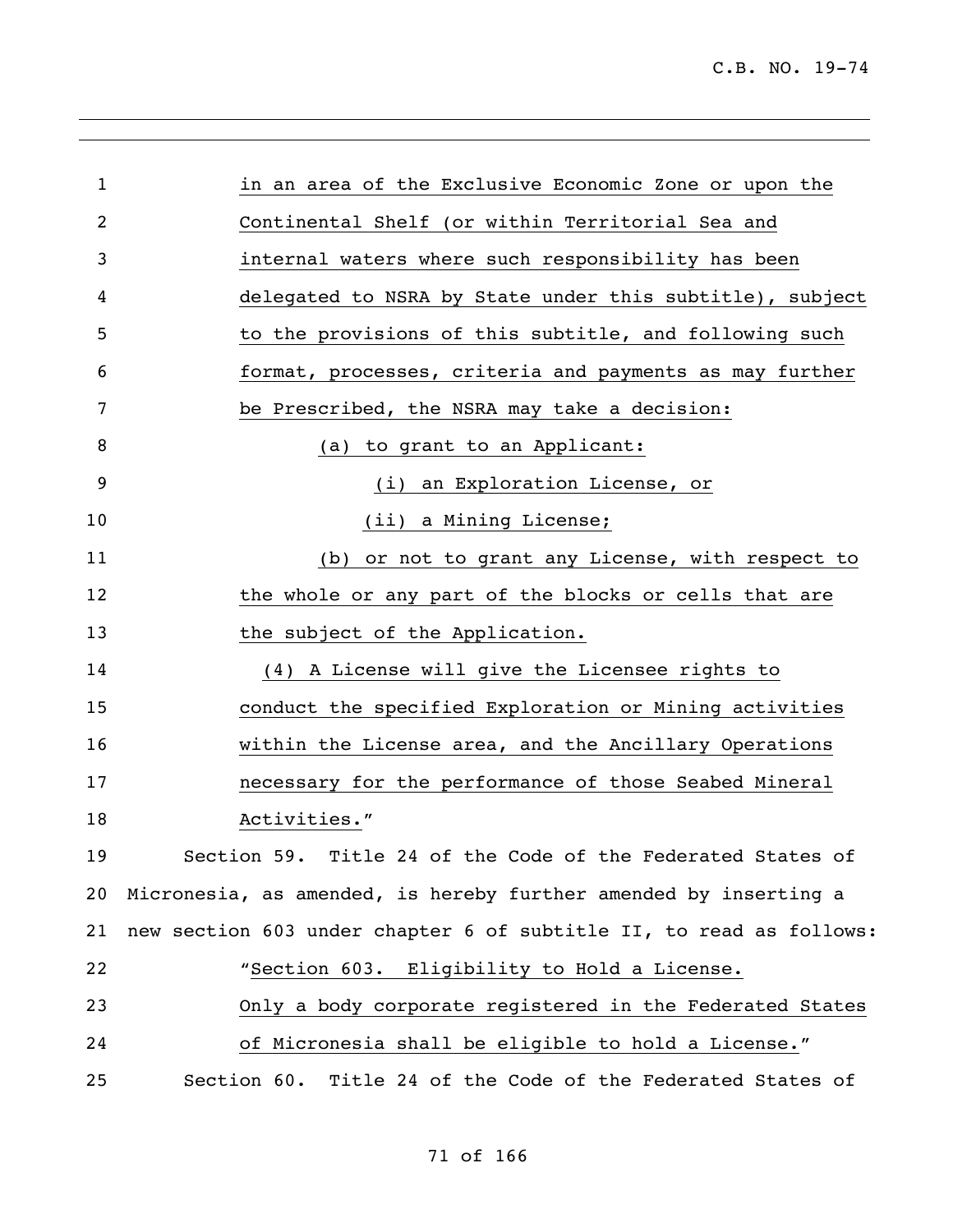in an area of the Exclusive Economic Zone or upon the Continental Shelf (or within Territorial Sea and internal waters where such responsibility has been delegated to NSRA by State under this subtitle), subject to the provisions of this subtitle, and following such format, processes, criteria and payments as may further be Prescribed, the NSRA may take a decision:

(a) to grant to an Applicant:

(i) an Exploration License, or

(ii) a Mining License;

(b) or not to grant any License, with respect to the whole or any part of the blocks or cells that are the subject of the Application.

(4) A License will give the Licensee rights to conduct the specified Exploration or Mining activities within the License area, and the Ancillary Operations necessary for the performance of those Seabed Mineral Activities."

Section 59. Title 24 of the Code of the Federated States of Micronesia, as amended, is hereby further amended by inserting a new section 603 under chapter 6 of subtitle II, to read as follows:

"Section 603. Eligibility to Hold a License.

Only a body corporate registered in the Federated States of Micronesia shall be eligible to hold a License."

Section 60. Title 24 of the Code of the Federated States of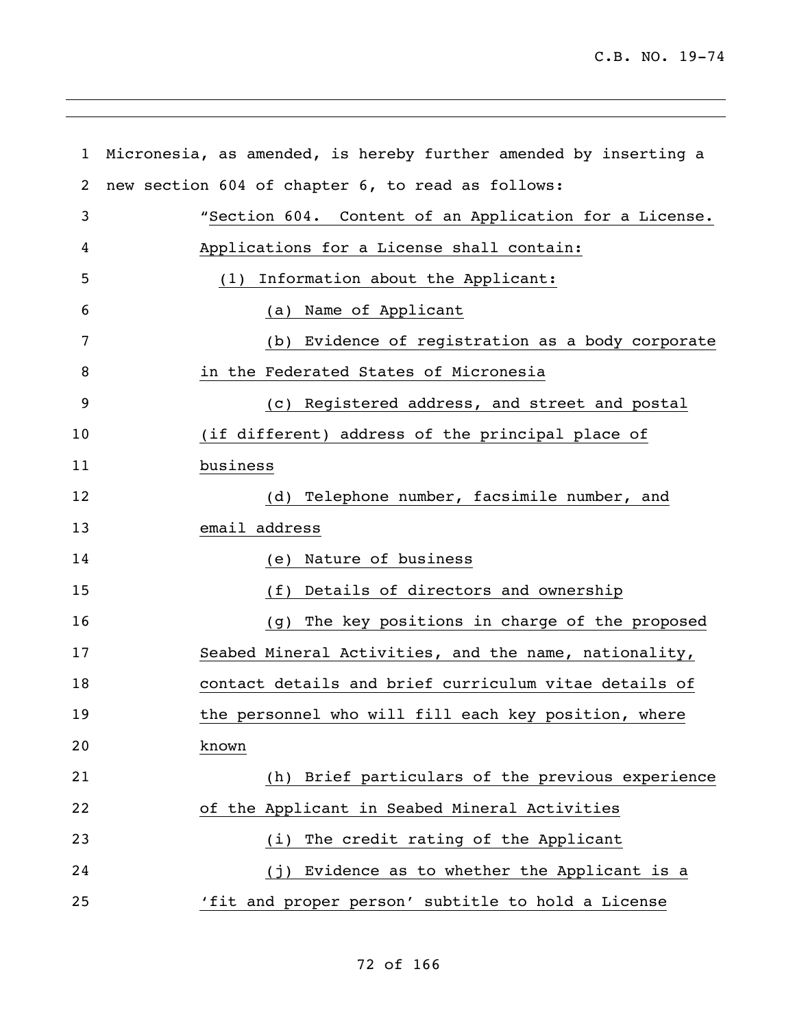Micronesia, as amended, is hereby further amended by inserting a new section 604 of chapter 6, to read as follows:

"Section 604. Content of an Application for a License. Applications for a License shall contain:

(1) Information about the Applicant:

(a) Name of Applicant

(b) Evidence of registration as a body corporate in the Federated States of Micronesia

(c) Registered address, and street and postal (if different) address of the principal place of business

(d) Telephone number, facsimile number, and email address

(e) Nature of business

(f) Details of directors and ownership

(g) The key positions in charge of the proposed Seabed Mineral Activities, and the name, nationality, contact details and brief curriculum vitae details of the personnel who will fill each key position, where known

(h) Brief particulars of the previous experience of the Applicant in Seabed Mineral Activities

(i) The credit rating of the Applicant

(j) Evidence as to whether the Applicant is a 'fit and proper person' subtitle to hold a License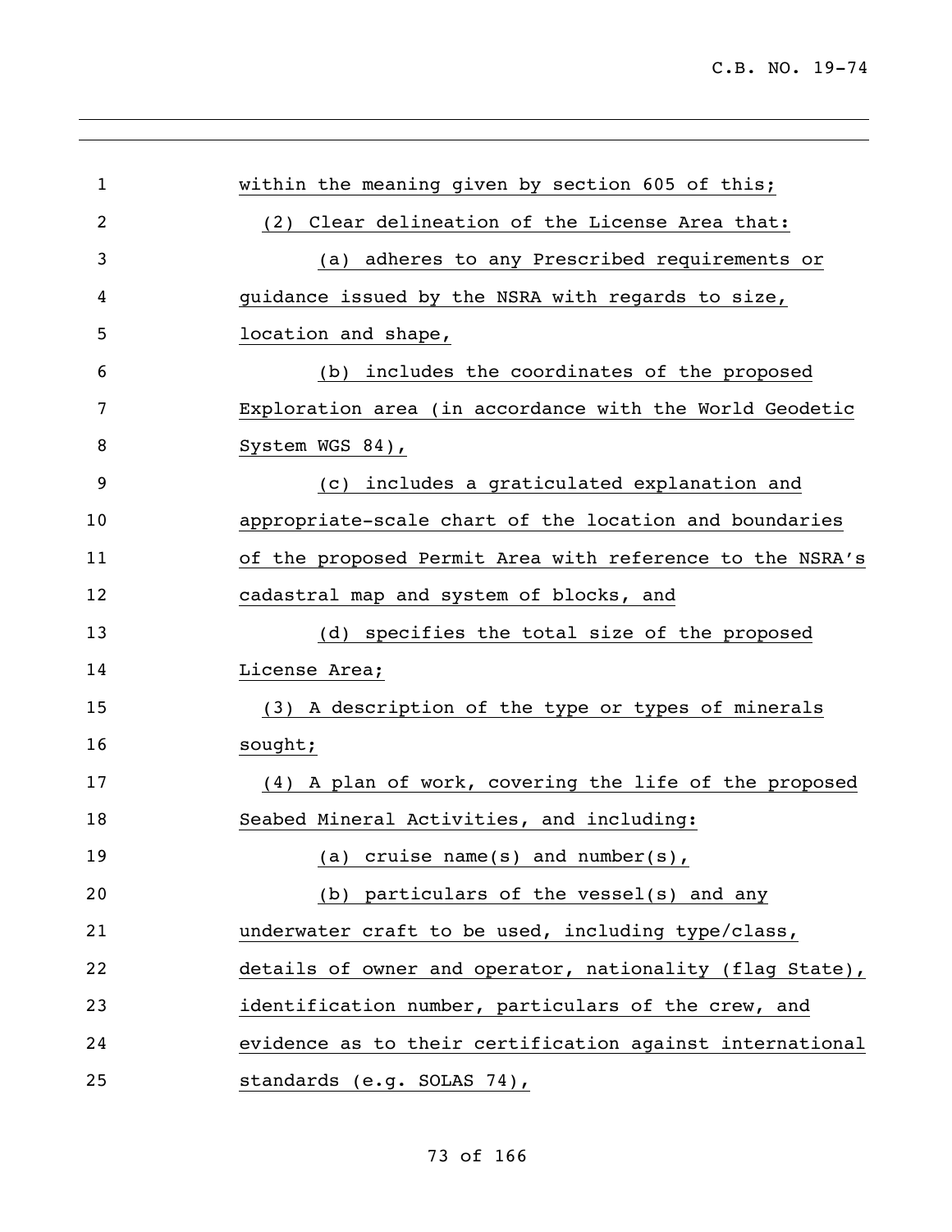within the meaning given by section 605 of this;

(2) Clear delineation of the License Area that:

(a) adheres to any Prescribed requirements or guidance issued by the NSRA with regards to size, location and shape,

(b) includes the coordinates of the proposed Exploration area (in accordance with the World Geodetic System WGS 84),

(c) includes a graticulated explanation and appropriate-scale chart of the location and boundaries of the proposed Permit Area with reference to the NSRA's cadastral map and system of blocks, and

(d) specifies the total size of the proposed License Area;

(3) A description of the type or types of minerals sought;

(4) A plan of work, covering the life of the proposed Seabed Mineral Activities, and including:

(a) cruise name(s) and number(s),

(b) particulars of the vessel(s) and any underwater craft to be used, including type/class, details of owner and operator, nationality (flag State), identification number, particulars of the crew, and evidence as to their certification against international standards (e.g. SOLAS 74),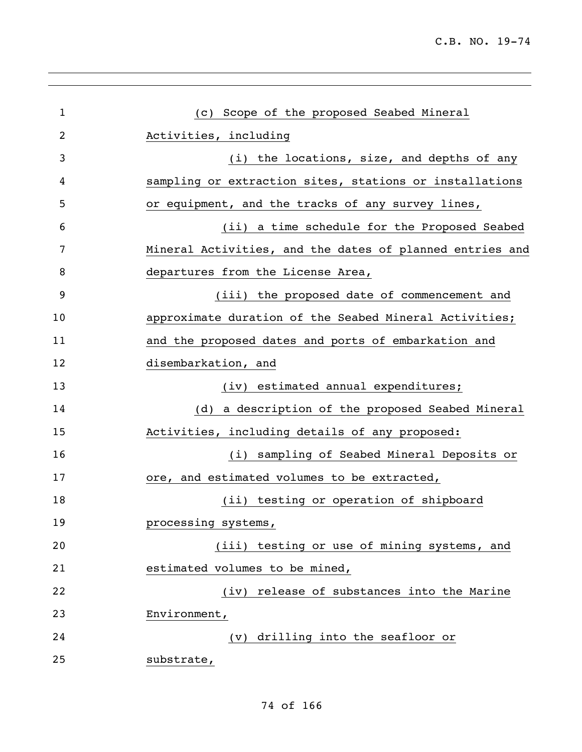(c) Scope of the proposed Seabed Mineral Activities, including

(i) the locations, size, and depths of any sampling or extraction sites, stations or installations or equipment, and the tracks of any survey lines,

(ii) a time schedule for the Proposed Seabed Mineral Activities, and the dates of planned entries and departures from the License Area,

(iii) the proposed date of commencement and approximate duration of the Seabed Mineral Activities; and the proposed dates and ports of embarkation and disembarkation, and

(iv) estimated annual expenditures;

(d) a description of the proposed Seabed Mineral Activities, including details of any proposed:

(i) sampling of Seabed Mineral Deposits or ore, and estimated volumes to be extracted,

(ii) testing or operation of shipboard processing systems,

(iii) testing or use of mining systems, and estimated volumes to be mined,

(iv) release of substances into the Marine Environment,

(v) drilling into the seafloor or substrate,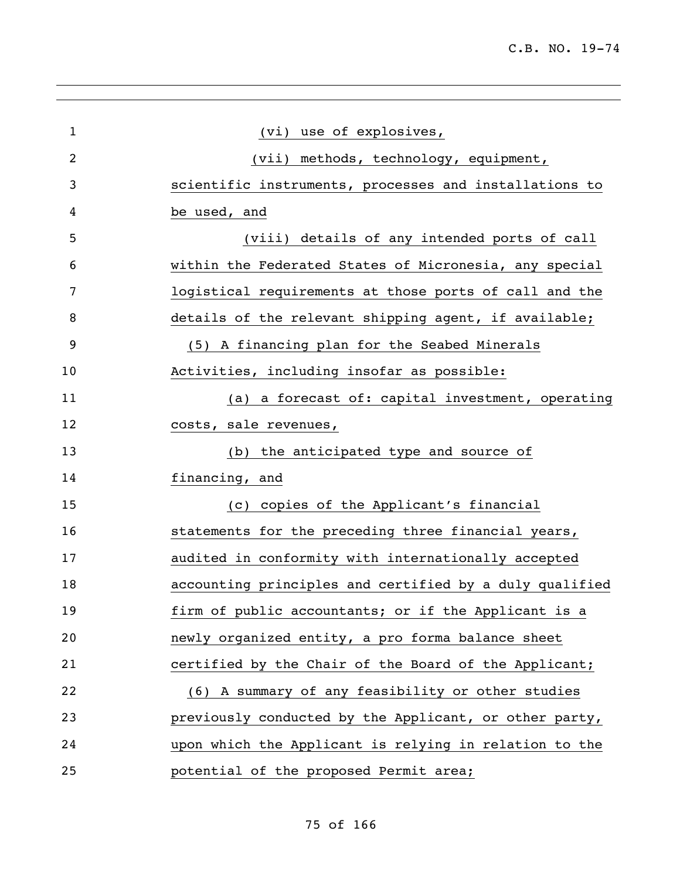(vi) use of explosives,

(vii) methods, technology, equipment, scientific instruments, processes and installations to be used, and

(viii) details of any intended ports of call within the Federated States of Micronesia, any special logistical requirements at those ports of call and the details of the relevant shipping agent, if available;

(5) A financing plan for the Seabed Minerals Activities, including insofar as possible:

(a) a forecast of: capital investment, operating costs, sale revenues,

(b) the anticipated type and source of financing, and

(c) copies of the Applicant's financial statements for the preceding three financial years, audited in conformity with internationally accepted accounting principles and certified by a duly qualified firm of public accountants; or if the Applicant is a newly organized entity, a pro forma balance sheet certified by the Chair of the Board of the Applicant;

(6) A summary of any feasibility or other studies previously conducted by the Applicant, or other party, upon which the Applicant is relying in relation to the potential of the proposed Permit area;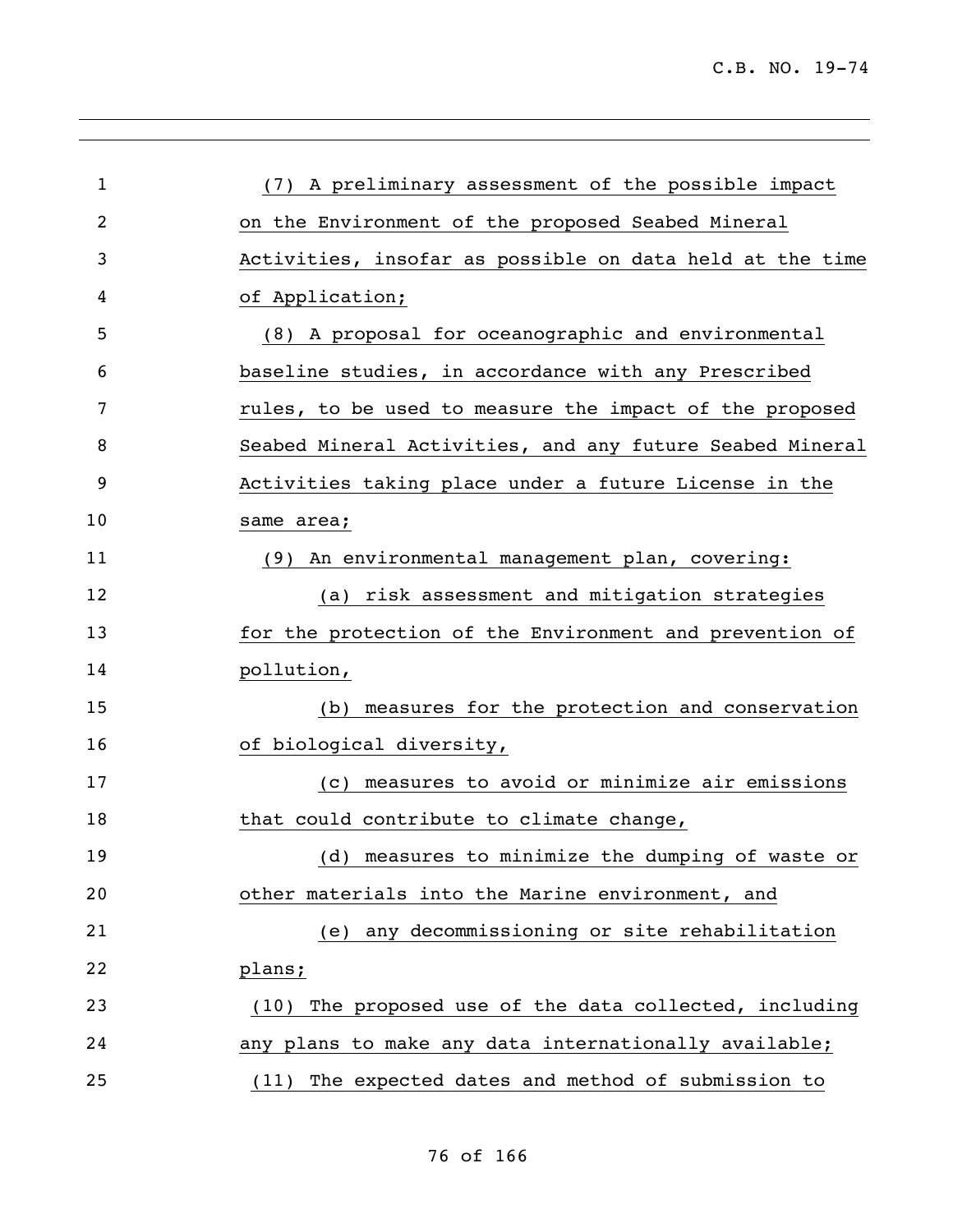(7) A preliminary assessment of the possible impact on the Environment of the proposed Seabed Mineral Activities, insofar as possible on data held at the time of Application;

(8) A proposal for oceanographic and environmental baseline studies, in accordance with any Prescribed rules, to be used to measure the impact of the proposed Seabed Mineral Activities, and any future Seabed Mineral Activities taking place under a future License in the same area;

(9) An environmental management plan, covering:

(a) risk assessment and mitigation strategies for the protection of the Environment and prevention of pollution,

(b) measures for the protection and conservation of biological diversity,

(c) measures to avoid or minimize air emissions that could contribute to climate change,

(d) measures to minimize the dumping of waste or other materials into the Marine environment, and

(e) any decommissioning or site rehabilitation plans;

(10) The proposed use of the data collected, including any plans to make any data internationally available;

(11) The expected dates and method of submission to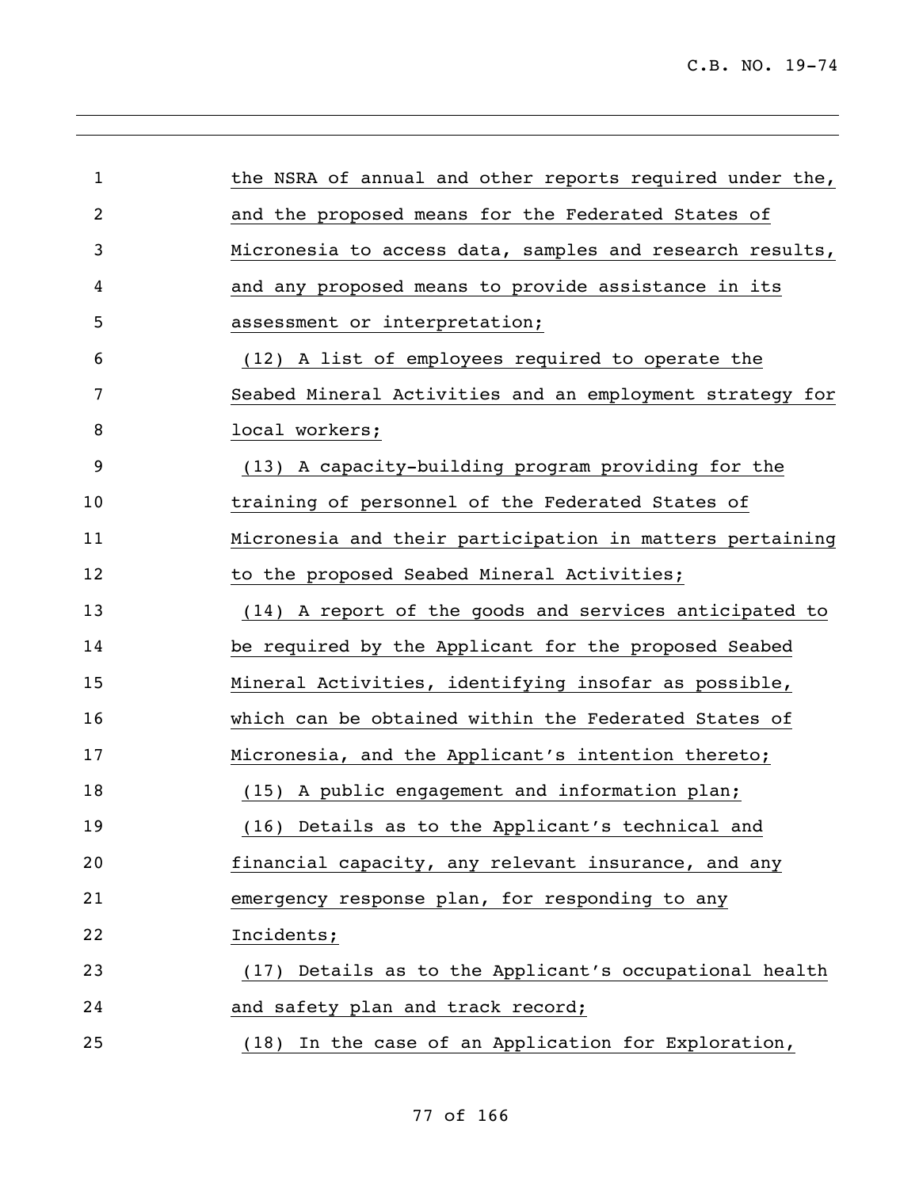the NSRA of annual and other reports required under the, and the proposed means for the Federated States of Micronesia to access data, samples and research results, and any proposed means to provide assistance in its assessment or interpretation;

(12) A list of employees required to operate the Seabed Mineral Activities and an employment strategy for local workers;

(13) A capacity-building program providing for the training of personnel of the Federated States of Micronesia and their participation in matters pertaining to the proposed Seabed Mineral Activities;

(14) A report of the goods and services anticipated to be required by the Applicant for the proposed Seabed Mineral Activities, identifying insofar as possible, which can be obtained within the Federated States of Micronesia, and the Applicant's intention thereto;

(15) A public engagement and information plan;

(16) Details as to the Applicant's technical and financial capacity, any relevant insurance, and any emergency response plan, for responding to any Incidents;

(17) Details as to the Applicant's occupational health and safety plan and track record;

(18) In the case of an Application for Exploration,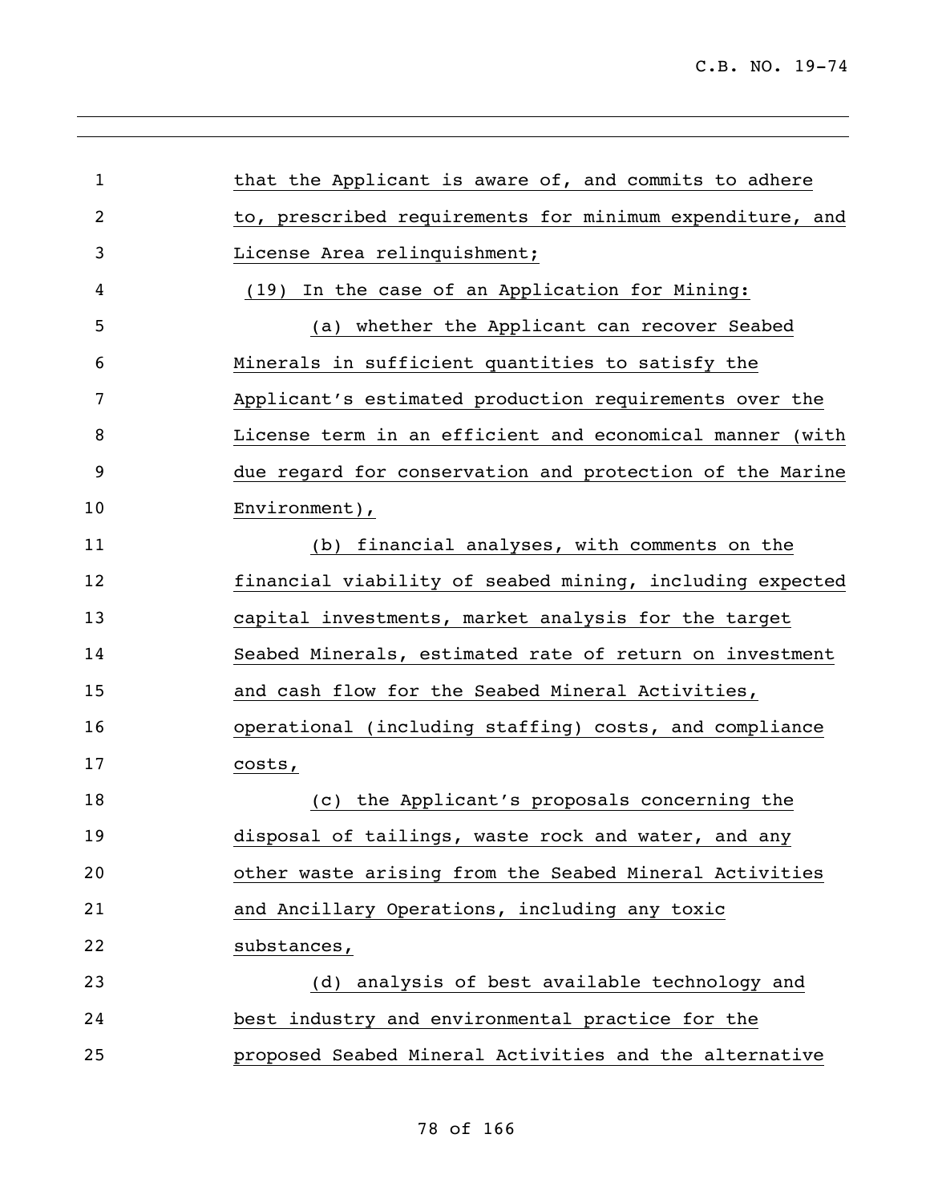that the Applicant is aware of, and commits to adhere to, prescribed requirements for minimum expenditure, and License Area relinquishment;

(19) In the case of an Application for Mining:

(a) whether the Applicant can recover Seabed Minerals in sufficient quantities to satisfy the Applicant's estimated production requirements over the License term in an efficient and economical manner (with due regard for conservation and protection of the Marine Environment),

(b) financial analyses, with comments on the financial viability of seabed mining, including expected capital investments, market analysis for the target Seabed Minerals, estimated rate of return on investment and cash flow for the Seabed Mineral Activities, operational (including staffing) costs, and compliance costs,

(c) the Applicant's proposals concerning the disposal of tailings, waste rock and water, and any other waste arising from the Seabed Mineral Activities and Ancillary Operations, including any toxic substances,

(d) analysis of best available technology and best industry and environmental practice for the proposed Seabed Mineral Activities and the alternative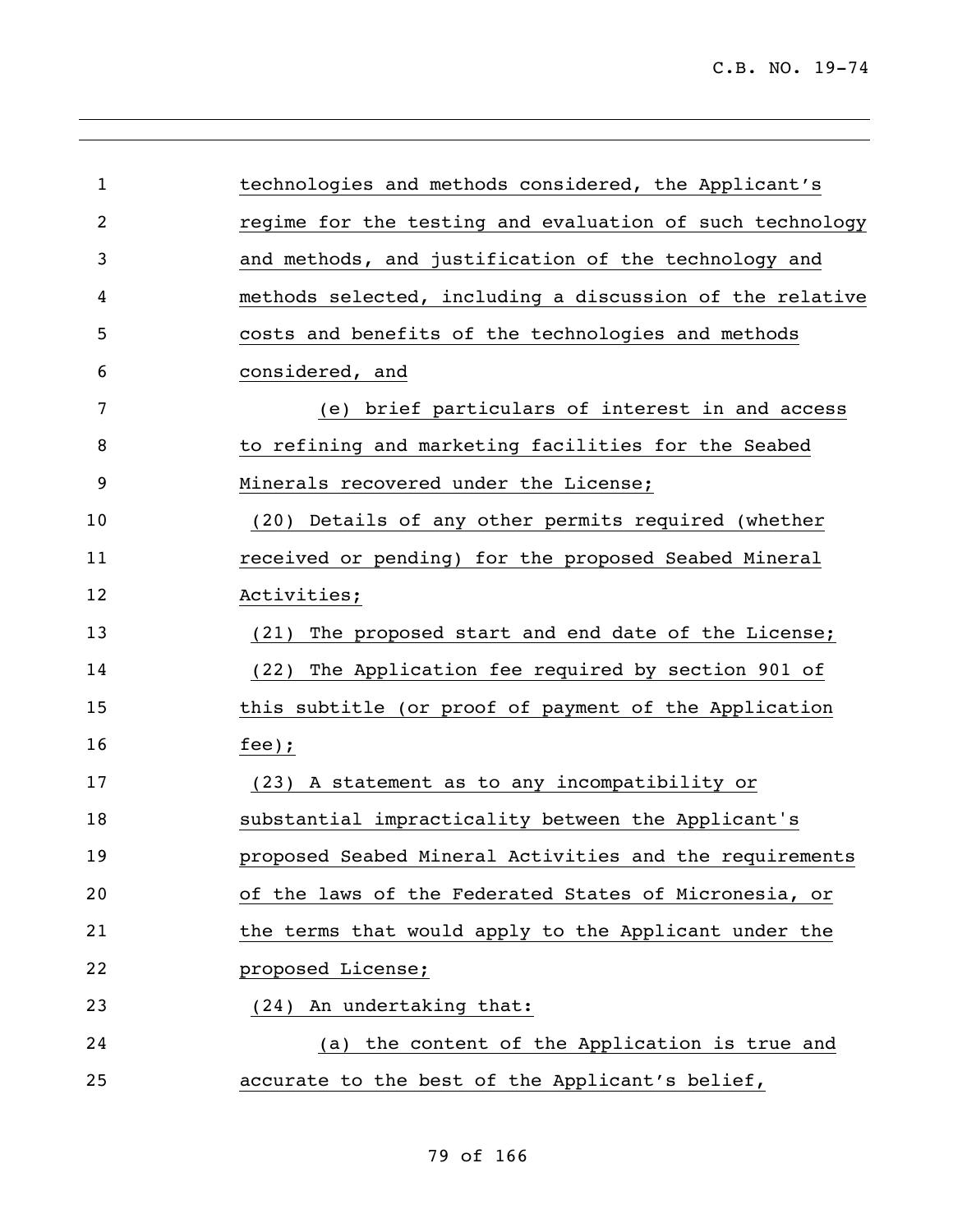technologies and methods considered, the Applicant's regime for the testing and evaluation of such technology and methods, and justification of the technology and methods selected, including a discussion of the relative costs and benefits of the technologies and methods considered, and

(e) brief particulars of interest in and access to refining and marketing facilities for the Seabed Minerals recovered under the License;

(20) Details of any other permits required (whether received or pending) for the proposed Seabed Mineral Activities;

(21) The proposed start and end date of the License;

(22) The Application fee required by section 901 of this subtitle (or proof of payment of the Application fee);

(23) A statement as to any incompatibility or substantial impracticality between the Applicant's proposed Seabed Mineral Activities and the requirements of the laws of the Federated States of Micronesia, or the terms that would apply to the Applicant under the proposed License;

(24) An undertaking that:

(a) the content of the Application is true and accurate to the best of the Applicant's belief,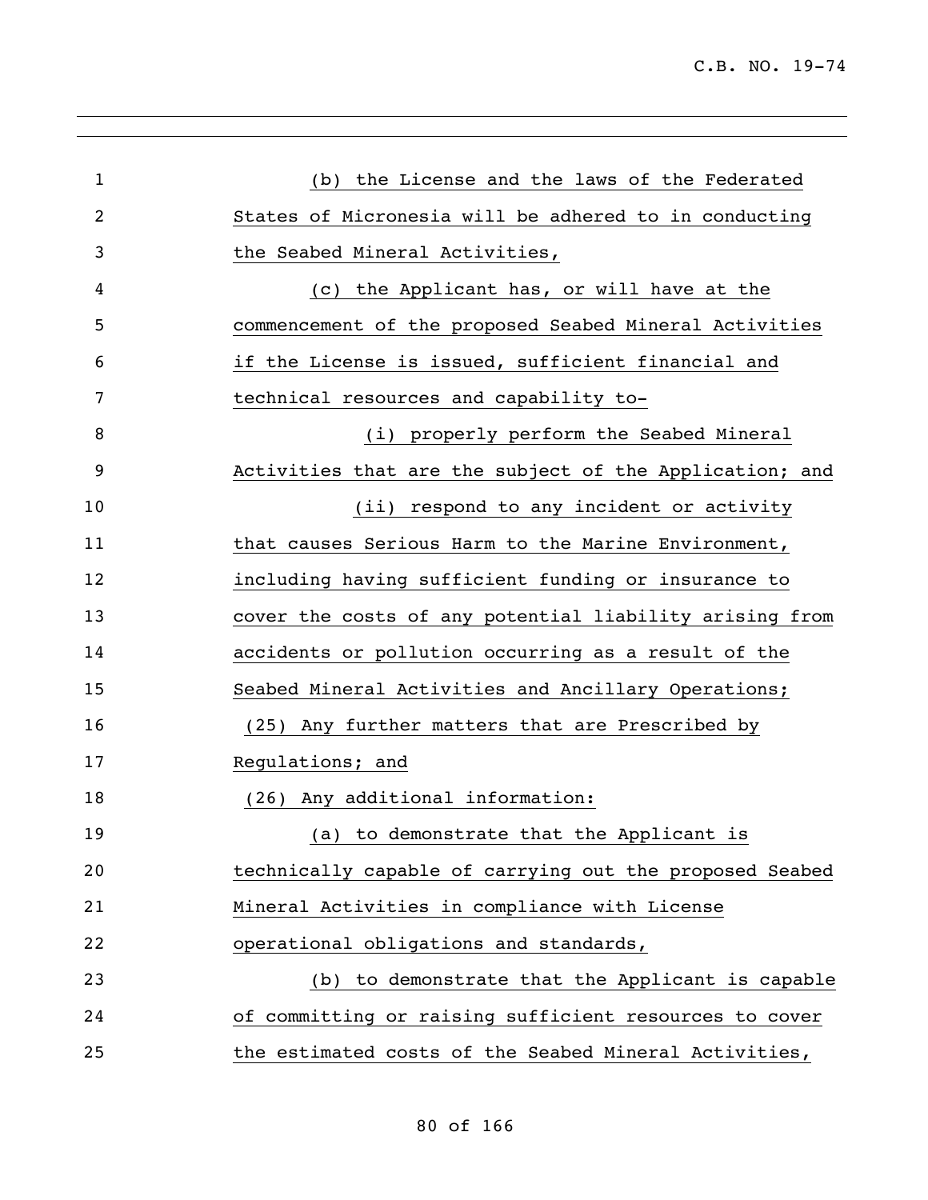(b) the License and the laws of the Federated States of Micronesia will be adhered to in conducting the Seabed Mineral Activities,

(c) the Applicant has, or will have at the commencement of the proposed Seabed Mineral Activities if the License is issued, sufficient financial and technical resources and capability to-

(i) properly perform the Seabed Mineral Activities that are the subject of the Application; and

(ii) respond to any incident or activity that causes Serious Harm to the Marine Environment, including having sufficient funding or insurance to cover the costs of any potential liability arising from accidents or pollution occurring as a result of the Seabed Mineral Activities and Ancillary Operations;

(25) Any further matters that are Prescribed by Regulations; and

(26) Any additional information:

(a) to demonstrate that the Applicant is technically capable of carrying out the proposed Seabed Mineral Activities in compliance with License operational obligations and standards,

(b) to demonstrate that the Applicant is capable of committing or raising sufficient resources to cover the estimated costs of the Seabed Mineral Activities,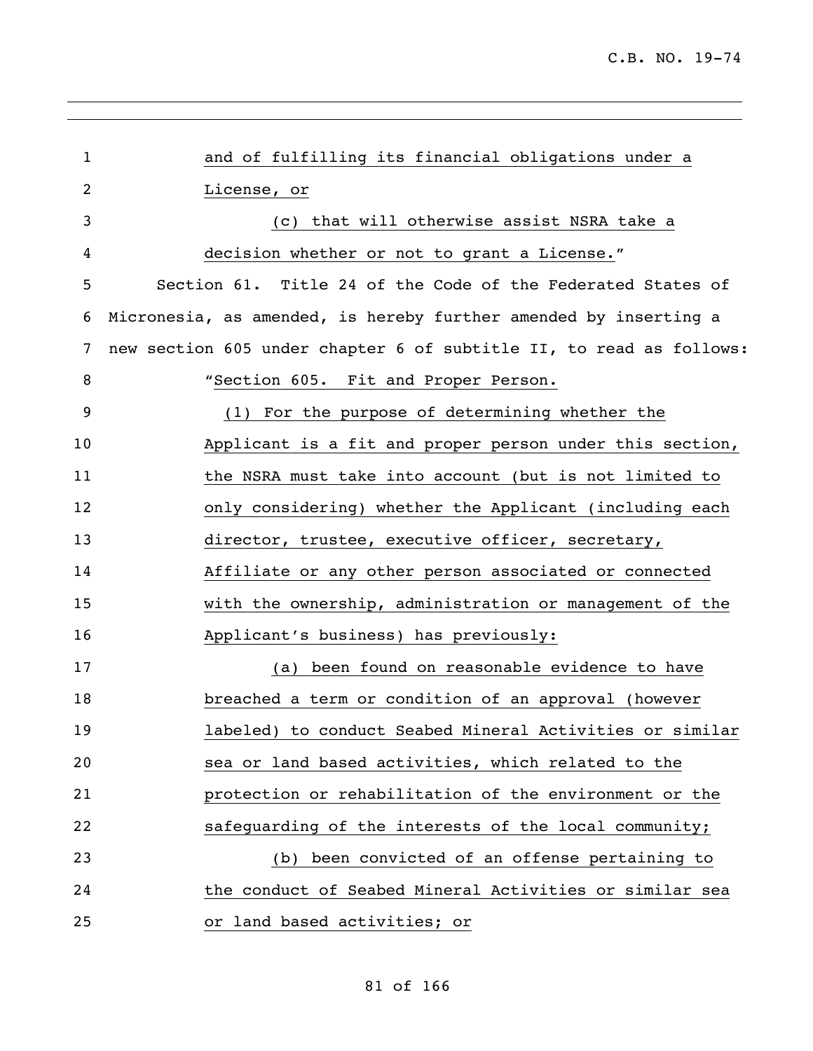and of fulfilling its financial obligations under a License, or

(c) that will otherwise assist NSRA take a decision whether or not to grant a License."

Section 61. Title 24 of the Code of the Federated States of Micronesia, as amended, is hereby further amended by inserting a new section 605 under chapter 6 of subtitle II, to read as follows:

"Section 605. Fit and Proper Person."

(1) For the purpose of determining whether the Applicant is a fit and proper person under this section, the NSRA must take into account (but is not limited to only considering) whether the Applicant (including each director, trustee, executive officer, secretary, Affiliate or any other person associated or connected with the ownership, administration or management of the Applicant's business) has previously:

(a) been found on reasonable evidence to have breached a term or condition of an approval (however labeled) to conduct Seabed Mineral Activities or similar sea or land based activities, which related to the protection or rehabilitation of the environment or the safeguarding of the interests of the local community;

(b) been convicted of an offense pertaining to the conduct of Seabed Mineral Activities or similar sea or land based activities; or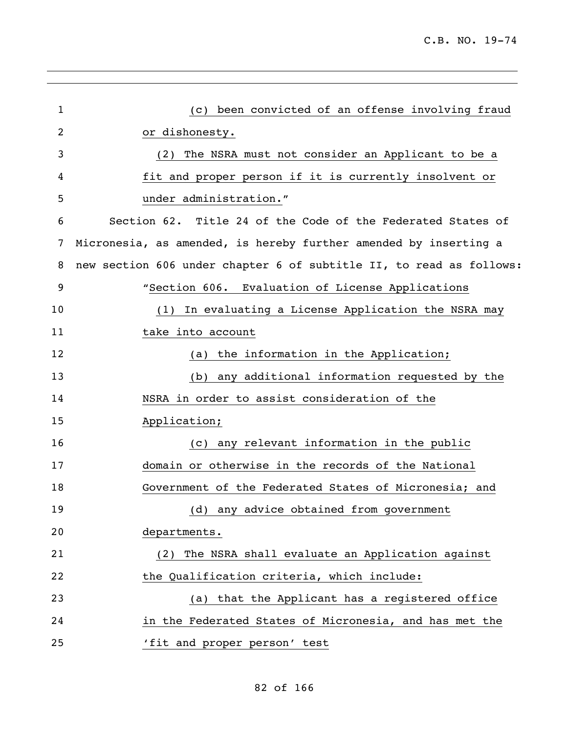(c) been convicted of an offense involving fraud or dishonesty.

(2) The NSRA must not consider an Applicant to be a fit and proper person if it is currently insolvent or under administration."

Section 62. Title 24 of the Code of the Federated States of Micronesia, as amended, is hereby further amended by inserting a new section 606 under chapter 6 of subtitle II, to read as follows:

"Section 606. Evaluation of License Applications

(1) In evaluating a License Application the NSRA may take into account

(a) the information in the Application;

(b) any additional information requested by the NSRA in order to assist consideration of the Application;

(c) any relevant information in the public domain or otherwise in the records of the National Government of the Federated States of Micronesia; and

(d) any advice obtained from government departments.

(2) The NSRA shall evaluate an Application against the Qualification criteria, which include:

(a) that the Applicant has a registered office in the Federated States of Micronesia, and has met the 'fit and proper person' test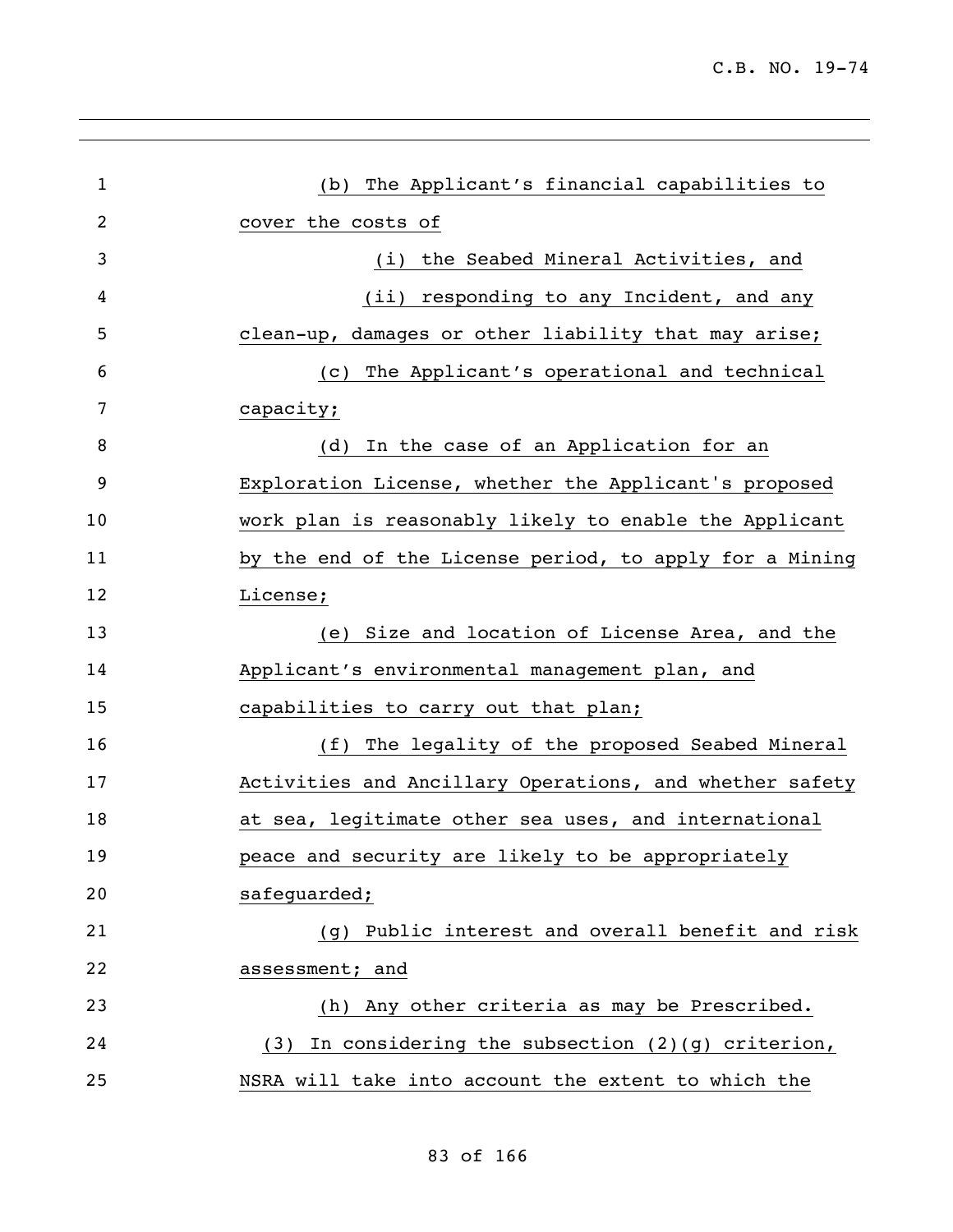(b) The Applicant's financial capabilities to cover the costs of

(i) the Seabed Mineral Activities, and

(ii) responding to any Incident, and any clean-up, damages or other liability that may arise;

(c) The Applicant's operational and technical capacity;

(d) In the case of an Application for an Exploration License, whether the Applicant's proposed work plan is reasonably likely to enable the Applicant by the end of the License period, to apply for a Mining License;

(e) Size and location of License Area, and the Applicant's environmental management plan, and capabilities to carry out that plan;

(f) The legality of the proposed Seabed Mineral Activities and Ancillary Operations, and whether safety at sea, legitimate other sea uses, and international peace and security are likely to be appropriately safeguarded;

(g) Public interest and overall benefit and risk assessment; and

(h) Any other criteria as may be Prescribed.

(3) In considering the subsection (2)(g) criterion, NSRA will take into account the extent to which the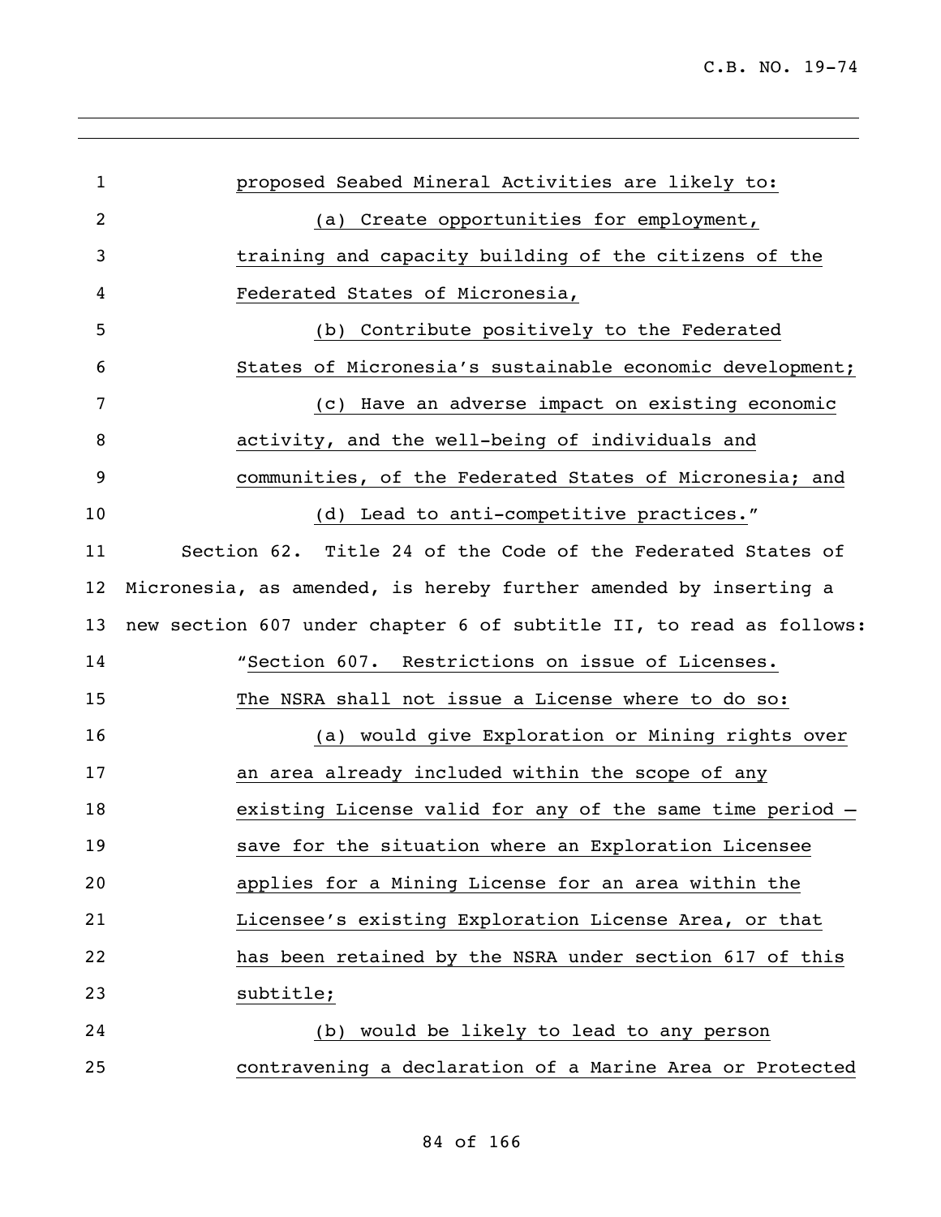proposed Seabed Mineral Activities are likely to:

(a) Create opportunities for employment, training and capacity building of the citizens of the Federated States of Micronesia,

(b) Contribute positively to the Federated States of Micronesia's sustainable economic development;

(c) Have an adverse impact on existing economic activity, and the well-being of individuals and communities, of the Federated States of Micronesia; and

(d) Lead to anti-competitive practices."

Section 62. Title 24 of the Code of the Federated States of Micronesia, as amended, is hereby further amended by inserting a new section 607 under chapter 6 of subtitle II, to read as follows:

"Section 607. Restrictions on issue of Licenses.

The NSRA shall not issue a License where to do so:

(a) would give Exploration or Mining rights over an area already included within the scope of any existing License valid for any of the same time period – save for the situation where an Exploration Licensee applies for a Mining License for an area within the Licensee's existing Exploration License Area, or that has been retained by the NSRA under section 617 of this subtitle;

(b) would be likely to lead to any person contravening a declaration of a Marine Area or Protected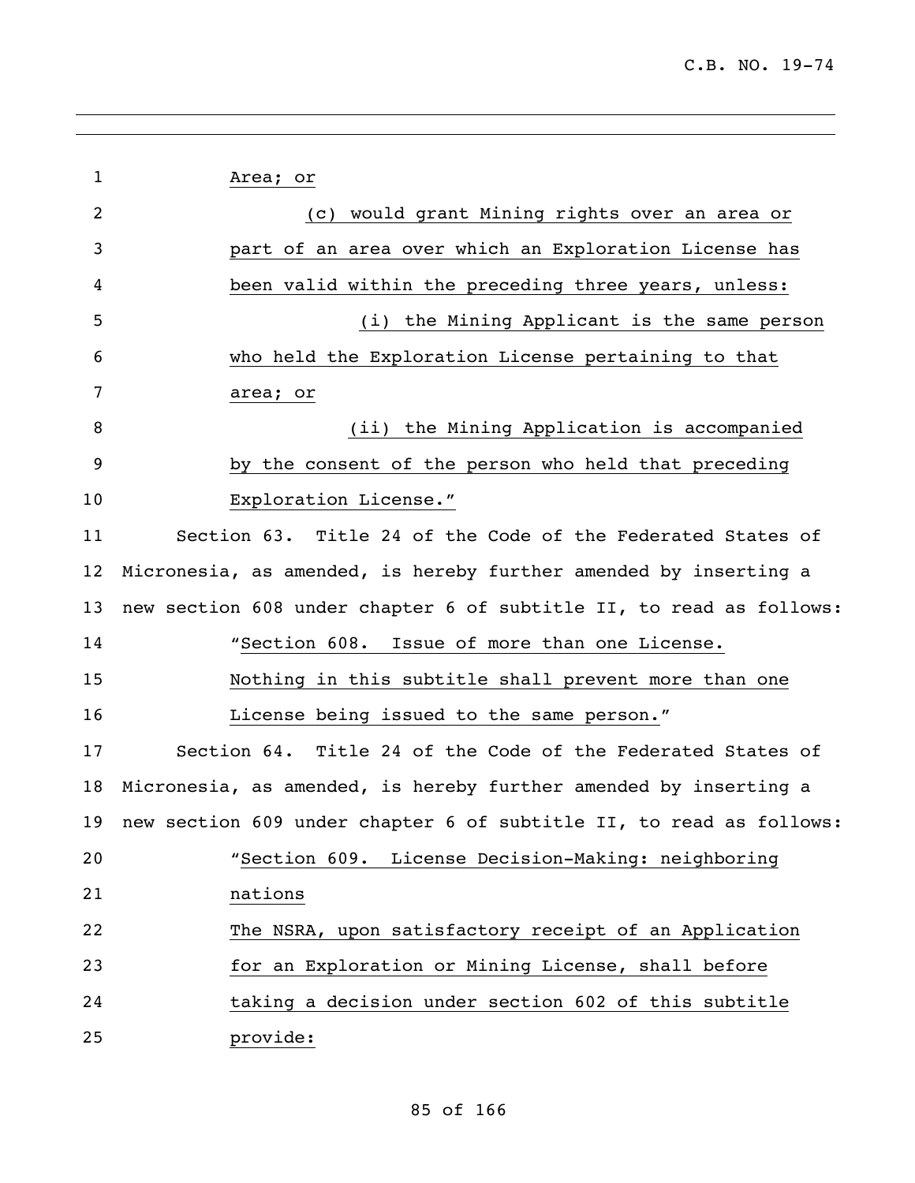Area; or

(c) would grant Mining rights over an area or part of an area over which an Exploration License has been valid within the preceding three years, unless:

(i) the Mining Applicant is the same person who held the Exploration License pertaining to that area; or

(ii) the Mining Application is accompanied by the consent of the person who held that preceding Exploration License."

Section 63. Title 24 of the Code of the Federated States of Micronesia, as amended, is hereby further amended by inserting a new section 608 under chapter 6 of subtitle II, to read as follows:

"Section 608. Issue of more than one License.

Nothing in this subtitle shall prevent more than one License being issued to the same person."

Section 64. Title 24 of the Code of the Federated States of Micronesia, as amended, is hereby further amended by inserting a new section 609 under chapter 6 of subtitle II, to read as follows:

"Section 609. License Decision-Making: neighboring nations

The NSRA, upon satisfactory receipt of an Application for an Exploration or Mining License, shall before taking a decision under section 602 of this subtitle provide: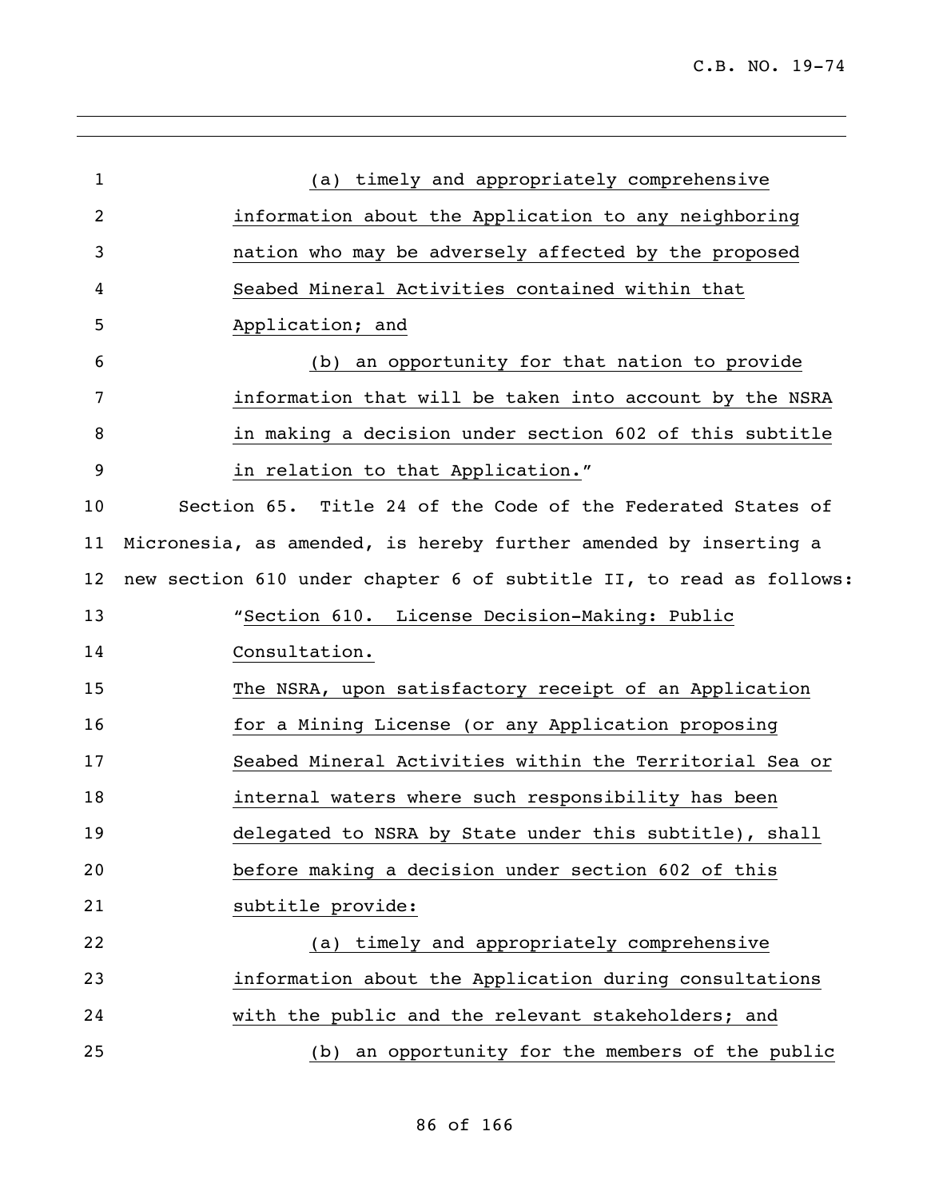(a) timely and appropriately comprehensive information about the Application to any neighboring nation who may be adversely affected by the proposed Seabed Mineral Activities contained within that Application; and

(b) an opportunity for that nation to provide information that will be taken into account by the NSRA in making a decision under section 602 of this subtitle in relation to that Application."

Section 65. Title 24 of the Code of the Federated States of Micronesia, as amended, is hereby further amended by inserting a new section 610 under chapter 6 of subtitle II, to read as follows:

"Section 610. License Decision-Making: Public Consultation.

The NSRA, upon satisfactory receipt of an Application for a Mining License (or any Application proposing Seabed Mineral Activities within the Territorial Sea or internal waters where such responsibility has been delegated to NSRA by State under this subtitle), shall before making a decision under section 602 of this subtitle provide:

(a) timely and appropriately comprehensive information about the Application during consultations with the public and the relevant stakeholders; and

(b) an opportunity for the members of the public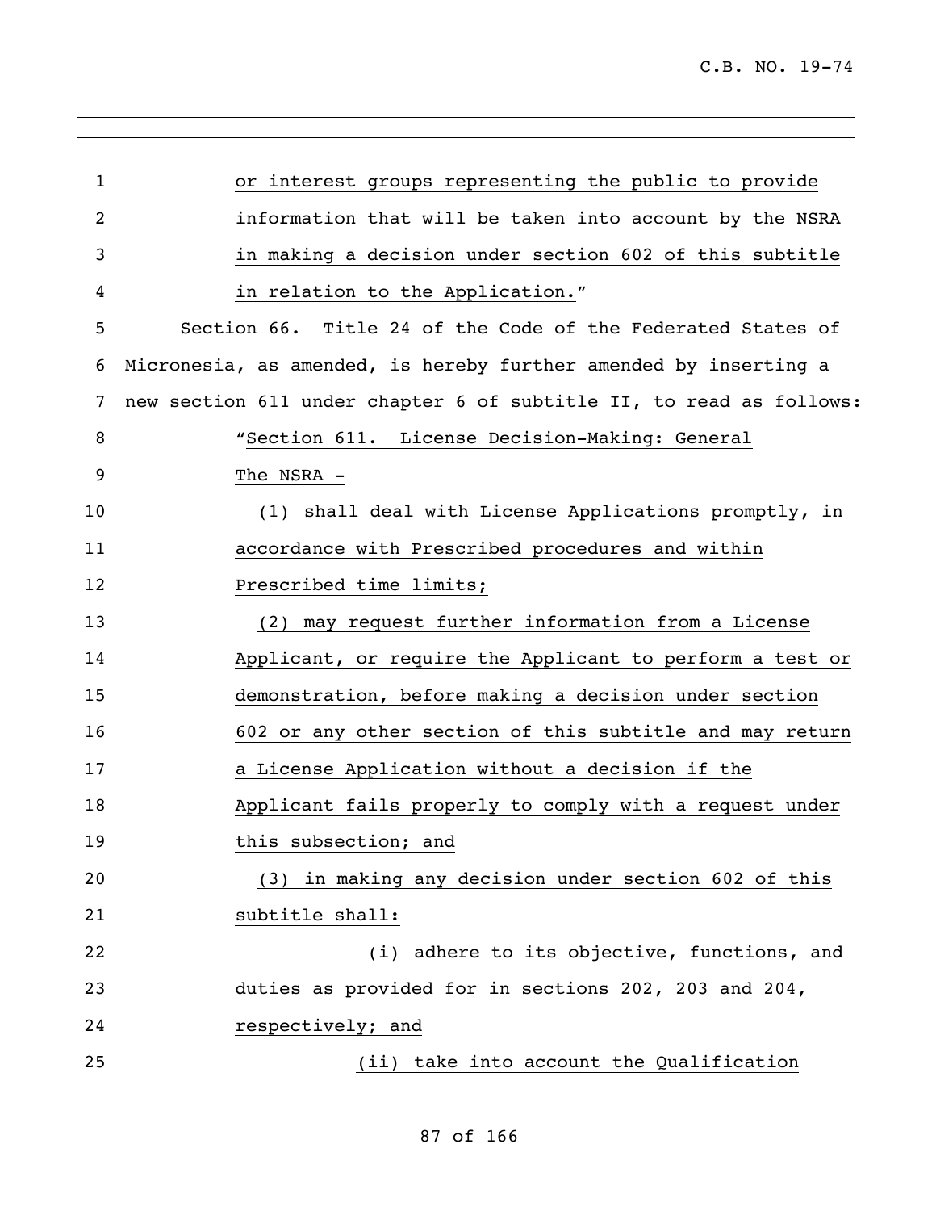or interest groups representing the public to provide information that will be taken into account by the NSRA in making a decision under section 602 of this subtitle in relation to the Application."

Section 66. Title 24 of the Code of the Federated States of Micronesia, as amended, is hereby further amended by inserting a new section 611 under chapter 6 of subtitle II, to read as follows:

"Section 611. License Decision-Making: General

The NSRA -

(1) shall deal with License Applications promptly, in accordance with Prescribed procedures and within Prescribed time limits;

(2) may request further information from a License Applicant, or require the Applicant to perform a test or demonstration, before making a decision under section 602 or any other section of this subtitle and may return a License Application without a decision if the Applicant fails properly to comply with a request under this subsection; and

(3) in making any decision under section 602 of this subtitle shall:

(i) adhere to its objective, functions, and duties as provided for in sections 202, 203 and 204, respectively; and

(ii) take into account the Qualification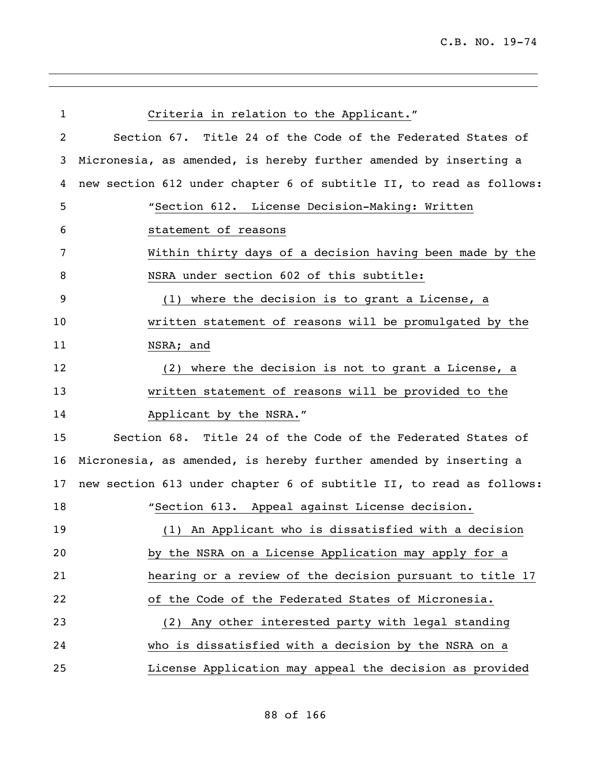Criteria in relation to the Applicant."

Section 67. Title 24 of the Code of the Federated States of Micronesia, as amended, is hereby further amended by inserting a new section 612 under chapter 6 of subtitle II, to read as follows:

"Section 612. License Decision-Making: Written statement of reasons

Within thirty days of a decision having been made by the NSRA under section 602 of this subtitle:

(1) where the decision is to grant a License, a written statement of reasons will be promulgated by the NSRA; and

(2) where the decision is not to grant a License, a written statement of reasons will be provided to the Applicant by the NSRA."

Section 68. Title 24 of the Code of the Federated States of Micronesia, as amended, is hereby further amended by inserting a new section 613 under chapter 6 of subtitle II, to read as follows:

"Section 613. Appeal against License decision.

(1) An Applicant who is dissatisfied with a decision by the NSRA on a License Application may apply for a hearing or a review of the decision pursuant to title 17 of the Code of the Federated States of Micronesia.

(2) Any other interested party with legal standing who is dissatisfied with a decision by the NSRA on a License Application may appeal the decision as provided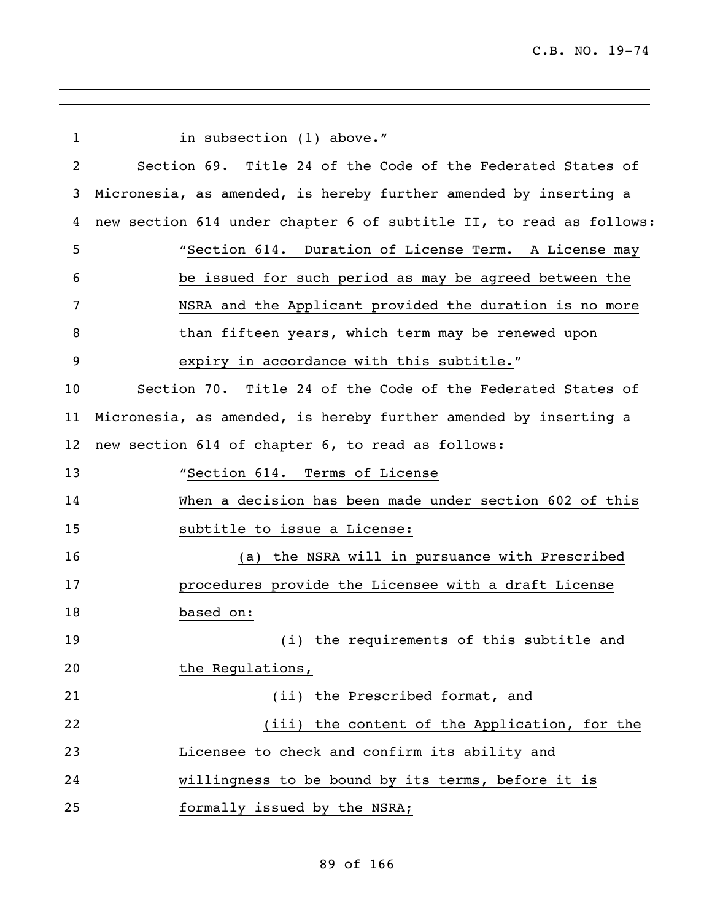in subsection (1) above."

Section 69. Title 24 of the Code of the Federated States of Micronesia, as amended, is hereby further amended by inserting a new section 614 under chapter 6 of subtitle II, to read as follows:

"Section 614. Duration of License Term. A License may be issued for such period as may be agreed between the NSRA and the Applicant provided the duration is no more than fifteen years, which term may be renewed upon expiry in accordance with this subtitle."

Section 70. Title 24 of the Code of the Federated States of Micronesia, as amended, is hereby further amended by inserting a new section 614 of chapter 6, to read as follows:

"Section 614. Terms of License

When a decision has been made under section 602 of this subtitle to issue a License:

(a) the NSRA will in pursuance with Prescribed procedures provide the Licensee with a draft License based on:

(i) the requirements of this subtitle and the Regulations,

(ii) the Prescribed format, and

(iii) the content of the Application, for the Licensee to check and confirm its ability and willingness to be bound by its terms, before it is formally issued by the NSRA;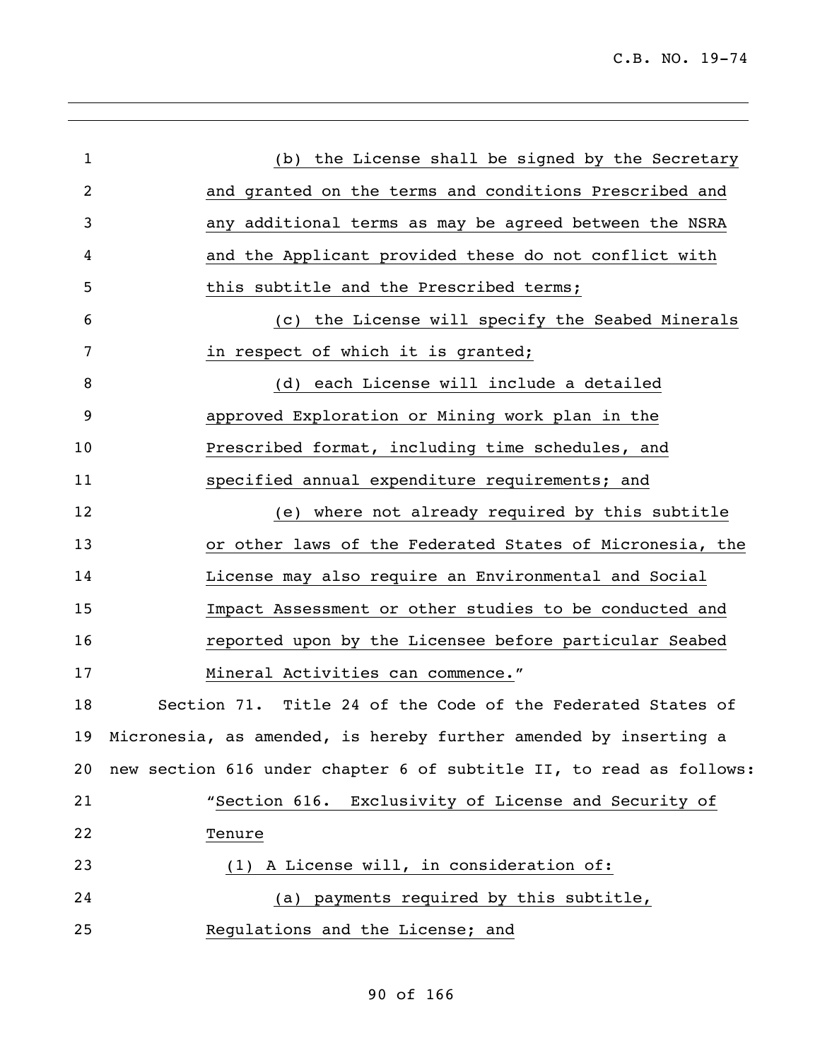(b) the License shall be signed by the Secretary and granted on the terms and conditions Prescribed and any additional terms as may be agreed between the NSRA and the Applicant provided these do not conflict with this subtitle and the Prescribed terms;

(c) the License will specify the Seabed Minerals in respect of which it is granted;

(d) each License will include a detailed approved Exploration or Mining work plan in the Prescribed format, including time schedules, and specified annual expenditure requirements; and

(e) where not already required by this subtitle or other laws of the Federated States of Micronesia, the License may also require an Environmental and Social Impact Assessment or other studies to be conducted and reported upon by the Licensee before particular Seabed Mineral Activities can commence."

Section 71. Title 24 of the Code of the Federated States of Micronesia, as amended, is hereby further amended by inserting a new section 616 under chapter 6 of subtitle II, to read as follows:

"Section 616. Exclusivity of License and Security of Tenure

(1) A License will, in consideration of:

(a) payments required by this subtitle, Regulations and the License; and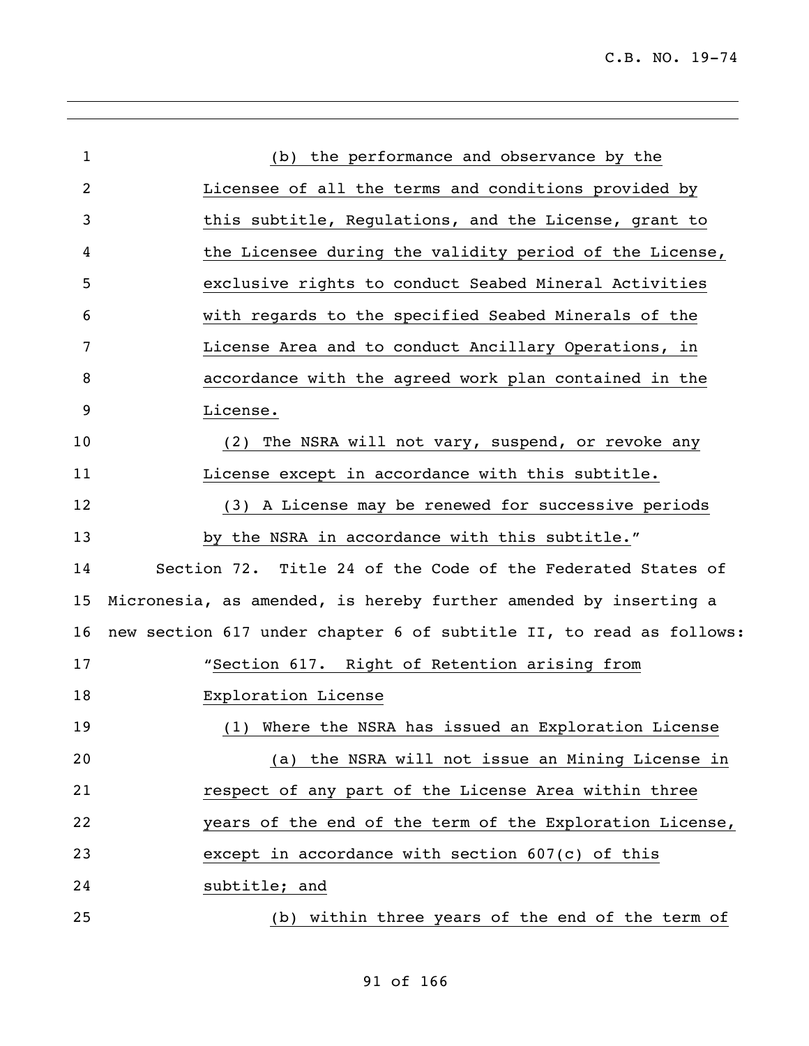(b) the performance and observance by the Licensee of all the terms and conditions provided by this subtitle, Regulations, and the License, grant to the Licensee during the validity period of the License, exclusive rights to conduct Seabed Mineral Activities with regards to the specified Seabed Minerals of the License Area and to conduct Ancillary Operations, in accordance with the agreed work plan contained in the License.

(2) The NSRA will not vary, suspend, or revoke any License except in accordance with this subtitle.

(3) A License may be renewed for successive periods by the NSRA in accordance with this subtitle."

Section 72. Title 24 of the Code of the Federated States of Micronesia, as amended, is hereby further amended by inserting a new section 617 under chapter 6 of subtitle II, to read as follows:

"Section 617. Right of Retention arising from Exploration License

(1) Where the NSRA has issued an Exploration License

(a) the NSRA will not issue an Mining License in respect of any part of the License Area within three years of the end of the term of the Exploration License, except in accordance with section 607(c) of this subtitle; and

(b) within three years of the end of the term of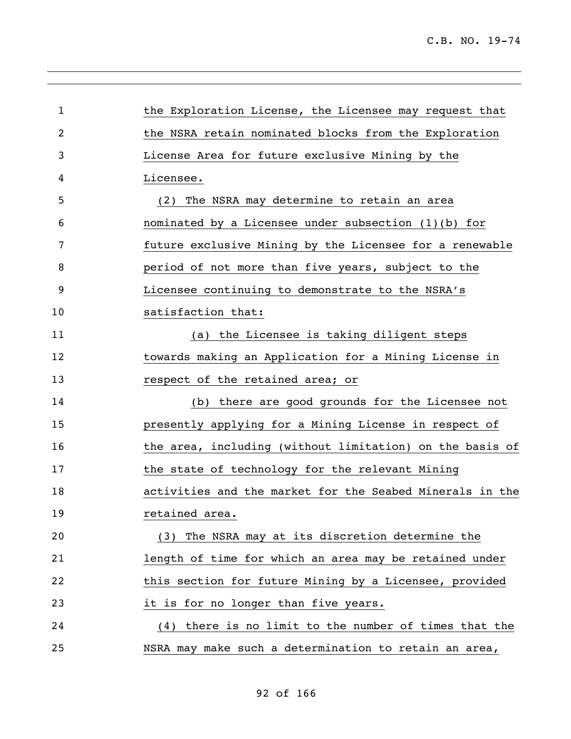the Exploration License, the Licensee may request that the NSRA retain nominated blocks from the Exploration License Area for future exclusive Mining by the Licensee.

(2) The NSRA may determine to retain an area nominated by a Licensee under subsection (1)(b) for future exclusive Mining by the Licensee for a renewable period of not more than five years, subject to the Licensee continuing to demonstrate to the NSRA's satisfaction that:

(a) the Licensee is taking diligent steps towards making an Application for a Mining License in respect of the retained area; or

(b) there are good grounds for the Licensee not presently applying for a Mining License in respect of the area, including (without limitation) on the basis of the state of technology for the relevant Mining activities and the market for the Seabed Minerals in the retained area.

(3) The NSRA may at its discretion determine the length of time for which an area may be retained under this section for future Mining by a Licensee, provided it is for no longer than five years.

(4) there is no limit to the number of times that the NSRA may make such a determination to retain an area,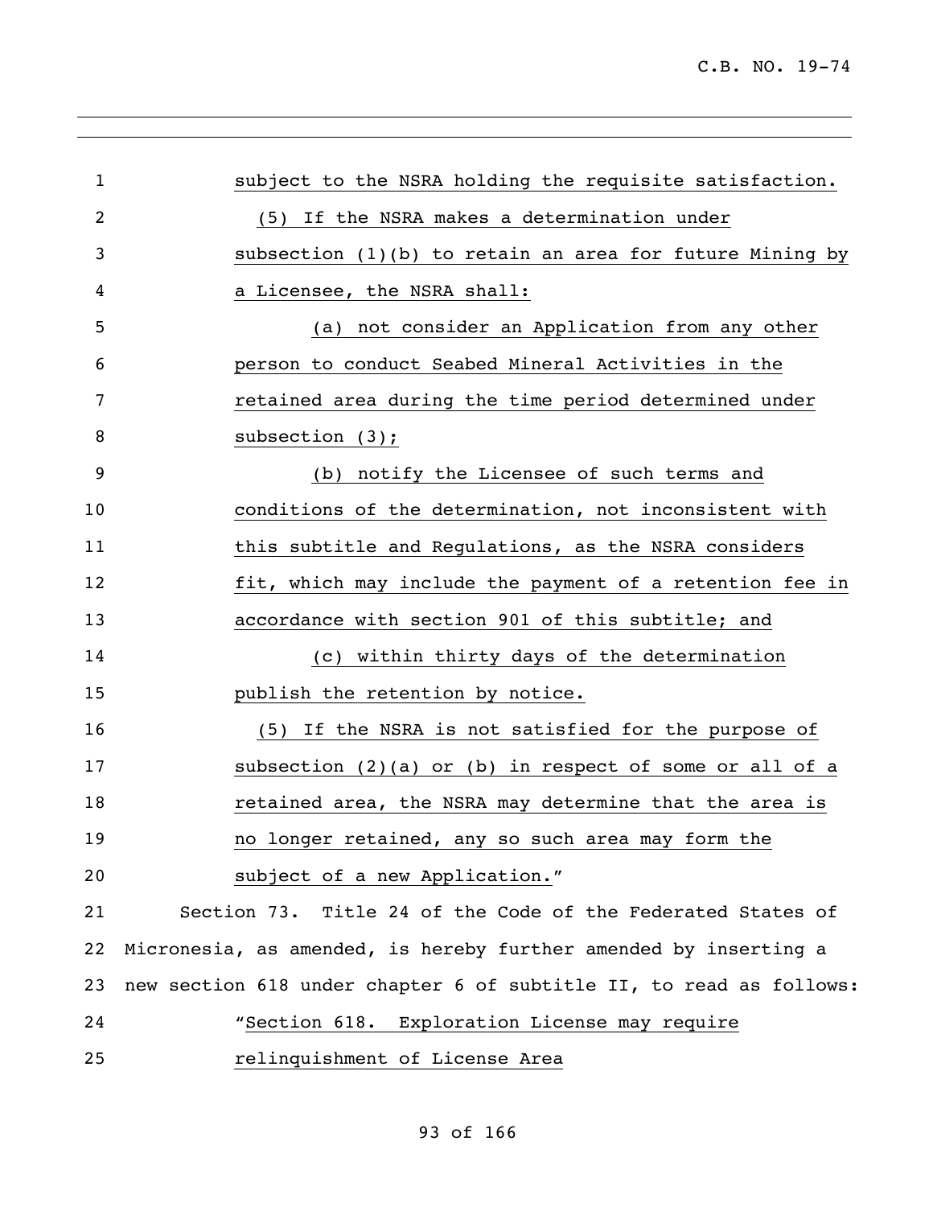subject to the NSRA holding the requisite satisfaction.

(5) If the NSRA makes a determination under subsection (1)(b) to retain an area for future Mining by a Licensee, the NSRA shall:

(a) not consider an Application from any other person to conduct Seabed Mineral Activities in the retained area during the time period determined under subsection (3);

(b) notify the Licensee of such terms and conditions of the determination, not inconsistent with this subtitle and Regulations, as the NSRA considers fit, which may include the payment of a retention fee in accordance with section 901 of this subtitle; and

(c) within thirty days of the determination publish the retention by notice.

(5) If the NSRA is not satisfied for the purpose of subsection (2)(a) or (b) in respect of some or all of a retained area, the NSRA may determine that the area is no longer retained, any so such area may form the subject of a new Application."

Section 73. Title 24 of the Code of the Federated States of Micronesia, as amended, is hereby further amended by inserting a new section 618 under chapter 6 of subtitle II, to read as follows:

"Section 618. Exploration License may require relinquishment of License Area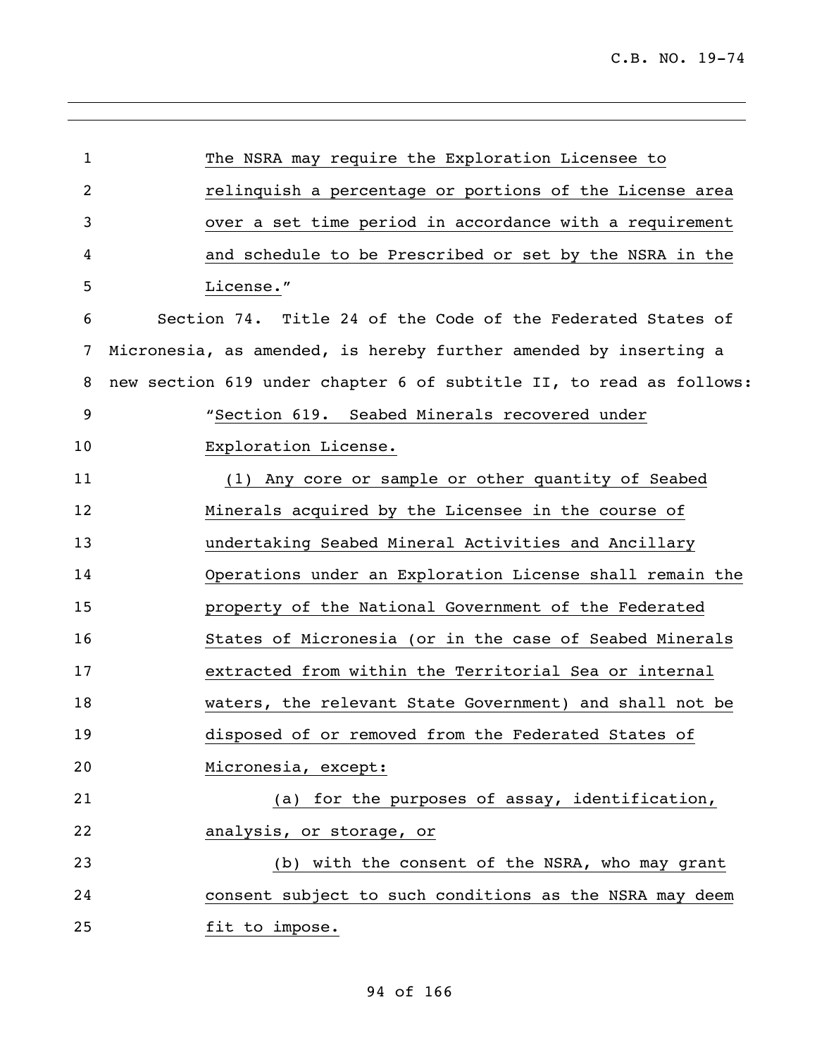The NSRA may require the Exploration Licensee to relinquish a percentage or portions of the License area over a set time period in accordance with a requirement and schedule to be Prescribed or set by the NSRA in the License."

Section 74. Title 24 of the Code of the Federated States of Micronesia, as amended, is hereby further amended by inserting a new section 619 under chapter 6 of subtitle II, to read as follows:

"Section 619. Seabed Minerals recovered under Exploration License.

(1) Any core or sample or other quantity of Seabed Minerals acquired by the Licensee in the course of undertaking Seabed Mineral Activities and Ancillary Operations under an Exploration License shall remain the property of the National Government of the Federated States of Micronesia (or in the case of Seabed Minerals extracted from within the Territorial Sea or internal waters, the relevant State Government) and shall not be disposed of or removed from the Federated States of Micronesia, except:

(a) for the purposes of assay, identification, analysis, or storage, or

(b) with the consent of the NSRA, who may grant consent subject to such conditions as the NSRA may deem fit to impose.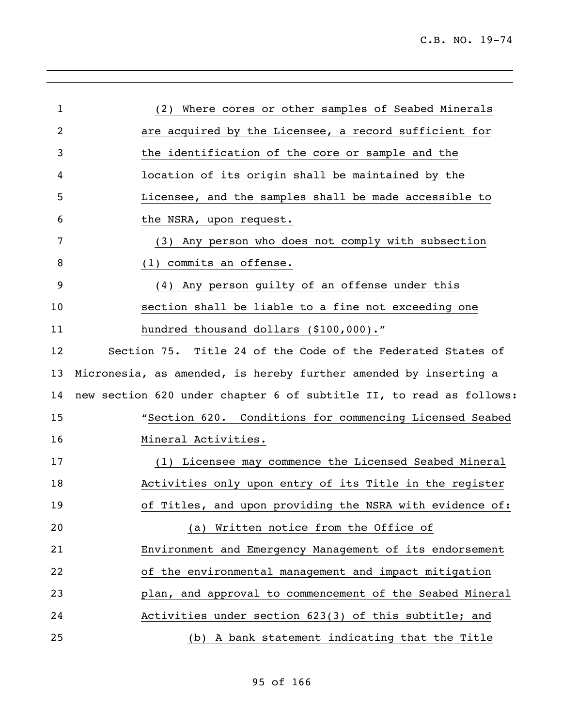(2) Where cores or other samples of Seabed Minerals are acquired by the Licensee, a record sufficient for the identification of the core or sample and the location of its origin shall be maintained by the Licensee, and the samples shall be made accessible to the NSRA, upon request.

(3) Any person who does not comply with subsection (1) commits an offense.

(4) Any person guilty of an offense under this section shall be liable to a fine not exceeding one hundred thousand dollars ($100,000)."

Section 75. Title 24 of the Code of the Federated States of Micronesia, as amended, is hereby further amended by inserting a new section 620 under chapter 6 of subtitle II, to read as follows:

"Section 620. Conditions for commencing Licensed Seabed Mineral Activities.

(1) Licensee may commence the Licensed Seabed Mineral Activities only upon entry of its Title in the register of Titles, and upon providing the NSRA with evidence of:

(a) Written notice from the Office of Environment and Emergency Management of its endorsement of the environmental management and impact mitigation plan, and approval to commencement of the Seabed Mineral Activities under section 623(3) of this subtitle; and

(b) A bank statement indicating that the Title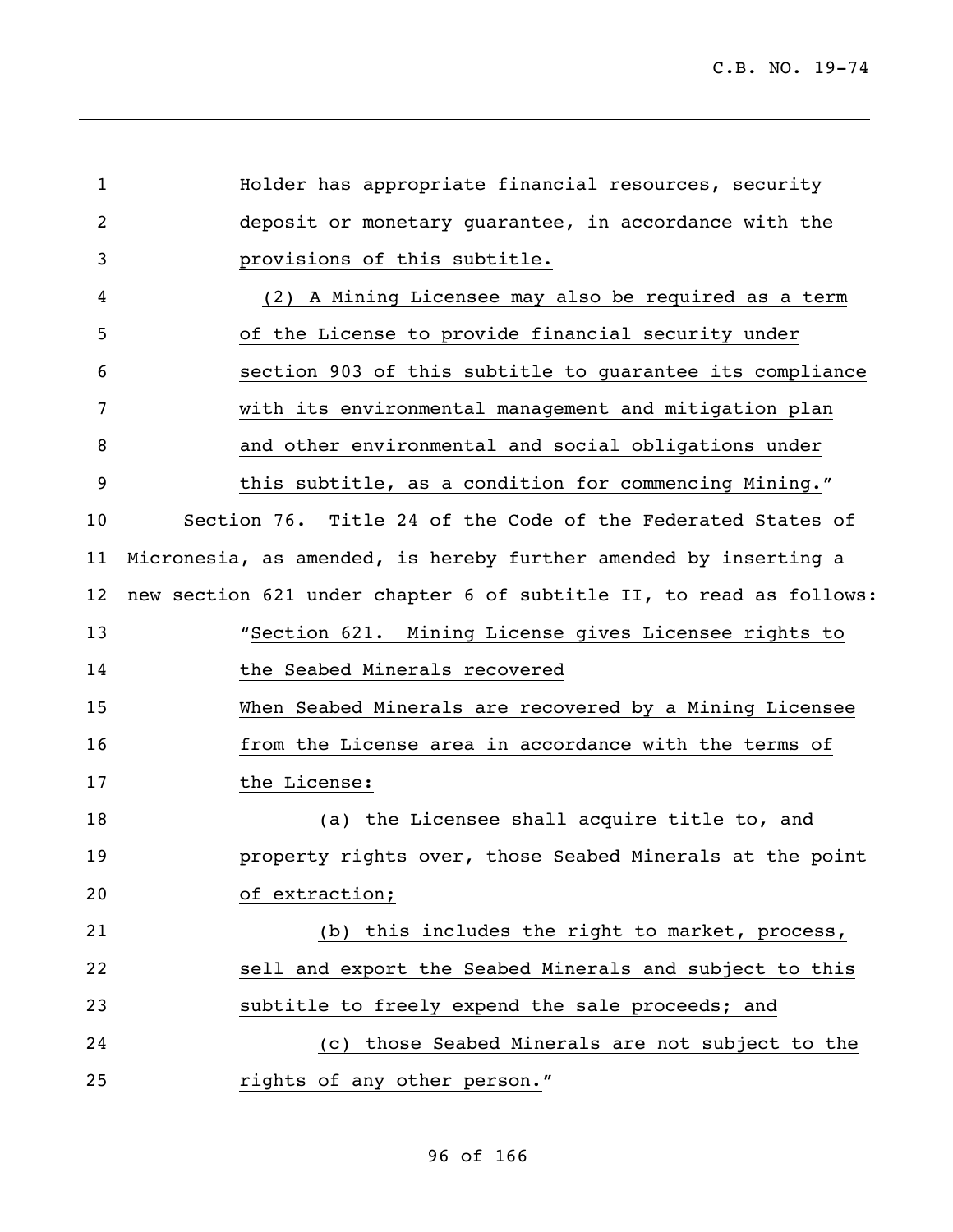Holder has appropriate financial resources, security deposit or monetary guarantee, in accordance with the provisions of this subtitle.

(2) A Mining Licensee may also be required as a term of the License to provide financial security under section 903 of this subtitle to guarantee its compliance with its environmental management and mitigation plan and other environmental and social obligations under this subtitle, as a condition for commencing Mining."

Section 76. Title 24 of the Code of the Federated States of Micronesia, as amended, is hereby further amended by inserting a new section 621 under chapter 6 of subtitle II, to read as follows:

"Section 621. Mining License gives Licensee rights to the Seabed Minerals recovered

When Seabed Minerals are recovered by a Mining Licensee from the License area in accordance with the terms of the License:

(a) the Licensee shall acquire title to, and property rights over, those Seabed Minerals at the point of extraction;

(b) this includes the right to market, process, sell and export the Seabed Minerals and subject to this subtitle to freely expend the sale proceeds; and

(c) those Seabed Minerals are not subject to the rights of any other person."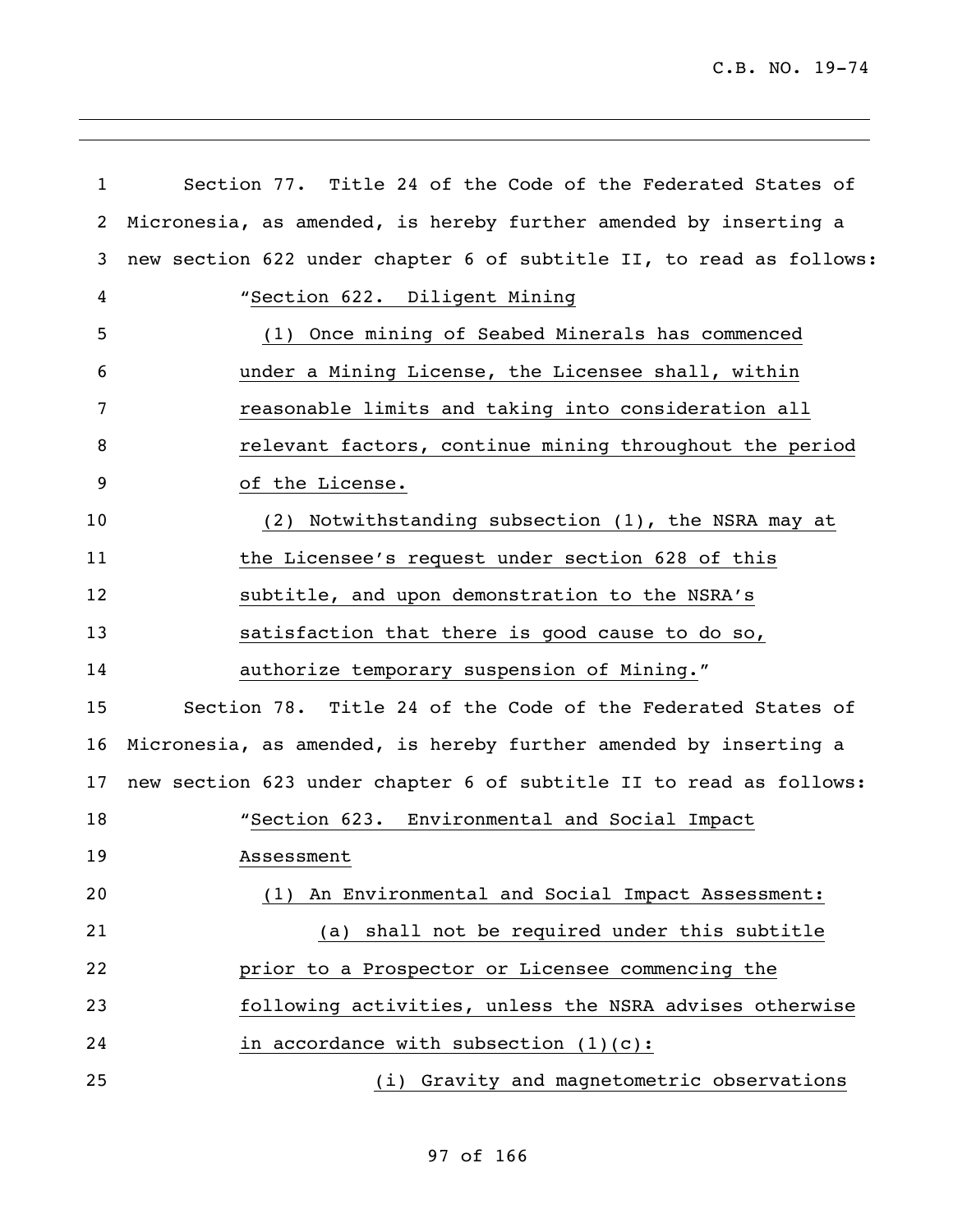Section 77. Title 24 of the Code of the Federated States of Micronesia, as amended, is hereby further amended by inserting a new section 622 under chapter 6 of subtitle II, to read as follows:

"Section 622. Diligent Mining

(1) Once mining of Seabed Minerals has commenced under a Mining License, the Licensee shall, within reasonable limits and taking into consideration all relevant factors, continue mining throughout the period of the License.

(2) Notwithstanding subsection (1), the NSRA may at the Licensee's request under section 628 of this subtitle, and upon demonstration to the NSRA's satisfaction that there is good cause to do so, authorize temporary suspension of Mining."

Section 78. Title 24 of the Code of the Federated States of Micronesia, as amended, is hereby further amended by inserting a new section 623 under chapter 6 of subtitle II to read as follows:

"Section 623. Environmental and Social Impact Assessment

(1) An Environmental and Social Impact Assessment:

(a) shall not be required under this subtitle prior to a Prospector or Licensee commencing the following activities, unless the NSRA advises otherwise in accordance with subsection (1)(c):

(i) Gravity and magnetometric observations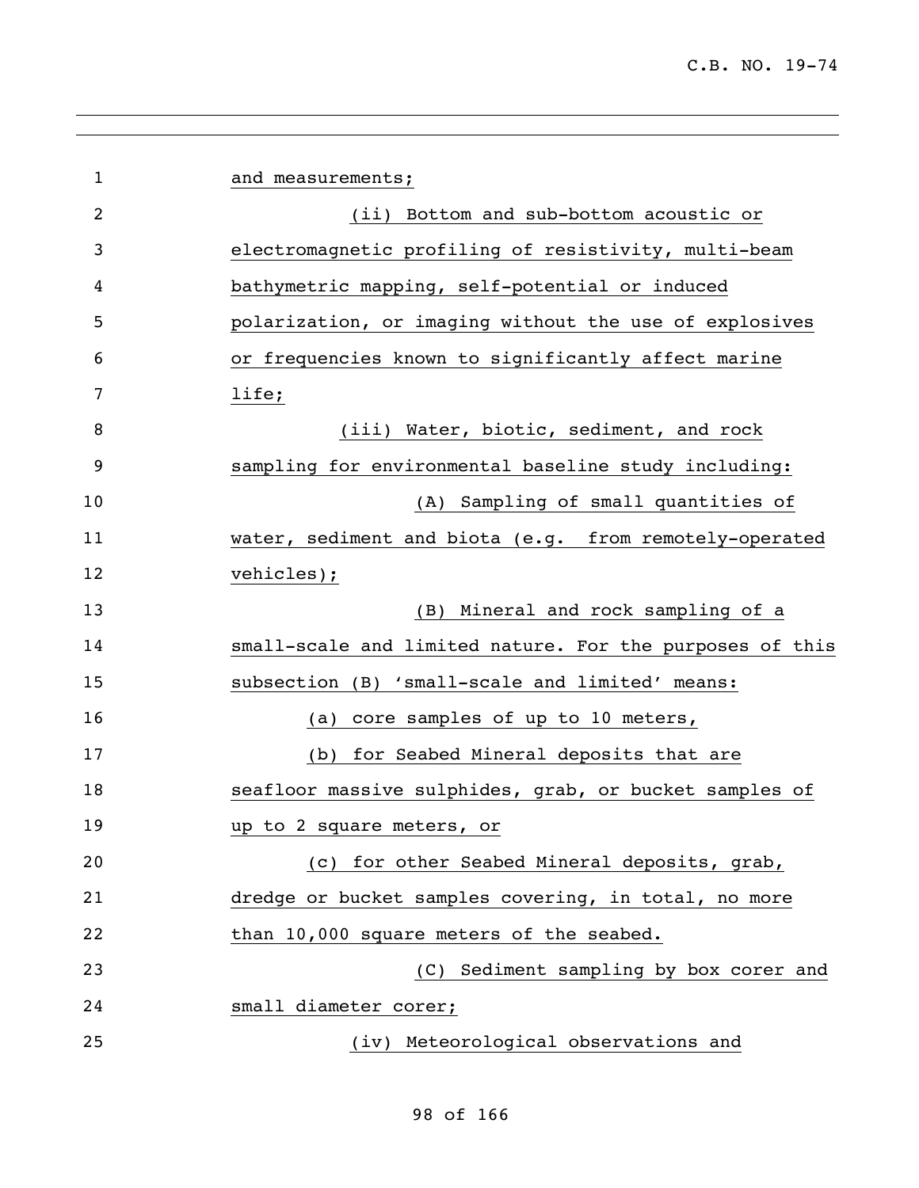and measurements;

(ii) Bottom and sub-bottom acoustic or electromagnetic profiling of resistivity, multi-beam bathymetric mapping, self-potential or induced polarization, or imaging without the use of explosives or frequencies known to significantly affect marine life;

(iii) Water, biotic, sediment, and rock sampling for environmental baseline study including:

(A) Sampling of small quantities of water, sediment and biota (e.g. from remotely-operated vehicles);

(B) Mineral and rock sampling of a small-scale and limited nature. For the purposes of this subsection (B) 'small-scale and limited' means:

(a) core samples of up to 10 meters,

(b) for Seabed Mineral deposits that are seafloor massive sulphides, grab, or bucket samples of up to 2 square meters, or

(c) for other Seabed Mineral deposits, grab, dredge or bucket samples covering, in total, no more than 10,000 square meters of the seabed.

(C) Sediment sampling by box corer and small diameter corer;

(iv) Meteorological observations and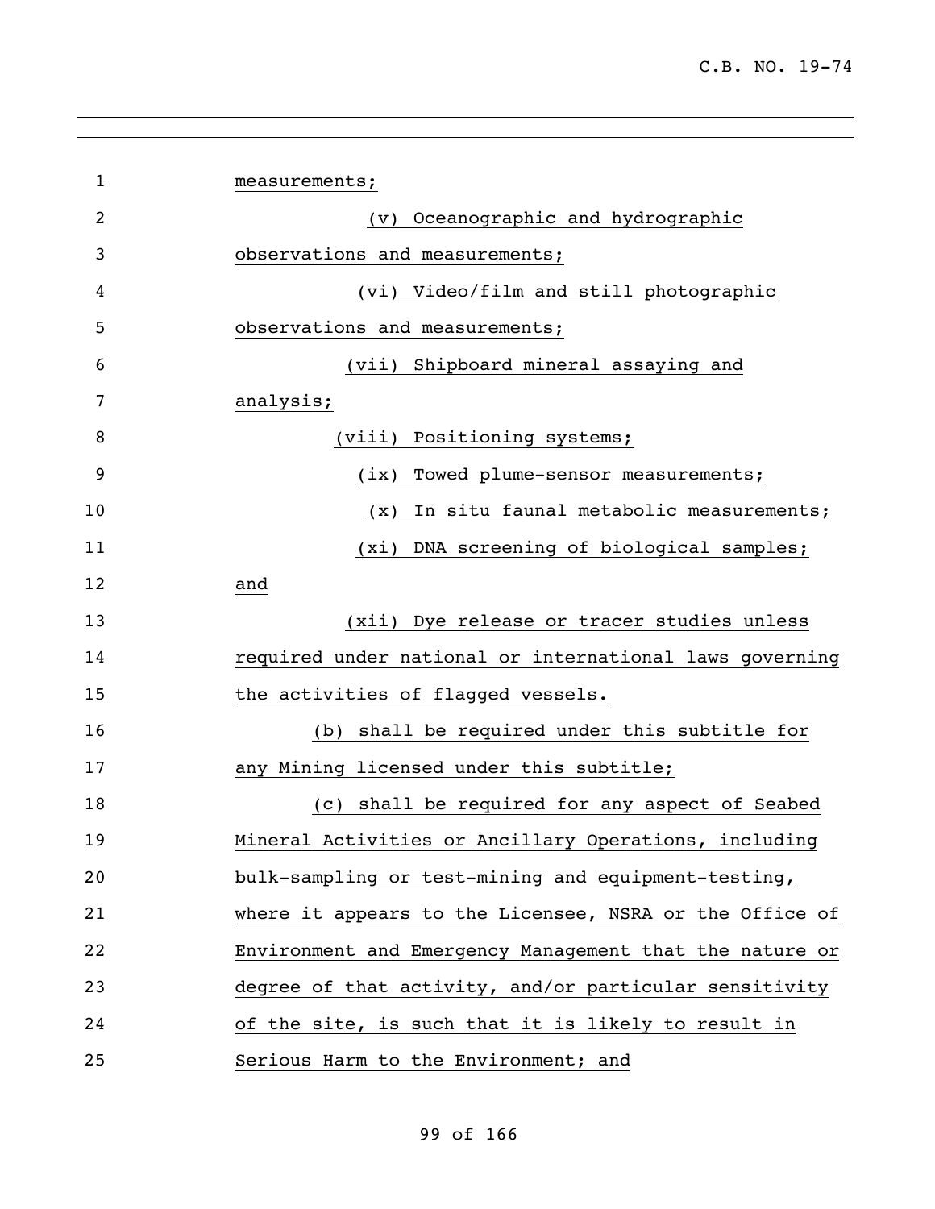measurements;

(v) Oceanographic and hydrographic observations and measurements;

(vi) Video/film and still photographic observations and measurements;

(vii) Shipboard mineral assaying and analysis;

(viii) Positioning systems;

(ix) Towed plume-sensor measurements;

(x) In situ faunal metabolic measurements;

(xi) DNA screening of biological samples; and

(xii) Dye release or tracer studies unless required under national or international laws governing the activities of flagged vessels.

(b) shall be required under this subtitle for any Mining licensed under this subtitle;

(c) shall be required for any aspect of Seabed Mineral Activities or Ancillary Operations, including bulk-sampling or test-mining and equipment-testing, where it appears to the Licensee, NSRA or the Office of Environment and Emergency Management that the nature or degree of that activity, and/or particular sensitivity of the site, is such that it is likely to result in Serious Harm to the Environment; and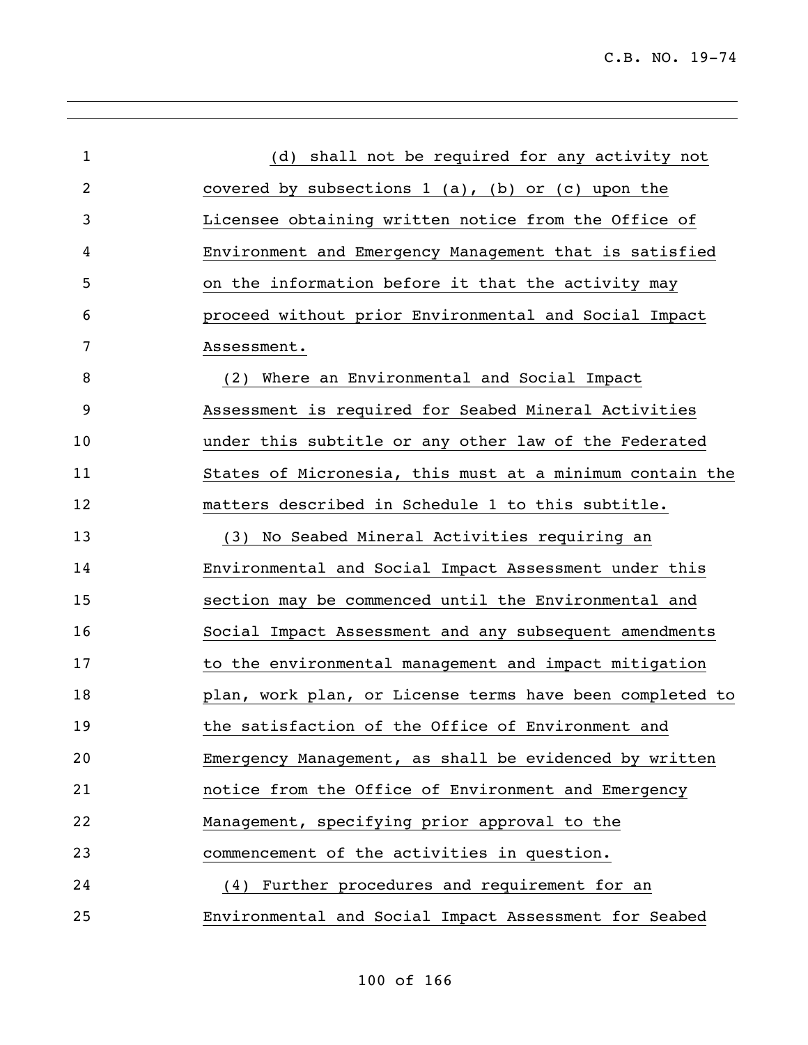(d) shall not be required for any activity not covered by subsections 1 (a), (b) or (c) upon the Licensee obtaining written notice from the Office of Environment and Emergency Management that is satisfied on the information before it that the activity may proceed without prior Environmental and Social Impact Assessment.

(2) Where an Environmental and Social Impact Assessment is required for Seabed Mineral Activities under this subtitle or any other law of the Federated States of Micronesia, this must at a minimum contain the matters described in Schedule 1 to this subtitle.

(3) No Seabed Mineral Activities requiring an Environmental and Social Impact Assessment under this section may be commenced until the Environmental and Social Impact Assessment and any subsequent amendments to the environmental management and impact mitigation plan, work plan, or License terms have been completed to the satisfaction of the Office of Environment and Emergency Management, as shall be evidenced by written notice from the Office of Environment and Emergency Management, specifying prior approval to the commencement of the activities in question.

(4) Further procedures and requirement for an Environmental and Social Impact Assessment for Seabed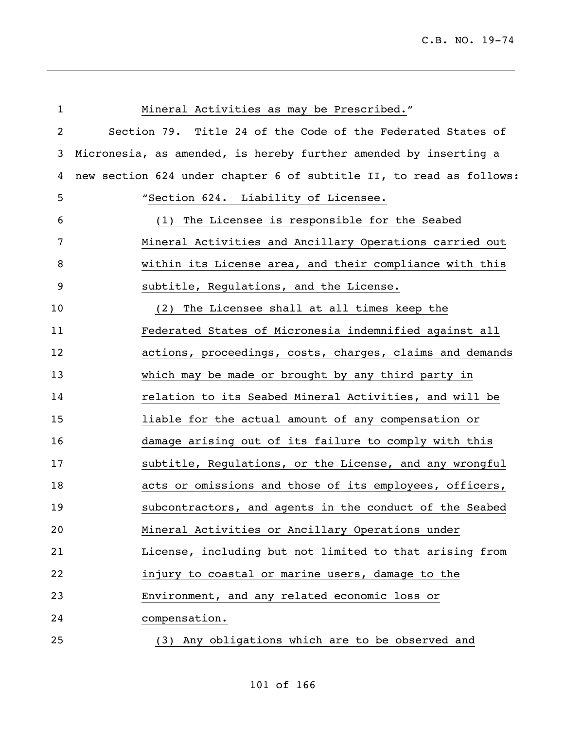Mineral Activities as may be Prescribed."

Section 79. Title 24 of the Code of the Federated States of Micronesia, as amended, is hereby further amended by inserting a new section 624 under chapter 6 of subtitle II, to read as follows:

"Section 624. Liability of Licensee.

(1) The Licensee is responsible for the Seabed Mineral Activities and Ancillary Operations carried out within its License area, and their compliance with this subtitle, Regulations, and the License.

(2) The Licensee shall at all times keep the Federated States of Micronesia indemnified against all actions, proceedings, costs, charges, claims and demands which may be made or brought by any third party in relation to its Seabed Mineral Activities, and will be liable for the actual amount of any compensation or damage arising out of its failure to comply with this subtitle, Regulations, or the License, and any wrongful acts or omissions and those of its employees, officers, subcontractors, and agents in the conduct of the Seabed Mineral Activities or Ancillary Operations under License, including but not limited to that arising from injury to coastal or marine users, damage to the Environment, and any related economic loss or compensation.

(3) Any obligations which are to be observed and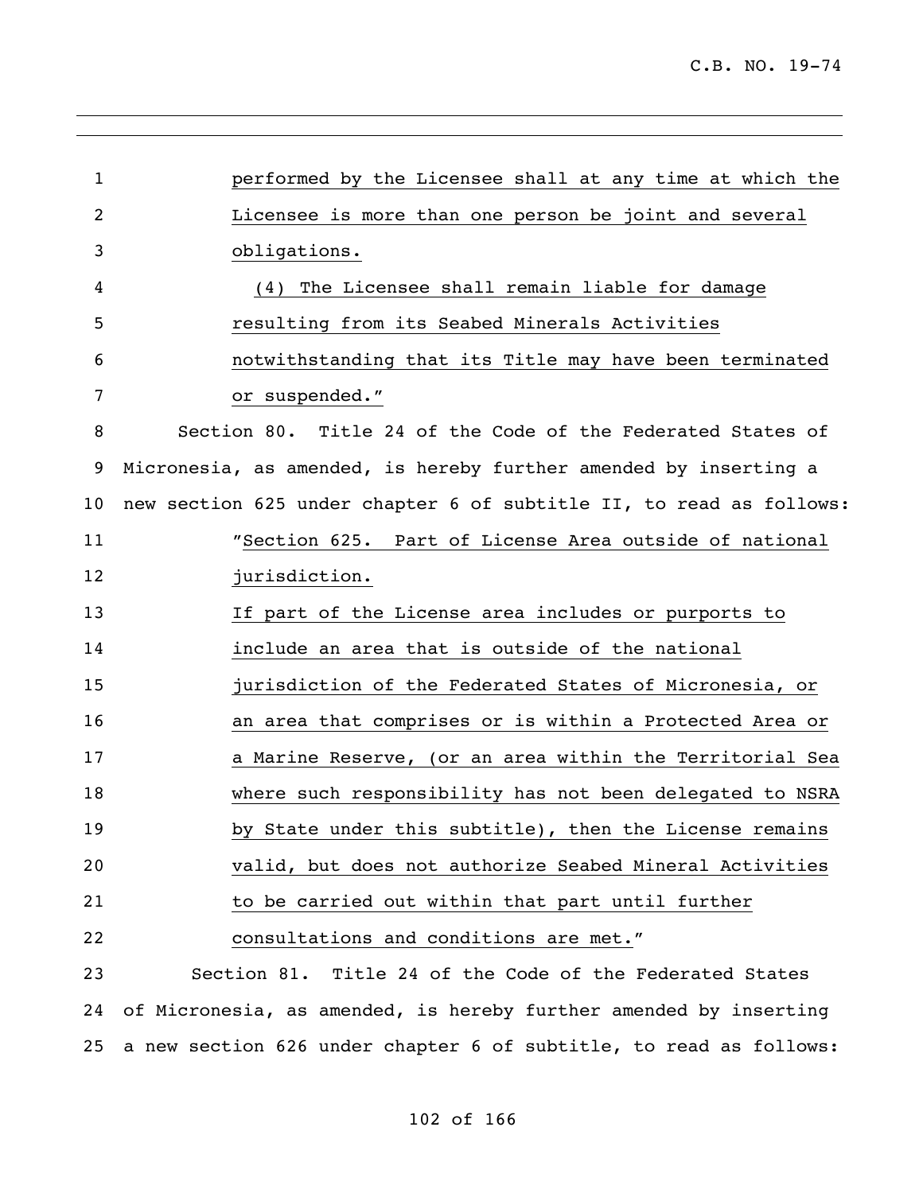performed by the Licensee shall at any time at which the Licensee is more than one person be joint and several obligations.

(4) The Licensee shall remain liable for damage resulting from its Seabed Minerals Activities notwithstanding that its Title may have been terminated or suspended."

Section 80. Title 24 of the Code of the Federated States of Micronesia, as amended, is hereby further amended by inserting a new section 625 under chapter 6 of subtitle II, to read as follows:

"Section 625. Part of License Area outside of national jurisdiction.

If part of the License area includes or purports to include an area that is outside of the national jurisdiction of the Federated States of Micronesia, or an area that comprises or is within a Protected Area or a Marine Reserve, (or an area within the Territorial Sea where such responsibility has not been delegated to NSRA by State under this subtitle), then the License remains valid, but does not authorize Seabed Mineral Activities to be carried out within that part until further consultations and conditions are met."

Section 81. Title 24 of the Code of the Federated States of Micronesia, as amended, is hereby further amended by inserting a new section 626 under chapter 6 of subtitle, to read as follows: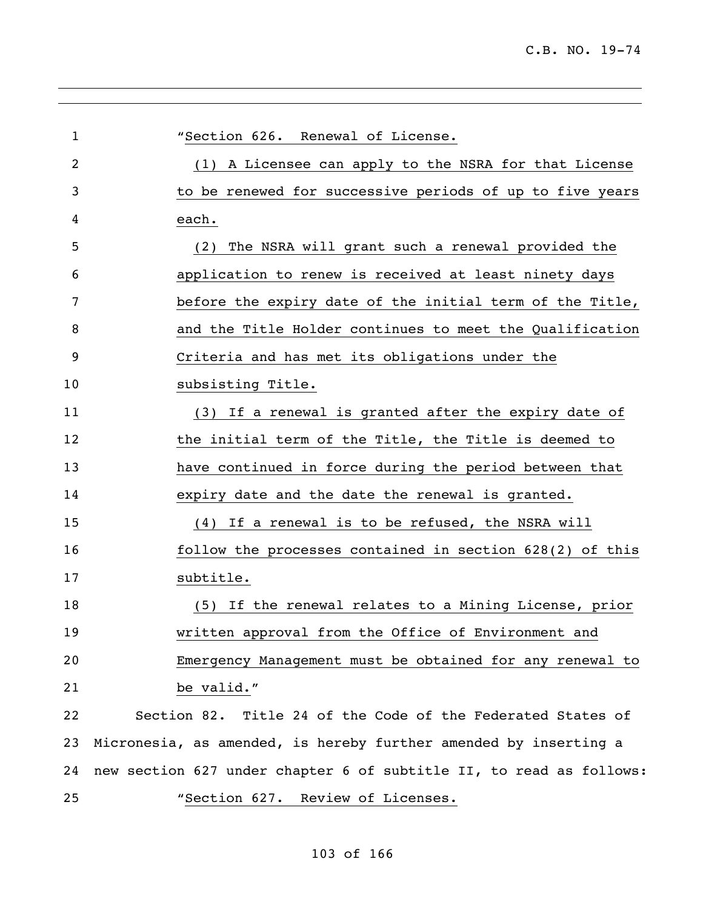"Section 626. Renewal of License.

(1) A Licensee can apply to the NSRA for that License to be renewed for successive periods of up to five years each.

(2) The NSRA will grant such a renewal provided the application to renew is received at least ninety days before the expiry date of the initial term of the Title, and the Title Holder continues to meet the Qualification Criteria and has met its obligations under the subsisting Title.

(3) If a renewal is granted after the expiry date of the initial term of the Title, the Title is deemed to have continued in force during the period between that expiry date and the date the renewal is granted.

(4) If a renewal is to be refused, the NSRA will follow the processes contained in section 628(2) of this subtitle.

(5) If the renewal relates to a Mining License, prior written approval from the Office of Environment and Emergency Management must be obtained for any renewal to be valid."

Section 82. Title 24 of the Code of the Federated States of Micronesia, as amended, is hereby further amended by inserting a new section 627 under chapter 6 of subtitle II, to read as follows:

"Section 627. Review of Licenses.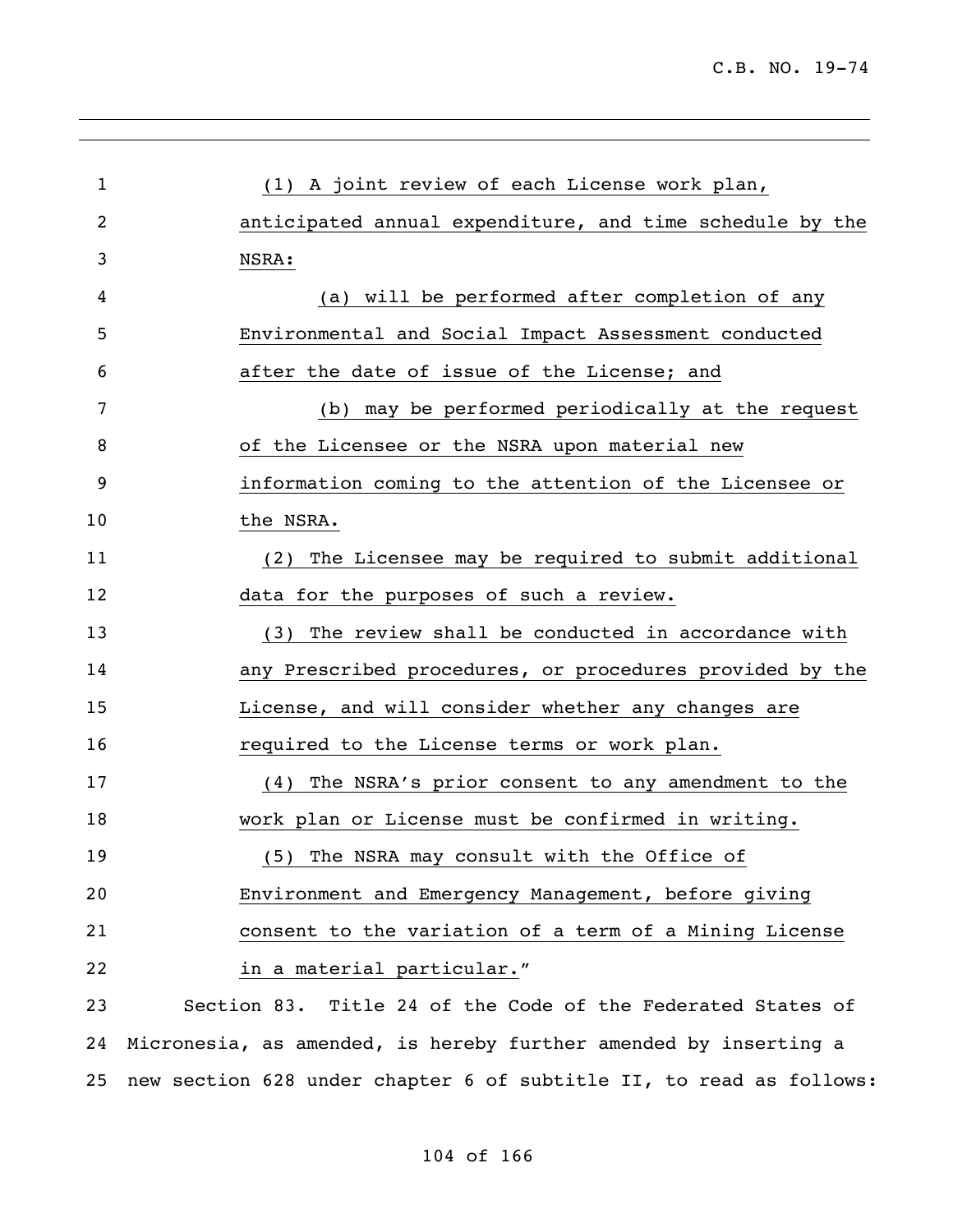(1) A joint review of each License work plan, anticipated annual expenditure, and time schedule by the NSRA:

(a) will be performed after completion of any Environmental and Social Impact Assessment conducted after the date of issue of the License; and

(b) may be performed periodically at the request of the Licensee or the NSRA upon material new information coming to the attention of the Licensee or the NSRA.

(2) The Licensee may be required to submit additional data for the purposes of such a review.

(3) The review shall be conducted in accordance with any Prescribed procedures, or procedures provided by the License, and will consider whether any changes are required to the License terms or work plan.

(4) The NSRA's prior consent to any amendment to the work plan or License must be confirmed in writing.

(5) The NSRA may consult with the Office of Environment and Emergency Management, before giving consent to the variation of a term of a Mining License in a material particular."

Section 83. Title 24 of the Code of the Federated States of Micronesia, as amended, is hereby further amended by inserting a new section 628 under chapter 6 of subtitle II, to read as follows: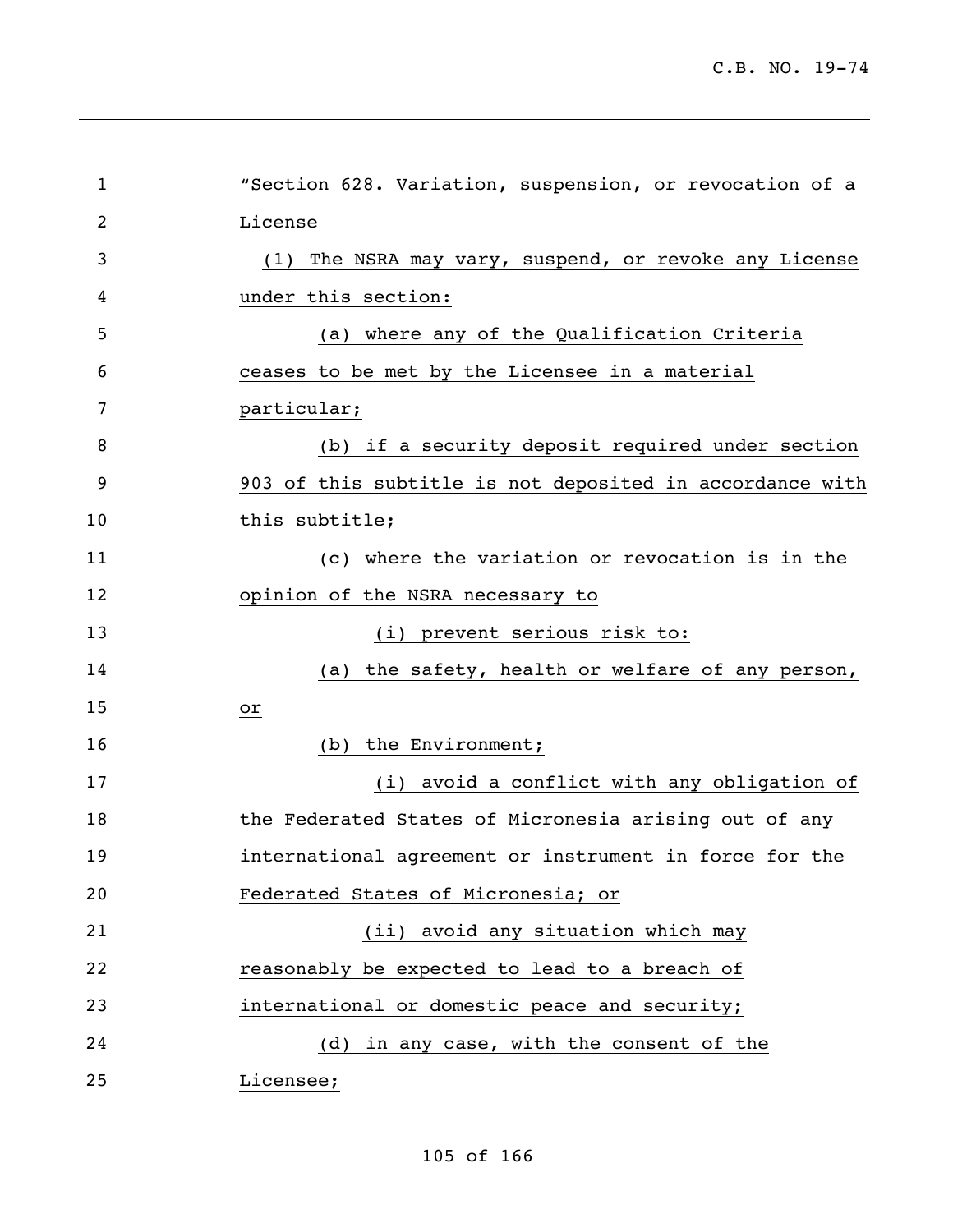"Section 628. Variation, suspension, or revocation of a License

(1) The NSRA may vary, suspend, or revoke any License under this section:

(a) where any of the Qualification Criteria ceases to be met by the Licensee in a material particular;

(b) if a security deposit required under section 903 of this subtitle is not deposited in accordance with this subtitle;

(c) where the variation or revocation is in the opinion of the NSRA necessary to

(i) prevent serious risk to:

(a) the safety, health or welfare of any person, or

(b) the Environment;

(i) avoid a conflict with any obligation of the Federated States of Micronesia arising out of any international agreement or instrument in force for the Federated States of Micronesia; or

(ii) avoid any situation which may reasonably be expected to lead to a breach of international or domestic peace and security;

(d) in any case, with the consent of the Licensee;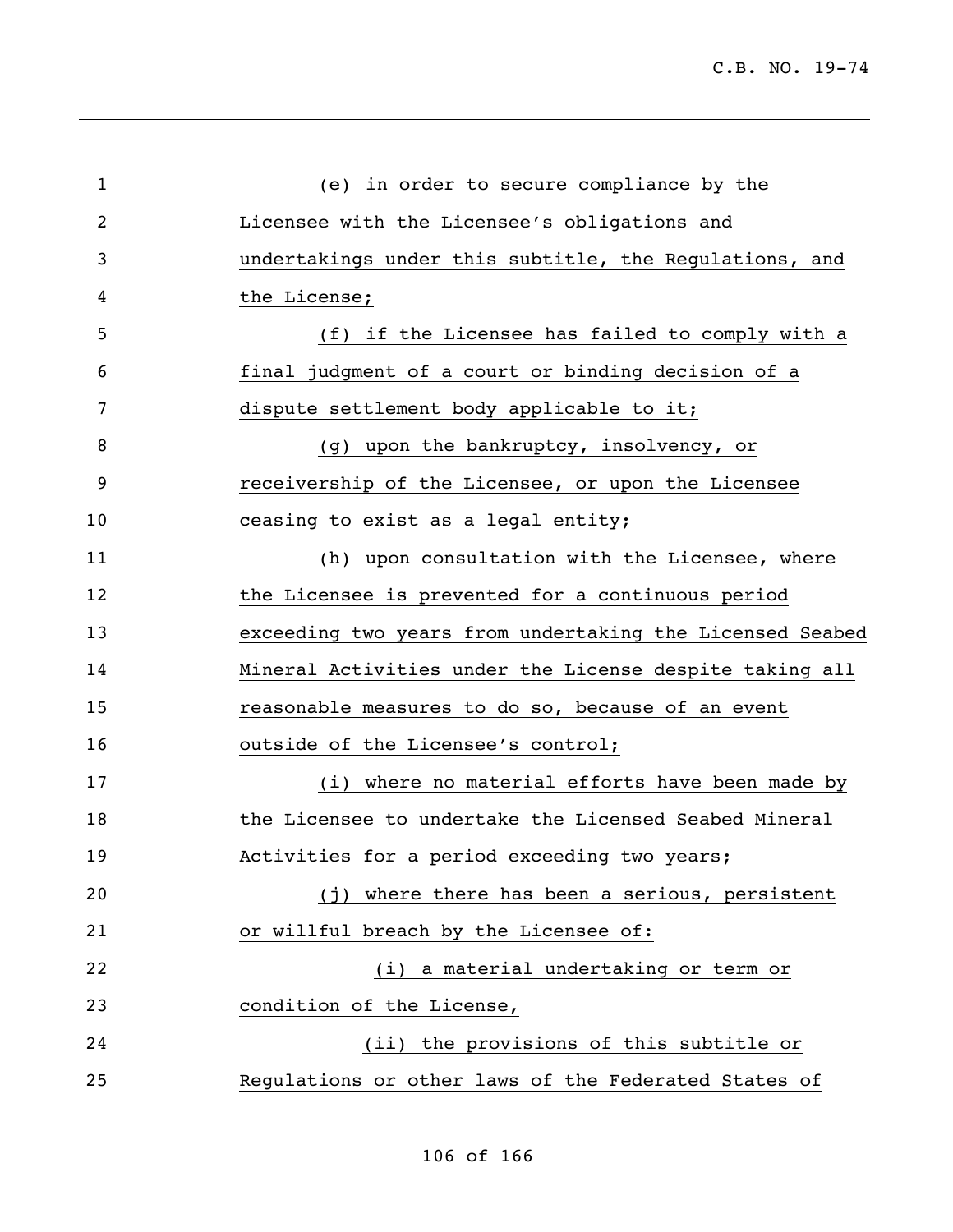(e) in order to secure compliance by the Licensee with the Licensee's obligations and undertakings under this subtitle, the Regulations, and the License;

(f) if the Licensee has failed to comply with a final judgment of a court or binding decision of a dispute settlement body applicable to it;

(g) upon the bankruptcy, insolvency, or receivership of the Licensee, or upon the Licensee ceasing to exist as a legal entity;

(h) upon consultation with the Licensee, where the Licensee is prevented for a continuous period exceeding two years from undertaking the Licensed Seabed Mineral Activities under the License despite taking all reasonable measures to do so, because of an event outside of the Licensee's control;

(i) where no material efforts have been made by the Licensee to undertake the Licensed Seabed Mineral Activities for a period exceeding two years;

(j) where there has been a serious, persistent or willful breach by the Licensee of:

(i) a material undertaking or term or condition of the License,

(ii) the provisions of this subtitle or Regulations or other laws of the Federated States of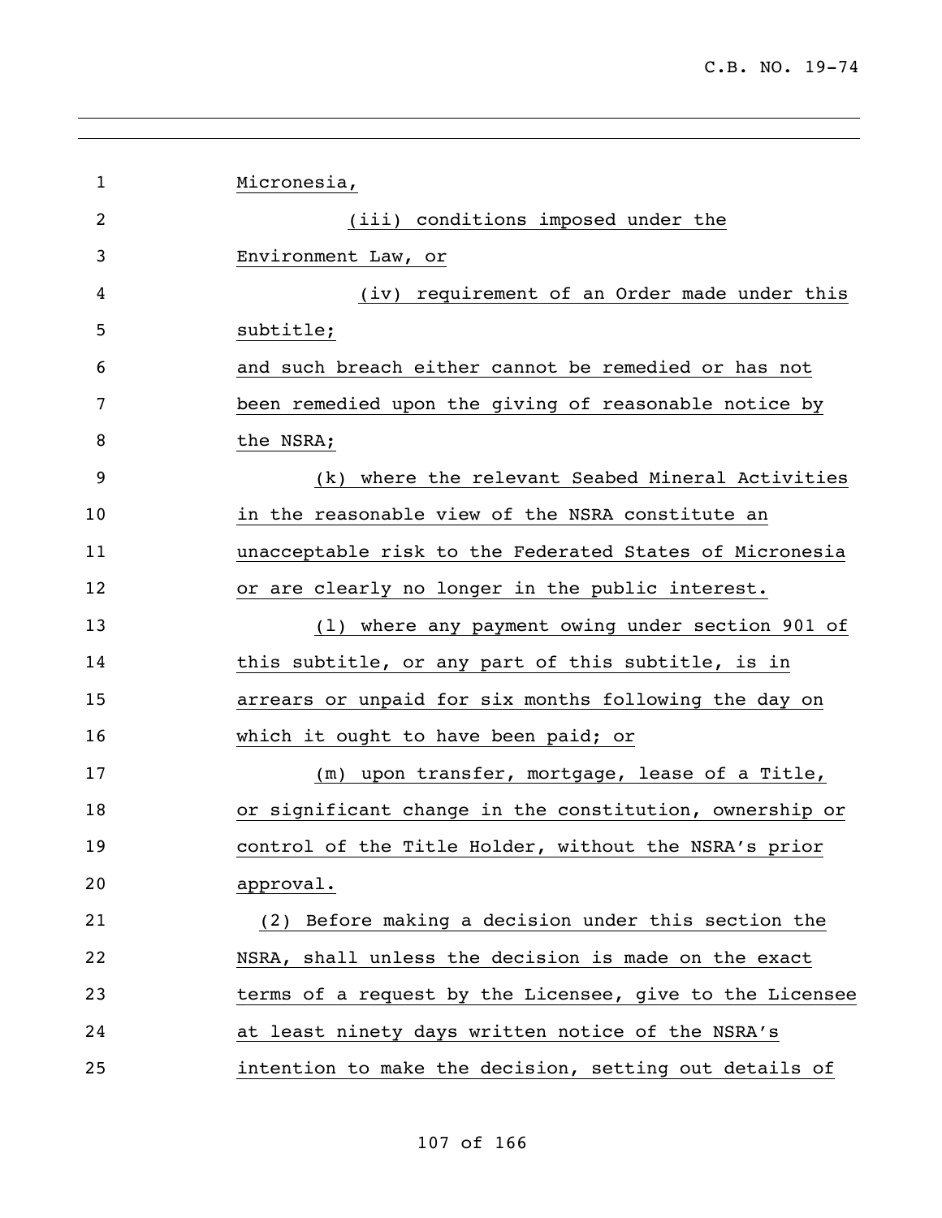Micronesia,

(iii) conditions imposed under the Environment Law, or

(iv) requirement of an Order made under this subtitle;

and such breach either cannot be remedied or has not been remedied upon the giving of reasonable notice by the NSRA;

(k) where the relevant Seabed Mineral Activities in the reasonable view of the NSRA constitute an unacceptable risk to the Federated States of Micronesia or are clearly no longer in the public interest.

(l) where any payment owing under section 901 of this subtitle, or any part of this subtitle, is in arrears or unpaid for six months following the day on which it ought to have been paid; or

(m) upon transfer, mortgage, lease of a Title, or significant change in the constitution, ownership or control of the Title Holder, without the NSRA's prior approval.

(2) Before making a decision under this section the NSRA, shall unless the decision is made on the exact terms of a request by the Licensee, give to the Licensee at least ninety days written notice of the NSRA's intention to make the decision, setting out details of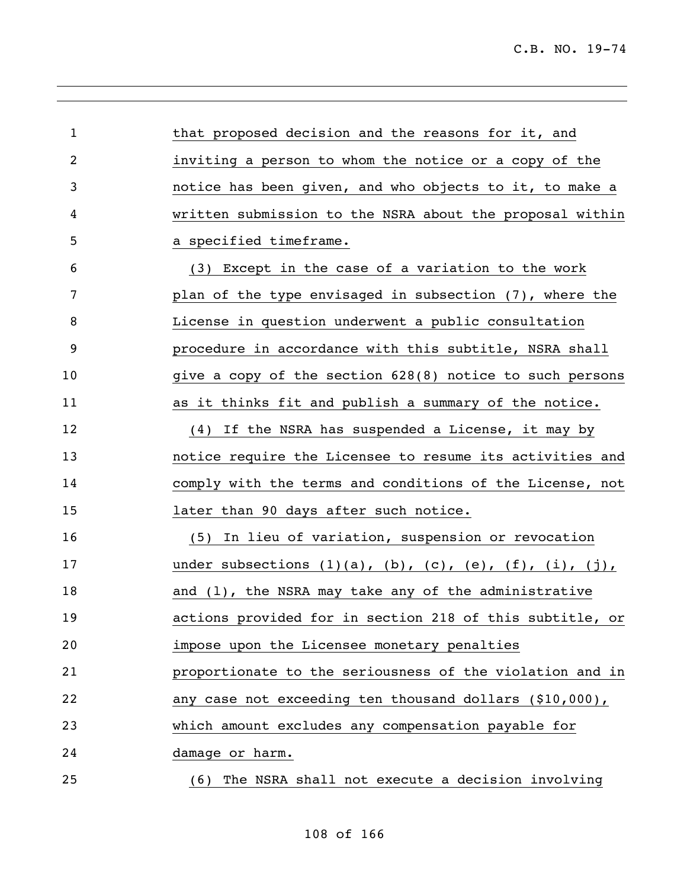that proposed decision and the reasons for it, and inviting a person to whom the notice or a copy of the notice has been given, and who objects to it, to make a written submission to the NSRA about the proposal within a specified timeframe.

(3) Except in the case of a variation to the work plan of the type envisaged in subsection (7), where the License in question underwent a public consultation procedure in accordance with this subtitle, NSRA shall give a copy of the section 628(8) notice to such persons as it thinks fit and publish a summary of the notice.

(4) If the NSRA has suspended a License, it may by notice require the Licensee to resume its activities and comply with the terms and conditions of the License, not later than 90 days after such notice.

(5) In lieu of variation, suspension or revocation under subsections (1)(a), (b), (c), (e), (f), (i), (j), and (l), the NSRA may take any of the administrative actions provided for in section 218 of this subtitle, or impose upon the Licensee monetary penalties proportionate to the seriousness of the violation and in any case not exceeding ten thousand dollars ($10,000), which amount excludes any compensation payable for damage or harm.

(6) The NSRA shall not execute a decision involving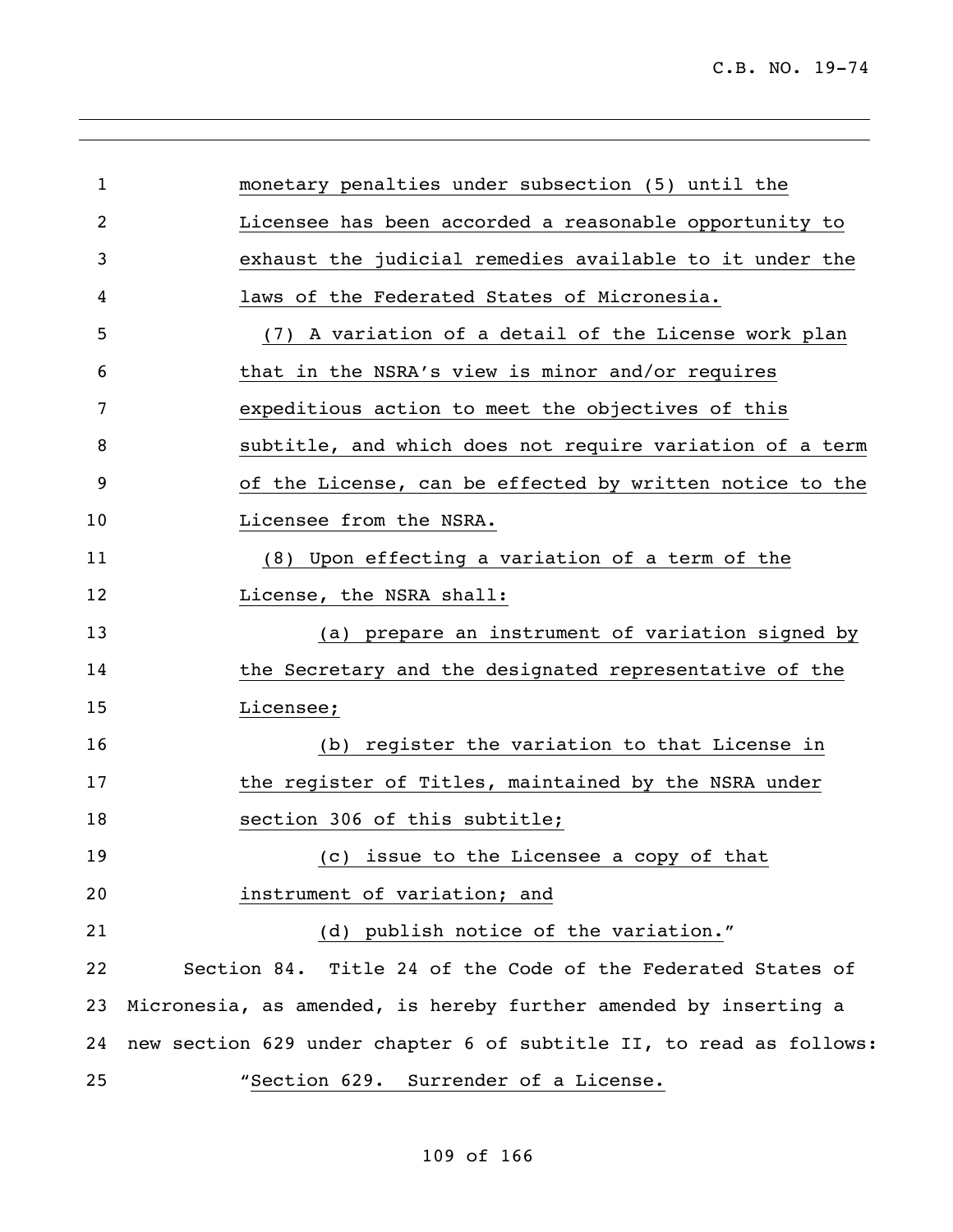monetary penalties under subsection (5) until the Licensee has been accorded a reasonable opportunity to exhaust the judicial remedies available to it under the laws of the Federated States of Micronesia.

(7) A variation of a detail of the License work plan that in the NSRA's view is minor and/or requires expeditious action to meet the objectives of this subtitle, and which does not require variation of a term of the License, can be effected by written notice to the Licensee from the NSRA.

(8) Upon effecting a variation of a term of the License, the NSRA shall:

(a) prepare an instrument of variation signed by the Secretary and the designated representative of the Licensee;

(b) register the variation to that License in the register of Titles, maintained by the NSRA under section 306 of this subtitle;

(c) issue to the Licensee a copy of that instrument of variation; and

(d) publish notice of the variation."

Section 84. Title 24 of the Code of the Federated States of Micronesia, as amended, is hereby further amended by inserting a new section 629 under chapter 6 of subtitle II, to read as follows:

"Section 629. Surrender of a License.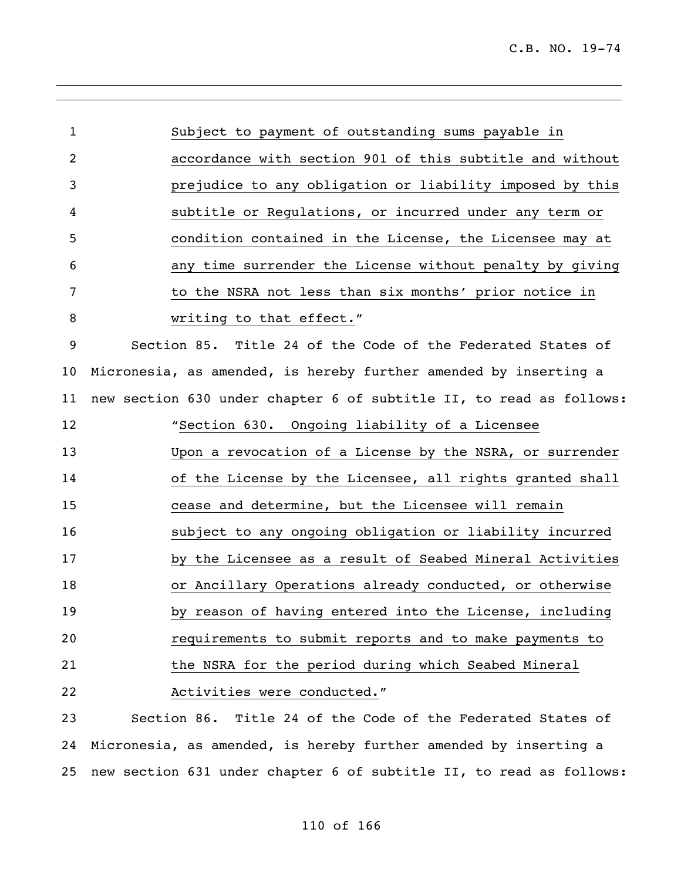Subject to payment of outstanding sums payable in accordance with section 901 of this subtitle and without prejudice to any obligation or liability imposed by this subtitle or Regulations, or incurred under any term or condition contained in the License, the Licensee may at any time surrender the License without penalty by giving to the NSRA not less than six months' prior notice in writing to that effect."

Section 85. Title 24 of the Code of the Federated States of Micronesia, as amended, is hereby further amended by inserting a new section 630 under chapter 6 of subtitle II, to read as follows:

"Section 630. Ongoing liability of a Licensee

Upon a revocation of a License by the NSRA, or surrender of the License by the Licensee, all rights granted shall cease and determine, but the Licensee will remain subject to any ongoing obligation or liability incurred by the Licensee as a result of Seabed Mineral Activities or Ancillary Operations already conducted, or otherwise by reason of having entered into the License, including requirements to submit reports and to make payments to the NSRA for the period during which Seabed Mineral Activities were conducted."

Section 86. Title 24 of the Code of the Federated States of Micronesia, as amended, is hereby further amended by inserting a new section 631 under chapter 6 of subtitle II, to read as follows: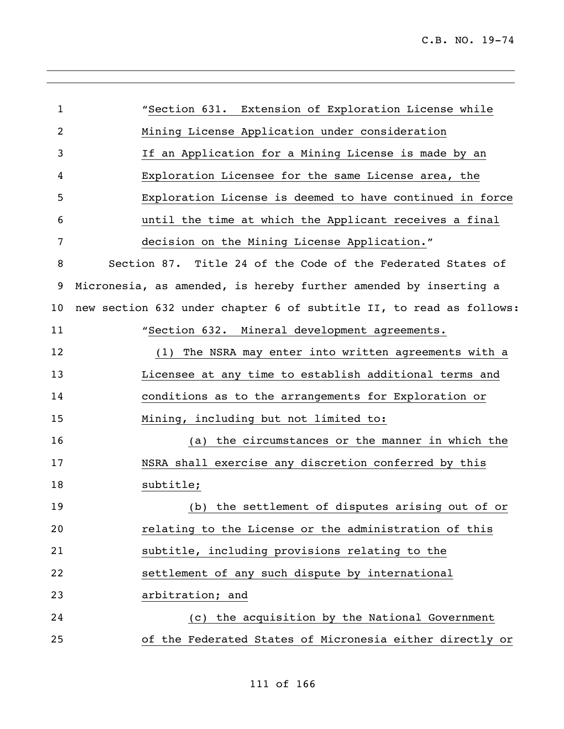"Section 631. Extension of Exploration License while Mining License Application under consideration

If an Application for a Mining License is made by an Exploration Licensee for the same License area, the Exploration License is deemed to have continued in force until the time at which the Applicant receives a final decision on the Mining License Application."

Section 87. Title 24 of the Code of the Federated States of Micronesia, as amended, is hereby further amended by inserting a new section 632 under chapter 6 of subtitle II, to read as follows:

"Section 632. Mineral development agreements.

(1) The NSRA may enter into written agreements with a Licensee at any time to establish additional terms and conditions as to the arrangements for Exploration or Mining, including but not limited to:

(a) the circumstances or the manner in which the NSRA shall exercise any discretion conferred by this subtitle;

(b) the settlement of disputes arising out of or relating to the License or the administration of this subtitle, including provisions relating to the settlement of any such dispute by international arbitration; and

(c) the acquisition by the National Government of the Federated States of Micronesia either directly or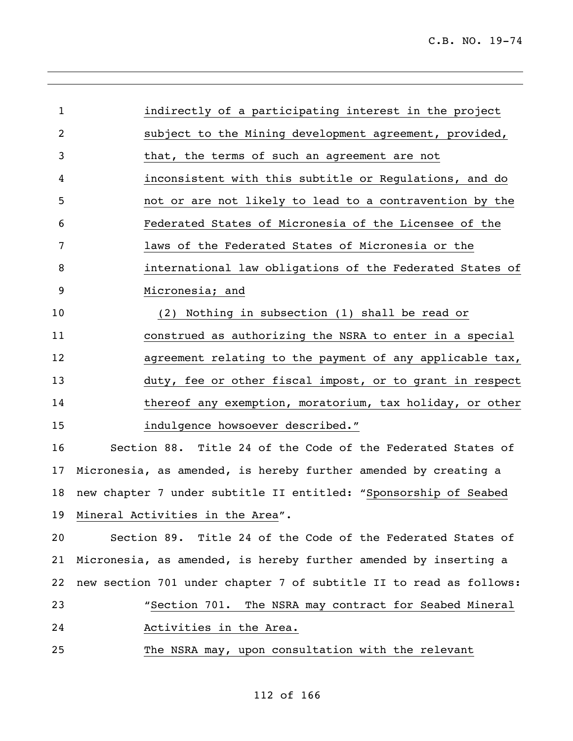indirectly of a participating interest in the project subject to the Mining development agreement, provided, that, the terms of such an agreement are not inconsistent with this subtitle or Regulations, and do not or are not likely to lead to a contravention by the Federated States of Micronesia of the Licensee of the laws of the Federated States of Micronesia or the international law obligations of the Federated States of Micronesia; and

(2) Nothing in subsection (1) shall be read or construed as authorizing the NSRA to enter in a special agreement relating to the payment of any applicable tax, duty, fee or other fiscal impost, or to grant in respect thereof any exemption, moratorium, tax holiday, or other indulgence howsoever described."

Section 88. Title 24 of the Code of the Federated States of Micronesia, as amended, is hereby further amended by creating a new chapter 7 under subtitle II entitled: "Sponsorship of Seabed Mineral Activities in the Area".

Section 89. Title 24 of the Code of the Federated States of Micronesia, as amended, is hereby further amended by inserting a new section 701 under chapter 7 of subtitle II to read as follows:

"Section 701. The NSRA may contract for Seabed Mineral Activities in the Area.

The NSRA may, upon consultation with the relevant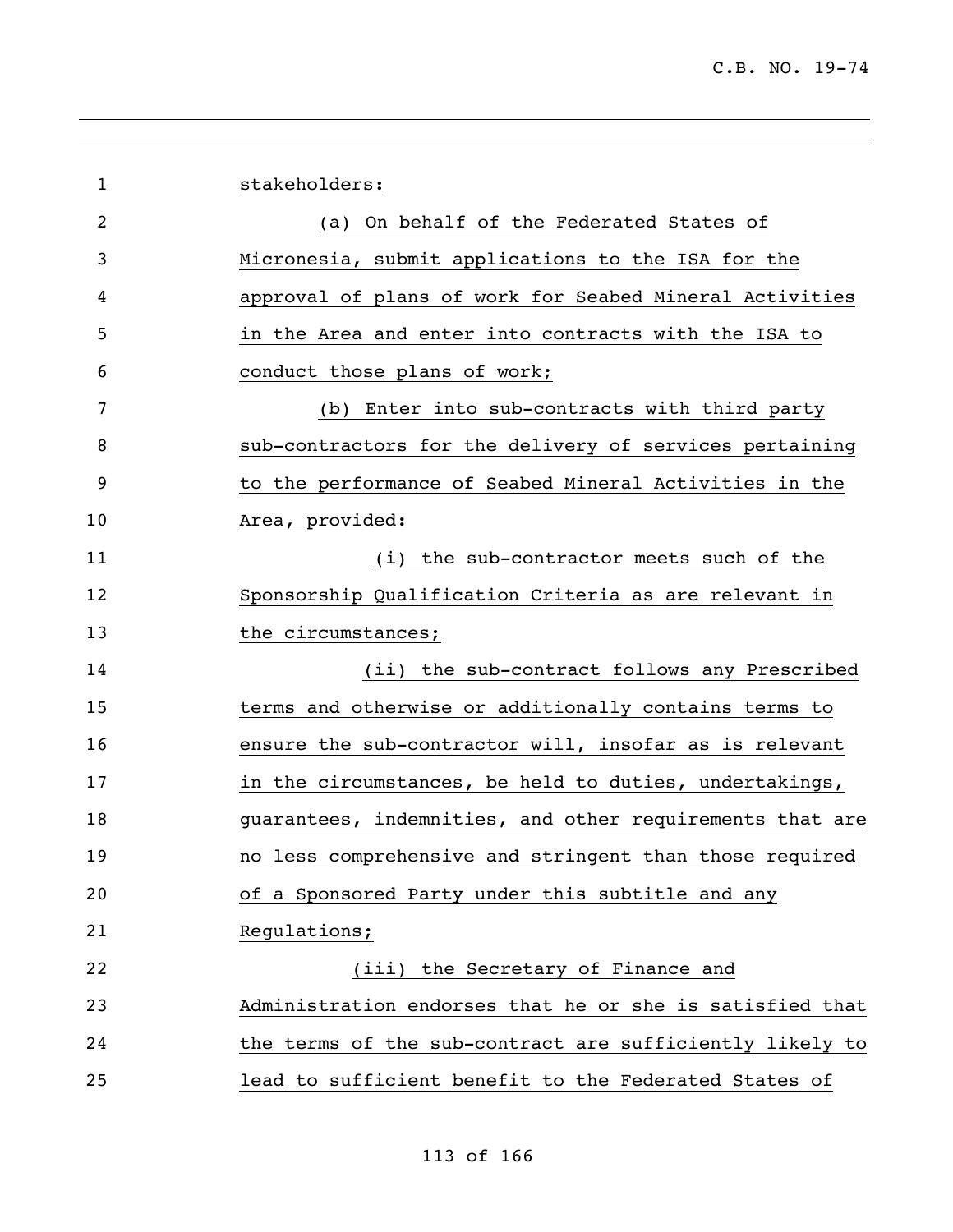stakeholders:

(a) On behalf of the Federated States of Micronesia, submit applications to the ISA for the approval of plans of work for Seabed Mineral Activities in the Area and enter into contracts with the ISA to conduct those plans of work;

(b) Enter into sub-contracts with third party sub-contractors for the delivery of services pertaining to the performance of Seabed Mineral Activities in the Area, provided:

(i) the sub-contractor meets such of the Sponsorship Qualification Criteria as are relevant in the circumstances;

(ii) the sub-contract follows any Prescribed terms and otherwise or additionally contains terms to ensure the sub-contractor will, insofar as is relevant in the circumstances, be held to duties, undertakings, guarantees, indemnities, and other requirements that are no less comprehensive and stringent than those required of a Sponsored Party under this subtitle and any Regulations;

(iii) the Secretary of Finance and Administration endorses that he or she is satisfied that the terms of the sub-contract are sufficiently likely to lead to sufficient benefit to the Federated States of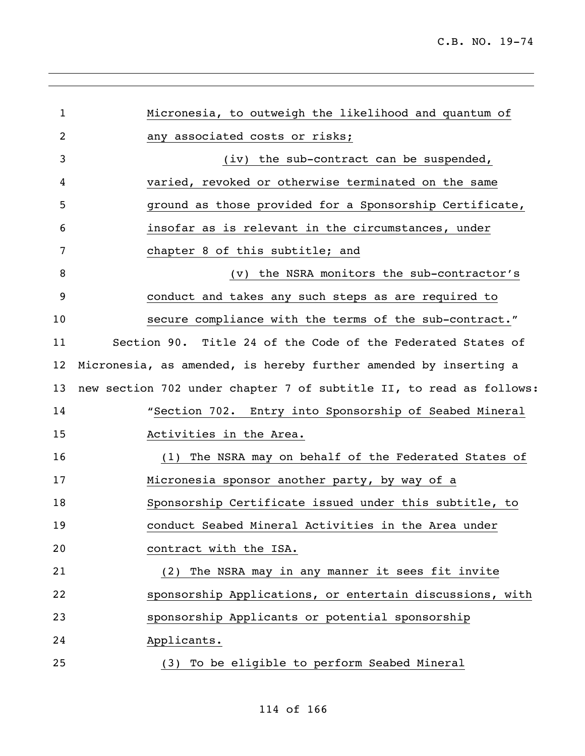Micronesia, to outweigh the likelihood and quantum of any associated costs or risks;

(iv) the sub-contract can be suspended, varied, revoked or otherwise terminated on the same ground as those provided for a Sponsorship Certificate, insofar as is relevant in the circumstances, under chapter 8 of this subtitle; and

(v) the NSRA monitors the sub-contractor's conduct and takes any such steps as are required to secure compliance with the terms of the sub-contract."

Section 90. Title 24 of the Code of the Federated States of Micronesia, as amended, is hereby further amended by inserting a new section 702 under chapter 7 of subtitle II, to read as follows:

"Section 702. Entry into Sponsorship of Seabed Mineral Activities in the Area.

(1) The NSRA may on behalf of the Federated States of Micronesia sponsor another party, by way of a Sponsorship Certificate issued under this subtitle, to conduct Seabed Mineral Activities in the Area under contract with the ISA.

(2) The NSRA may in any manner it sees fit invite sponsorship Applications, or entertain discussions, with sponsorship Applicants or potential sponsorship Applicants.

(3) To be eligible to perform Seabed Mineral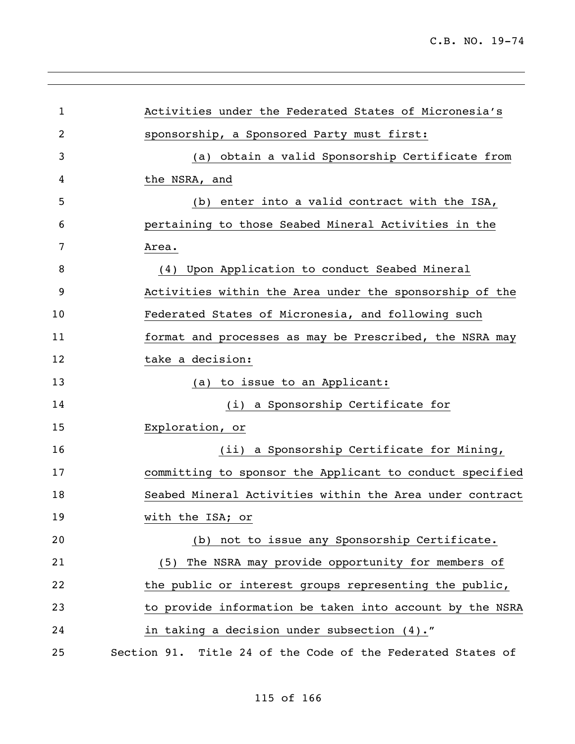Activities under the Federated States of Micronesia's sponsorship, a Sponsored Party must first:

(a) obtain a valid Sponsorship Certificate from the NSRA, and

(b) enter into a valid contract with the ISA, pertaining to those Seabed Mineral Activities in the Area.

(4) Upon Application to conduct Seabed Mineral Activities within the Area under the sponsorship of the Federated States of Micronesia, and following such format and processes as may be Prescribed, the NSRA may take a decision:

(a) to issue to an Applicant:

(i) a Sponsorship Certificate for Exploration, or

(ii) a Sponsorship Certificate for Mining, committing to sponsor the Applicant to conduct specified Seabed Mineral Activities within the Area under contract with the ISA; or

(b) not to issue any Sponsorship Certificate.

(5) The NSRA may provide opportunity for members of the public or interest groups representing the public, to provide information be taken into account by the NSRA in taking a decision under subsection (4)."

Section 91. Title 24 of the Code of the Federated States of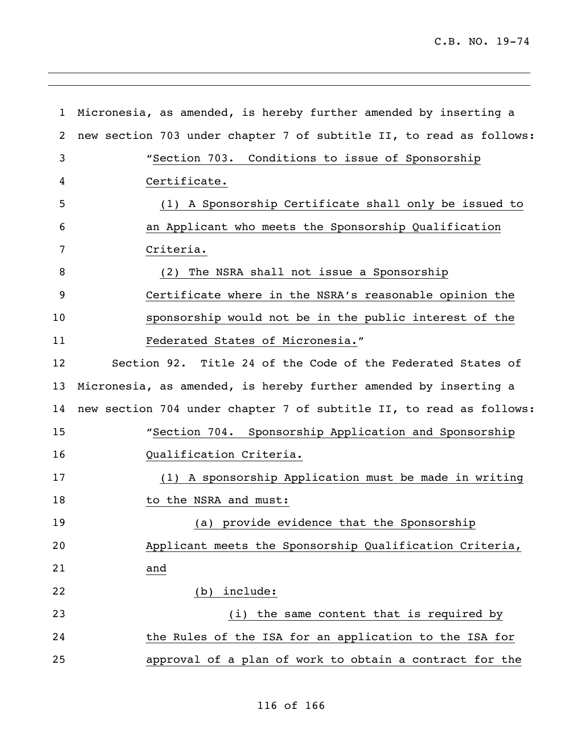Micronesia, as amended, is hereby further amended by inserting a new section 703 under chapter 7 of subtitle II, to read as follows:

"Section 703. Conditions to issue of Sponsorship Certificate.

(1) A Sponsorship Certificate shall only be issued to an Applicant who meets the Sponsorship Qualification Criteria.

(2) The NSRA shall not issue a Sponsorship Certificate where in the NSRA's reasonable opinion the sponsorship would not be in the public interest of the Federated States of Micronesia."

Section 92. Title 24 of the Code of the Federated States of Micronesia, as amended, is hereby further amended by inserting a new section 704 under chapter 7 of subtitle II, to read as follows:

"Section 704. Sponsorship Application and Sponsorship Qualification Criteria.

(1) A sponsorship Application must be made in writing to the NSRA and must:

(a) provide evidence that the Sponsorship Applicant meets the Sponsorship Qualification Criteria, and

(b) include:

(i) the same content that is required by the Rules of the ISA for an application to the ISA for approval of a plan of work to obtain a contract for the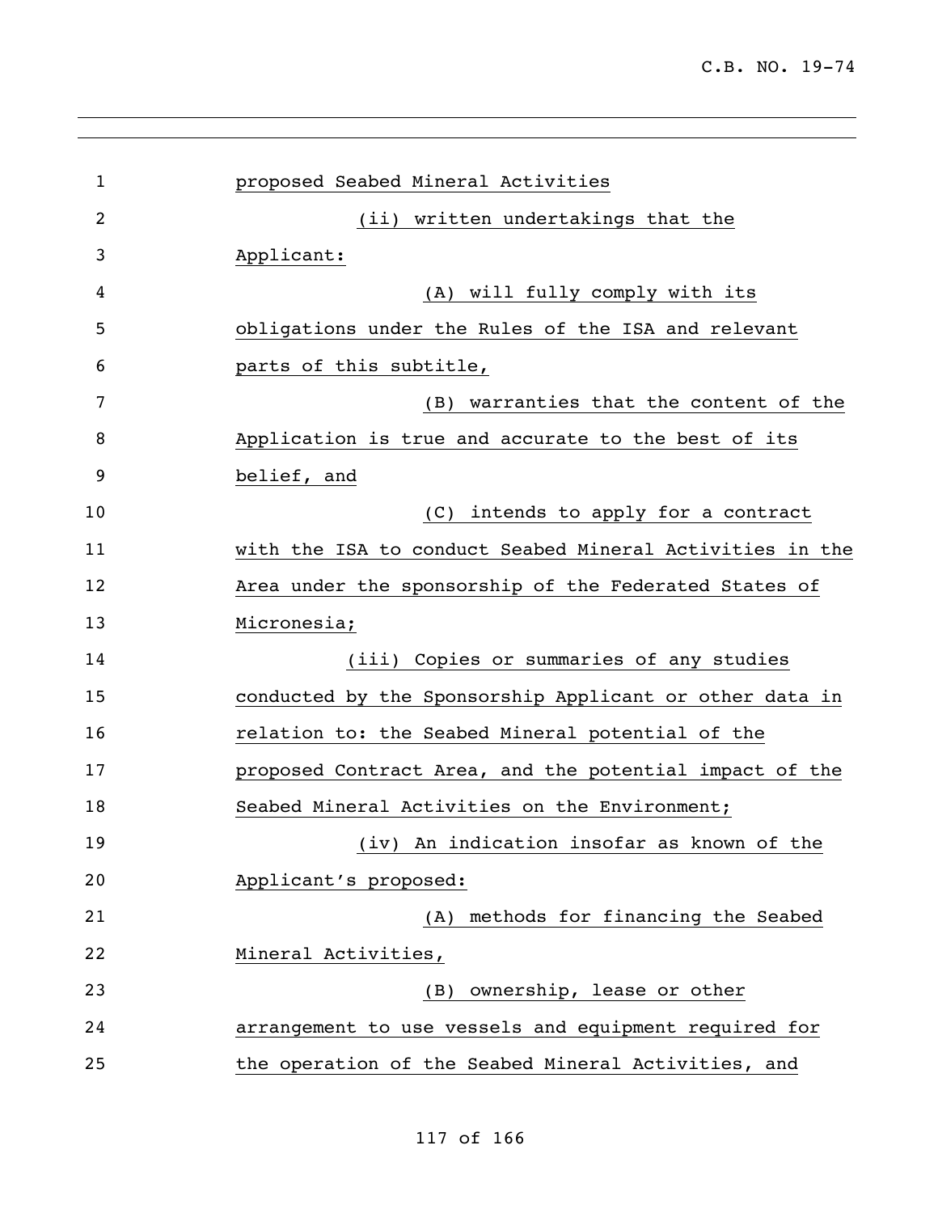proposed Seabed Mineral Activities

(ii) written undertakings that the Applicant:

(A) will fully comply with its obligations under the Rules of the ISA and relevant parts of this subtitle,

(B) warranties that the content of the Application is true and accurate to the best of its belief, and

(C) intends to apply for a contract with the ISA to conduct Seabed Mineral Activities in the Area under the sponsorship of the Federated States of Micronesia;

(iii) Copies or summaries of any studies conducted by the Sponsorship Applicant or other data in relation to: the Seabed Mineral potential of the proposed Contract Area, and the potential impact of the Seabed Mineral Activities on the Environment;

(iv) An indication insofar as known of the Applicant's proposed:

(A) methods for financing the Seabed Mineral Activities,

(B) ownership, lease or other arrangement to use vessels and equipment required for the operation of the Seabed Mineral Activities, and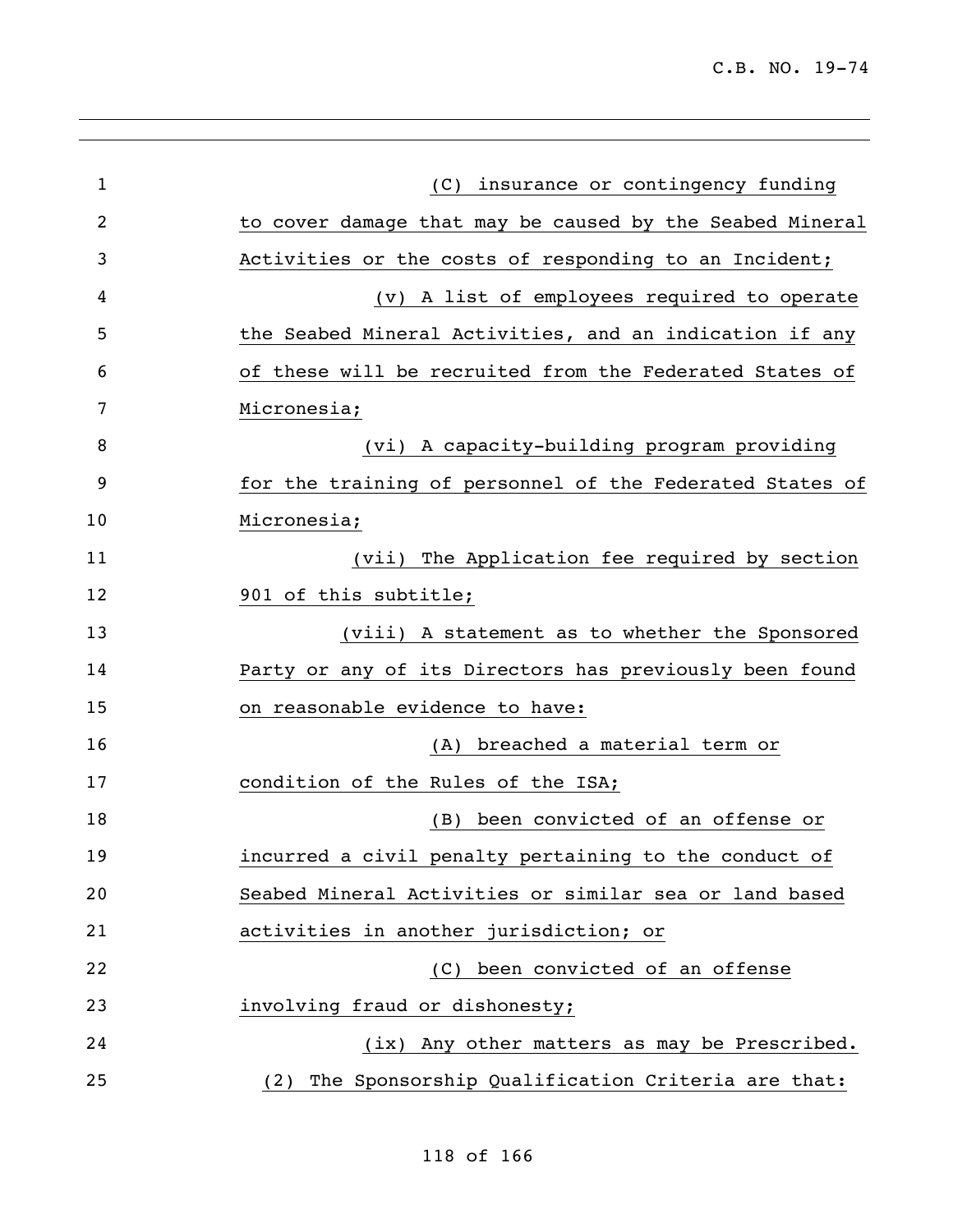(C) insurance or contingency funding to cover damage that may be caused by the Seabed Mineral Activities or the costs of responding to an Incident;

(v) A list of employees required to operate the Seabed Mineral Activities, and an indication if any of these will be recruited from the Federated States of Micronesia;

(vi) A capacity-building program providing for the training of personnel of the Federated States of Micronesia;

(vii) The Application fee required by section 901 of this subtitle;

(viii) A statement as to whether the Sponsored Party or any of its Directors has previously been found on reasonable evidence to have:

(A) breached a material term or condition of the Rules of the ISA;

(B) been convicted of an offense or incurred a civil penalty pertaining to the conduct of Seabed Mineral Activities or similar sea or land based activities in another jurisdiction; or

(C) been convicted of an offense involving fraud or dishonesty;

(ix) Any other matters as may be Prescribed.

(2) The Sponsorship Qualification Criteria are that: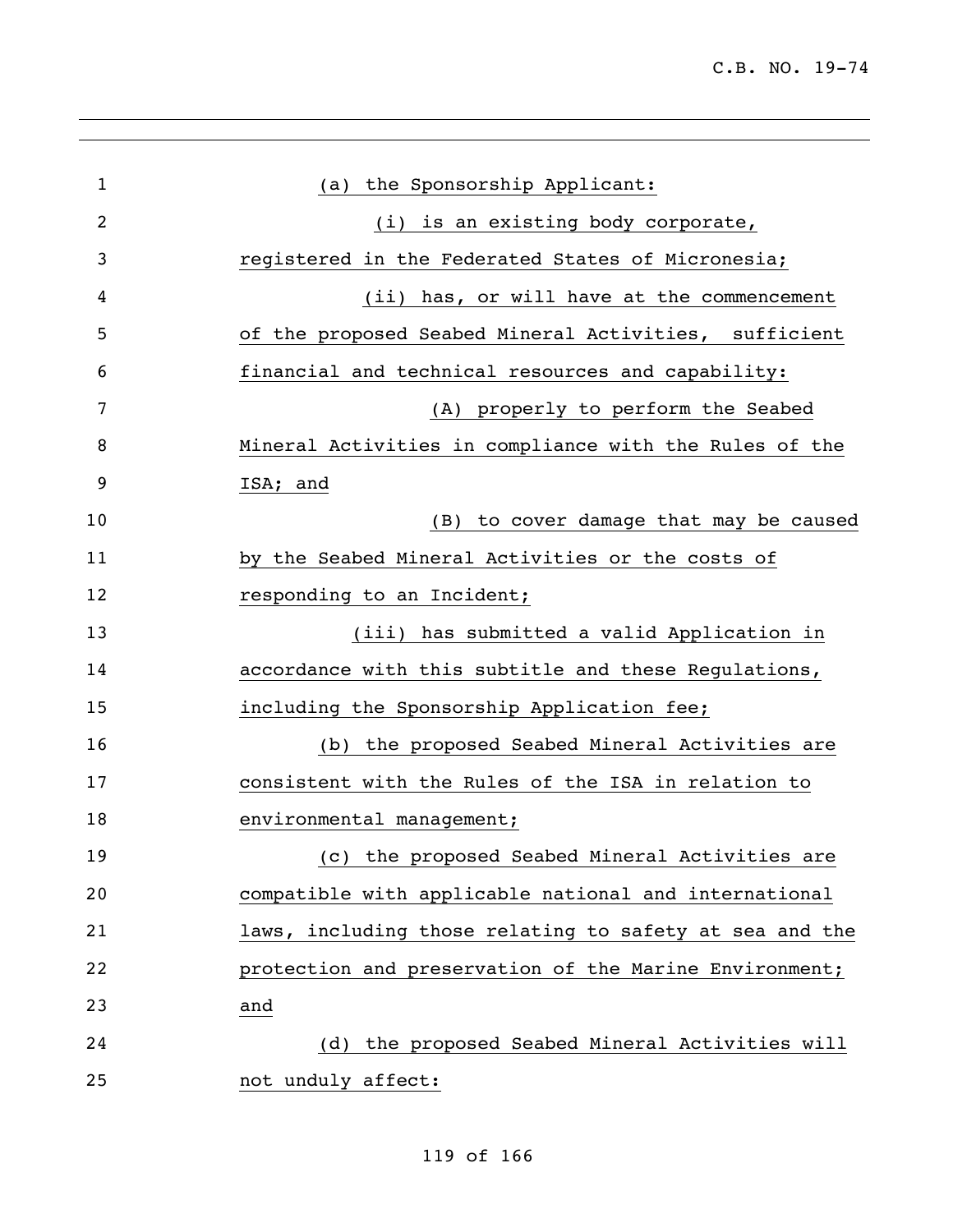(a) the Sponsorship Applicant:

(i) is an existing body corporate, registered in the Federated States of Micronesia;

(ii) has, or will have at the commencement of the proposed Seabed Mineral Activities, sufficient financial and technical resources and capability:

(A) properly to perform the Seabed Mineral Activities in compliance with the Rules of the ISA; and

(B) to cover damage that may be caused by the Seabed Mineral Activities or the costs of responding to an Incident;

(iii) has submitted a valid Application in accordance with this subtitle and these Regulations, including the Sponsorship Application fee;

(b) the proposed Seabed Mineral Activities are consistent with the Rules of the ISA in relation to environmental management;

(c) the proposed Seabed Mineral Activities are compatible with applicable national and international laws, including those relating to safety at sea and the protection and preservation of the Marine Environment; and

(d) the proposed Seabed Mineral Activities will not unduly affect: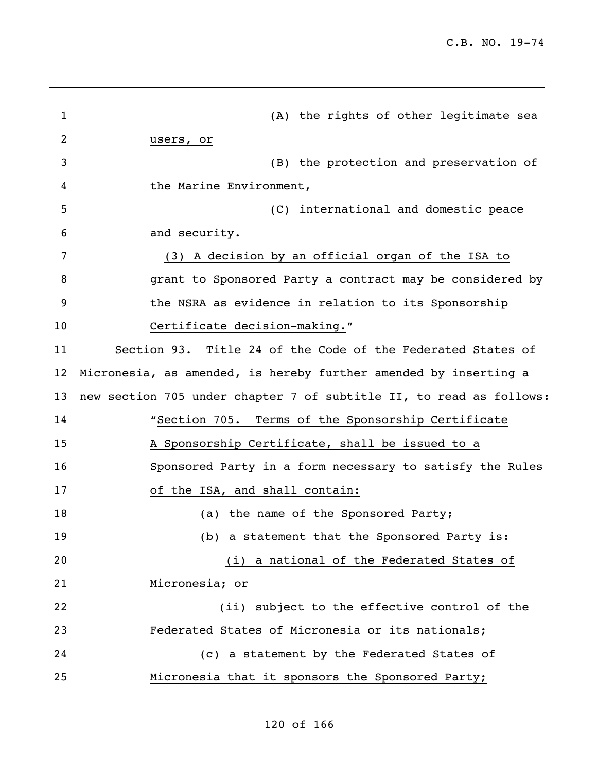(A) the rights of other legitimate sea users, or

(B) the protection and preservation of the Marine Environment,

(C) international and domestic peace and security.

(3) A decision by an official organ of the ISA to grant to Sponsored Party a contract may be considered by the NSRA as evidence in relation to its Sponsorship Certificate decision-making."

Section 93. Title 24 of the Code of the Federated States of Micronesia, as amended, is hereby further amended by inserting a new section 705 under chapter 7 of subtitle II, to read as follows:

"Section 705. Terms of the Sponsorship Certificate

A Sponsorship Certificate, shall be issued to a Sponsored Party in a form necessary to satisfy the Rules of the ISA, and shall contain:

(a) the name of the Sponsored Party;

(b) a statement that the Sponsored Party is:

(i) a national of the Federated States of Micronesia; or

(ii) subject to the effective control of the Federated States of Micronesia or its nationals;

(c) a statement by the Federated States of Micronesia that it sponsors the Sponsored Party;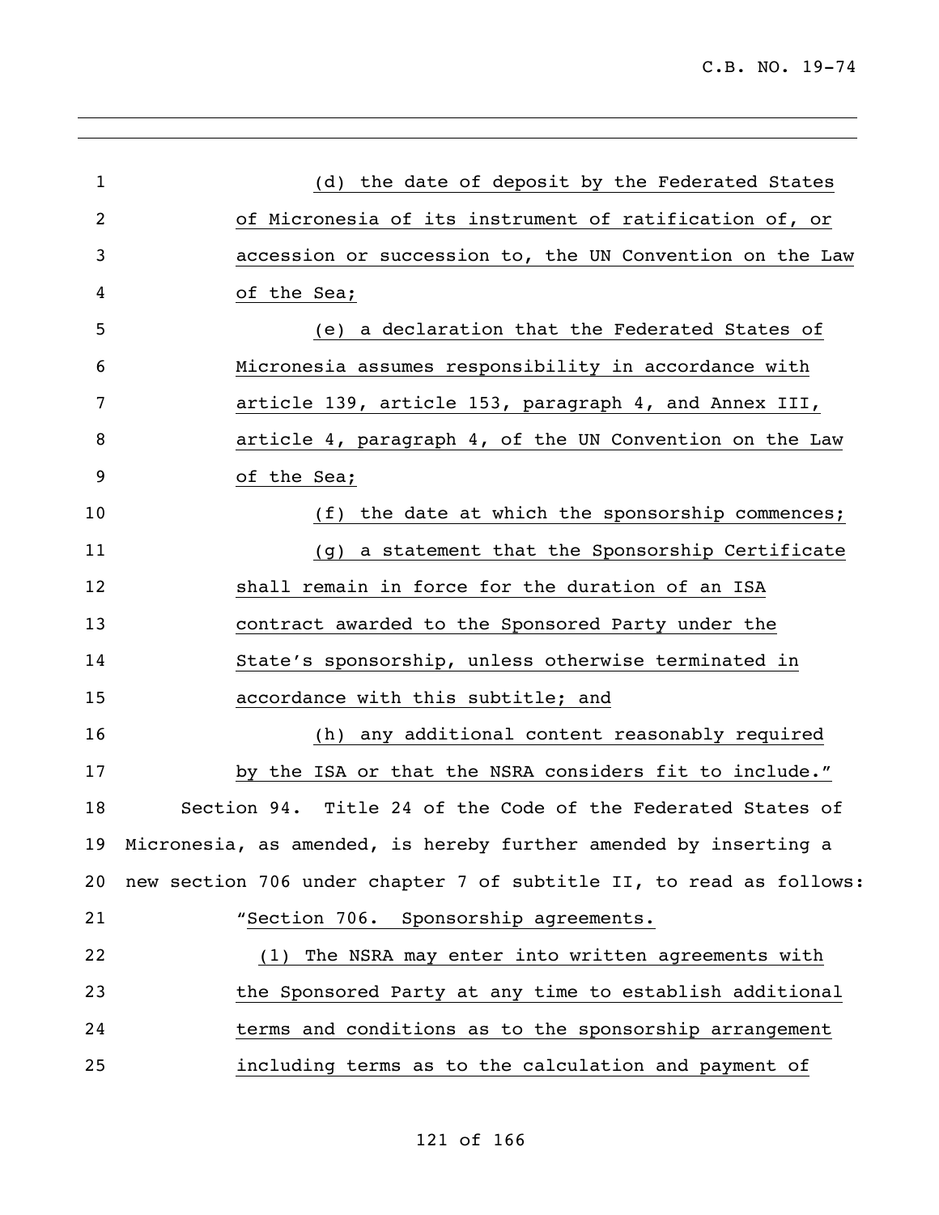(d) the date of deposit by the Federated States of Micronesia of its instrument of ratification of, or accession or succession to, the UN Convention on the Law of the Sea;

(e) a declaration that the Federated States of Micronesia assumes responsibility in accordance with article 139, article 153, paragraph 4, and Annex III, article 4, paragraph 4, of the UN Convention on the Law of the Sea;

(f) the date at which the sponsorship commences;

(g) a statement that the Sponsorship Certificate shall remain in force for the duration of an ISA contract awarded to the Sponsored Party under the State's sponsorship, unless otherwise terminated in accordance with this subtitle; and

(h) any additional content reasonably required by the ISA or that the NSRA considers fit to include."

Section 94. Title 24 of the Code of the Federated States of Micronesia, as amended, is hereby further amended by inserting a new section 706 under chapter 7 of subtitle II, to read as follows:

"Section 706. Sponsorship agreements.

(1) The NSRA may enter into written agreements with the Sponsored Party at any time to establish additional terms and conditions as to the sponsorship arrangement including terms as to the calculation and payment of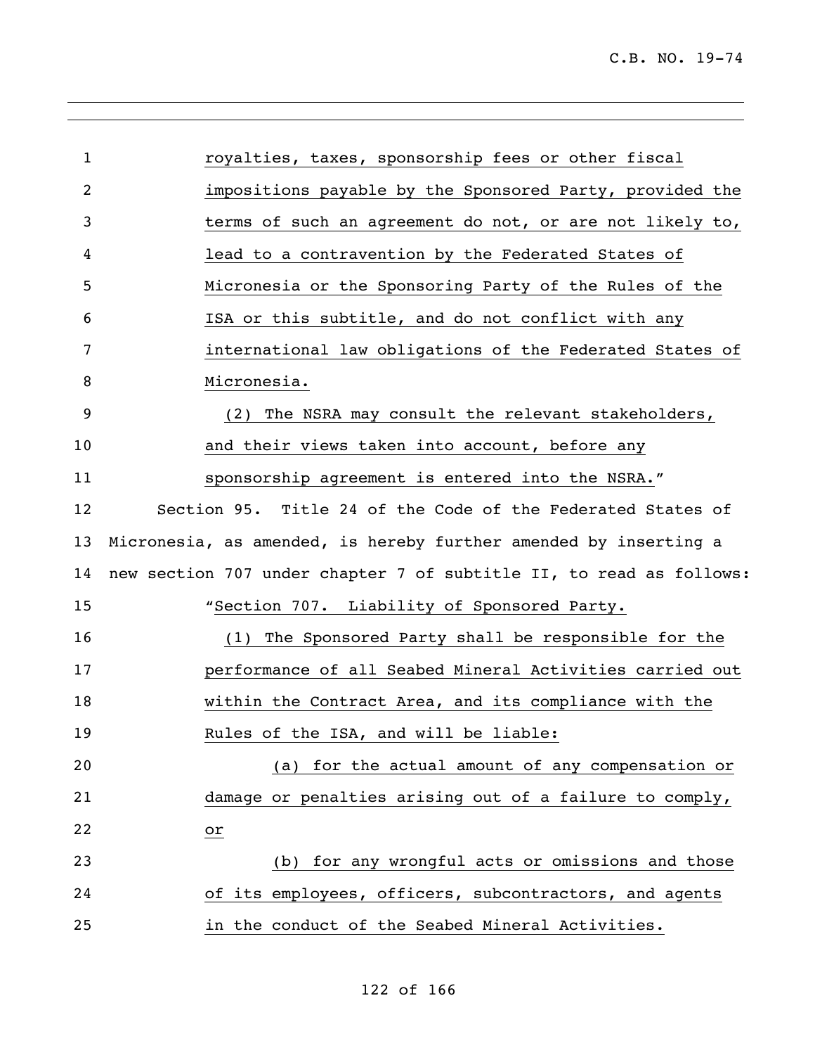royalties, taxes, sponsorship fees or other fiscal impositions payable by the Sponsored Party, provided the terms of such an agreement do not, or are not likely to, lead to a contravention by the Federated States of Micronesia or the Sponsoring Party of the Rules of the ISA or this subtitle, and do not conflict with any international law obligations of the Federated States of Micronesia.

(2) The NSRA may consult the relevant stakeholders, and their views taken into account, before any sponsorship agreement is entered into the NSRA."

Section 95. Title 24 of the Code of the Federated States of Micronesia, as amended, is hereby further amended by inserting a new section 707 under chapter 7 of subtitle II, to read as follows:

"Section 707. Liability of Sponsored Party.

(1) The Sponsored Party shall be responsible for the performance of all Seabed Mineral Activities carried out within the Contract Area, and its compliance with the Rules of the ISA, and will be liable:

(a) for the actual amount of any compensation or damage or penalties arising out of a failure to comply, or

(b) for any wrongful acts or omissions and those of its employees, officers, subcontractors, and agents in the conduct of the Seabed Mineral Activities.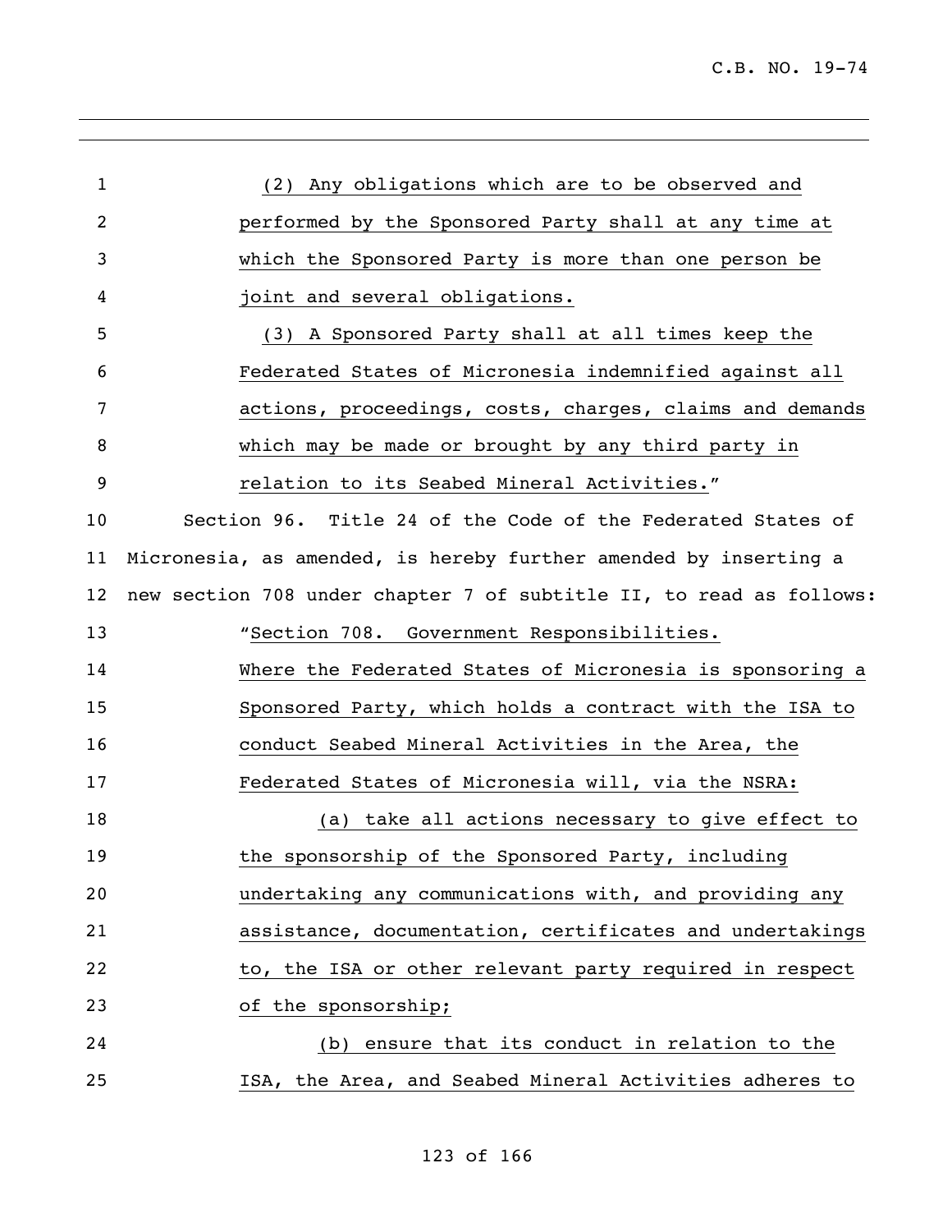(2) Any obligations which are to be observed and performed by the Sponsored Party shall at any time at which the Sponsored Party is more than one person be joint and several obligations.

(3) A Sponsored Party shall at all times keep the Federated States of Micronesia indemnified against all actions, proceedings, costs, charges, claims and demands which may be made or brought by any third party in relation to its Seabed Mineral Activities."

Section 96. Title 24 of the Code of the Federated States of Micronesia, as amended, is hereby further amended by inserting a new section 708 under chapter 7 of subtitle II, to read as follows:

"Section 708. Government Responsibilities.

Where the Federated States of Micronesia is sponsoring a Sponsored Party, which holds a contract with the ISA to conduct Seabed Mineral Activities in the Area, the Federated States of Micronesia will, via the NSRA:

(a) take all actions necessary to give effect to the sponsorship of the Sponsored Party, including undertaking any communications with, and providing any assistance, documentation, certificates and undertakings to, the ISA or other relevant party required in respect of the sponsorship;

(b) ensure that its conduct in relation to the ISA, the Area, and Seabed Mineral Activities adheres to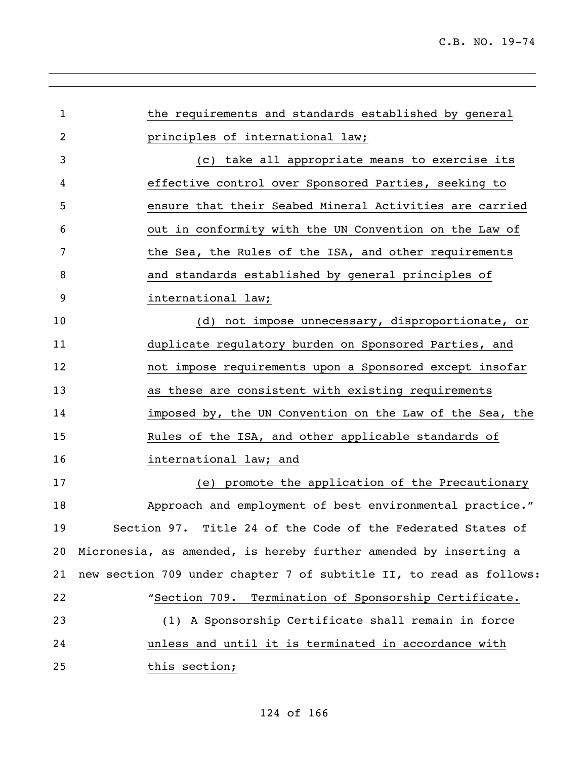the requirements and standards established by general principles of international law;

(c) take all appropriate means to exercise its effective control over Sponsored Parties, seeking to ensure that their Seabed Mineral Activities are carried out in conformity with the UN Convention on the Law of the Sea, the Rules of the ISA, and other requirements and standards established by general principles of international law;

(d) not impose unnecessary, disproportionate, or duplicate regulatory burden on Sponsored Parties, and not impose requirements upon a Sponsored except insofar as these are consistent with existing requirements imposed by, the UN Convention on the Law of the Sea, the Rules of the ISA, and other applicable standards of international law; and

(e) promote the application of the Precautionary Approach and employment of best environmental practice."

Section 97. Title 24 of the Code of the Federated States of Micronesia, as amended, is hereby further amended by inserting a new section 709 under chapter 7 of subtitle II, to read as follows:

"Section 709. Termination of Sponsorship Certificate.

(1) A Sponsorship Certificate shall remain in force unless and until it is terminated in accordance with this section;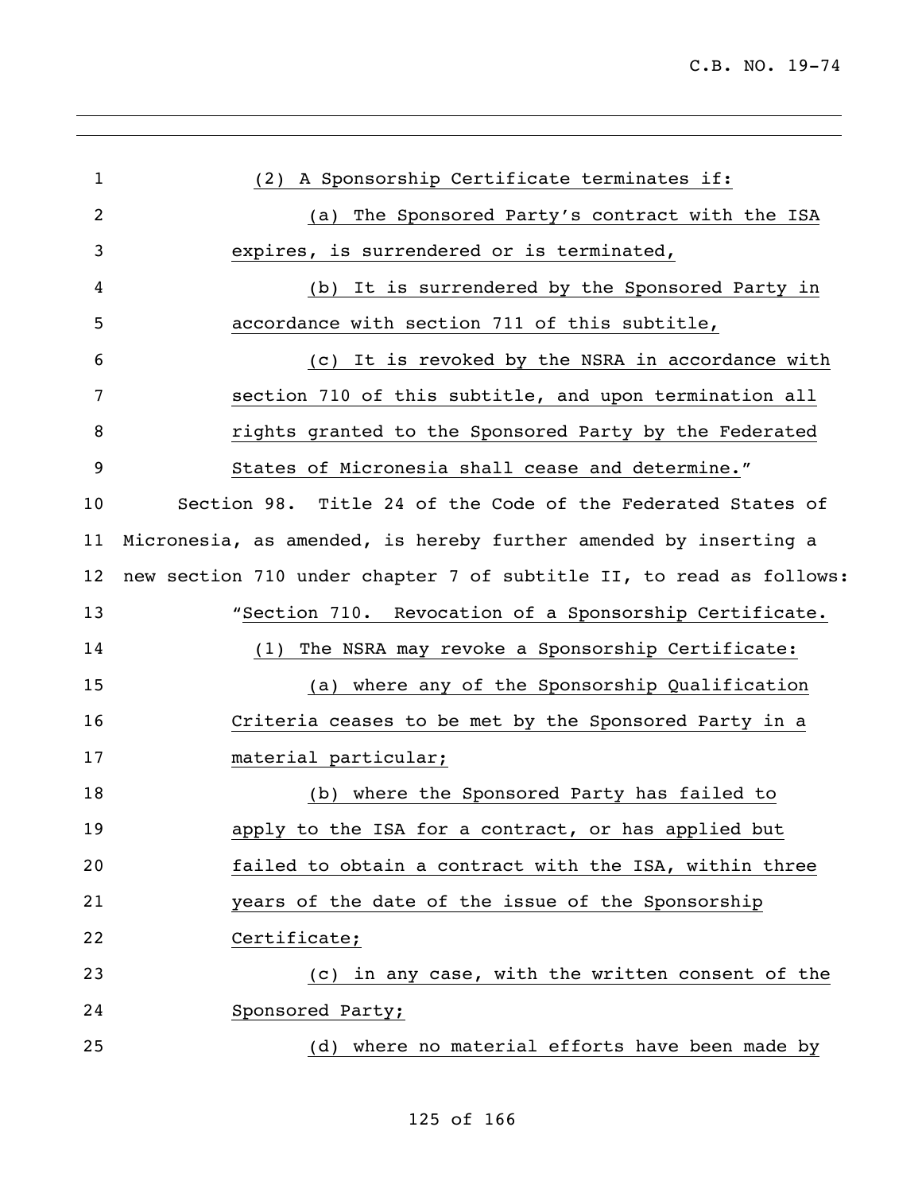(2) A Sponsorship Certificate terminates if:

(a) The Sponsored Party's contract with the ISA expires, is surrendered or is terminated,

(b) It is surrendered by the Sponsored Party in accordance with section 711 of this subtitle,

(c) It is revoked by the NSRA in accordance with section 710 of this subtitle, and upon termination all rights granted to the Sponsored Party by the Federated States of Micronesia shall cease and determine."

Section 98. Title 24 of the Code of the Federated States of Micronesia, as amended, is hereby further amended by inserting a new section 710 under chapter 7 of subtitle II, to read as follows:

"Section 710. Revocation of a Sponsorship Certificate.

(1) The NSRA may revoke a Sponsorship Certificate:

(a) where any of the Sponsorship Qualification Criteria ceases to be met by the Sponsored Party in a material particular;

(b) where the Sponsored Party has failed to apply to the ISA for a contract, or has applied but failed to obtain a contract with the ISA, within three years of the date of the issue of the Sponsorship Certificate;

(c) in any case, with the written consent of the Sponsored Party;

(d) where no material efforts have been made by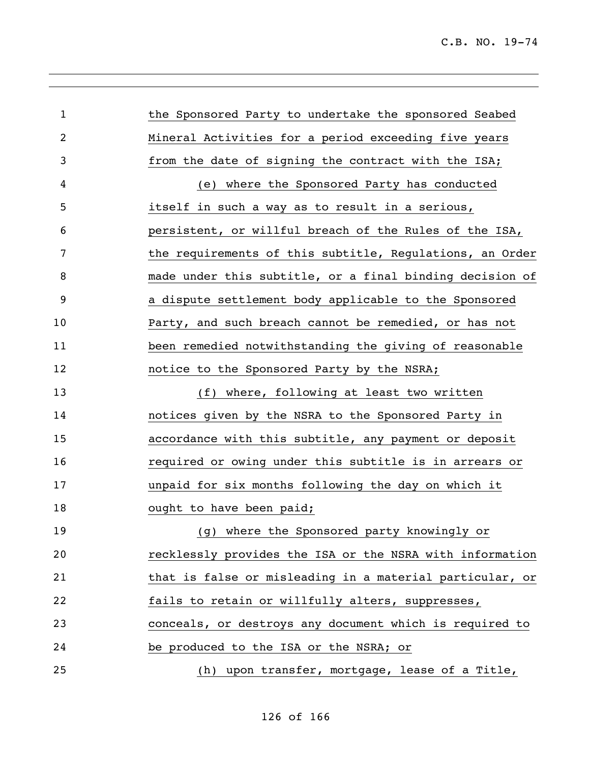the Sponsored Party to undertake the sponsored Seabed Mineral Activities for a period exceeding five years from the date of signing the contract with the ISA;

(e) where the Sponsored Party has conducted itself in such a way as to result in a serious, persistent, or willful breach of the Rules of the ISA, the requirements of this subtitle, Regulations, an Order made under this subtitle, or a final binding decision of a dispute settlement body applicable to the Sponsored Party, and such breach cannot be remedied, or has not been remedied notwithstanding the giving of reasonable notice to the Sponsored Party by the NSRA;

(f) where, following at least two written notices given by the NSRA to the Sponsored Party in accordance with this subtitle, any payment or deposit required or owing under this subtitle is in arrears or unpaid for six months following the day on which it ought to have been paid;

(g) where the Sponsored party knowingly or recklessly provides the ISA or the NSRA with information that is false or misleading in a material particular, or fails to retain or willfully alters, suppresses, conceals, or destroys any document which is required to be produced to the ISA or the NSRA; or

(h) upon transfer, mortgage, lease of a Title,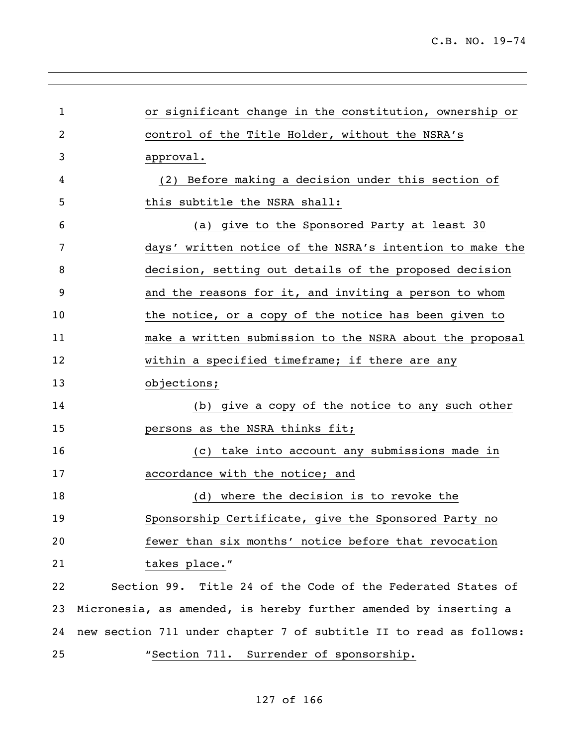or significant change in the constitution, ownership or control of the Title Holder, without the NSRA's approval.

(2) Before making a decision under this section of this subtitle the NSRA shall:

(a) give to the Sponsored Party at least 30 days' written notice of the NSRA's intention to make the decision, setting out details of the proposed decision and the reasons for it, and inviting a person to whom the notice, or a copy of the notice has been given to make a written submission to the NSRA about the proposal within a specified timeframe; if there are any objections;

(b) give a copy of the notice to any such other persons as the NSRA thinks fit;

(c) take into account any submissions made in accordance with the notice; and

(d) where the decision is to revoke the Sponsorship Certificate, give the Sponsored Party no fewer than six months' notice before that revocation takes place."

Section 99. Title 24 of the Code of the Federated States of Micronesia, as amended, is hereby further amended by inserting a new section 711 under chapter 7 of subtitle II to read as follows:

"Section 711. Surrender of sponsorship.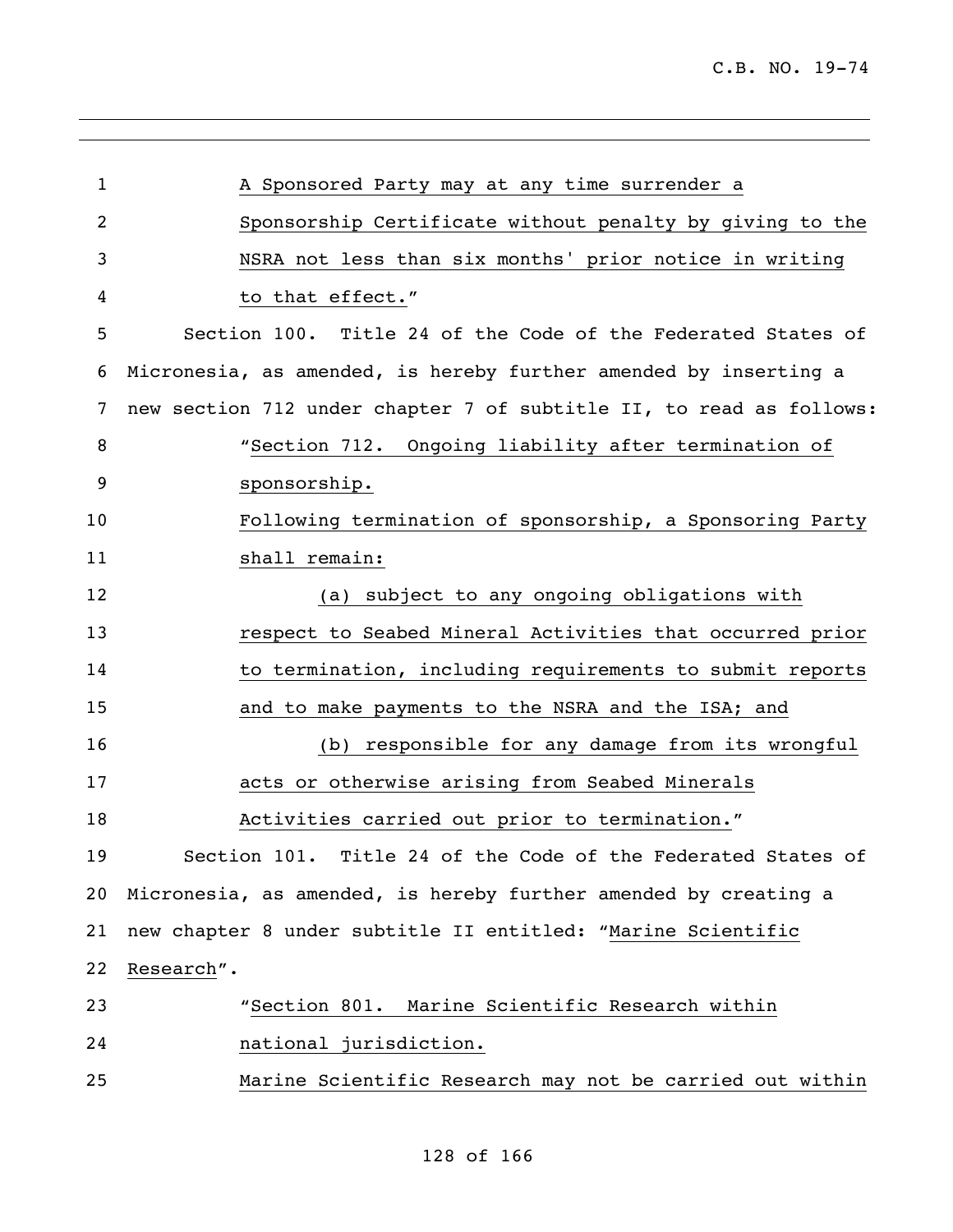A Sponsored Party may at any time surrender a Sponsorship Certificate without penalty by giving to the NSRA not less than six months' prior notice in writing to that effect."

Section 100. Title 24 of the Code of the Federated States of Micronesia, as amended, is hereby further amended by inserting a new section 712 under chapter 7 of subtitle II, to read as follows:

"Section 712. Ongoing liability after termination of sponsorship.

Following termination of sponsorship, a Sponsoring Party shall remain:

(a) subject to any ongoing obligations with respect to Seabed Mineral Activities that occurred prior to termination, including requirements to submit reports and to make payments to the NSRA and the ISA; and

(b) responsible for any damage from its wrongful acts or otherwise arising from Seabed Minerals Activities carried out prior to termination."

Section 101. Title 24 of the Code of the Federated States of Micronesia, as amended, is hereby further amended by creating a new chapter 8 under subtitle II entitled: "Marine Scientific Research".

"Section 801. Marine Scientific Research within national jurisdiction.

Marine Scientific Research may not be carried out within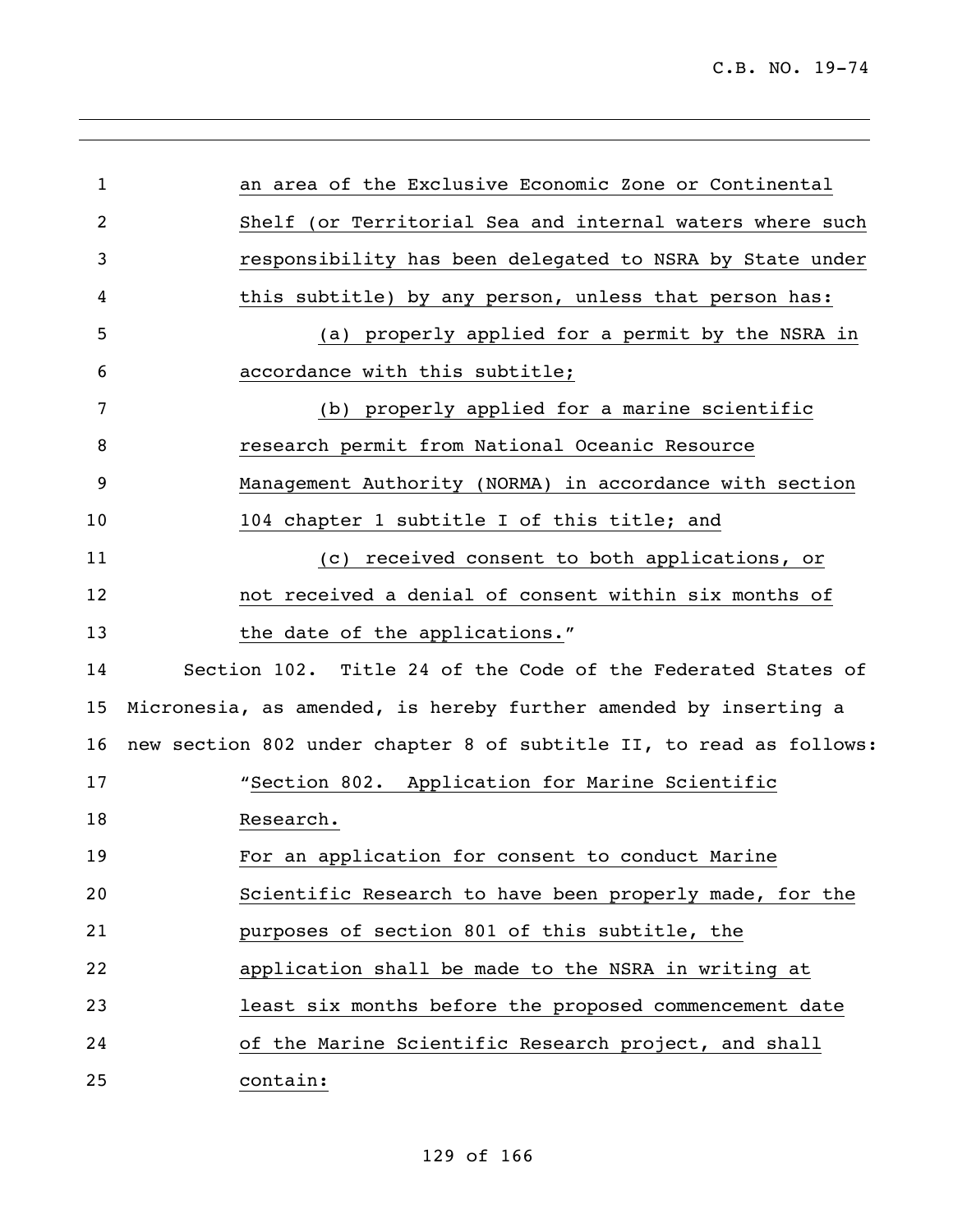an area of the Exclusive Economic Zone or Continental Shelf (or Territorial Sea and internal waters where such responsibility has been delegated to NSRA by State under this subtitle) by any person, unless that person has:

(a) properly applied for a permit by the NSRA in accordance with this subtitle;

(b) properly applied for a marine scientific research permit from National Oceanic Resource Management Authority (NORMA) in accordance with section 104 chapter 1 subtitle I of this title; and

(c) received consent to both applications, or not received a denial of consent within six months of the date of the applications."

Section 102. Title 24 of the Code of the Federated States of Micronesia, as amended, is hereby further amended by inserting a new section 802 under chapter 8 of subtitle II, to read as follows:

"Section 802. Application for Marine Scientific Research.

For an application for consent to conduct Marine Scientific Research to have been properly made, for the purposes of section 801 of this subtitle, the application shall be made to the NSRA in writing at least six months before the proposed commencement date of the Marine Scientific Research project, and shall contain: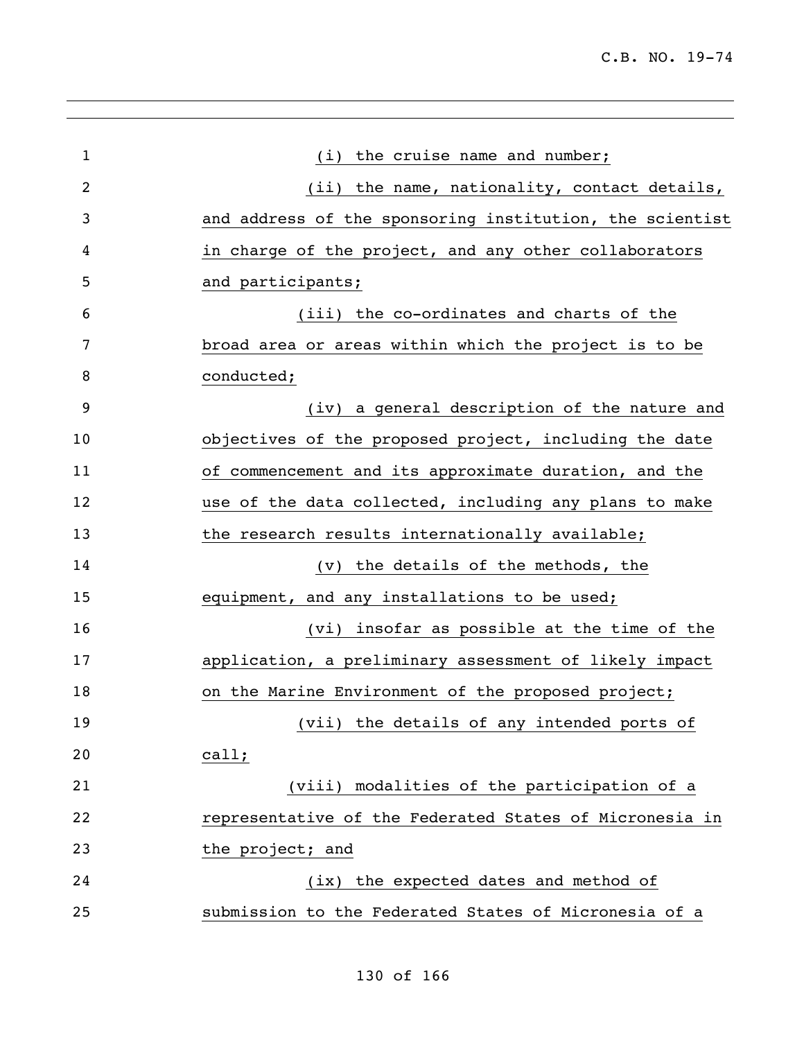(i) the cruise name and number;

(ii) the name, nationality, contact details, and address of the sponsoring institution, the scientist in charge of the project, and any other collaborators and participants;

(iii) the co-ordinates and charts of the broad area or areas within which the project is to be conducted;

(iv) a general description of the nature and objectives of the proposed project, including the date of commencement and its approximate duration, and the use of the data collected, including any plans to make the research results internationally available;

(v) the details of the methods, the equipment, and any installations to be used;

(vi) insofar as possible at the time of the application, a preliminary assessment of likely impact on the Marine Environment of the proposed project;

(vii) the details of any intended ports of call;

(viii) modalities of the participation of a representative of the Federated States of Micronesia in the project; and

(ix) the expected dates and method of submission to the Federated States of Micronesia of a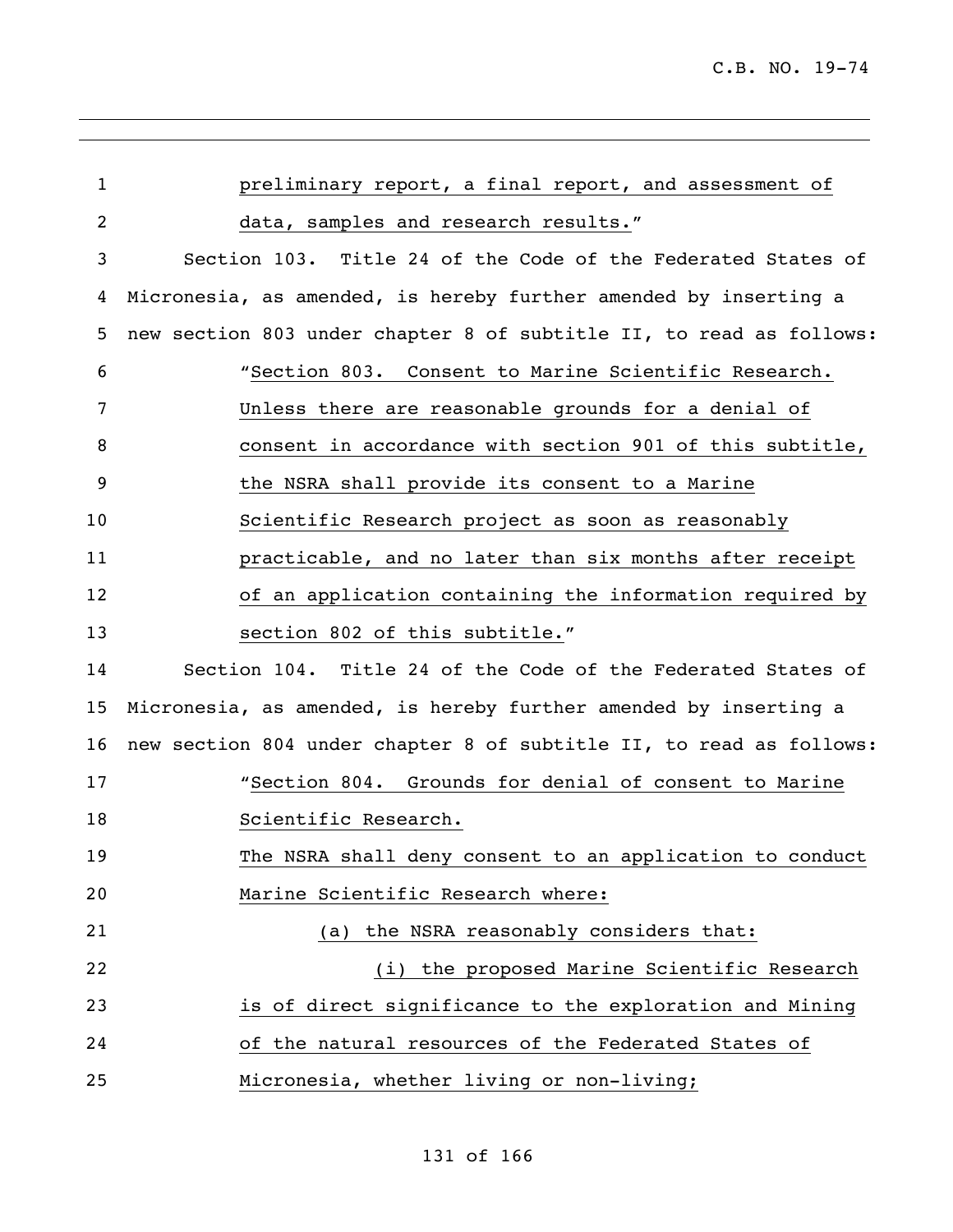preliminary report, a final report, and assessment of data, samples and research results."

Section 103. Title 24 of the Code of the Federated States of Micronesia, as amended, is hereby further amended by inserting a new section 803 under chapter 8 of subtitle II, to read as follows:

"Section 803. Consent to Marine Scientific Research. Unless there are reasonable grounds for a denial of consent in accordance with section 901 of this subtitle, the NSRA shall provide its consent to a Marine Scientific Research project as soon as reasonably practicable, and no later than six months after receipt of an application containing the information required by section 802 of this subtitle."

Section 104. Title 24 of the Code of the Federated States of Micronesia, as amended, is hereby further amended by inserting a new section 804 under chapter 8 of subtitle II, to read as follows:

"Section 804. Grounds for denial of consent to Marine Scientific Research.

The NSRA shall deny consent to an application to conduct Marine Scientific Research where:

(a) the NSRA reasonably considers that:

(i) the proposed Marine Scientific Research is of direct significance to the exploration and Mining of the natural resources of the Federated States of Micronesia, whether living or non-living;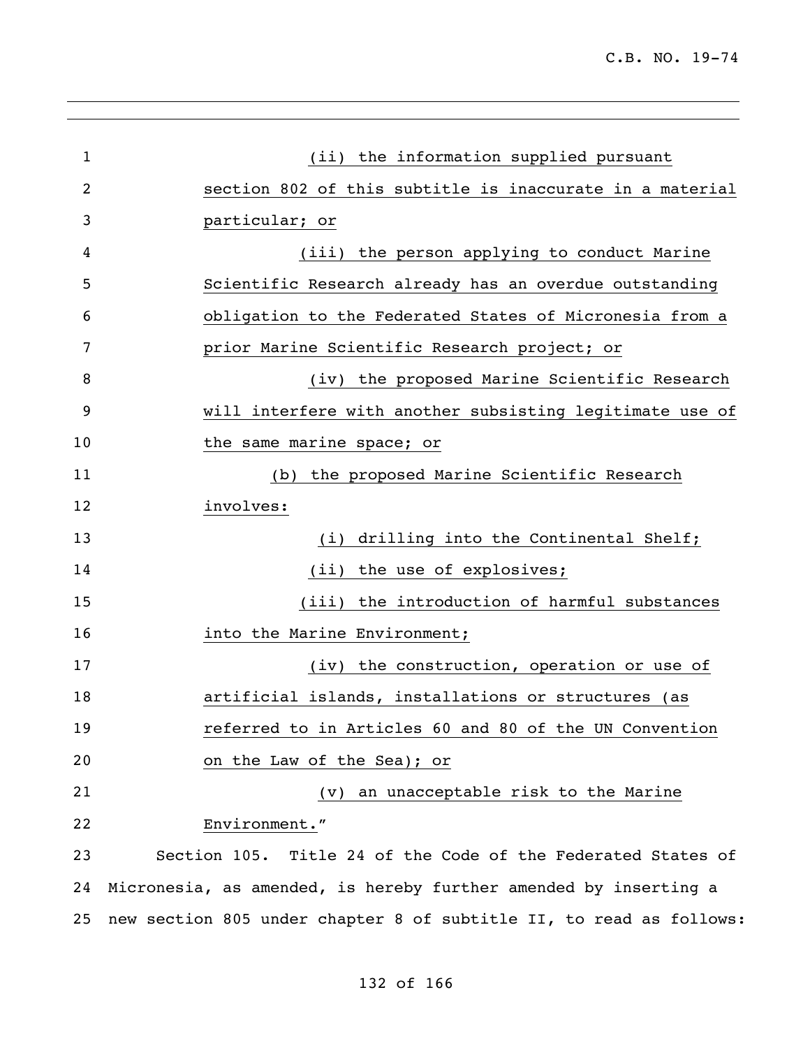(ii) the information supplied pursuant section 802 of this subtitle is inaccurate in a material particular; or

(iii) the person applying to conduct Marine Scientific Research already has an overdue outstanding obligation to the Federated States of Micronesia from a prior Marine Scientific Research project; or

(iv) the proposed Marine Scientific Research will interfere with another subsisting legitimate use of the same marine space; or

(b) the proposed Marine Scientific Research involves:

(i) drilling into the Continental Shelf;

(ii) the use of explosives;

(iii) the introduction of harmful substances into the Marine Environment;

(iv) the construction, operation or use of artificial islands, installations or structures (as referred to in Articles 60 and 80 of the UN Convention on the Law of the Sea); or

(v) an unacceptable risk to the Marine Environment."

Section 105. Title 24 of the Code of the Federated States of Micronesia, as amended, is hereby further amended by inserting a new section 805 under chapter 8 of subtitle II, to read as follows: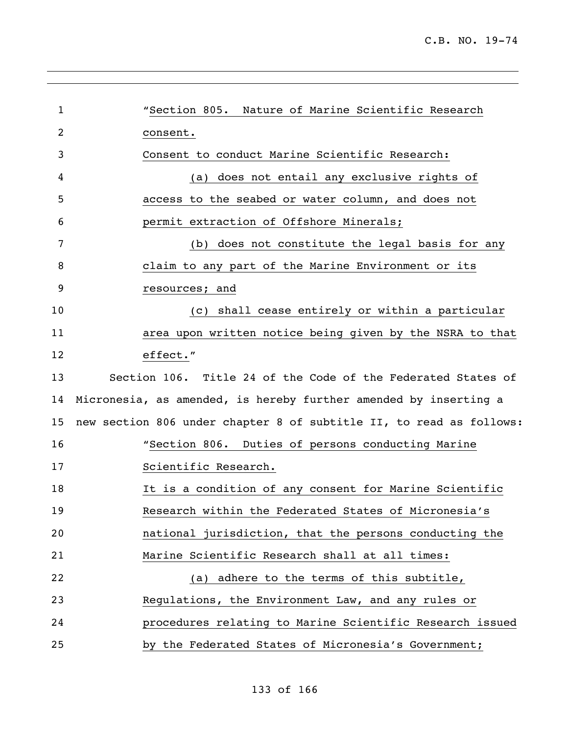"Section 805. Nature of Marine Scientific Research consent.

Consent to conduct Marine Scientific Research:

(a) does not entail any exclusive rights of access to the seabed or water column, and does not permit extraction of Offshore Minerals;

(b) does not constitute the legal basis for any claim to any part of the Marine Environment or its resources; and

(c) shall cease entirely or within a particular area upon written notice being given by the NSRA to that effect."

Section 106. Title 24 of the Code of the Federated States of Micronesia, as amended, is hereby further amended by inserting a new section 806 under chapter 8 of subtitle II, to read as follows:

"Section 806. Duties of persons conducting Marine Scientific Research.

It is a condition of any consent for Marine Scientific Research within the Federated States of Micronesia's national jurisdiction, that the persons conducting the Marine Scientific Research shall at all times:

(a) adhere to the terms of this subtitle, Regulations, the Environment Law, and any rules or procedures relating to Marine Scientific Research issued by the Federated States of Micronesia's Government;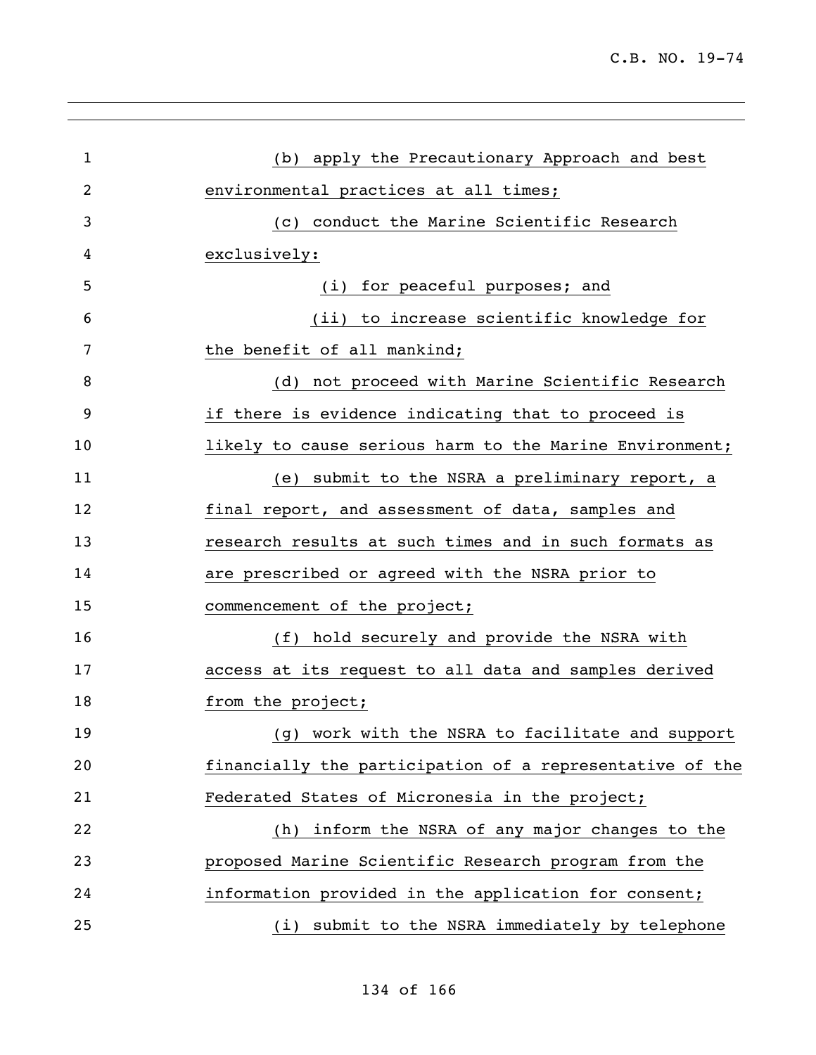(b) apply the Precautionary Approach and best environmental practices at all times;

(c) conduct the Marine Scientific Research exclusively:

(i) for peaceful purposes; and

(ii) to increase scientific knowledge for the benefit of all mankind;

(d) not proceed with Marine Scientific Research if there is evidence indicating that to proceed is likely to cause serious harm to the Marine Environment;

(e) submit to the NSRA a preliminary report, a final report, and assessment of data, samples and research results at such times and in such formats as are prescribed or agreed with the NSRA prior to commencement of the project;

(f) hold securely and provide the NSRA with access at its request to all data and samples derived from the project;

(g) work with the NSRA to facilitate and support financially the participation of a representative of the Federated States of Micronesia in the project;

(h) inform the NSRA of any major changes to the proposed Marine Scientific Research program from the information provided in the application for consent;

(i) submit to the NSRA immediately by telephone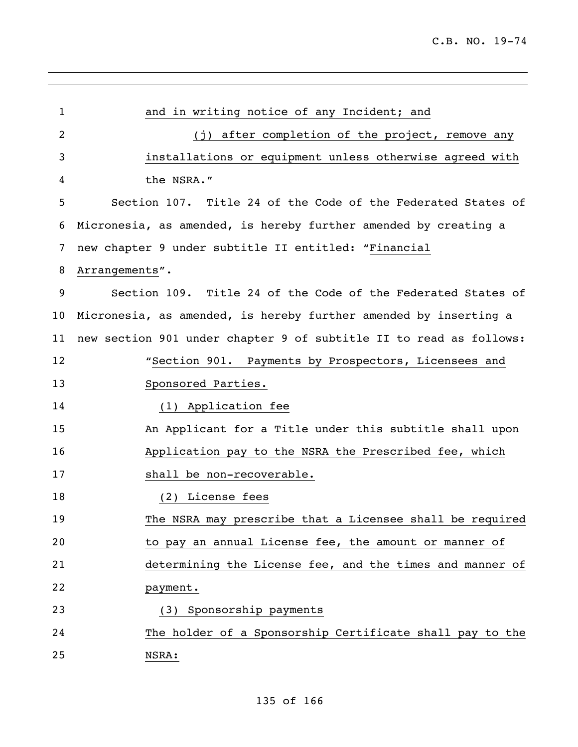and in writing notice of any Incident; and

(j) after completion of the project, remove any installations or equipment unless otherwise agreed with the NSRA."

Section 107. Title 24 of the Code of the Federated States of Micronesia, as amended, is hereby further amended by creating a new chapter 9 under subtitle II entitled: "Financial Arrangements".

Section 109. Title 24 of the Code of the Federated States of Micronesia, as amended, is hereby further amended by inserting a new section 901 under chapter 9 of subtitle II to read as follows:

"Section 901. Payments by Prospectors, Licensees and Sponsored Parties.

(1) Application fee

An Applicant for a Title under this subtitle shall upon Application pay to the NSRA the Prescribed fee, which shall be non-recoverable.

(2) License fees

The NSRA may prescribe that a Licensee shall be required to pay an annual License fee, the amount or manner of determining the License fee, and the times and manner of payment.

(3) Sponsorship payments

The holder of a Sponsorship Certificate shall pay to the NSRA: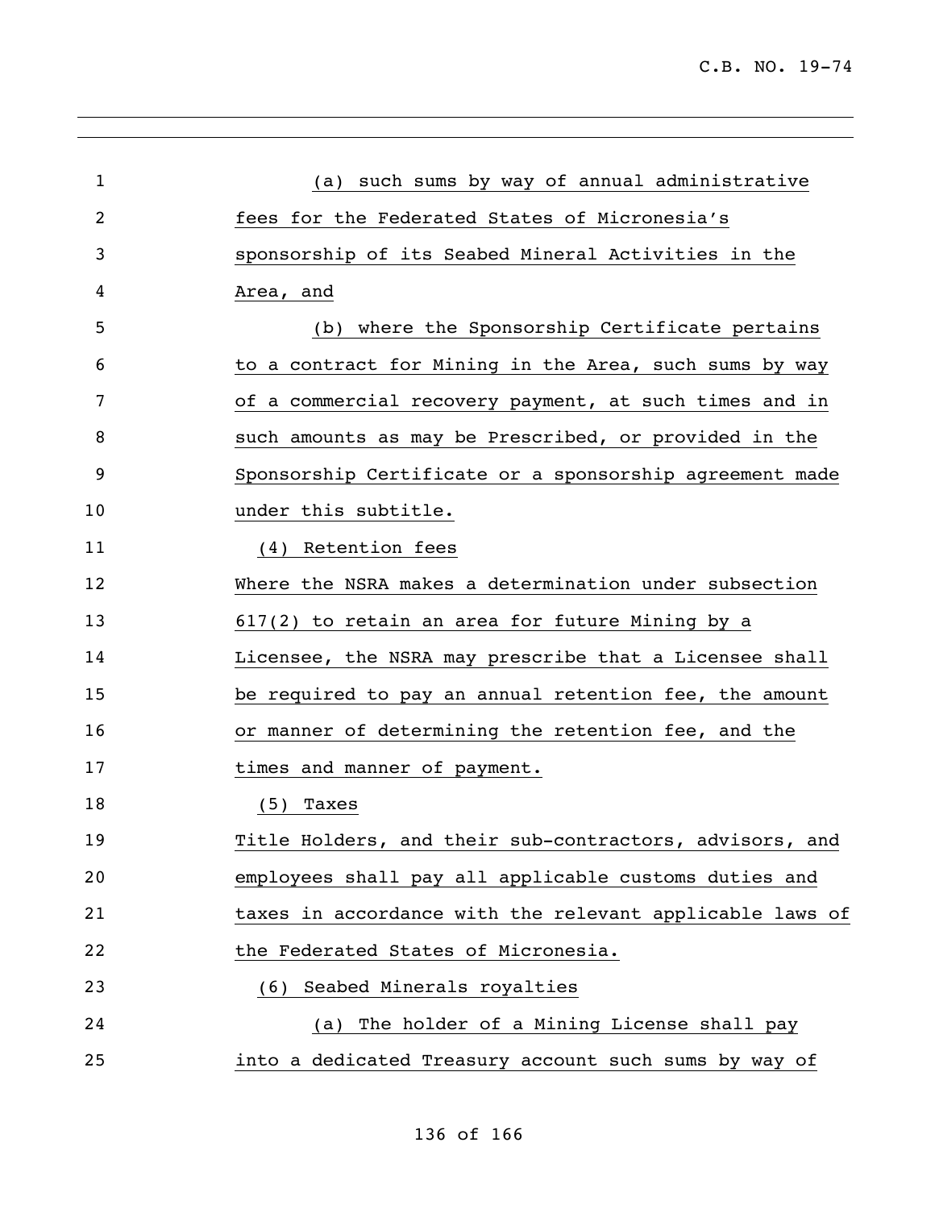(a) such sums by way of annual administrative fees for the Federated States of Micronesia's sponsorship of its Seabed Mineral Activities in the Area, and

(b) where the Sponsorship Certificate pertains to a contract for Mining in the Area, such sums by way of a commercial recovery payment, at such times and in such amounts as may be Prescribed, or provided in the Sponsorship Certificate or a sponsorship agreement made under this subtitle.

(4) Retention fees

Where the NSRA makes a determination under subsection 617(2) to retain an area for future Mining by a Licensee, the NSRA may prescribe that a Licensee shall be required to pay an annual retention fee, the amount or manner of determining the retention fee, and the times and manner of payment.

(5) Taxes

Title Holders, and their sub-contractors, advisors, and employees shall pay all applicable customs duties and taxes in accordance with the relevant applicable laws of the Federated States of Micronesia.

(6) Seabed Minerals royalties

(a) The holder of a Mining License shall pay into a dedicated Treasury account such sums by way of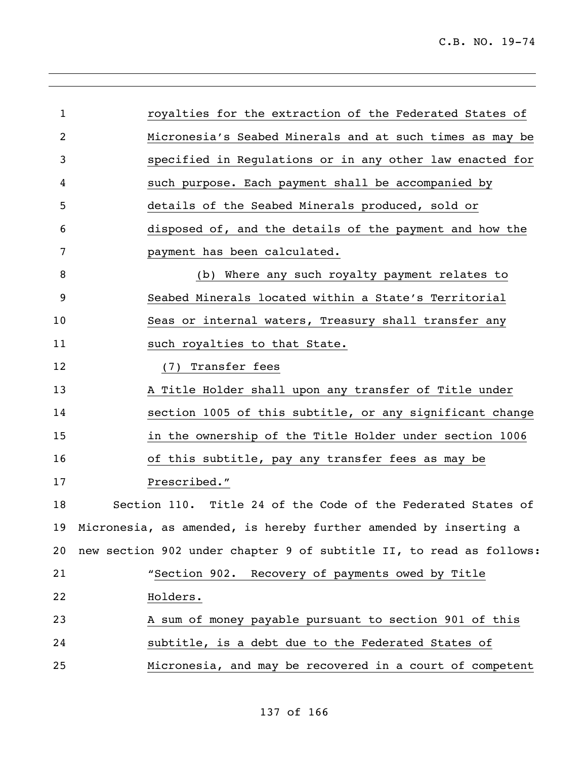royalties for the extraction of the Federated States of Micronesia's Seabed Minerals and at such times as may be specified in Regulations or in any other law enacted for such purpose. Each payment shall be accompanied by details of the Seabed Minerals produced, sold or disposed of, and the details of the payment and how the payment has been calculated.

(b) Where any such royalty payment relates to Seabed Minerals located within a State's Territorial Seas or internal waters, Treasury shall transfer any such royalties to that State.

(7) Transfer fees

A Title Holder shall upon any transfer of Title under section 1005 of this subtitle, or any significant change in the ownership of the Title Holder under section 1006 of this subtitle, pay any transfer fees as may be Prescribed."

Section 110. Title 24 of the Code of the Federated States of Micronesia, as amended, is hereby further amended by inserting a new section 902 under chapter 9 of subtitle II, to read as follows:

"Section 902. Recovery of payments owed by Title Holders.

A sum of money payable pursuant to section 901 of this subtitle, is a debt due to the Federated States of Micronesia, and may be recovered in a court of competent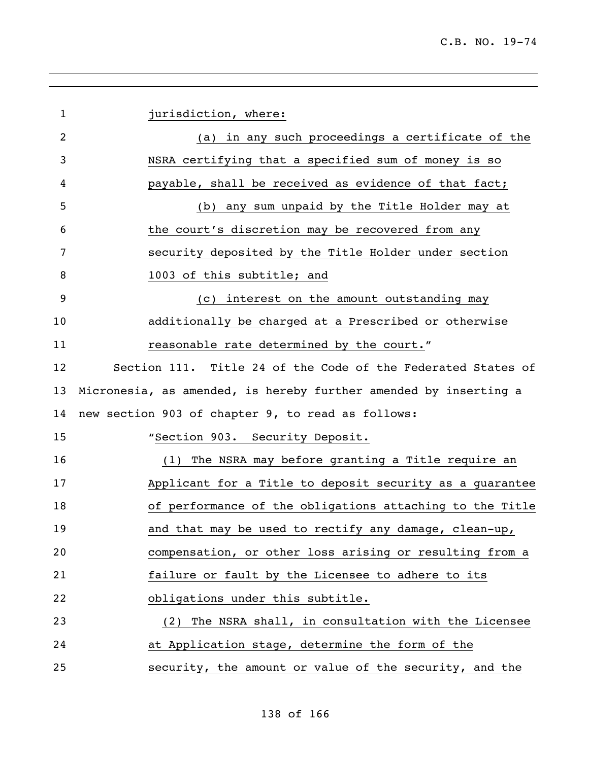jurisdiction, where:

(a) in any such proceedings a certificate of the NSRA certifying that a specified sum of money is so payable, shall be received as evidence of that fact;

(b) any sum unpaid by the Title Holder may at the court's discretion may be recovered from any security deposited by the Title Holder under section 1003 of this subtitle; and

(c) interest on the amount outstanding may additionally be charged at a Prescribed or otherwise reasonable rate determined by the court."

Section 111. Title 24 of the Code of the Federated States of Micronesia, as amended, is hereby further amended by inserting a new section 903 of chapter 9, to read as follows:

"Section 903. Security Deposit.

(1) The NSRA may before granting a Title require an Applicant for a Title to deposit security as a guarantee of performance of the obligations attaching to the Title and that may be used to rectify any damage, clean-up, compensation, or other loss arising or resulting from a failure or fault by the Licensee to adhere to its obligations under this subtitle.

(2) The NSRA shall, in consultation with the Licensee at Application stage, determine the form of the security, the amount or value of the security, and the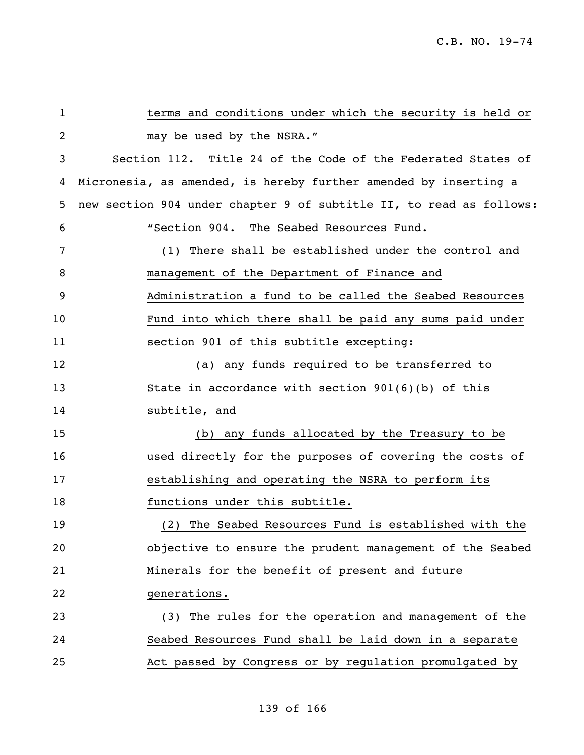terms and conditions under which the security is held or may be used by the NSRA."

Section 112. Title 24 of the Code of the Federated States of Micronesia, as amended, is hereby further amended by inserting a new section 904 under chapter 9 of subtitle II, to read as follows:

"Section 904. The Seabed Resources Fund.

(1) There shall be established under the control and management of the Department of Finance and Administration a fund to be called the Seabed Resources Fund into which there shall be paid any sums paid under section 901 of this subtitle excepting:

(a) any funds required to be transferred to State in accordance with section 901(6)(b) of this subtitle, and

(b) any funds allocated by the Treasury to be used directly for the purposes of covering the costs of establishing and operating the NSRA to perform its functions under this subtitle.

(2) The Seabed Resources Fund is established with the objective to ensure the prudent management of the Seabed Minerals for the benefit of present and future generations.

(3) The rules for the operation and management of the Seabed Resources Fund shall be laid down in a separate Act passed by Congress or by regulation promulgated by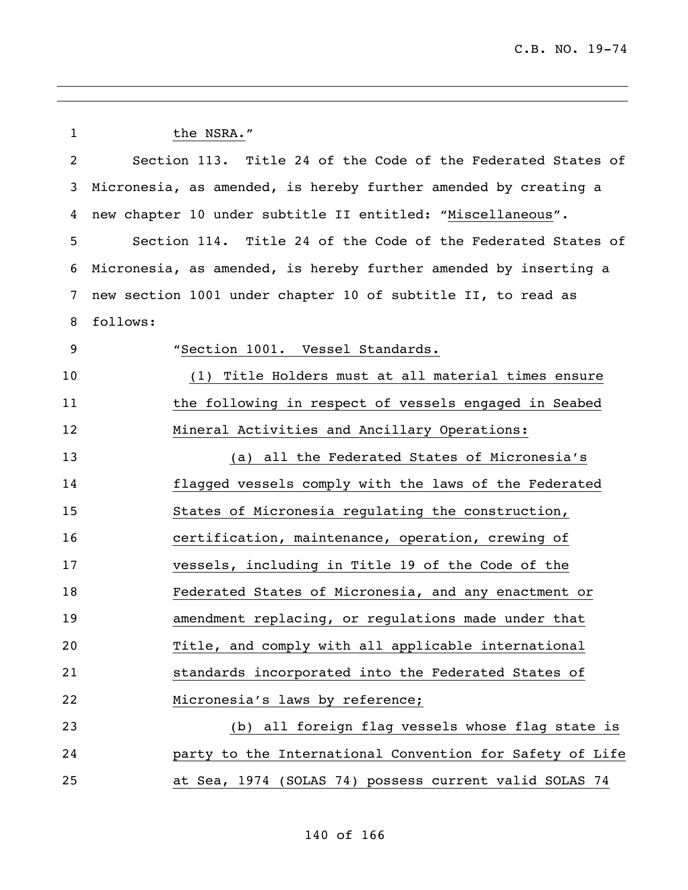the NSRA."

Section 113. Title 24 of the Code of the Federated States of Micronesia, as amended, is hereby further amended by creating a new chapter 10 under subtitle II entitled: "Miscellaneous".

Section 114. Title 24 of the Code of the Federated States of Micronesia, as amended, is hereby further amended by inserting a new section 1001 under chapter 10 of subtitle II, to read as follows:

"Section 1001. Vessel Standards.

(1) Title Holders must at all material times ensure the following in respect of vessels engaged in Seabed Mineral Activities and Ancillary Operations:

(a) all the Federated States of Micronesia's flagged vessels comply with the laws of the Federated States of Micronesia regulating the construction, certification, maintenance, operation, crewing of vessels, including in Title 19 of the Code of the Federated States of Micronesia, and any enactment or amendment replacing, or regulations made under that Title, and comply with all applicable international standards incorporated into the Federated States of Micronesia's laws by reference;

(b) all foreign flag vessels whose flag state is party to the International Convention for Safety of Life at Sea, 1974 (SOLAS 74) possess current valid SOLAS 74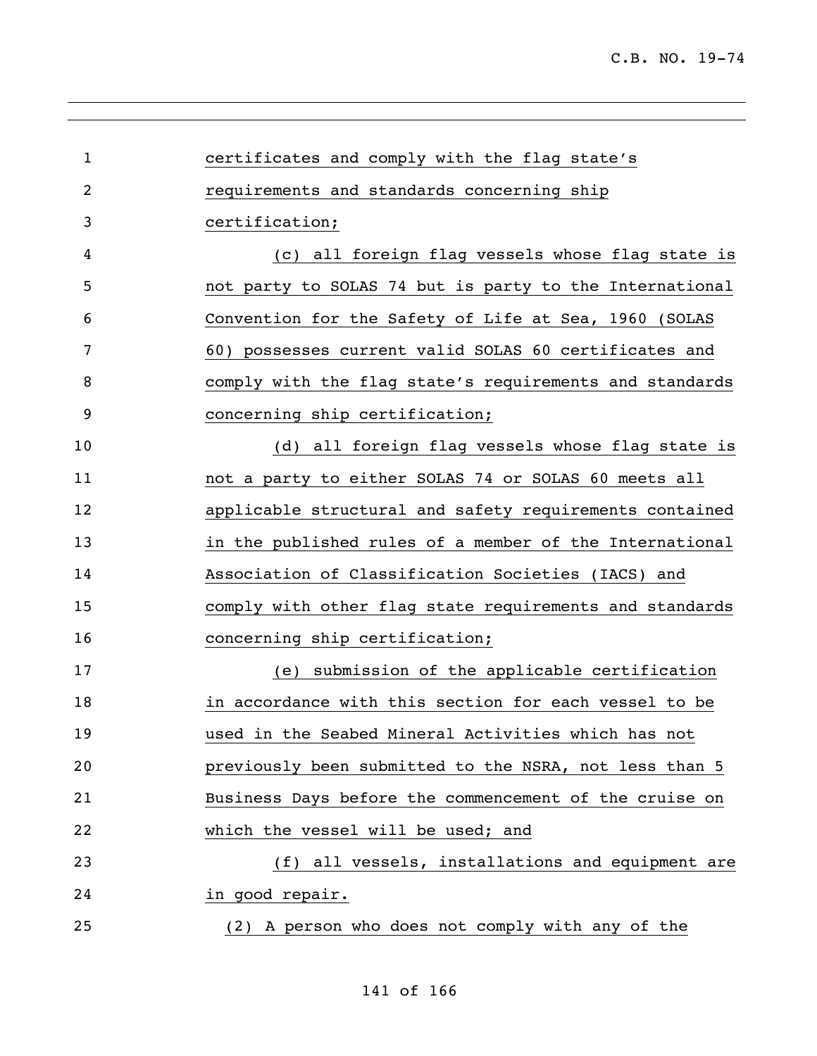certificates and comply with the flag state's requirements and standards concerning ship certification;

(c) all foreign flag vessels whose flag state is not party to SOLAS 74 but is party to the International Convention for the Safety of Life at Sea, 1960 (SOLAS 60) possesses current valid SOLAS 60 certificates and comply with the flag state's requirements and standards concerning ship certification;

(d) all foreign flag vessels whose flag state is not a party to either SOLAS 74 or SOLAS 60 meets all applicable structural and safety requirements contained in the published rules of a member of the International Association of Classification Societies (IACS) and comply with other flag state requirements and standards concerning ship certification;

(e) submission of the applicable certification in accordance with this section for each vessel to be used in the Seabed Mineral Activities which has not previously been submitted to the NSRA, not less than 5 Business Days before the commencement of the cruise on which the vessel will be used; and

(f) all vessels, installations and equipment are in good repair.

(2) A person who does not comply with any of the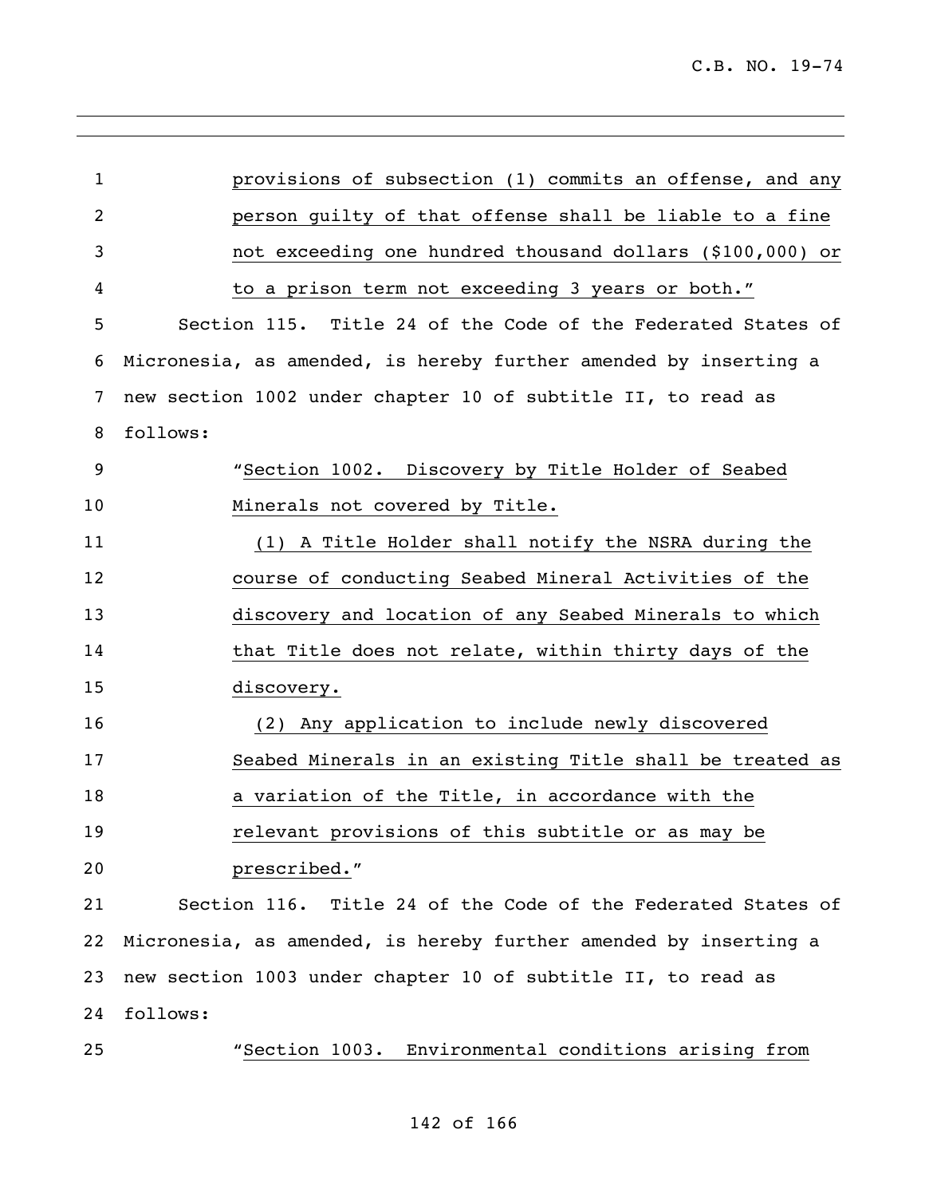provisions of subsection (1) commits an offense, and any person guilty of that offense shall be liable to a fine not exceeding one hundred thousand dollars ($100,000) or to a prison term not exceeding 3 years or both."

Section 115. Title 24 of the Code of the Federated States of Micronesia, as amended, is hereby further amended by inserting a new section 1002 under chapter 10 of subtitle II, to read as follows:

"Section 1002. Discovery by Title Holder of Seabed Minerals not covered by Title.

(1) A Title Holder shall notify the NSRA during the course of conducting Seabed Mineral Activities of the discovery and location of any Seabed Minerals to which that Title does not relate, within thirty days of the discovery.

(2) Any application to include newly discovered Seabed Minerals in an existing Title shall be treated as a variation of the Title, in accordance with the relevant provisions of this subtitle or as may be prescribed."

Section 116. Title 24 of the Code of the Federated States of Micronesia, as amended, is hereby further amended by inserting a new section 1003 under chapter 10 of subtitle II, to read as follows:

"Section 1003. Environmental conditions arising from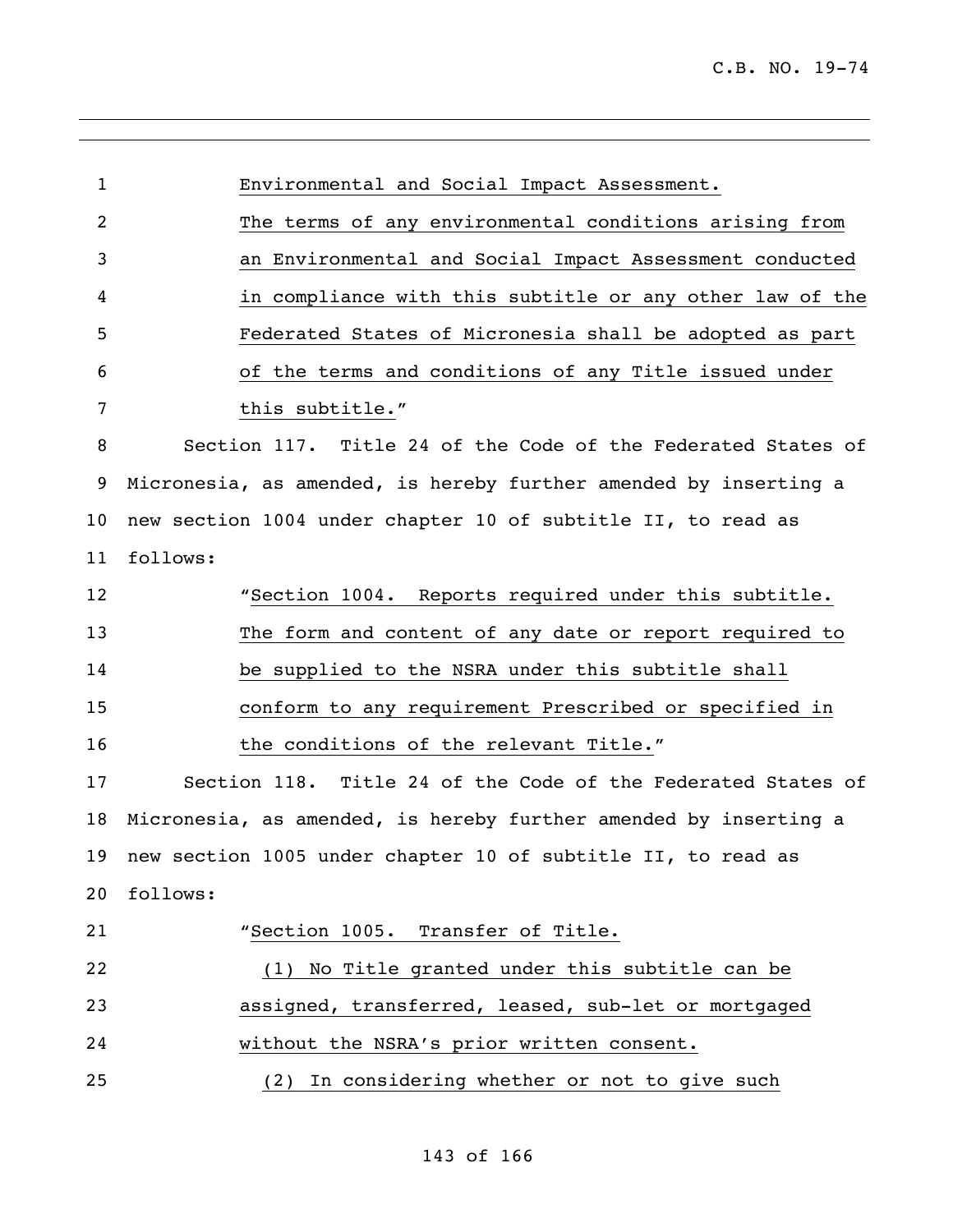Environmental and Social Impact Assessment.
The terms of any environmental conditions arising from an Environmental and Social Impact Assessment conducted in compliance with this subtitle or any other law of the Federated States of Micronesia shall be adopted as part of the terms and conditions of any Title issued under this subtitle."

Section 117. Title 24 of the Code of the Federated States of Micronesia, as amended, is hereby further amended by inserting a new section 1004 under chapter 10 of subtitle II, to read as follows:

"Section 1004. Reports required under this subtitle.
The form and content of any date or report required to be supplied to the NSRA under this subtitle shall conform to any requirement Prescribed or specified in the conditions of the relevant Title."

Section 118. Title 24 of the Code of the Federated States of Micronesia, as amended, is hereby further amended by inserting a new section 1005 under chapter 10 of subtitle II, to read as follows:

"Section 1005. Transfer of Title.
(1) No Title granted under this subtitle can be assigned, transferred, leased, sub-let or mortgaged without the NSRA's prior written consent.
(2) In considering whether or not to give such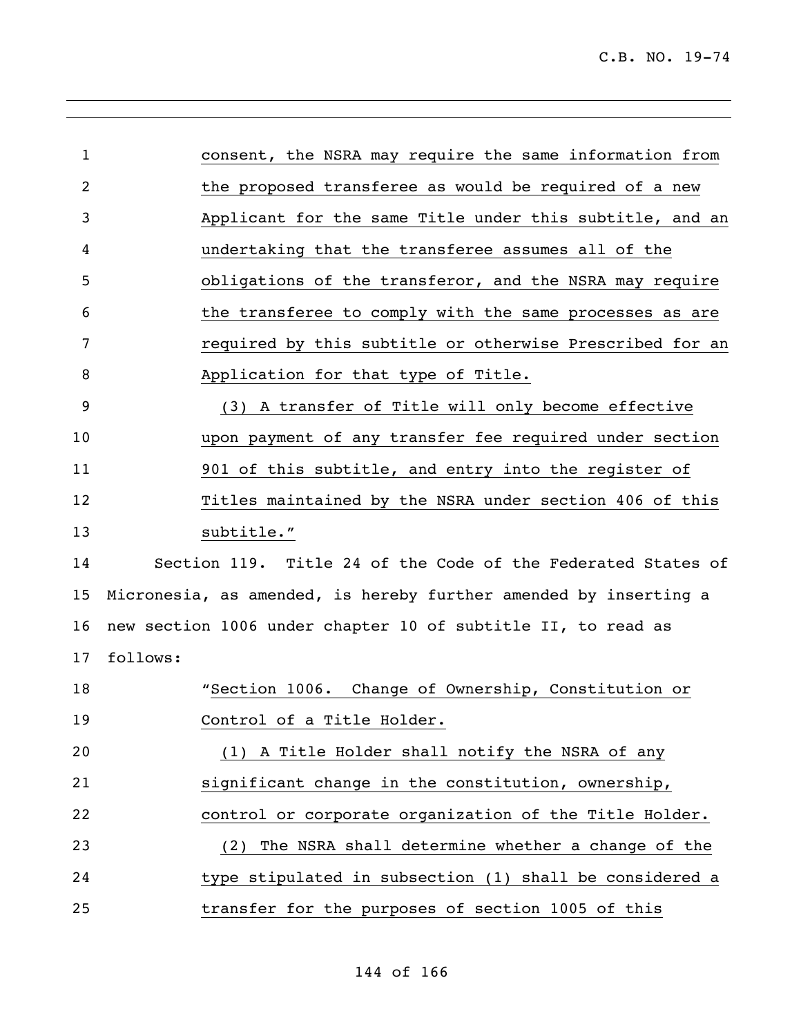consent, the NSRA may require the same information from the proposed transferee as would be required of a new Applicant for the same Title under this subtitle, and an undertaking that the transferee assumes all of the obligations of the transferor, and the NSRA may require the transferee to comply with the same processes as are required by this subtitle or otherwise Prescribed for an Application for that type of Title.

(3) A transfer of Title will only become effective upon payment of any transfer fee required under section 901 of this subtitle, and entry into the register of Titles maintained by the NSRA under section 406 of this subtitle."

Section 119. Title 24 of the Code of the Federated States of Micronesia, as amended, is hereby further amended by inserting a new section 1006 under chapter 10 of subtitle II, to read as follows:

"Section 1006. Change of Ownership, Constitution or Control of a Title Holder.

(1) A Title Holder shall notify the NSRA of any significant change in the constitution, ownership, control or corporate organization of the Title Holder.

(2) The NSRA shall determine whether a change of the type stipulated in subsection (1) shall be considered a transfer for the purposes of section 1005 of this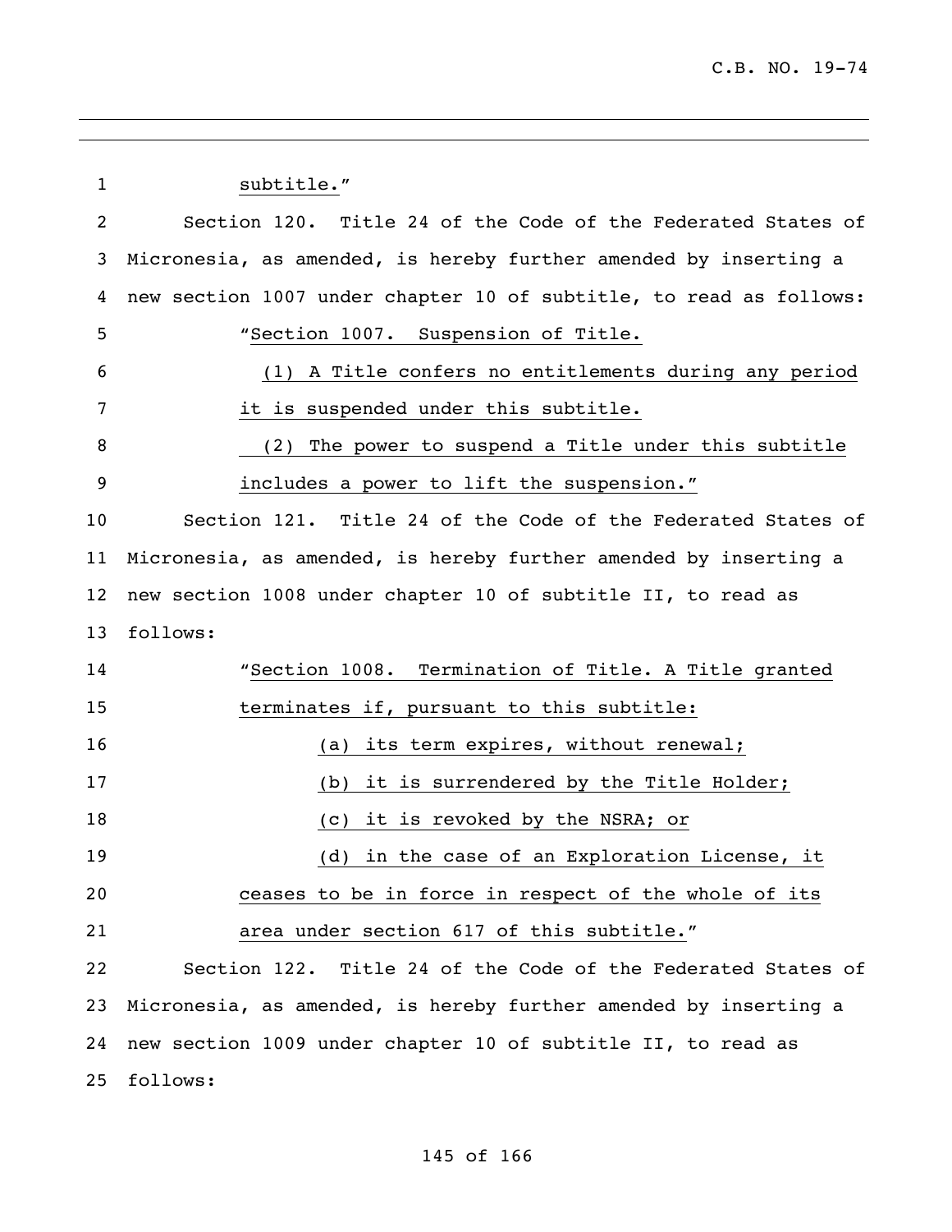subtitle."

Section 120. Title 24 of the Code of the Federated States of Micronesia, as amended, is hereby further amended by inserting a new section 1007 under chapter 10 of subtitle, to read as follows:

"Section 1007. Suspension of Title.

(1) A Title confers no entitlements during any period it is suspended under this subtitle.

(2) The power to suspend a Title under this subtitle includes a power to lift the suspension."

Section 121. Title 24 of the Code of the Federated States of Micronesia, as amended, is hereby further amended by inserting a new section 1008 under chapter 10 of subtitle II, to read as follows:

"Section 1008. Termination of Title. A Title granted terminates if, pursuant to this subtitle:

(a) its term expires, without renewal;

(b) it is surrendered by the Title Holder;

(c) it is revoked by the NSRA; or

(d) in the case of an Exploration License, it ceases to be in force in respect of the whole of its area under section 617 of this subtitle."

Section 122. Title 24 of the Code of the Federated States of Micronesia, as amended, is hereby further amended by inserting a new section 1009 under chapter 10 of subtitle II, to read as follows: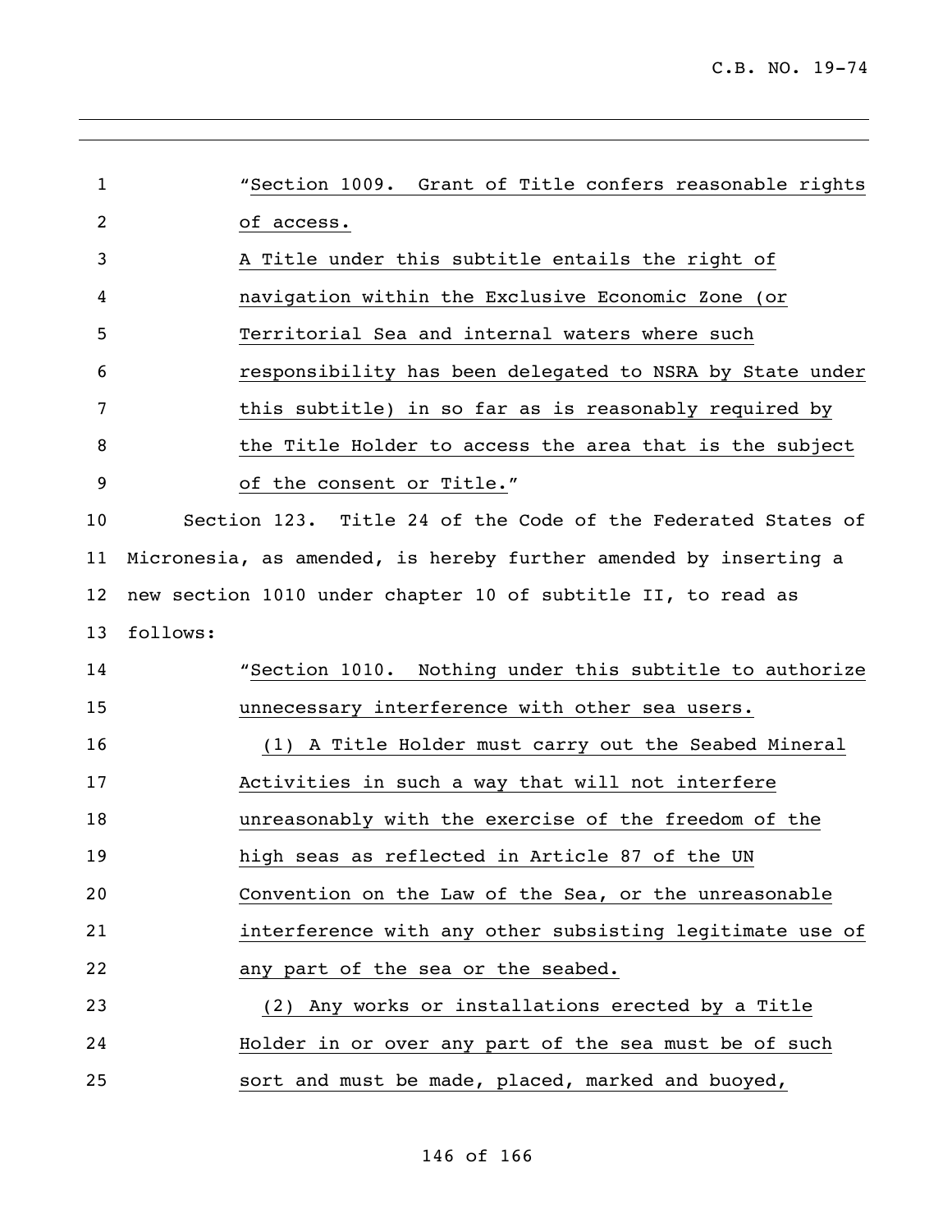"Section 1009. Grant of Title confers reasonable rights of access.

A Title under this subtitle entails the right of navigation within the Exclusive Economic Zone (or Territorial Sea and internal waters where such responsibility has been delegated to NSRA by State under this subtitle) in so far as is reasonably required by the Title Holder to access the area that is the subject of the consent or Title."

Section 123. Title 24 of the Code of the Federated States of Micronesia, as amended, is hereby further amended by inserting a new section 1010 under chapter 10 of subtitle II, to read as follows:

"Section 1010. Nothing under this subtitle to authorize unnecessary interference with other sea users.

(1) A Title Holder must carry out the Seabed Mineral Activities in such a way that will not interfere unreasonably with the exercise of the freedom of the high seas as reflected in Article 87 of the UN Convention on the Law of the Sea, or the unreasonable interference with any other subsisting legitimate use of any part of the sea or the seabed.

(2) Any works or installations erected by a Title Holder in or over any part of the sea must be of such sort and must be made, placed, marked and buoyed,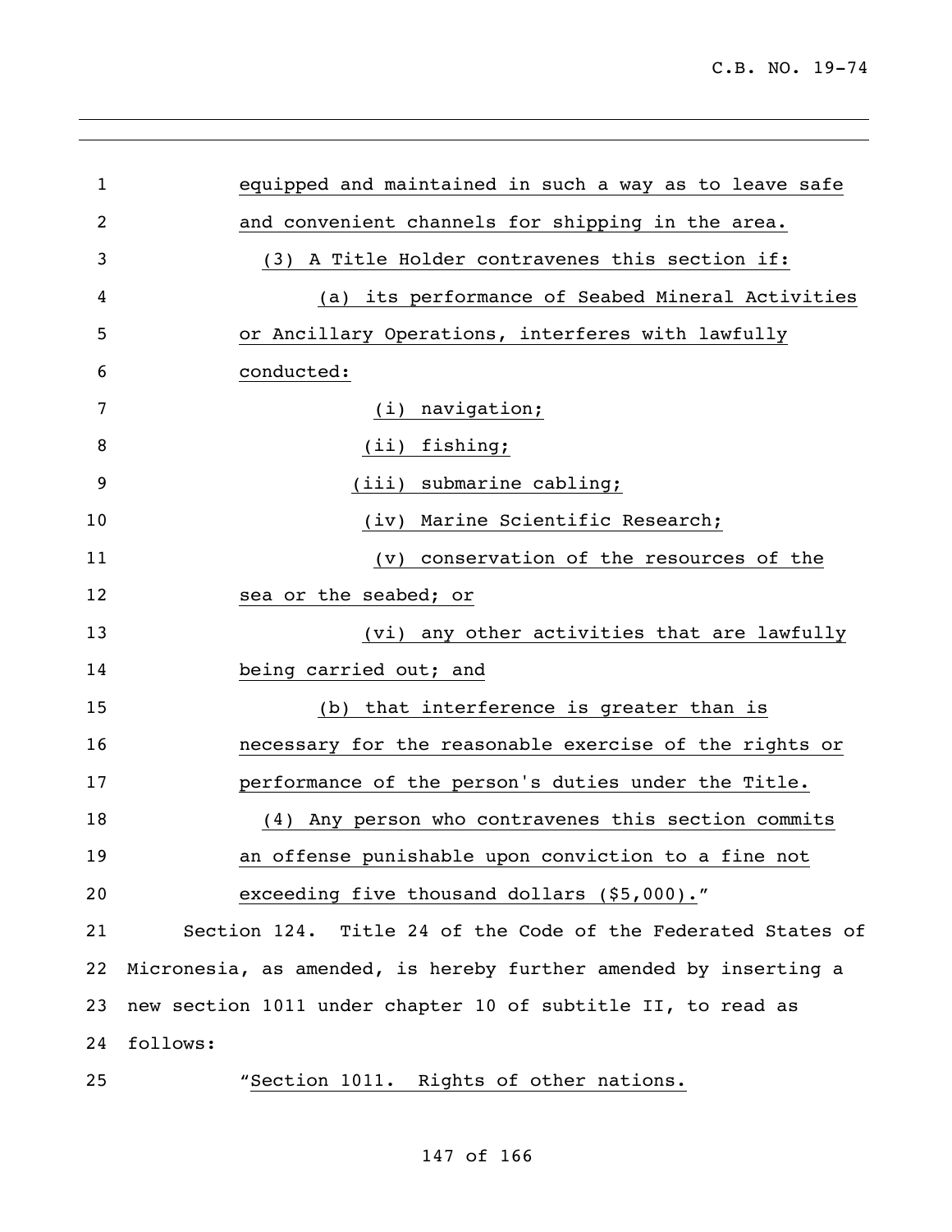equipped and maintained in such a way as to leave safe and convenient channels for shipping in the area.

(3) A Title Holder contravenes this section if:

(a) its performance of Seabed Mineral Activities or Ancillary Operations, interferes with lawfully conducted:

(i) navigation;

(ii) fishing;

(iii) submarine cabling;

(iv) Marine Scientific Research;

(v) conservation of the resources of the sea or the seabed; or

(vi) any other activities that are lawfully being carried out; and

(b) that interference is greater than is necessary for the reasonable exercise of the rights or performance of the person's duties under the Title.

(4) Any person who contravenes this section commits an offense punishable upon conviction to a fine not exceeding five thousand dollars ($5,000)."

Section 124. Title 24 of the Code of the Federated States of Micronesia, as amended, is hereby further amended by inserting a new section 1011 under chapter 10 of subtitle II, to read as follows:

"Section 1011. Rights of other nations.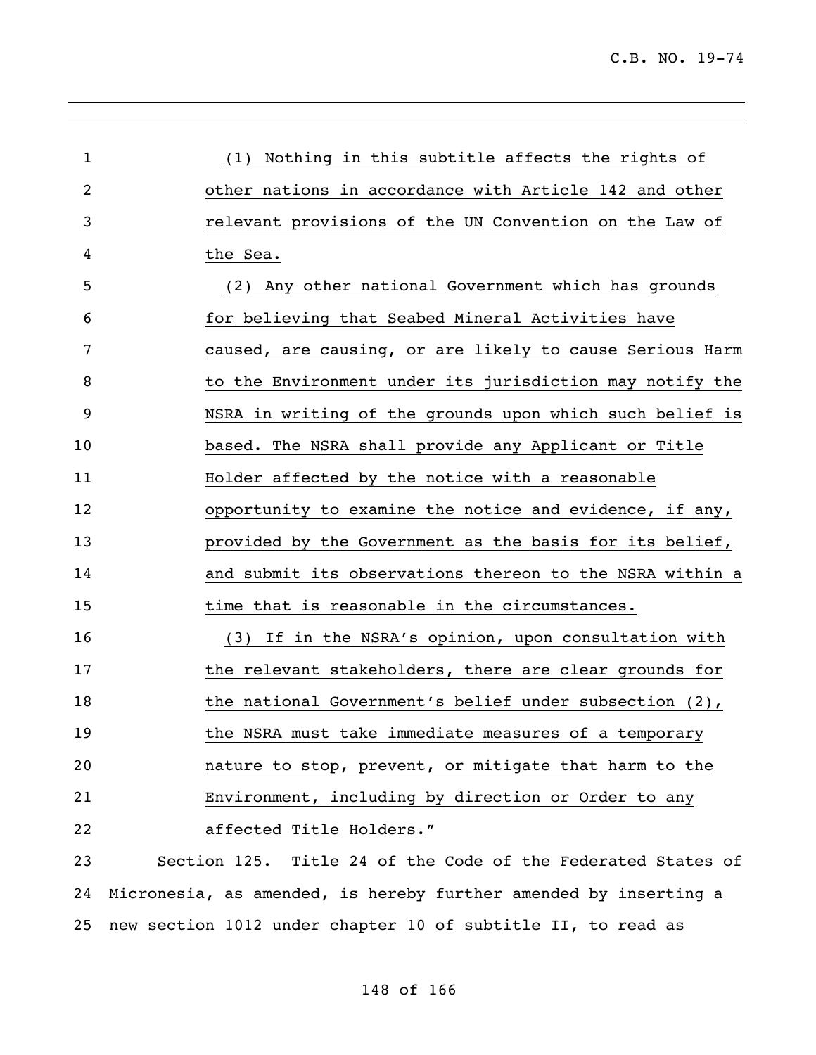(1) Nothing in this subtitle affects the rights of other nations in accordance with Article 142 and other relevant provisions of the UN Convention on the Law of the Sea.

(2) Any other national Government which has grounds for believing that Seabed Mineral Activities have caused, are causing, or are likely to cause Serious Harm to the Environment under its jurisdiction may notify the NSRA in writing of the grounds upon which such belief is based. The NSRA shall provide any Applicant or Title Holder affected by the notice with a reasonable opportunity to examine the notice and evidence, if any, provided by the Government as the basis for its belief, and submit its observations thereon to the NSRA within a time that is reasonable in the circumstances.

(3) If in the NSRA's opinion, upon consultation with the relevant stakeholders, there are clear grounds for the national Government's belief under subsection (2), the NSRA must take immediate measures of a temporary nature to stop, prevent, or mitigate that harm to the Environment, including by direction or Order to any affected Title Holders."

Section 125. Title 24 of the Code of the Federated States of Micronesia, as amended, is hereby further amended by inserting a new section 1012 under chapter 10 of subtitle II, to read as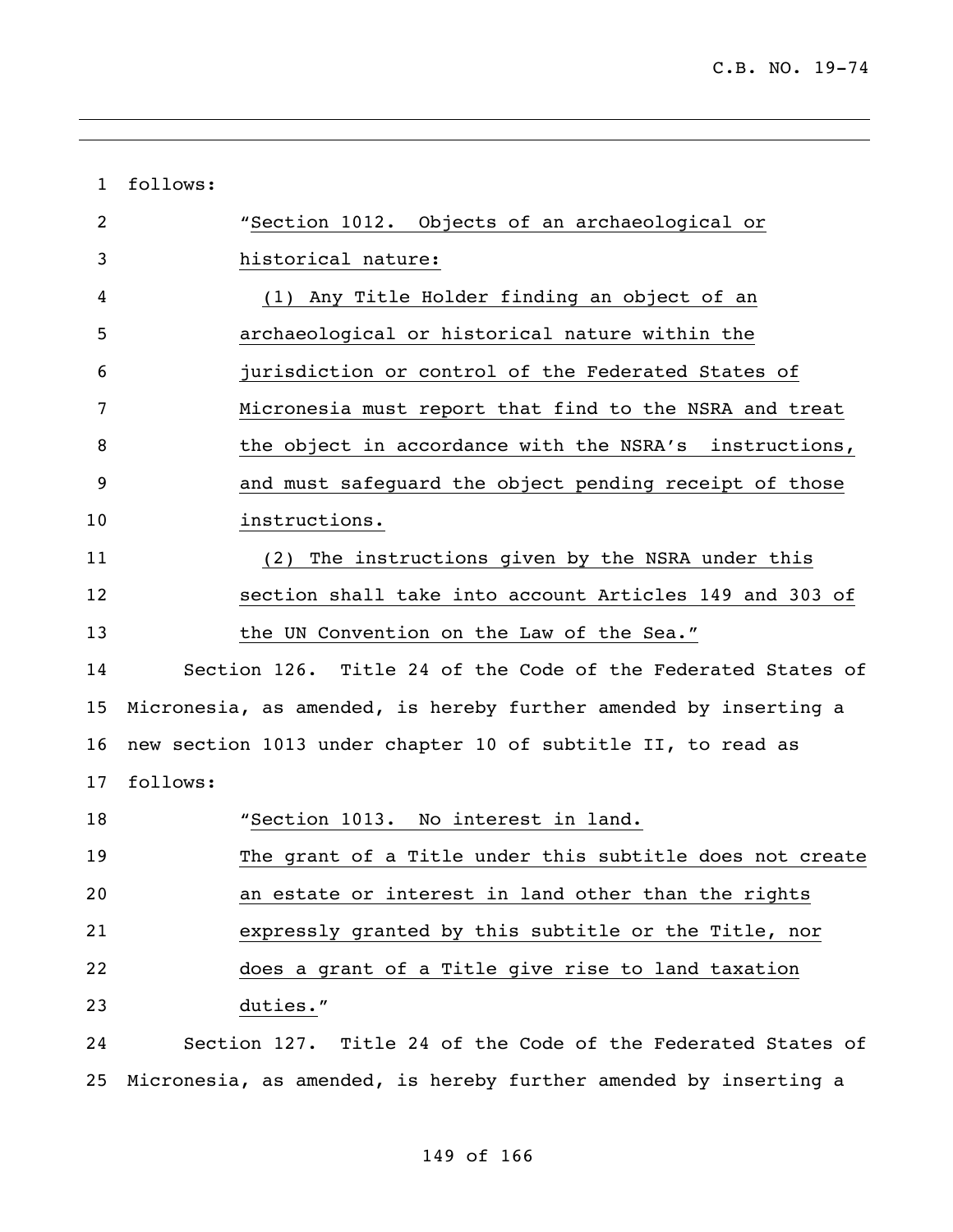follows:

"Section 1012. Objects of an archaeological or historical nature:

(1) Any Title Holder finding an object of an archaeological or historical nature within the jurisdiction or control of the Federated States of Micronesia must report that find to the NSRA and treat the object in accordance with the NSRA's instructions, and must safeguard the object pending receipt of those instructions.

(2) The instructions given by the NSRA under this section shall take into account Articles 149 and 303 of the UN Convention on the Law of the Sea."

Section 126. Title 24 of the Code of the Federated States of Micronesia, as amended, is hereby further amended by inserting a new section 1013 under chapter 10 of subtitle II, to read as follows:

"Section 1013. No interest in land.

The grant of a Title under this subtitle does not create an estate or interest in land other than the rights expressly granted by this subtitle or the Title, nor does a grant of a Title give rise to land taxation duties."

Section 127. Title 24 of the Code of the Federated States of Micronesia, as amended, is hereby further amended by inserting a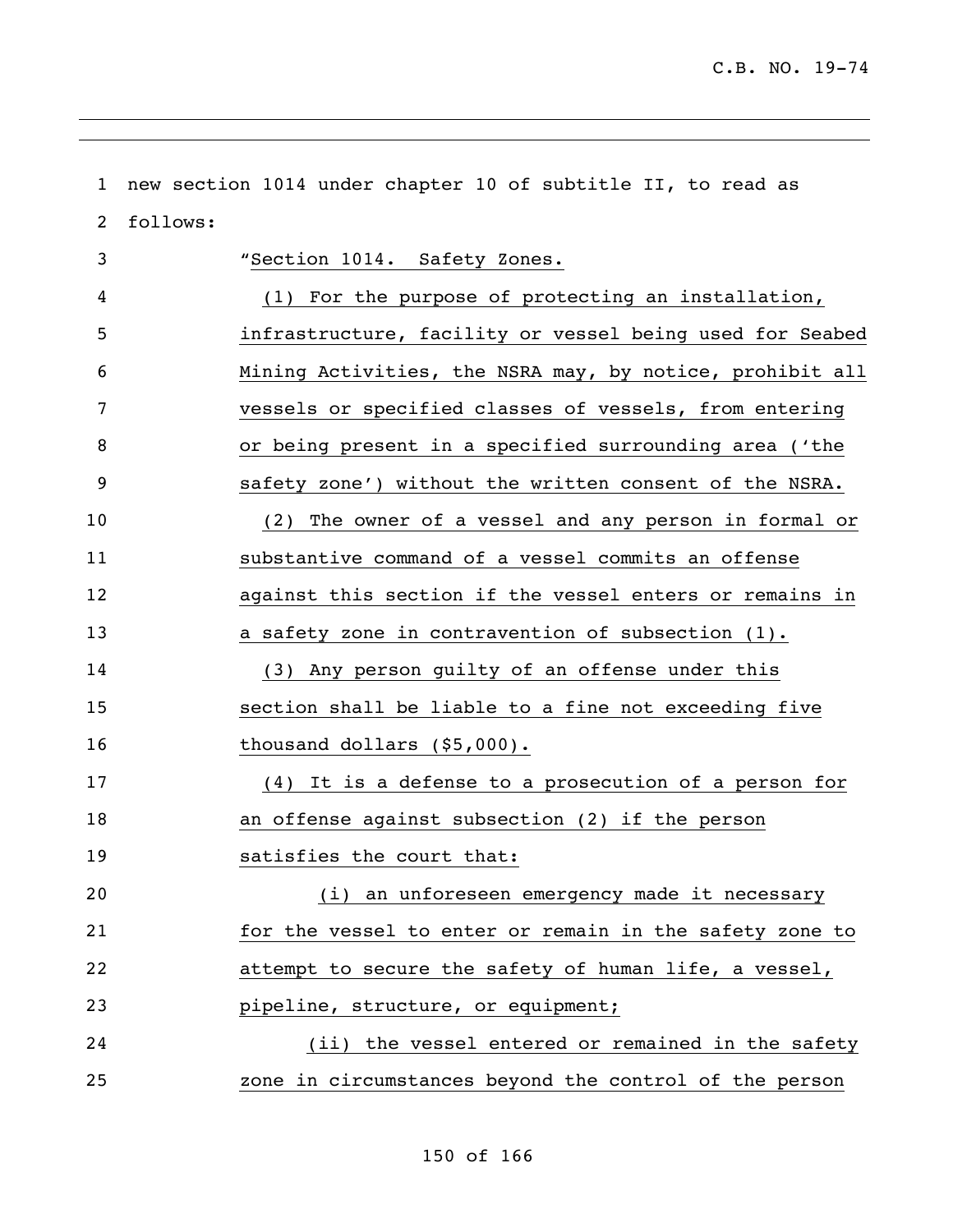new section 1014 under chapter 10 of subtitle II, to read as follows:

"Section 1014. Safety Zones.

(1) For the purpose of protecting an installation, infrastructure, facility or vessel being used for Seabed Mining Activities, the NSRA may, by notice, prohibit all vessels or specified classes of vessels, from entering or being present in a specified surrounding area ('the safety zone') without the written consent of the NSRA.

(2) The owner of a vessel and any person in formal or substantive command of a vessel commits an offense against this section if the vessel enters or remains in a safety zone in contravention of subsection (1).

(3) Any person guilty of an offense under this section shall be liable to a fine not exceeding five thousand dollars ($5,000).

(4) It is a defense to a prosecution of a person for an offense against subsection (2) if the person satisfies the court that:

(i) an unforeseen emergency made it necessary for the vessel to enter or remain in the safety zone to attempt to secure the safety of human life, a vessel, pipeline, structure, or equipment;

(ii) the vessel entered or remained in the safety zone in circumstances beyond the control of the person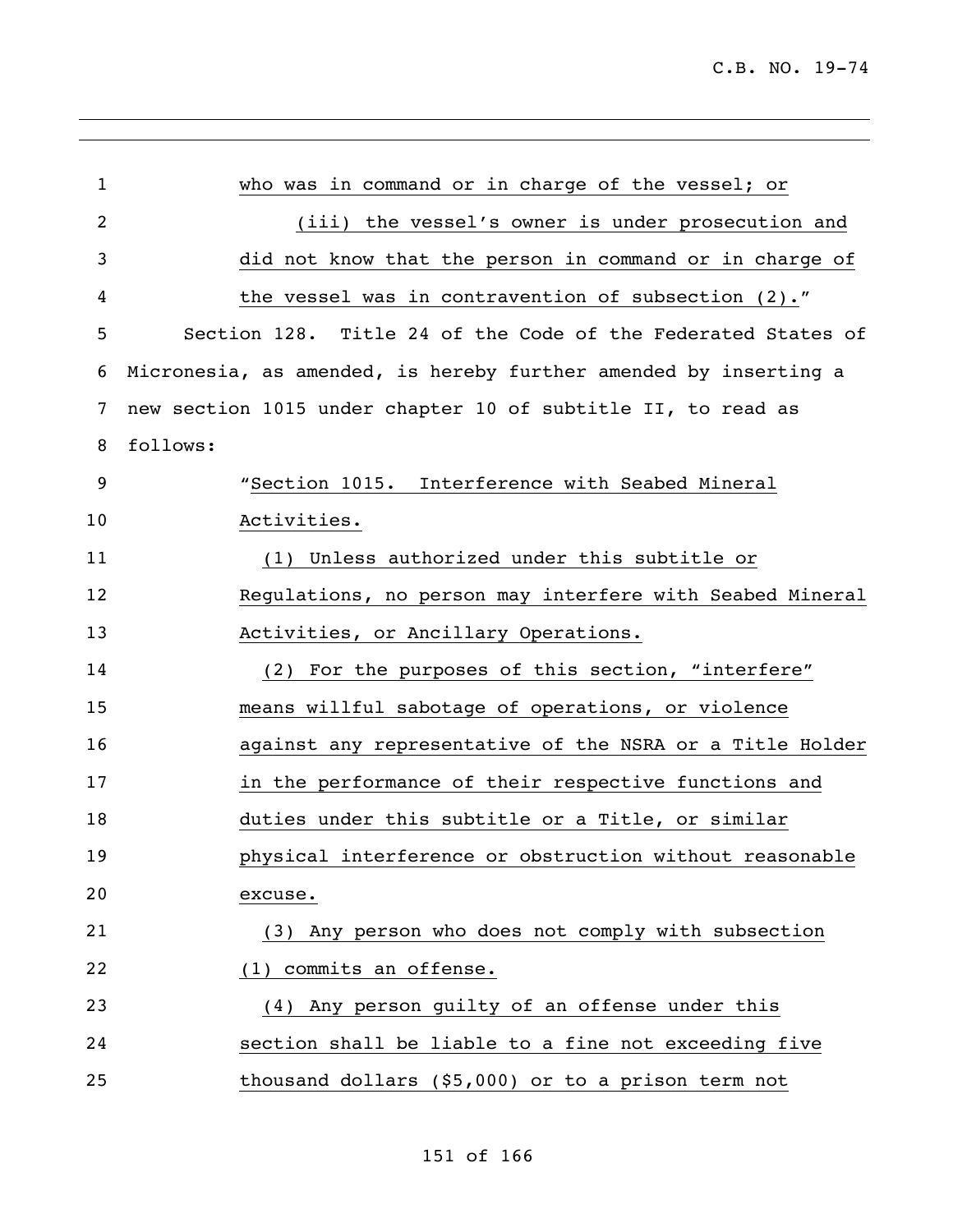who was in command or in charge of the vessel; or

(iii) the vessel's owner is under prosecution and did not know that the person in command or in charge of the vessel was in contravention of subsection (2)."

Section 128. Title 24 of the Code of the Federated States of Micronesia, as amended, is hereby further amended by inserting a new section 1015 under chapter 10 of subtitle II, to read as follows:

"Section 1015. Interference with Seabed Mineral Activities.

(1) Unless authorized under this subtitle or Regulations, no person may interfere with Seabed Mineral Activities, or Ancillary Operations.

(2) For the purposes of this section, "interfere" means willful sabotage of operations, or violence against any representative of the NSRA or a Title Holder in the performance of their respective functions and duties under this subtitle or a Title, or similar physical interference or obstruction without reasonable excuse.

(3) Any person who does not comply with subsection (1) commits an offense.

(4) Any person guilty of an offense under this section shall be liable to a fine not exceeding five thousand dollars ($5,000) or to a prison term not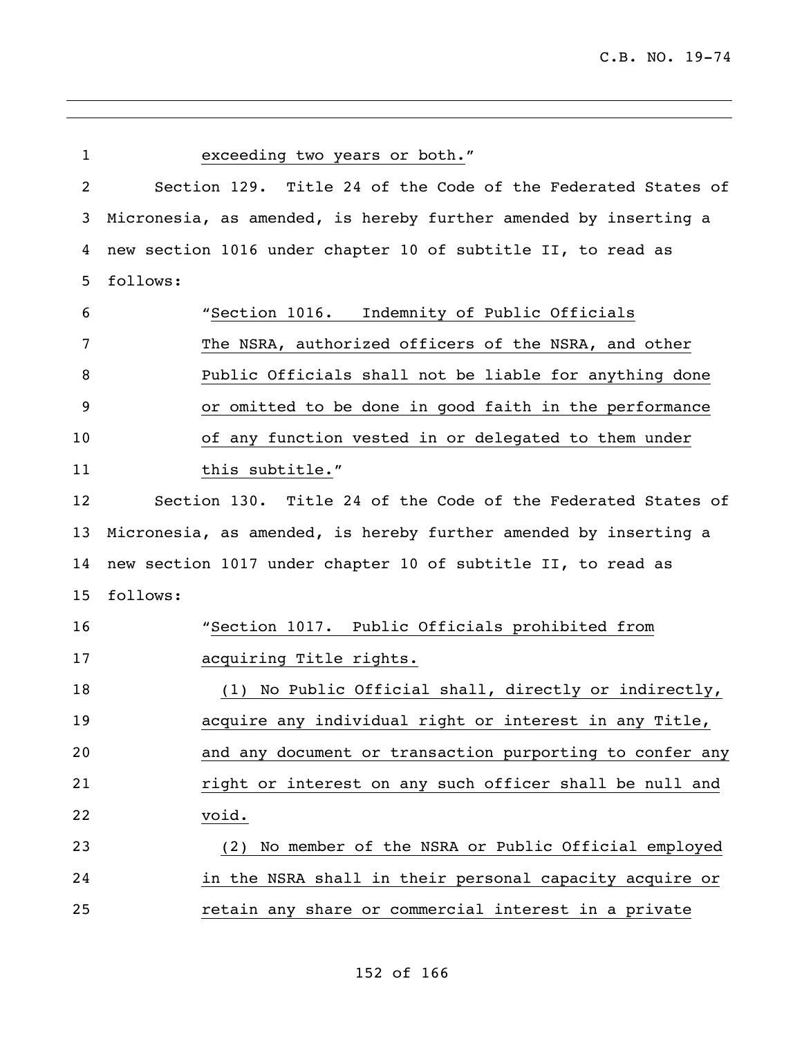exceeding two years or both."

Section 129. Title 24 of the Code of the Federated States of Micronesia, as amended, is hereby further amended by inserting a new section 1016 under chapter 10 of subtitle II, to read as follows:

"Section 1016. Indemnity of Public Officials

The NSRA, authorized officers of the NSRA, and other Public Officials shall not be liable for anything done or omitted to be done in good faith in the performance of any function vested in or delegated to them under this subtitle."

Section 130. Title 24 of the Code of the Federated States of Micronesia, as amended, is hereby further amended by inserting a new section 1017 under chapter 10 of subtitle II, to read as follows:

"Section 1017. Public Officials prohibited from acquiring Title rights.

(1) No Public Official shall, directly or indirectly, acquire any individual right or interest in any Title, and any document or transaction purporting to confer any right or interest on any such officer shall be null and void.

(2) No member of the NSRA or Public Official employed in the NSRA shall in their personal capacity acquire or retain any share or commercial interest in a private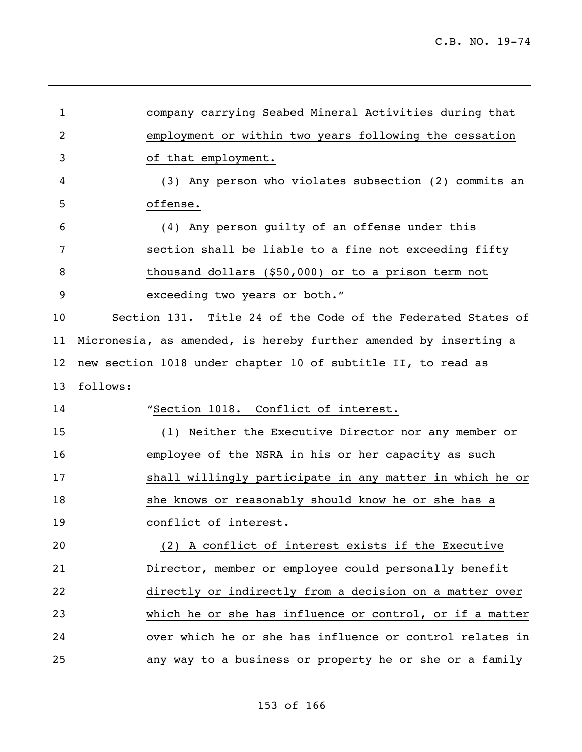company carrying Seabed Mineral Activities during that employment or within two years following the cessation of that employment.

(3) Any person who violates subsection (2) commits an offense.

(4) Any person guilty of an offense under this section shall be liable to a fine not exceeding fifty thousand dollars ($50,000) or to a prison term not exceeding two years or both."

Section 131. Title 24 of the Code of the Federated States of Micronesia, as amended, is hereby further amended by inserting a new section 1018 under chapter 10 of subtitle II, to read as follows:

"Section 1018. Conflict of interest.

(1) Neither the Executive Director nor any member or employee of the NSRA in his or her capacity as such shall willingly participate in any matter in which he or she knows or reasonably should know he or she has a conflict of interest.

(2) A conflict of interest exists if the Executive Director, member or employee could personally benefit directly or indirectly from a decision on a matter over which he or she has influence or control, or if a matter over which he or she has influence or control relates in any way to a business or property he or she or a family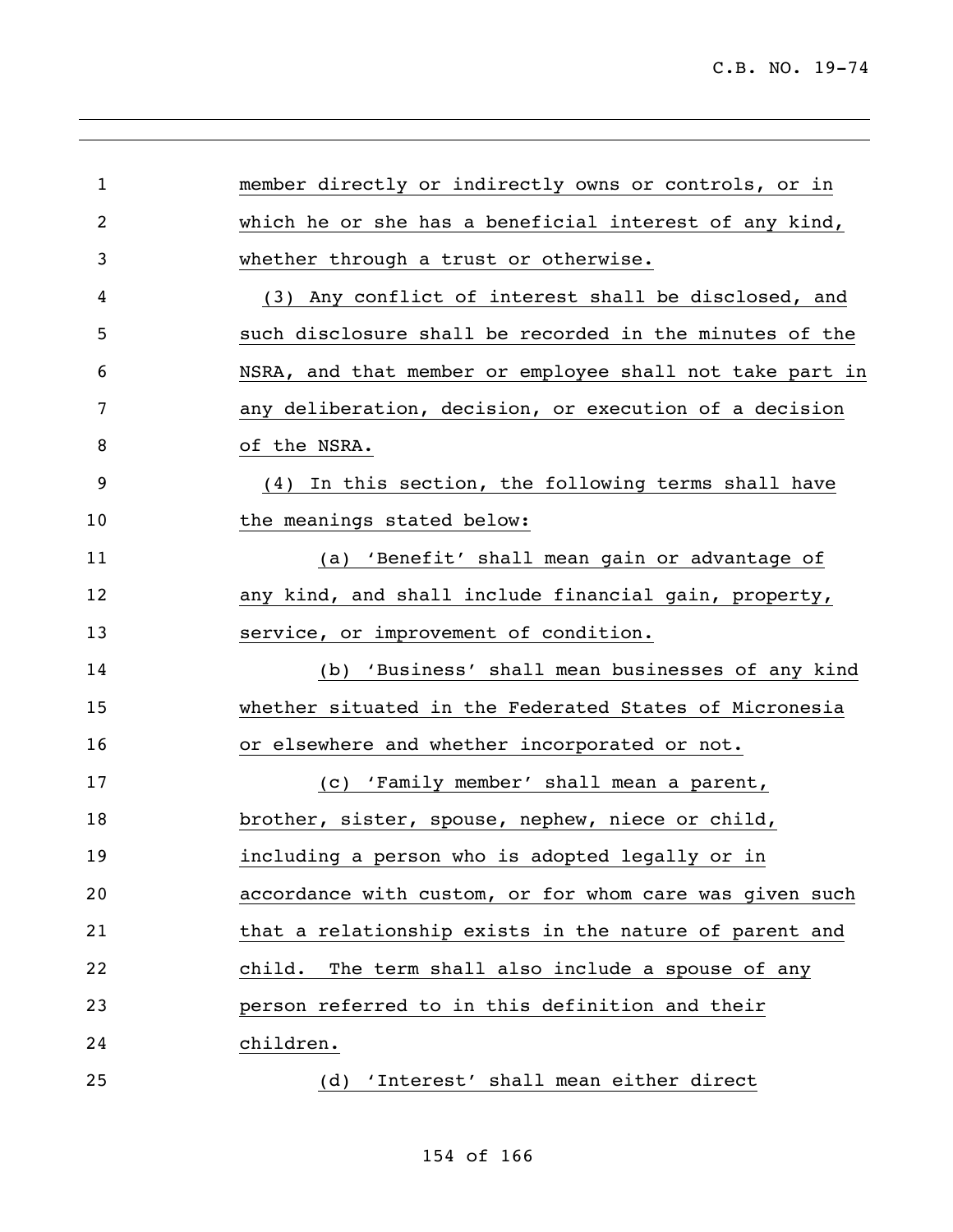member directly or indirectly owns or controls, or in which he or she has a beneficial interest of any kind, whether through a trust or otherwise.

(3) Any conflict of interest shall be disclosed, and such disclosure shall be recorded in the minutes of the NSRA, and that member or employee shall not take part in any deliberation, decision, or execution of a decision of the NSRA.

(4) In this section, the following terms shall have the meanings stated below:

(a) 'Benefit' shall mean gain or advantage of any kind, and shall include financial gain, property, service, or improvement of condition.

(b) 'Business' shall mean businesses of any kind whether situated in the Federated States of Micronesia or elsewhere and whether incorporated or not.

(c) 'Family member' shall mean a parent, brother, sister, spouse, nephew, niece or child, including a person who is adopted legally or in accordance with custom, or for whom care was given such that a relationship exists in the nature of parent and child. The term shall also include a spouse of any person referred to in this definition and their children.

(d) 'Interest' shall mean either direct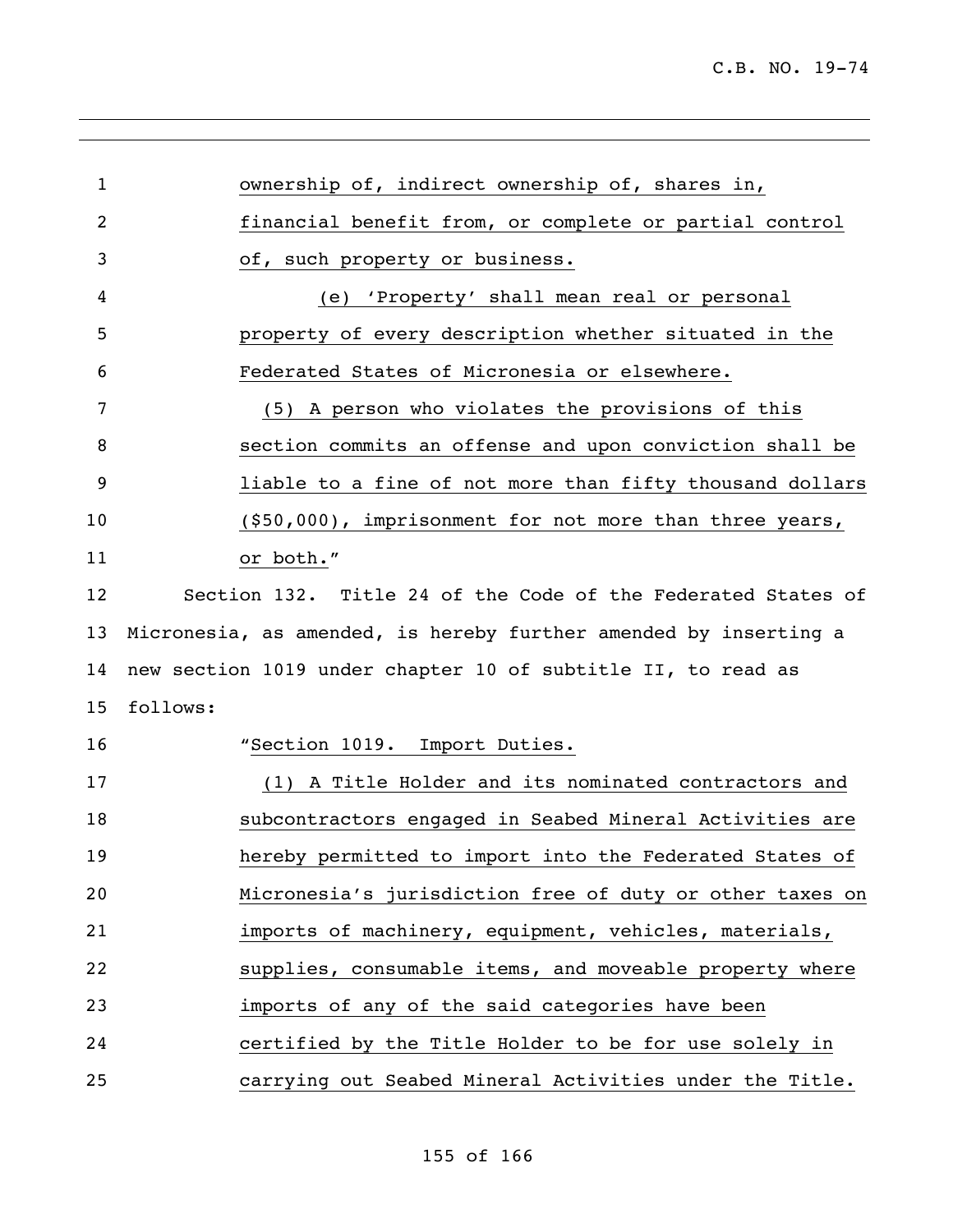ownership of, indirect ownership of, shares in, financial benefit from, or complete or partial control of, such property or business.

(e) 'Property' shall mean real or personal property of every description whether situated in the Federated States of Micronesia or elsewhere.

(5) A person who violates the provisions of this section commits an offense and upon conviction shall be liable to a fine of not more than fifty thousand dollars ($50,000), imprisonment for not more than three years, or both."

Section 132. Title 24 of the Code of the Federated States of Micronesia, as amended, is hereby further amended by inserting a new section 1019 under chapter 10 of subtitle II, to read as follows:

"Section 1019. Import Duties.

(1) A Title Holder and its nominated contractors and subcontractors engaged in Seabed Mineral Activities are hereby permitted to import into the Federated States of Micronesia's jurisdiction free of duty or other taxes on imports of machinery, equipment, vehicles, materials, supplies, consumable items, and moveable property where imports of any of the said categories have been certified by the Title Holder to be for use solely in carrying out Seabed Mineral Activities under the Title.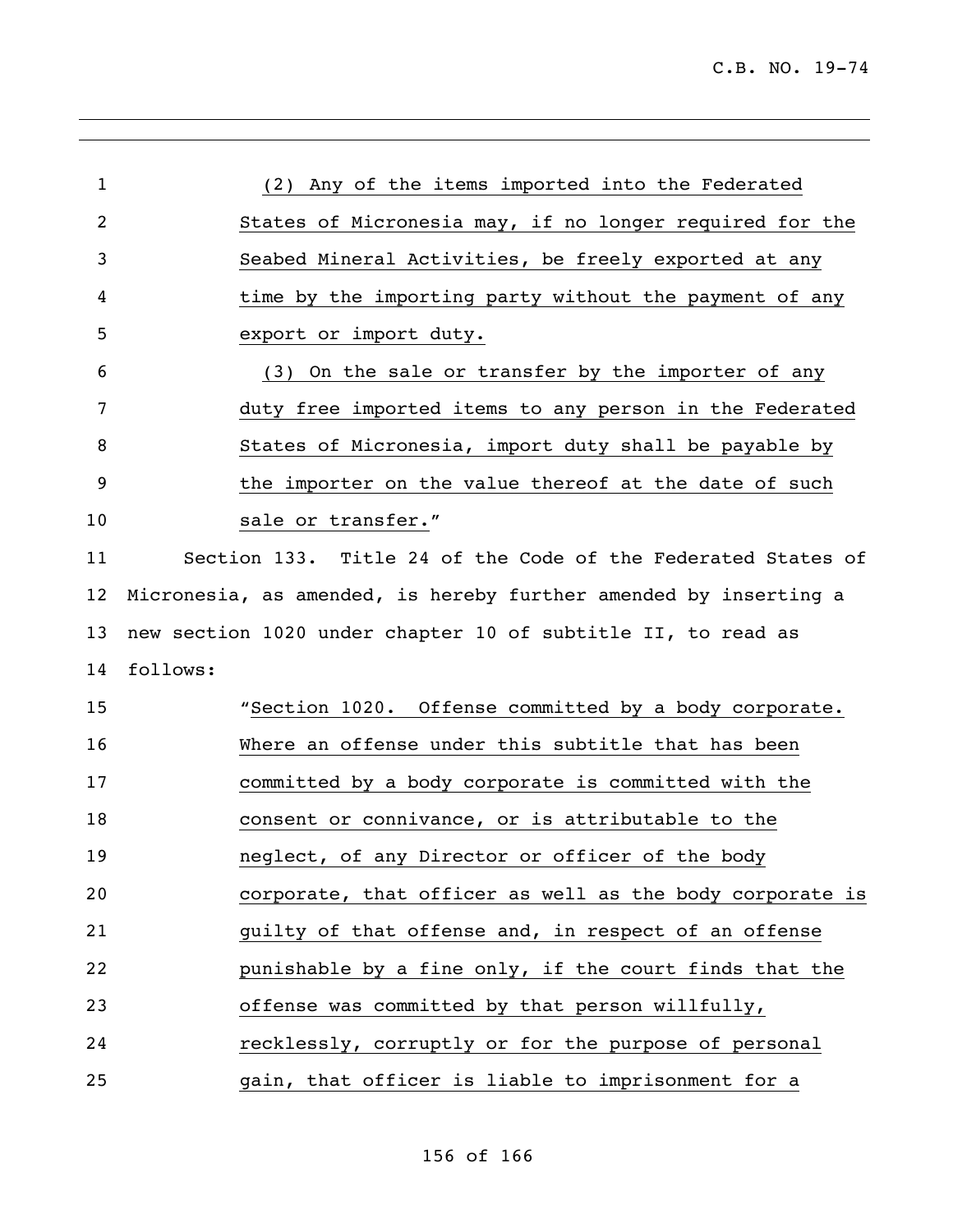(2) Any of the items imported into the Federated States of Micronesia may, if no longer required for the Seabed Mineral Activities, be freely exported at any time by the importing party without the payment of any export or import duty.

(3) On the sale or transfer by the importer of any duty free imported items to any person in the Federated States of Micronesia, import duty shall be payable by the importer on the value thereof at the date of such sale or transfer."

Section 133. Title 24 of the Code of the Federated States of Micronesia, as amended, is hereby further amended by inserting a new section 1020 under chapter 10 of subtitle II, to read as follows:

"Section 1020. Offense committed by a body corporate. Where an offense under this subtitle that has been committed by a body corporate is committed with the consent or connivance, or is attributable to the neglect, of any Director or officer of the body corporate, that officer as well as the body corporate is guilty of that offense and, in respect of an offense punishable by a fine only, if the court finds that the offense was committed by that person willfully, recklessly, corruptly or for the purpose of personal gain, that officer is liable to imprisonment for a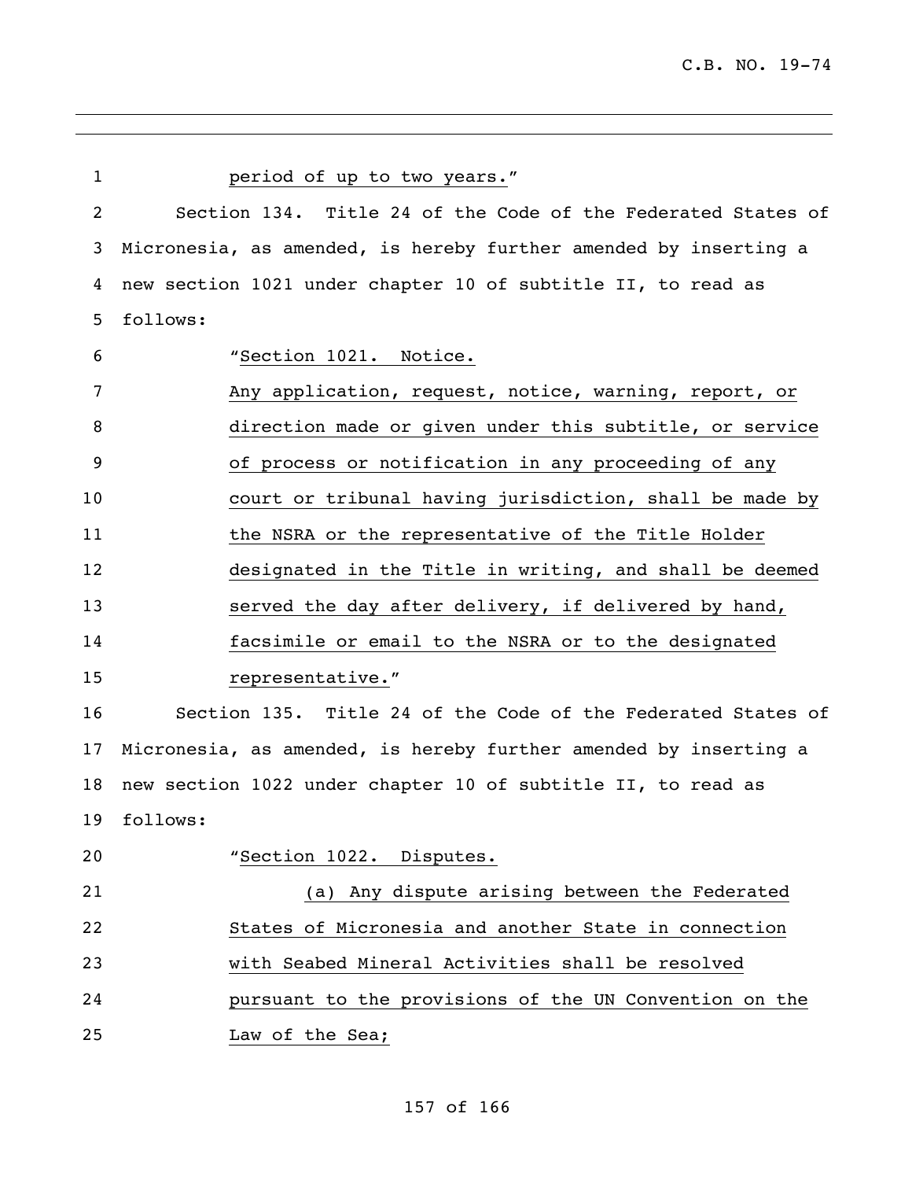period of up to two years."

Section 134. Title 24 of the Code of the Federated States of Micronesia, as amended, is hereby further amended by inserting a new section 1021 under chapter 10 of subtitle II, to read as follows:

"Section 1021. Notice.

Any application, request, notice, warning, report, or direction made or given under this subtitle, or service of process or notification in any proceeding of any court or tribunal having jurisdiction, shall be made by the NSRA or the representative of the Title Holder designated in the Title in writing, and shall be deemed served the day after delivery, if delivered by hand, facsimile or email to the NSRA or to the designated representative."

Section 135. Title 24 of the Code of the Federated States of Micronesia, as amended, is hereby further amended by inserting a new section 1022 under chapter 10 of subtitle II, to read as follows:

"Section 1022. Disputes.

(a) Any dispute arising between the Federated States of Micronesia and another State in connection with Seabed Mineral Activities shall be resolved pursuant to the provisions of the UN Convention on the Law of the Sea;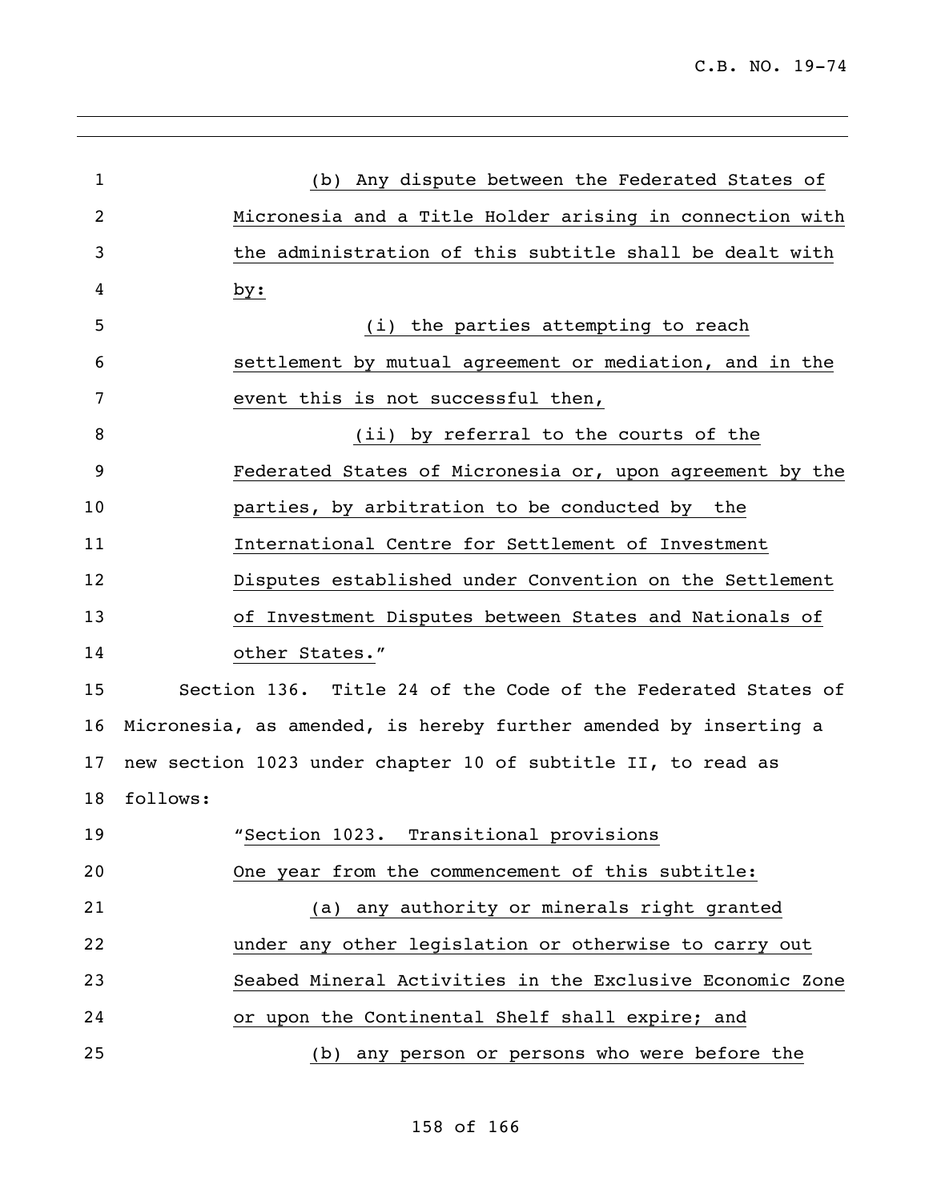(b) Any dispute between the Federated States of Micronesia and a Title Holder arising in connection with the administration of this subtitle shall be dealt with by:

(i) the parties attempting to reach settlement by mutual agreement or mediation, and in the event this is not successful then,

(ii) by referral to the courts of the Federated States of Micronesia or, upon agreement by the parties, by arbitration to be conducted by the International Centre for Settlement of Investment Disputes established under Convention on the Settlement of Investment Disputes between States and Nationals of other States."

Section 136. Title 24 of the Code of the Federated States of Micronesia, as amended, is hereby further amended by inserting a new section 1023 under chapter 10 of subtitle II, to read as follows:

"Section 1023. Transitional provisions

One year from the commencement of this subtitle:

(a) any authority or minerals right granted under any other legislation or otherwise to carry out Seabed Mineral Activities in the Exclusive Economic Zone or upon the Continental Shelf shall expire; and

(b) any person or persons who were before the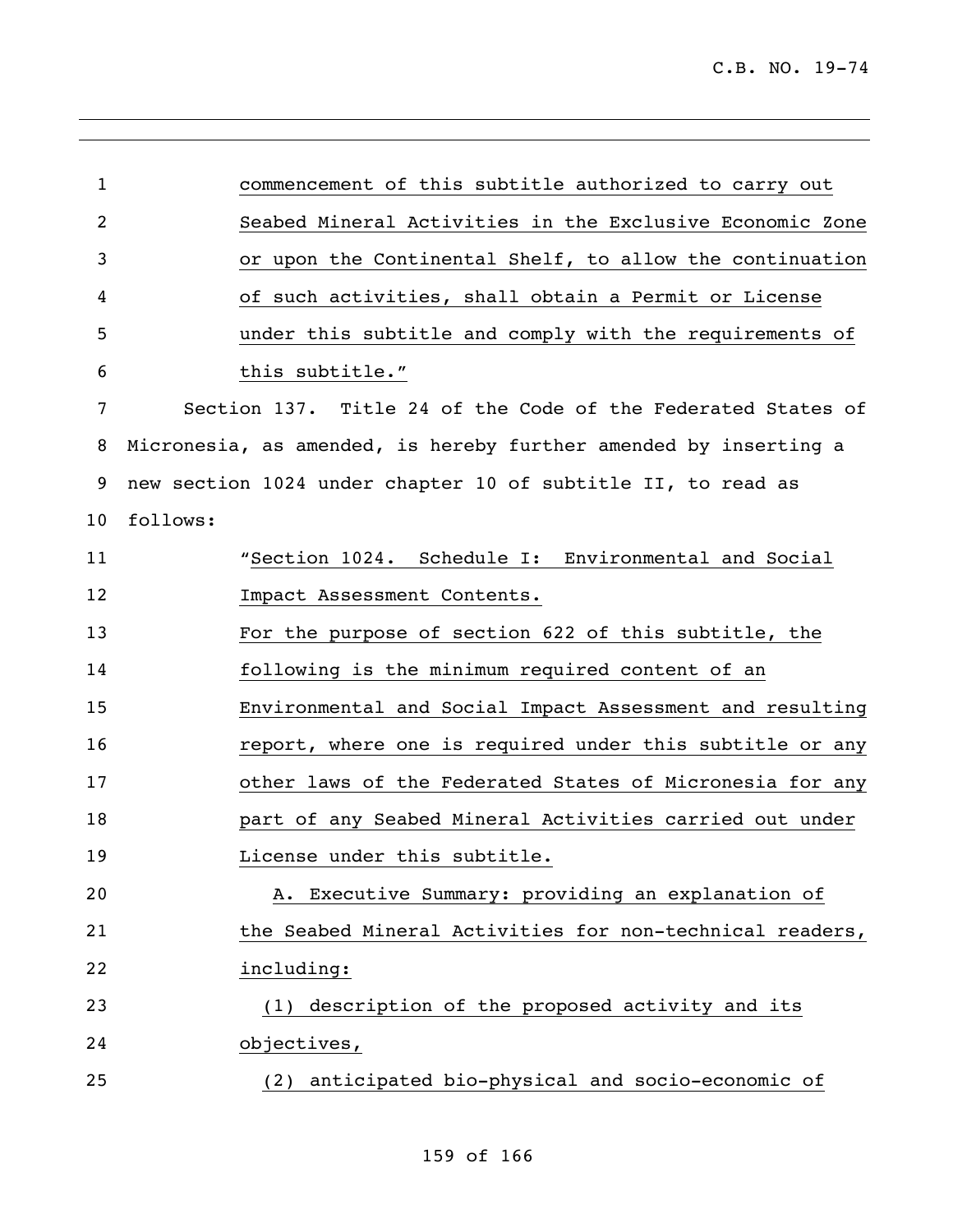commencement of this subtitle authorized to carry out Seabed Mineral Activities in the Exclusive Economic Zone or upon the Continental Shelf, to allow the continuation of such activities, shall obtain a Permit or License under this subtitle and comply with the requirements of this subtitle."

Section 137. Title 24 of the Code of the Federated States of Micronesia, as amended, is hereby further amended by inserting a new section 1024 under chapter 10 of subtitle II, to read as follows:

"Section 1024. Schedule I: Environmental and Social Impact Assessment Contents.

For the purpose of section 622 of this subtitle, the following is the minimum required content of an Environmental and Social Impact Assessment and resulting report, where one is required under this subtitle or any other laws of the Federated States of Micronesia for any part of any Seabed Mineral Activities carried out under License under this subtitle.

A. Executive Summary: providing an explanation of the Seabed Mineral Activities for non-technical readers, including:

(1) description of the proposed activity and its objectives,

(2) anticipated bio-physical and socio-economic of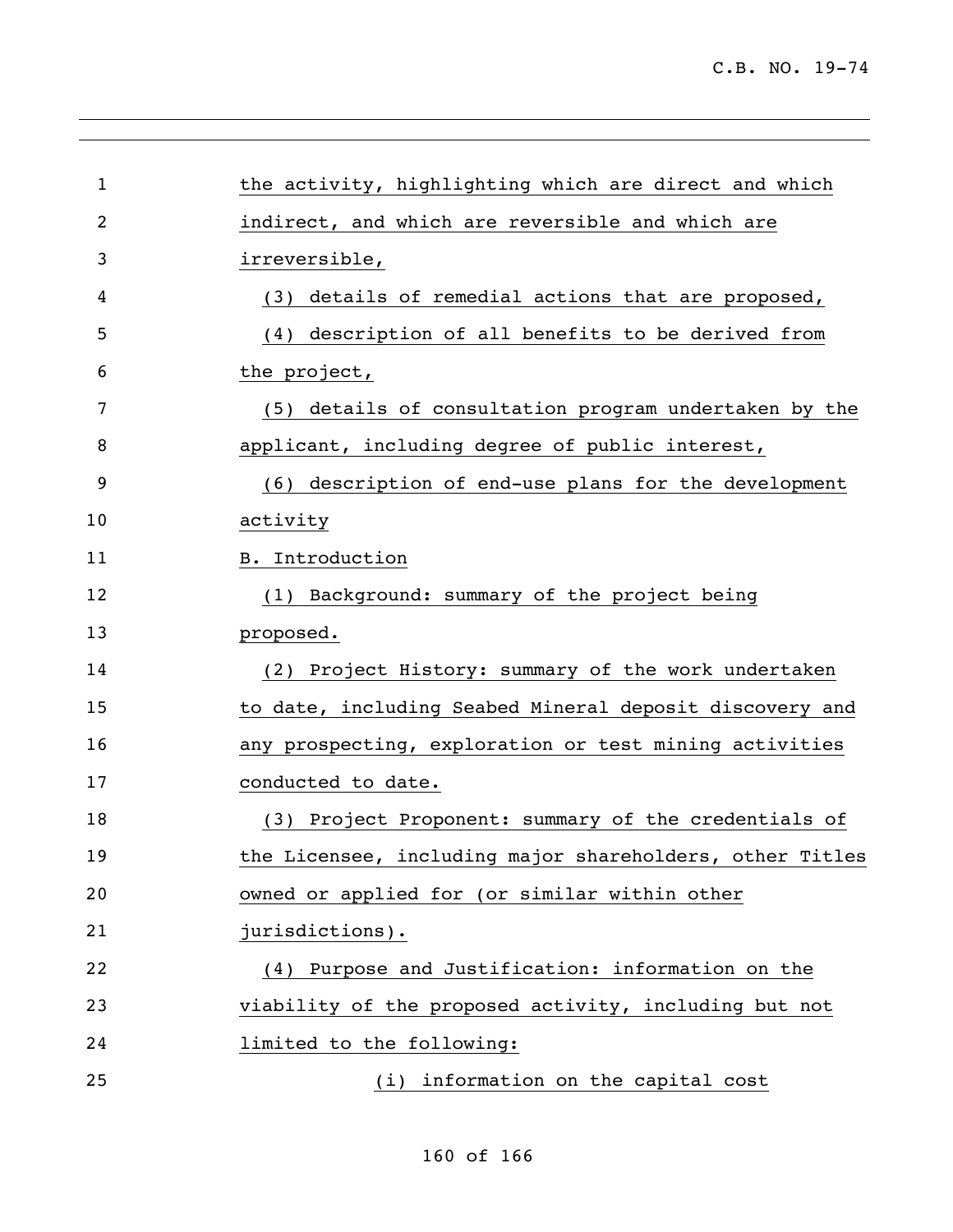the activity, highlighting which are direct and which indirect, and which are reversible and which are irreversible,

(3) details of remedial actions that are proposed,

(4) description of all benefits to be derived from the project,

(5) details of consultation program undertaken by the applicant, including degree of public interest,

(6) description of end-use plans for the development activity

B. Introduction

(1) Background: summary of the project being proposed.

(2) Project History: summary of the work undertaken to date, including Seabed Mineral deposit discovery and any prospecting, exploration or test mining activities conducted to date.

(3) Project Proponent: summary of the credentials of the Licensee, including major shareholders, other Titles owned or applied for (or similar within other jurisdictions).

(4) Purpose and Justification: information on the viability of the proposed activity, including but not limited to the following:

(i) information on the capital cost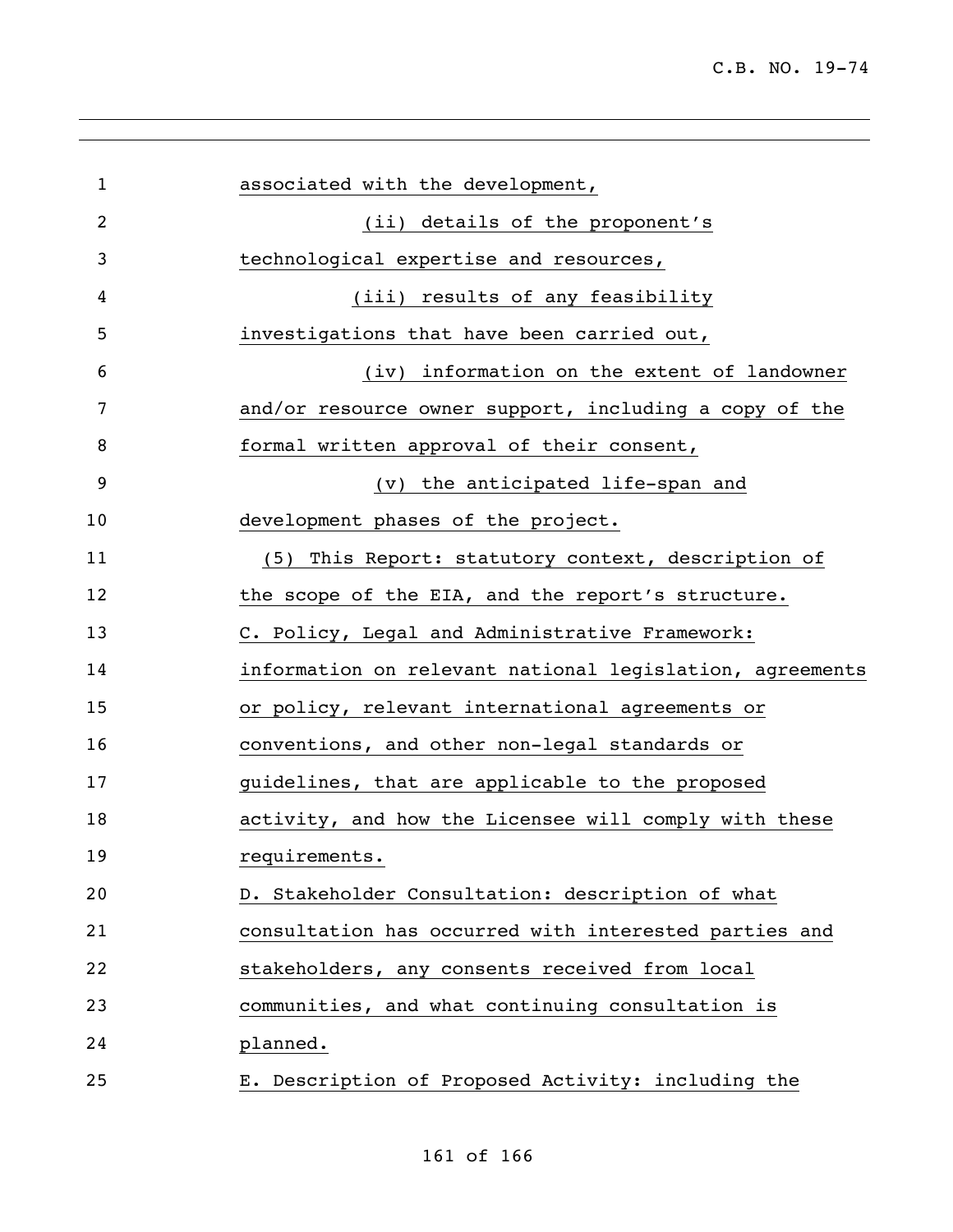associated with the development,

(ii) details of the proponent's technological expertise and resources,

(iii) results of any feasibility investigations that have been carried out,

(iv) information on the extent of landowner and/or resource owner support, including a copy of the formal written approval of their consent,

(v) the anticipated life-span and development phases of the project.

(5) This Report: statutory context, description of the scope of the EIA, and the report's structure.

C. Policy, Legal and Administrative Framework: information on relevant national legislation, agreements or policy, relevant international agreements or conventions, and other non-legal standards or guidelines, that are applicable to the proposed activity, and how the Licensee will comply with these requirements.

D. Stakeholder Consultation: description of what consultation has occurred with interested parties and stakeholders, any consents received from local communities, and what continuing consultation is planned.

E. Description of Proposed Activity: including the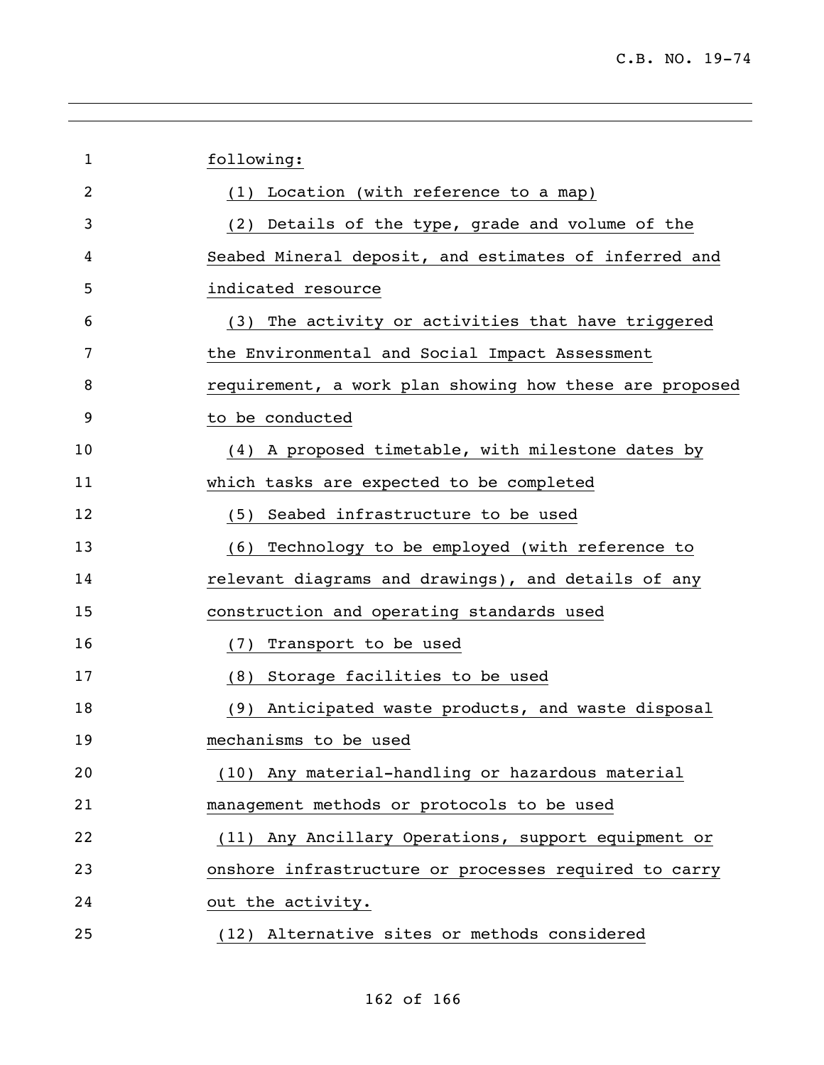following:

(1) Location (with reference to a map)

(2) Details of the type, grade and volume of the Seabed Mineral deposit, and estimates of inferred and indicated resource

(3) The activity or activities that have triggered the Environmental and Social Impact Assessment requirement, a work plan showing how these are proposed to be conducted

(4) A proposed timetable, with milestone dates by which tasks are expected to be completed

(5) Seabed infrastructure to be used

(6) Technology to be employed (with reference to relevant diagrams and drawings), and details of any construction and operating standards used

(7) Transport to be used

(8) Storage facilities to be used

(9) Anticipated waste products, and waste disposal mechanisms to be used

(10) Any material-handling or hazardous material management methods or protocols to be used

(11) Any Ancillary Operations, support equipment or onshore infrastructure or processes required to carry out the activity.

(12) Alternative sites or methods considered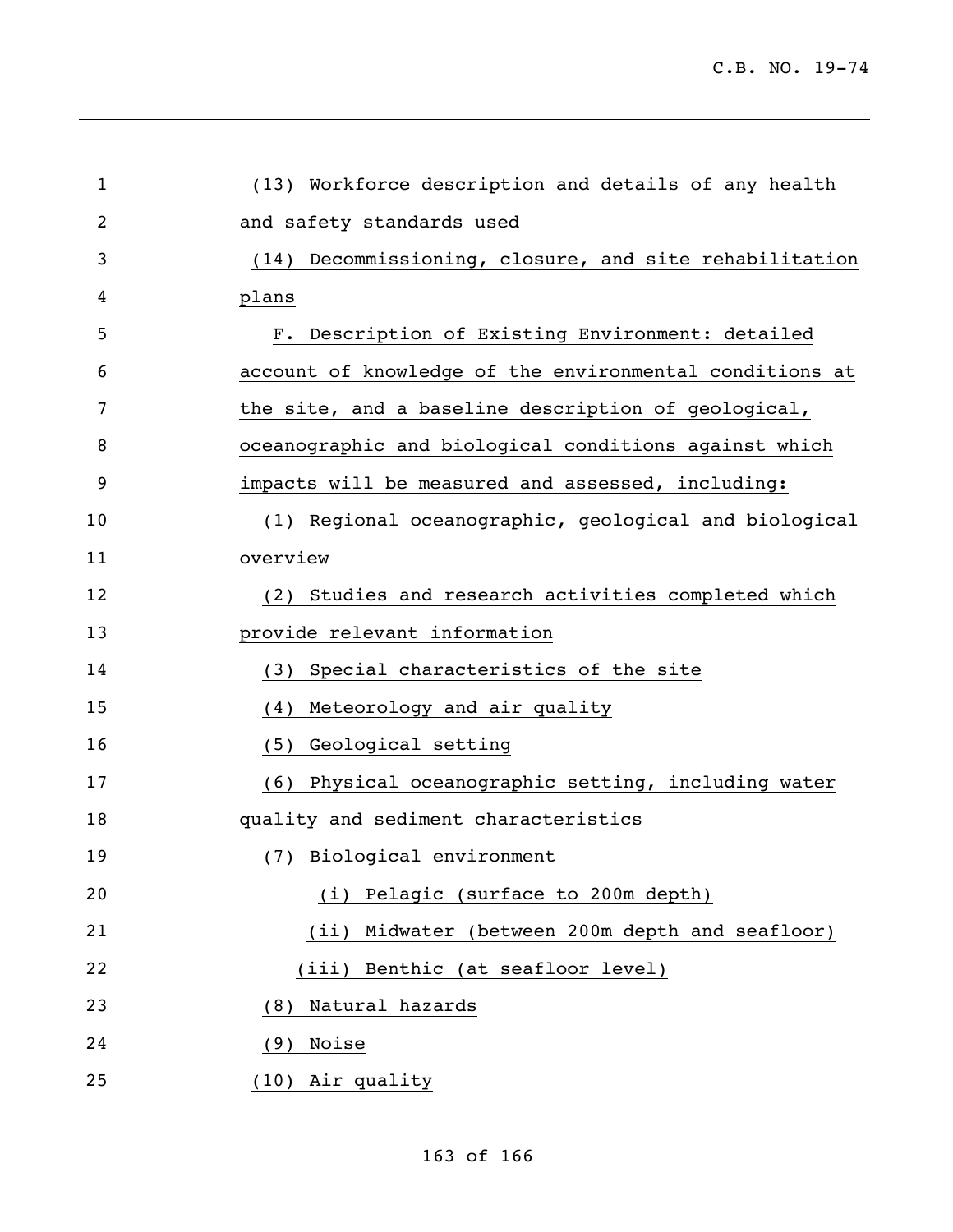(13) Workforce description and details of any health and safety standards used

(14) Decommissioning, closure, and site rehabilitation plans

F. Description of Existing Environment: detailed account of knowledge of the environmental conditions at the site, and a baseline description of geological, oceanographic and biological conditions against which impacts will be measured and assessed, including:

(1) Regional oceanographic, geological and biological overview

(2) Studies and research activities completed which provide relevant information

(3) Special characteristics of the site

(4) Meteorology and air quality

(5) Geological setting

(6) Physical oceanographic setting, including water quality and sediment characteristics

(7) Biological environment

(i) Pelagic (surface to 200m depth)

(ii) Midwater (between 200m depth and seafloor)

(iii) Benthic (at seafloor level)

(8) Natural hazards

(9) Noise

(10) Air quality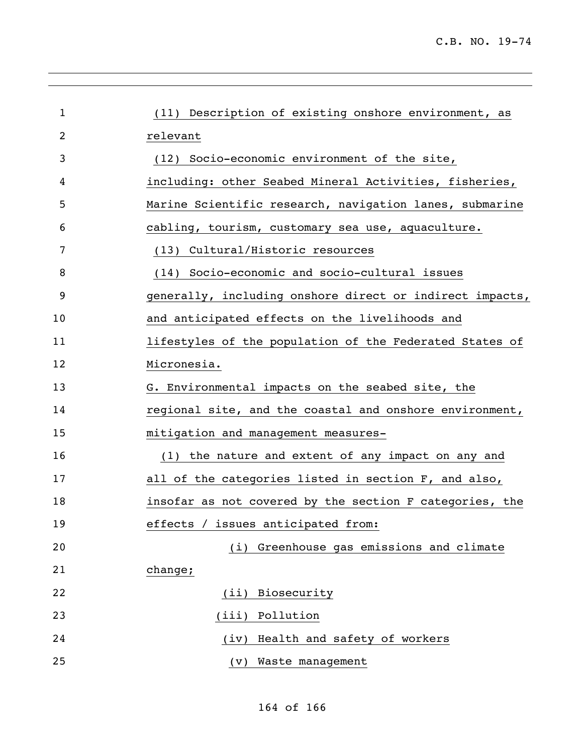(11) Description of existing onshore environment, as relevant

(12) Socio-economic environment of the site, including: other Seabed Mineral Activities, fisheries, Marine Scientific research, navigation lanes, submarine cabling, tourism, customary sea use, aquaculture.

(13) Cultural/Historic resources

(14) Socio-economic and socio-cultural issues generally, including onshore direct or indirect impacts, and anticipated effects on the livelihoods and lifestyles of the population of the Federated States of Micronesia.

G. Environmental impacts on the seabed site, the regional site, and the coastal and onshore environment, mitigation and management measures-

(1) the nature and extent of any impact on any and all of the categories listed in section F, and also, insofar as not covered by the section F categories, the effects / issues anticipated from:

(i) Greenhouse gas emissions and climate change;

(ii) Biosecurity

(iii) Pollution

(iv) Health and safety of workers

(v) Waste management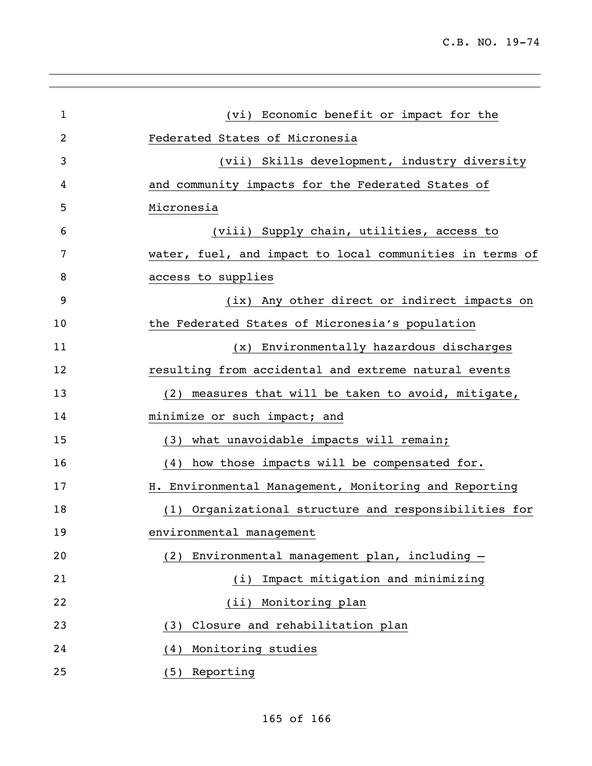(vi) Economic benefit or impact for the Federated States of Micronesia

(vii) Skills development, industry diversity and community impacts for the Federated States of Micronesia

(viii) Supply chain, utilities, access to water, fuel, and impact to local communities in terms of access to supplies

(ix) Any other direct or indirect impacts on the Federated States of Micronesia's population

(x) Environmentally hazardous discharges resulting from accidental and extreme natural events

(2) measures that will be taken to avoid, mitigate, minimize or such impact; and

(3) what unavoidable impacts will remain;

(4) how those impacts will be compensated for.

H. Environmental Management, Monitoring and Reporting

(1) Organizational structure and responsibilities for environmental management

(2) Environmental management plan, including –

(i) Impact mitigation and minimizing

(ii) Monitoring plan

(3) Closure and rehabilitation plan

(4) Monitoring studies

(5) Reporting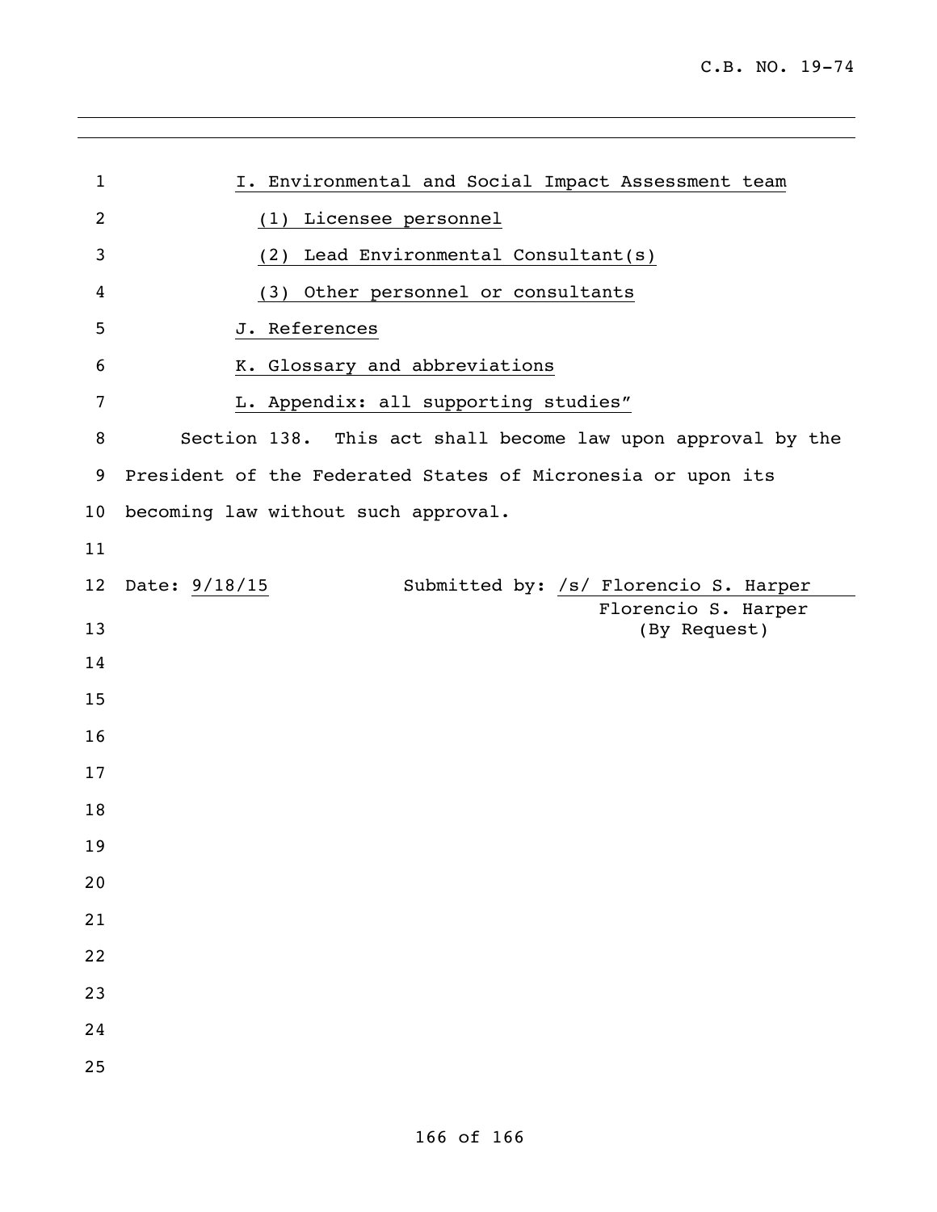I. Environmental and Social Impact Assessment team

(1) Licensee personnel

(2) Lead Environmental Consultant(s)

(3) Other personnel or consultants

J. References

K. Glossary and abbreviations

L. Appendix: all supporting studies"

Section 138. This act shall become law upon approval by the President of the Federated States of Micronesia or upon its becoming law without such approval.

Date: 9/18/15

Submitted by: /s/ Florencio S. Harper

Florencio S. Harper
(By Request)